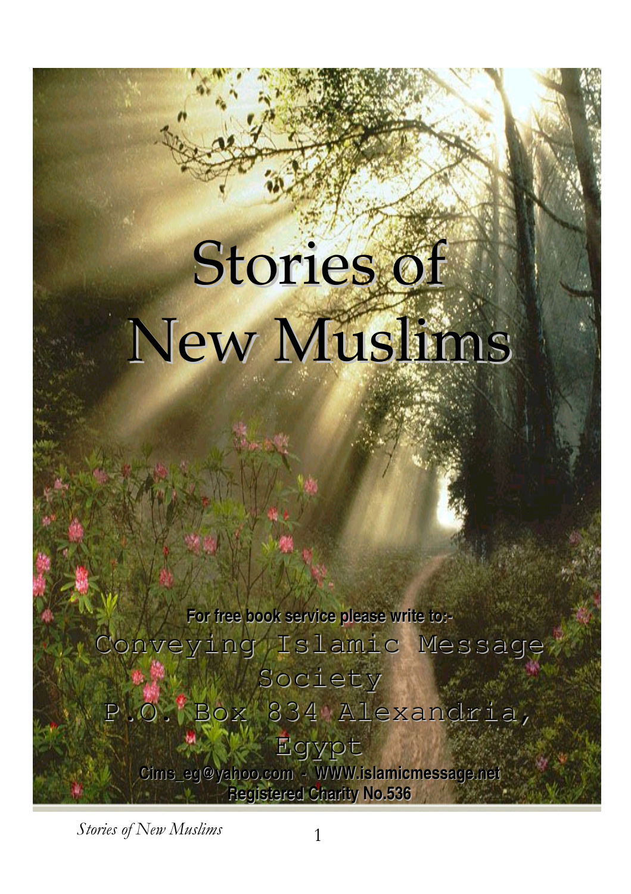# Stories of New Muslims

**For free book service please write to:-**

Conveying Islamic Message Society

P.O. Box 834 Alexandria, Egypt

**Cims_eg@yahoo.com - WWW.islamicmessage.net**

**Registered Charity No.536**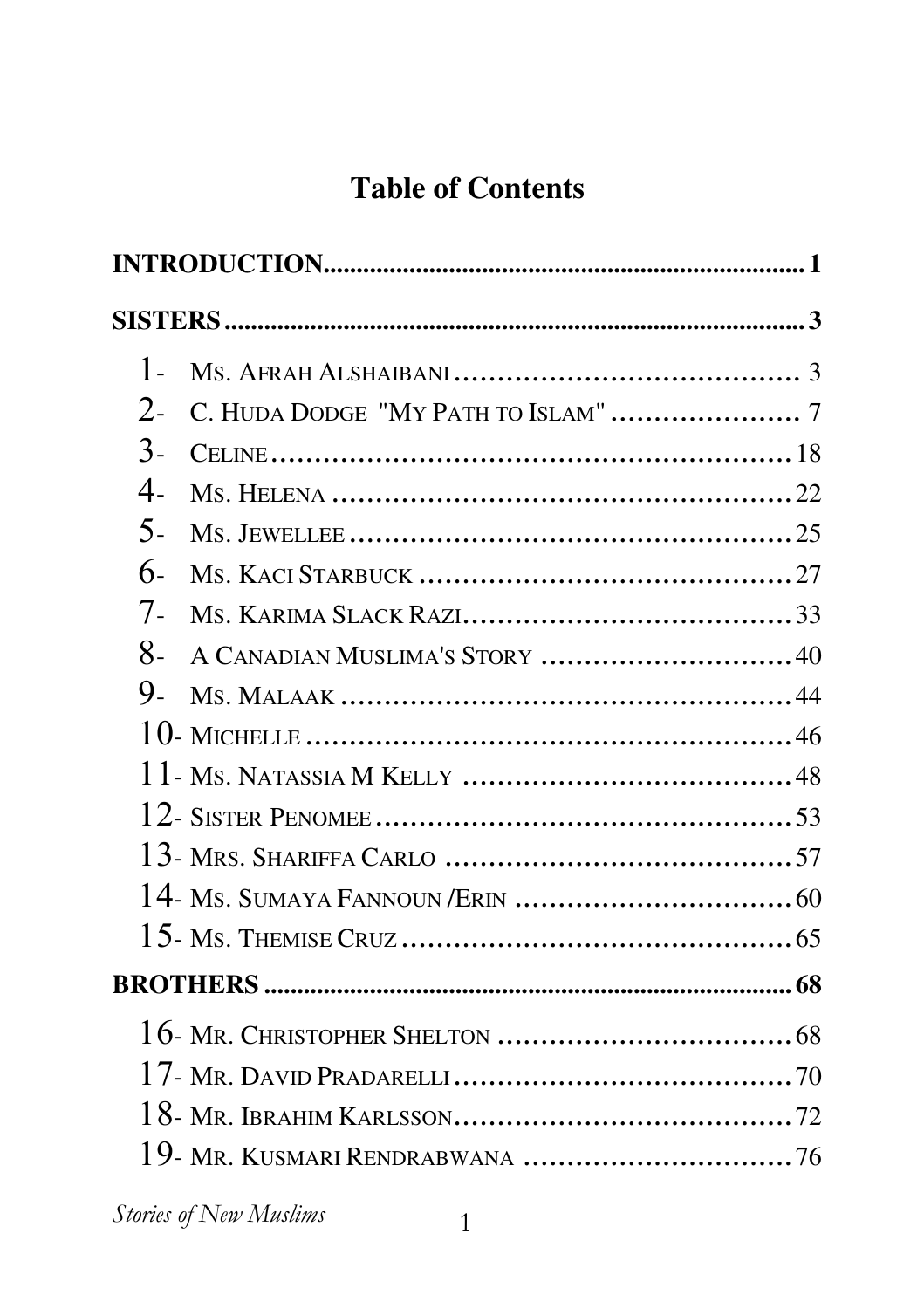# Table of Contents

**INTRODUCTION** .......... 1

**SISTERS** .......... 3

1- Ms. Afrah Alshaibani .......... 3
2- C. Huda Dodge "My Path to Islam" .......... 7
3- Celine .......... 18
4- Ms. Helena .......... 22
5- Ms. Jewellee .......... 25
6- Ms. Kaci Starbuck .......... 27
7- Ms. Karima Slack Razi .......... 33
8- A Canadian Muslima's Story .......... 40
9- Ms. Malaak .......... 44
10- Michelle .......... 46
11- Ms. Natassia M Kelly .......... 48
12- Sister Penomee .......... 53
13- Mrs. Shariffa Carlo .......... 57
14- Ms. Sumaya Fannoun /Erin .......... 60
15- Ms. Themise Cruz .......... 65

**BROTHERS** .......... 68

16- Mr. Christopher Shelton .......... 68
17- Mr. David Pradarelli .......... 70
18- Mr. Ibrahim Karlsson .......... 72
19- Mr. Kusmari Rendrabwana .......... 76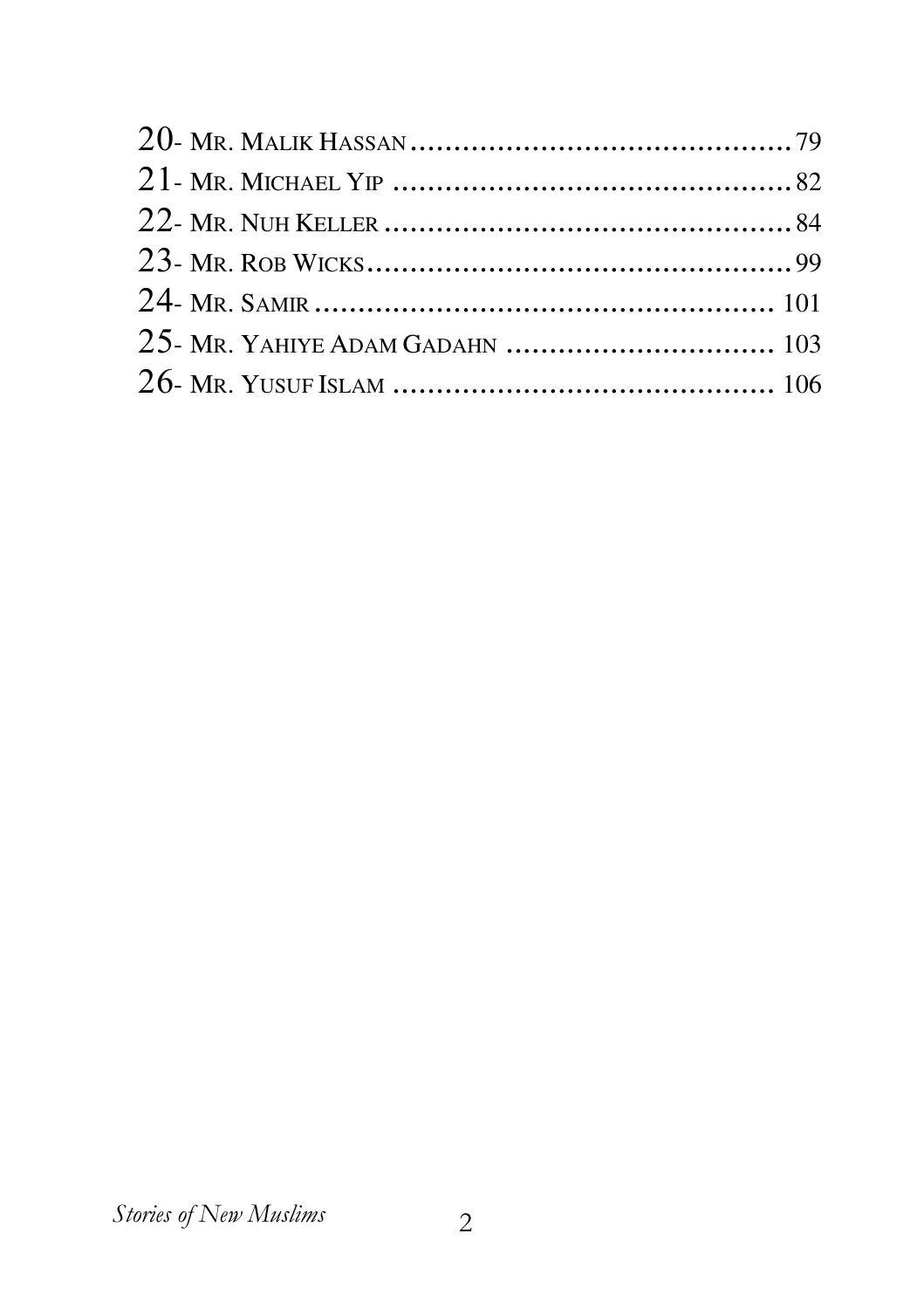20- Mr. Malik Hassan ............................................ 79
21- Mr. Michael Yip ............................................ 82
22- Mr. Nuh Keller ............................................ 84
23- Mr. Rob Wicks ............................................ 99
24- Mr. Samir ............................................ 101
25- Mr. Yahiye Adam Gadahn ............................................ 103
26- Mr. Yusuf Islam ............................................ 106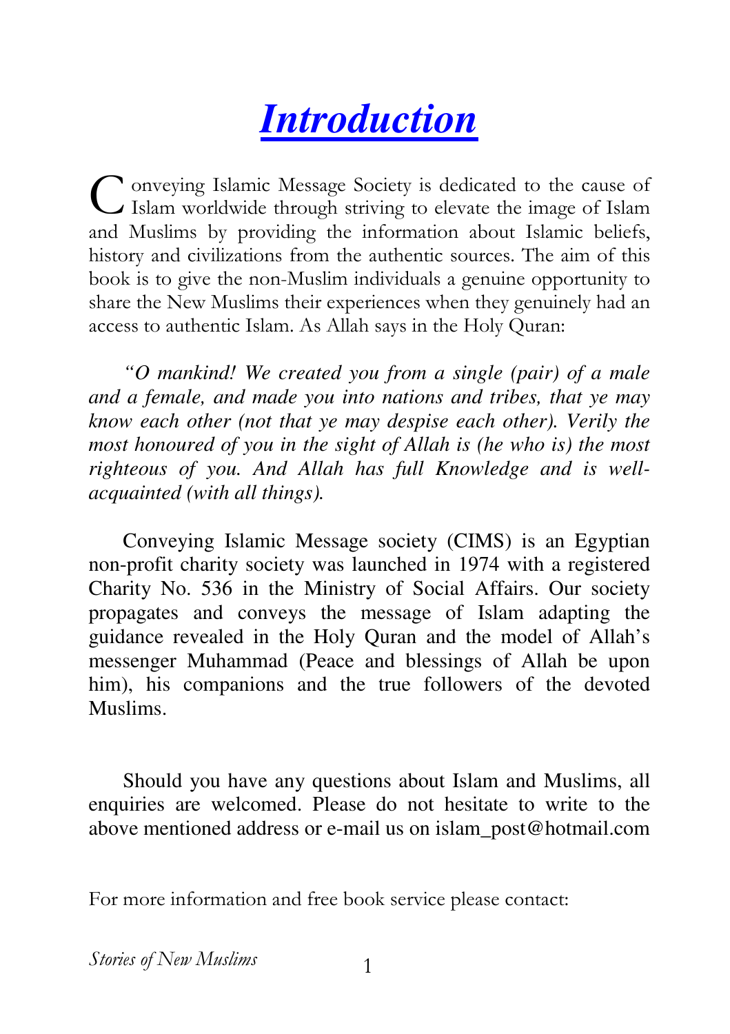# *Introduction*

Conveying Islamic Message Society is dedicated to the cause of Islam worldwide through striving to elevate the image of Islam and Muslims by providing the information about Islamic beliefs, history and civilizations from the authentic sources. The aim of this book is to give the non-Muslim individuals a genuine opportunity to share the New Muslims their experiences when they genuinely had an access to authentic Islam. As Allah says in the Holy Quran:

*"O mankind! We created you from a single (pair) of a male and a female, and made you into nations and tribes, that ye may know each other (not that ye may despise each other). Verily the most honoured of you in the sight of Allah is (he who is) the most righteous of you. And Allah has full Knowledge and is well-acquainted (with all things).*

Conveying Islamic Message society (CIMS) is an Egyptian non-profit charity society was launched in 1974 with a registered Charity No. 536 in the Ministry of Social Affairs. Our society propagates and conveys the message of Islam adapting the guidance revealed in the Holy Quran and the model of Allah's messenger Muhammad (Peace and blessings of Allah be upon him), his companions and the true followers of the devoted Muslims.

Should you have any questions about Islam and Muslims, all enquiries are welcomed. Please do not hesitate to write to the above mentioned address or e-mail us on islam_post@hotmail.com

For more information and free book service please contact: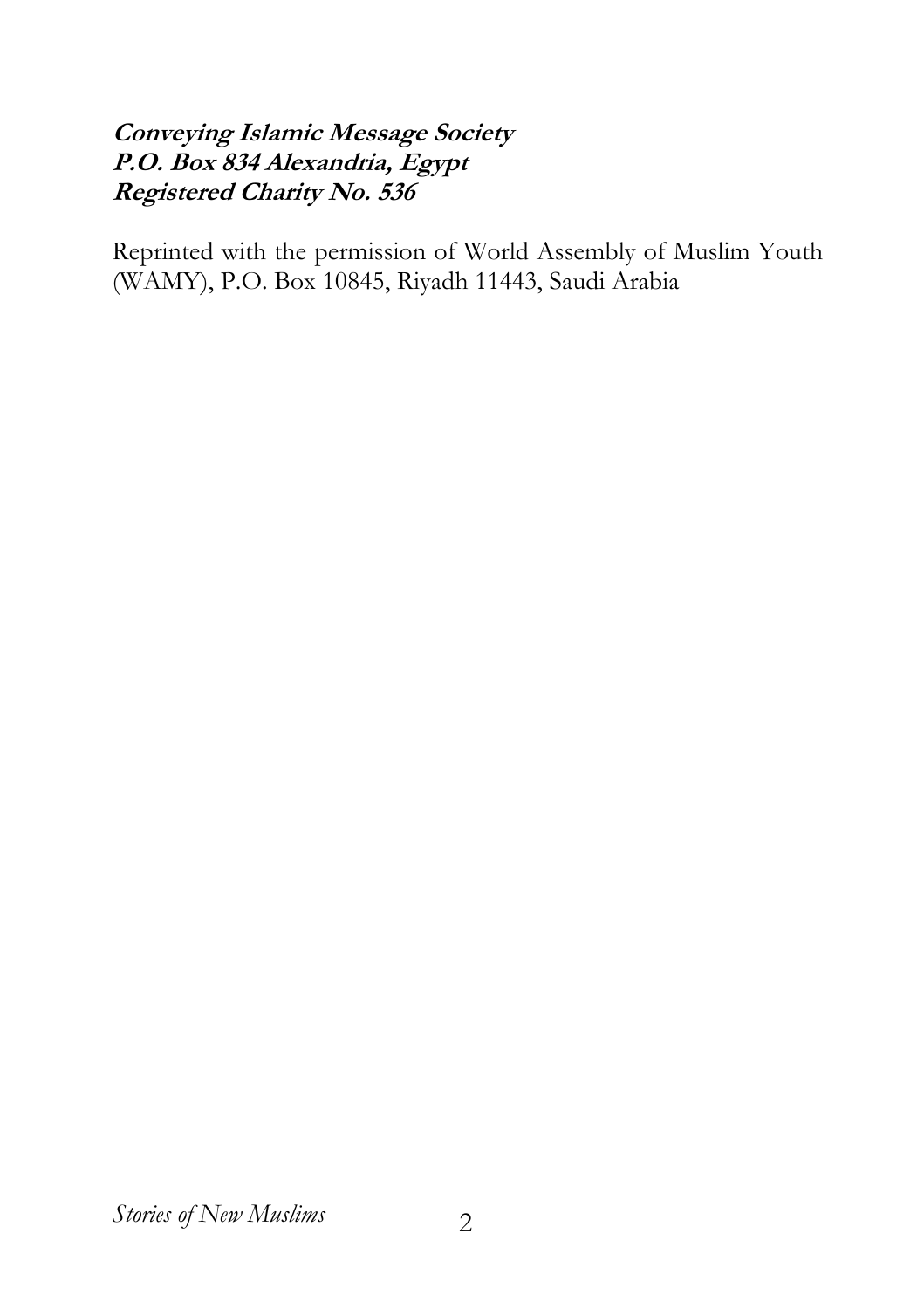***Conveying Islamic Message Society***
***P.O. Box 834 Alexandria, Egypt***
***Registered Charity No. 536***

Reprinted with the permission of World Assembly of Muslim Youth (WAMY), P.O. Box 10845, Riyadh 11443, Saudi Arabia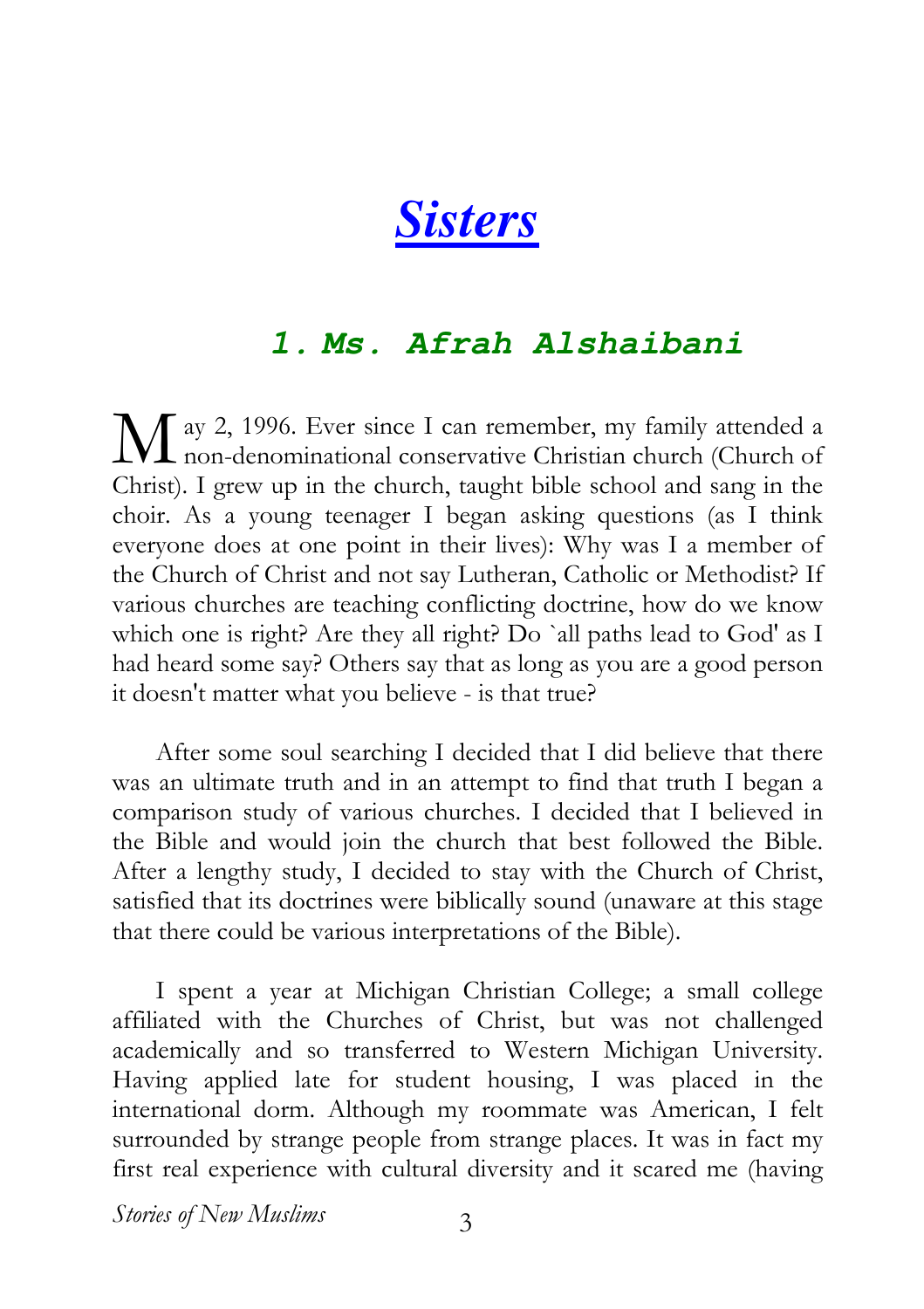# *Sisters*

## *1. Ms. Afrah Alshaibani*

May 2, 1996. Ever since I can remember, my family attended a non-denominational conservative Christian church (Church of Christ). I grew up in the church, taught bible school and sang in the choir. As a young teenager I began asking questions (as I think everyone does at one point in their lives): Why was I a member of the Church of Christ and not say Lutheran, Catholic or Methodist? If various churches are teaching conflicting doctrine, how do we know which one is right? Are they all right? Do `all paths lead to God' as I had heard some say? Others say that as long as you are a good person it doesn't matter what you believe - is that true?

After some soul searching I decided that I did believe that there was an ultimate truth and in an attempt to find that truth I began a comparison study of various churches. I decided that I believed in the Bible and would join the church that best followed the Bible. After a lengthy study, I decided to stay with the Church of Christ, satisfied that its doctrines were biblically sound (unaware at this stage that there could be various interpretations of the Bible).

I spent a year at Michigan Christian College; a small college affiliated with the Churches of Christ, but was not challenged academically and so transferred to Western Michigan University. Having applied late for student housing, I was placed in the international dorm. Although my roommate was American, I felt surrounded by strange people from strange places. It was in fact my first real experience with cultural diversity and it scared me (having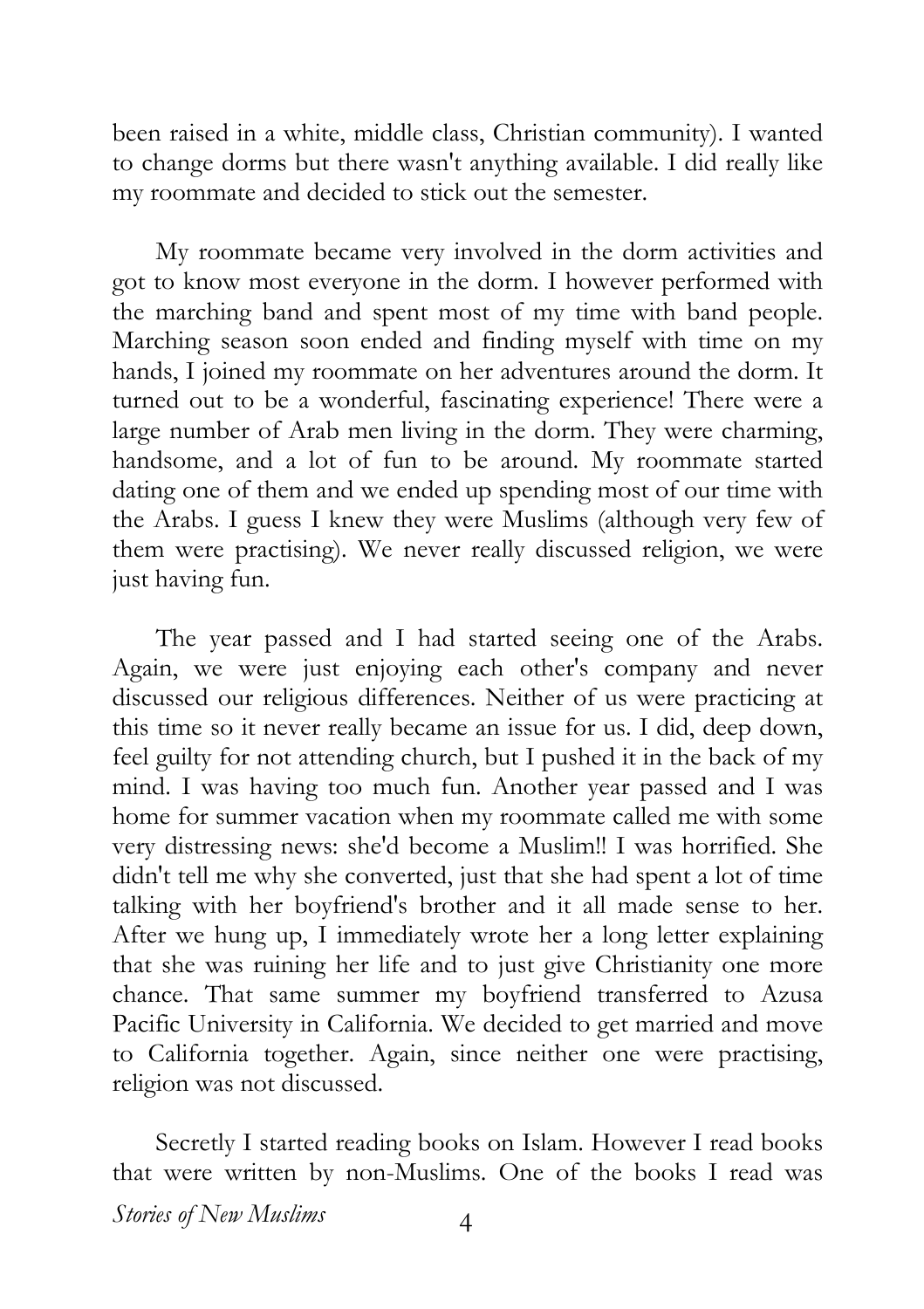been raised in a white, middle class, Christian community). I wanted to change dorms but there wasn't anything available. I did really like my roommate and decided to stick out the semester.

My roommate became very involved in the dorm activities and got to know most everyone in the dorm. I however performed with the marching band and spent most of my time with band people. Marching season soon ended and finding myself with time on my hands, I joined my roommate on her adventures around the dorm. It turned out to be a wonderful, fascinating experience! There were a large number of Arab men living in the dorm. They were charming, handsome, and a lot of fun to be around. My roommate started dating one of them and we ended up spending most of our time with the Arabs. I guess I knew they were Muslims (although very few of them were practising). We never really discussed religion, we were just having fun.

The year passed and I had started seeing one of the Arabs. Again, we were just enjoying each other's company and never discussed our religious differences. Neither of us were practicing at this time so it never really became an issue for us. I did, deep down, feel guilty for not attending church, but I pushed it in the back of my mind. I was having too much fun. Another year passed and I was home for summer vacation when my roommate called me with some very distressing news: she'd become a Muslim!! I was horrified. She didn't tell me why she converted, just that she had spent a lot of time talking with her boyfriend's brother and it all made sense to her. After we hung up, I immediately wrote her a long letter explaining that she was ruining her life and to just give Christianity one more chance. That same summer my boyfriend transferred to Azusa Pacific University in California. We decided to get married and move to California together. Again, since neither one were practising, religion was not discussed.

Secretly I started reading books on Islam. However I read books that were written by non-Muslims. One of the books I read was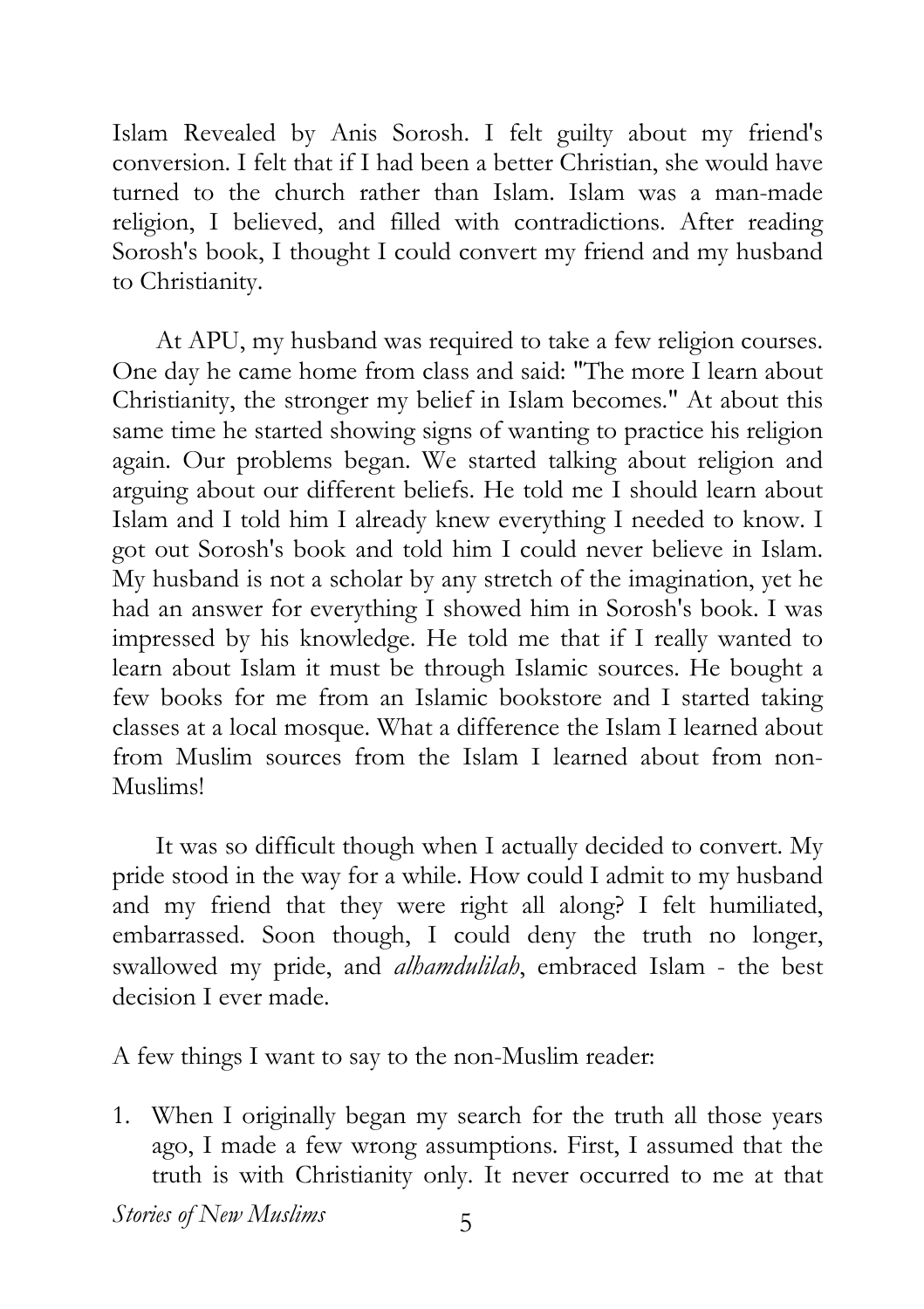Islam Revealed by Anis Sorosh. I felt guilty about my friend's conversion. I felt that if I had been a better Christian, she would have turned to the church rather than Islam. Islam was a man-made religion, I believed, and filled with contradictions. After reading Sorosh's book, I thought I could convert my friend and my husband to Christianity.

At APU, my husband was required to take a few religion courses. One day he came home from class and said: "The more I learn about Christianity, the stronger my belief in Islam becomes." At about this same time he started showing signs of wanting to practice his religion again. Our problems began. We started talking about religion and arguing about our different beliefs. He told me I should learn about Islam and I told him I already knew everything I needed to know. I got out Sorosh's book and told him I could never believe in Islam. My husband is not a scholar by any stretch of the imagination, yet he had an answer for everything I showed him in Sorosh's book. I was impressed by his knowledge. He told me that if I really wanted to learn about Islam it must be through Islamic sources. He bought a few books for me from an Islamic bookstore and I started taking classes at a local mosque. What a difference the Islam I learned about from Muslim sources from the Islam I learned about from non-Muslims!

It was so difficult though when I actually decided to convert. My pride stood in the way for a while. How could I admit to my husband and my friend that they were right all along? I felt humiliated, embarrassed. Soon though, I could deny the truth no longer, swallowed my pride, and *alhamdulilah*, embraced Islam - the best decision I ever made.

A few things I want to say to the non-Muslim reader:

1. When I originally began my search for the truth all those years ago, I made a few wrong assumptions. First, I assumed that the truth is with Christianity only. It never occurred to me at that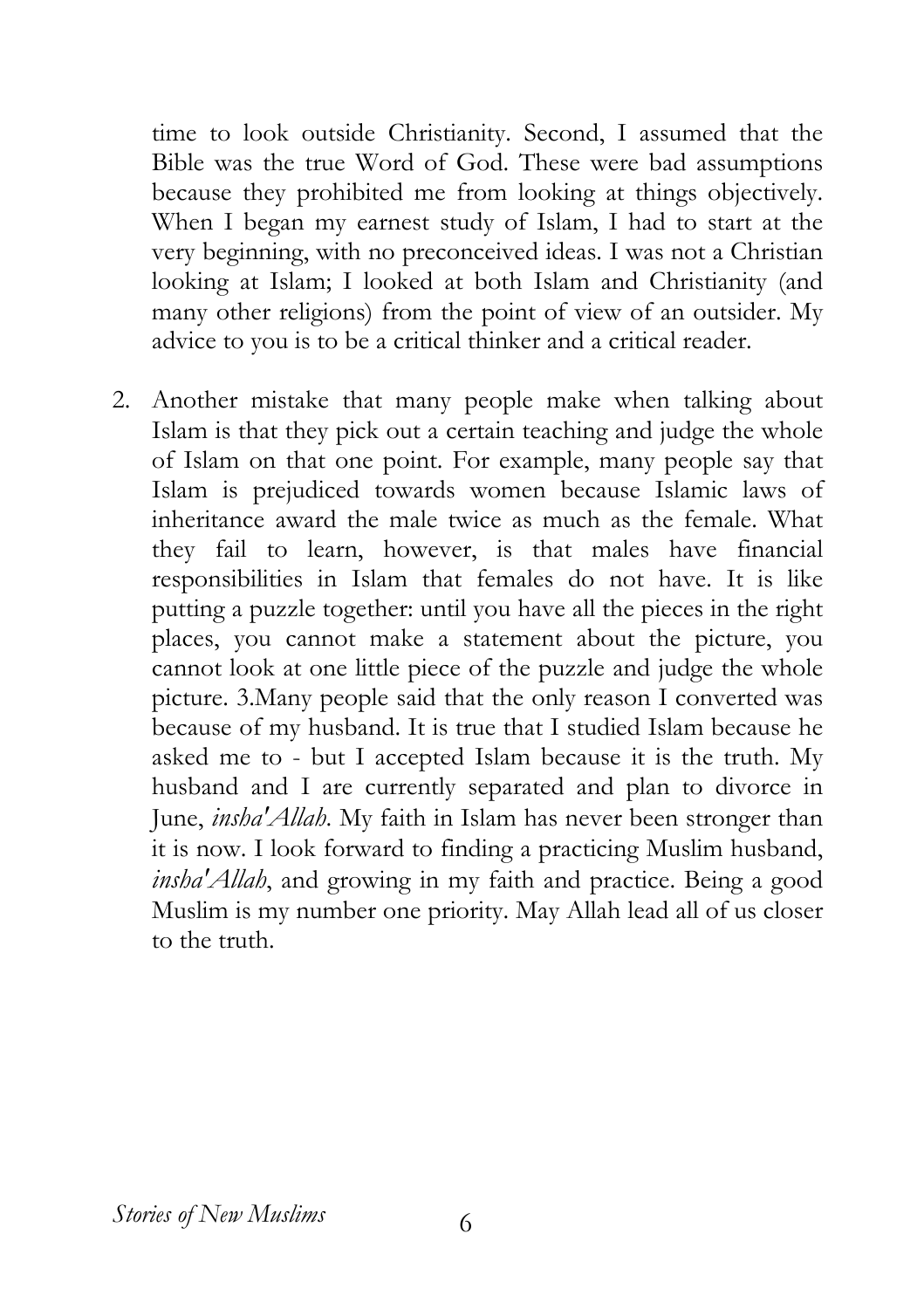time to look outside Christianity. Second, I assumed that the Bible was the true Word of God. These were bad assumptions because they prohibited me from looking at things objectively. When I began my earnest study of Islam, I had to start at the very beginning, with no preconceived ideas. I was not a Christian looking at Islam; I looked at both Islam and Christianity (and many other religions) from the point of view of an outsider. My advice to you is to be a critical thinker and a critical reader.

2. Another mistake that many people make when talking about Islam is that they pick out a certain teaching and judge the whole of Islam on that one point. For example, many people say that Islam is prejudiced towards women because Islamic laws of inheritance award the male twice as much as the female. What they fail to learn, however, is that males have financial responsibilities in Islam that females do not have. It is like putting a puzzle together: until you have all the pieces in the right places, you cannot make a statement about the picture, you cannot look at one little piece of the puzzle and judge the whole picture. 3.Many people said that the only reason I converted was because of my husband. It is true that I studied Islam because he asked me to - but I accepted Islam because it is the truth. My husband and I are currently separated and plan to divorce in June, *insha'Allah*. My faith in Islam has never been stronger than it is now. I look forward to finding a practicing Muslim husband, *insha'Allah*, and growing in my faith and practice. Being a good Muslim is my number one priority. May Allah lead all of us closer to the truth.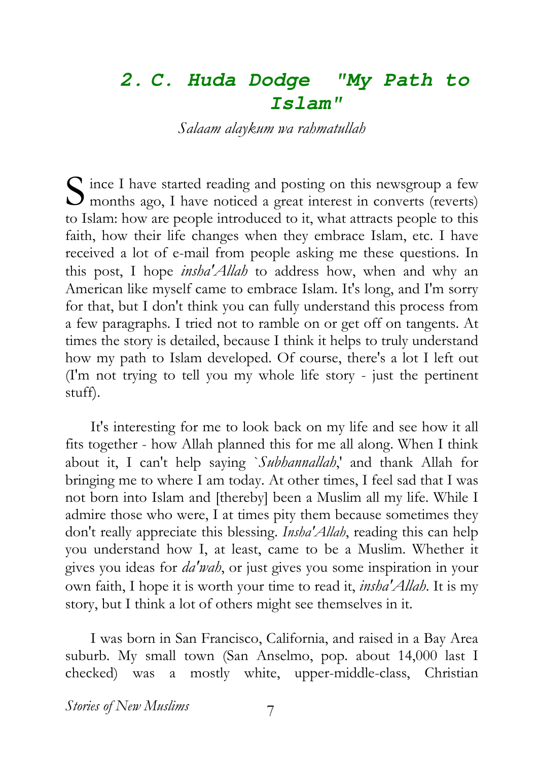## 2. C. Huda Dodge "My Path to Islam"

*Salaam alaykum wa rahmatullah*

Since I have started reading and posting on this newsgroup a few months ago, I have noticed a great interest in converts (reverts) to Islam: how are people introduced to it, what attracts people to this faith, how their life changes when they embrace Islam, etc. I have received a lot of e-mail from people asking me these questions. In this post, I hope *insha'Allah* to address how, when and why an American like myself came to embrace Islam. It's long, and I'm sorry for that, but I don't think you can fully understand this process from a few paragraphs. I tried not to ramble on or get off on tangents. At times the story is detailed, because I think it helps to truly understand how my path to Islam developed. Of course, there's a lot I left out (I'm not trying to tell you my whole life story - just the pertinent stuff).

It's interesting for me to look back on my life and see how it all fits together - how Allah planned this for me all along. When I think about it, I can't help saying `*Subhannallah*,' and thank Allah for bringing me to where I am today. At other times, I feel sad that I was not born into Islam and [thereby] been a Muslim all my life. While I admire those who were, I at times pity them because sometimes they don't really appreciate this blessing. *Insha'Allah*, reading this can help you understand how I, at least, came to be a Muslim. Whether it gives you ideas for *da'wah*, or just gives you some inspiration in your own faith, I hope it is worth your time to read it, *insha'Allah*. It is my story, but I think a lot of others might see themselves in it.

I was born in San Francisco, California, and raised in a Bay Area suburb. My small town (San Anselmo, pop. about 14,000 last I checked) was a mostly white, upper-middle-class, Christian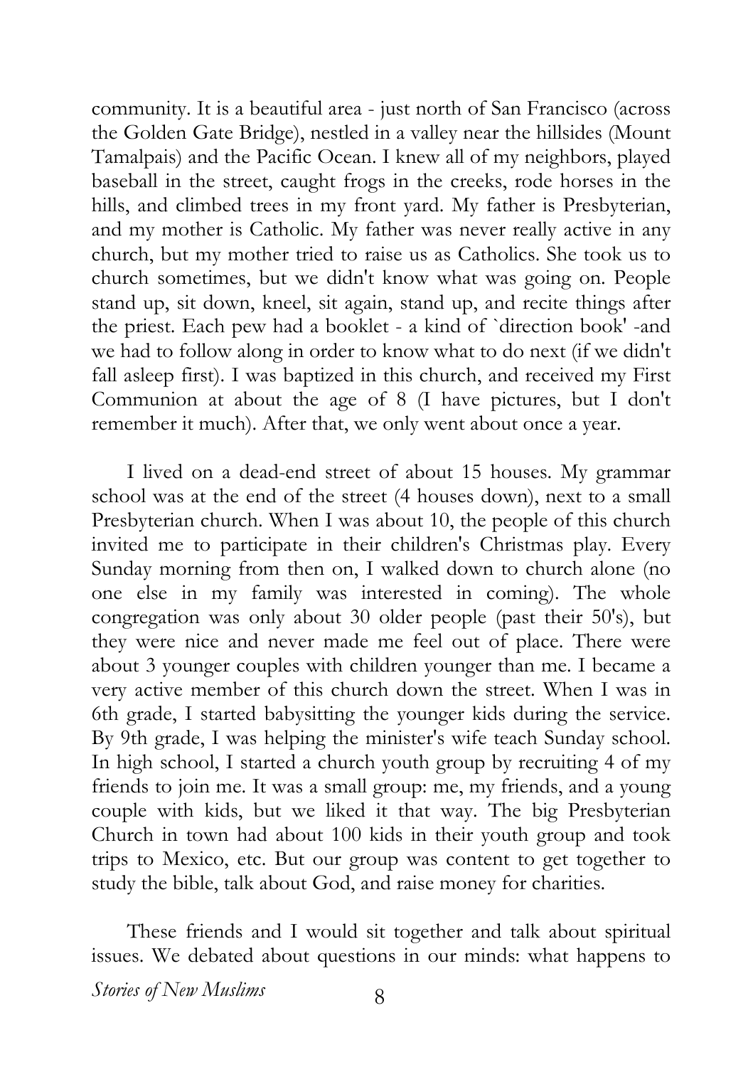community. It is a beautiful area - just north of San Francisco (across the Golden Gate Bridge), nestled in a valley near the hillsides (Mount Tamalpais) and the Pacific Ocean. I knew all of my neighbors, played baseball in the street, caught frogs in the creeks, rode horses in the hills, and climbed trees in my front yard. My father is Presbyterian, and my mother is Catholic. My father was never really active in any church, but my mother tried to raise us as Catholics. She took us to church sometimes, but we didn't know what was going on. People stand up, sit down, kneel, sit again, stand up, and recite things after the priest. Each pew had a booklet - a kind of `direction book' -and we had to follow along in order to know what to do next (if we didn't fall asleep first). I was baptized in this church, and received my First Communion at about the age of 8 (I have pictures, but I don't remember it much). After that, we only went about once a year.

I lived on a dead-end street of about 15 houses. My grammar school was at the end of the street (4 houses down), next to a small Presbyterian church. When I was about 10, the people of this church invited me to participate in their children's Christmas play. Every Sunday morning from then on, I walked down to church alone (no one else in my family was interested in coming). The whole congregation was only about 30 older people (past their 50's), but they were nice and never made me feel out of place. There were about 3 younger couples with children younger than me. I became a very active member of this church down the street. When I was in 6th grade, I started babysitting the younger kids during the service. By 9th grade, I was helping the minister's wife teach Sunday school. In high school, I started a church youth group by recruiting 4 of my friends to join me. It was a small group: me, my friends, and a young couple with kids, but we liked it that way. The big Presbyterian Church in town had about 100 kids in their youth group and took trips to Mexico, etc. But our group was content to get together to study the bible, talk about God, and raise money for charities.

These friends and I would sit together and talk about spiritual issues. We debated about questions in our minds: what happens to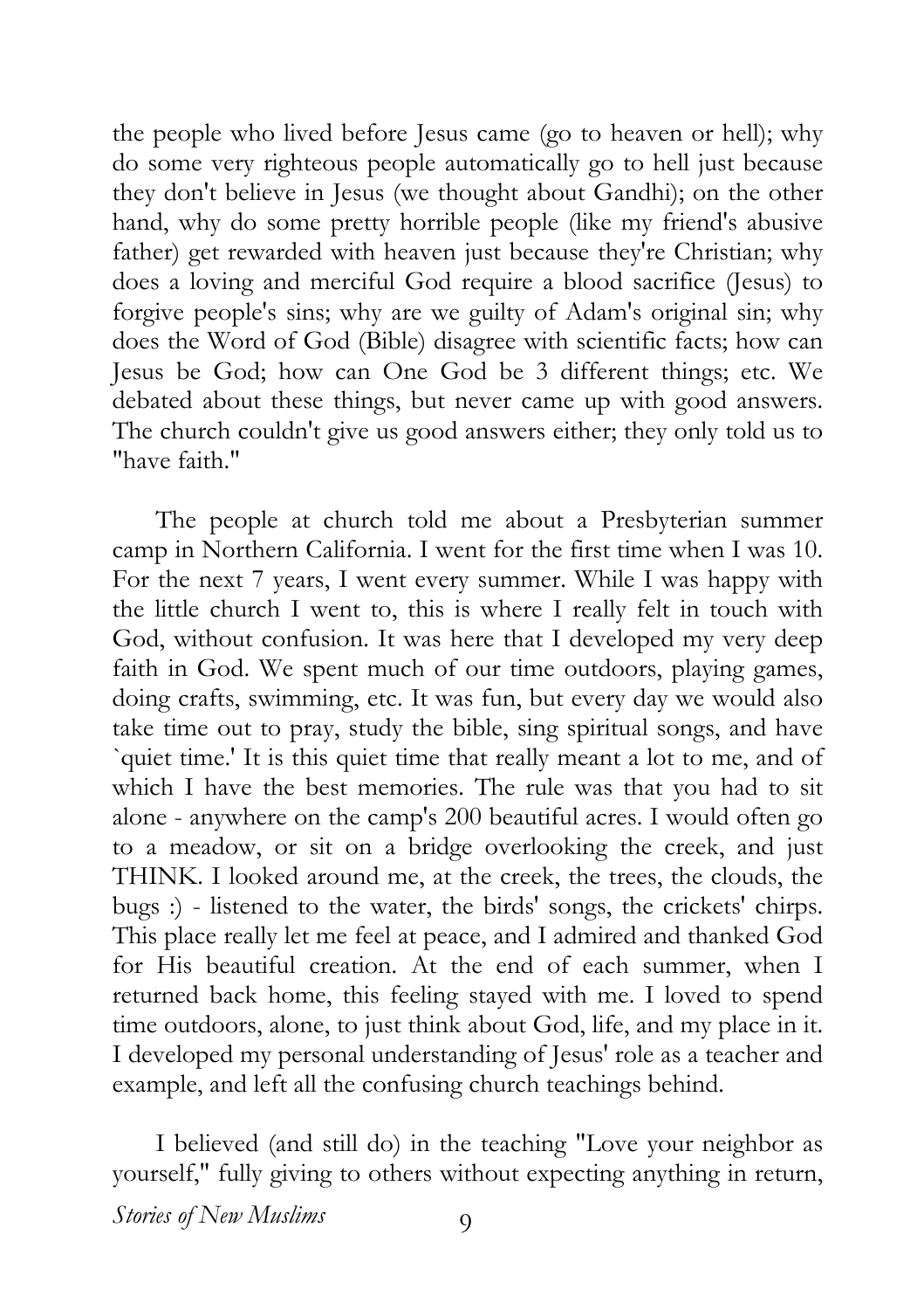the people who lived before Jesus came (go to heaven or hell); why do some very righteous people automatically go to hell just because they don't believe in Jesus (we thought about Gandhi); on the other hand, why do some pretty horrible people (like my friend's abusive father) get rewarded with heaven just because they're Christian; why does a loving and merciful God require a blood sacrifice (Jesus) to forgive people's sins; why are we guilty of Adam's original sin; why does the Word of God (Bible) disagree with scientific facts; how can Jesus be God; how can One God be 3 different things; etc. We debated about these things, but never came up with good answers. The church couldn't give us good answers either; they only told us to "have faith."

The people at church told me about a Presbyterian summer camp in Northern California. I went for the first time when I was 10. For the next 7 years, I went every summer. While I was happy with the little church I went to, this is where I really felt in touch with God, without confusion. It was here that I developed my very deep faith in God. We spent much of our time outdoors, playing games, doing crafts, swimming, etc. It was fun, but every day we would also take time out to pray, study the bible, sing spiritual songs, and have `quiet time.' It is this quiet time that really meant a lot to me, and of which I have the best memories. The rule was that you had to sit alone - anywhere on the camp's 200 beautiful acres. I would often go to a meadow, or sit on a bridge overlooking the creek, and just THINK. I looked around me, at the creek, the trees, the clouds, the bugs :) - listened to the water, the birds' songs, the crickets' chirps. This place really let me feel at peace, and I admired and thanked God for His beautiful creation. At the end of each summer, when I returned back home, this feeling stayed with me. I loved to spend time outdoors, alone, to just think about God, life, and my place in it. I developed my personal understanding of Jesus' role as a teacher and example, and left all the confusing church teachings behind.

I believed (and still do) in the teaching "Love your neighbor as yourself," fully giving to others without expecting anything in return,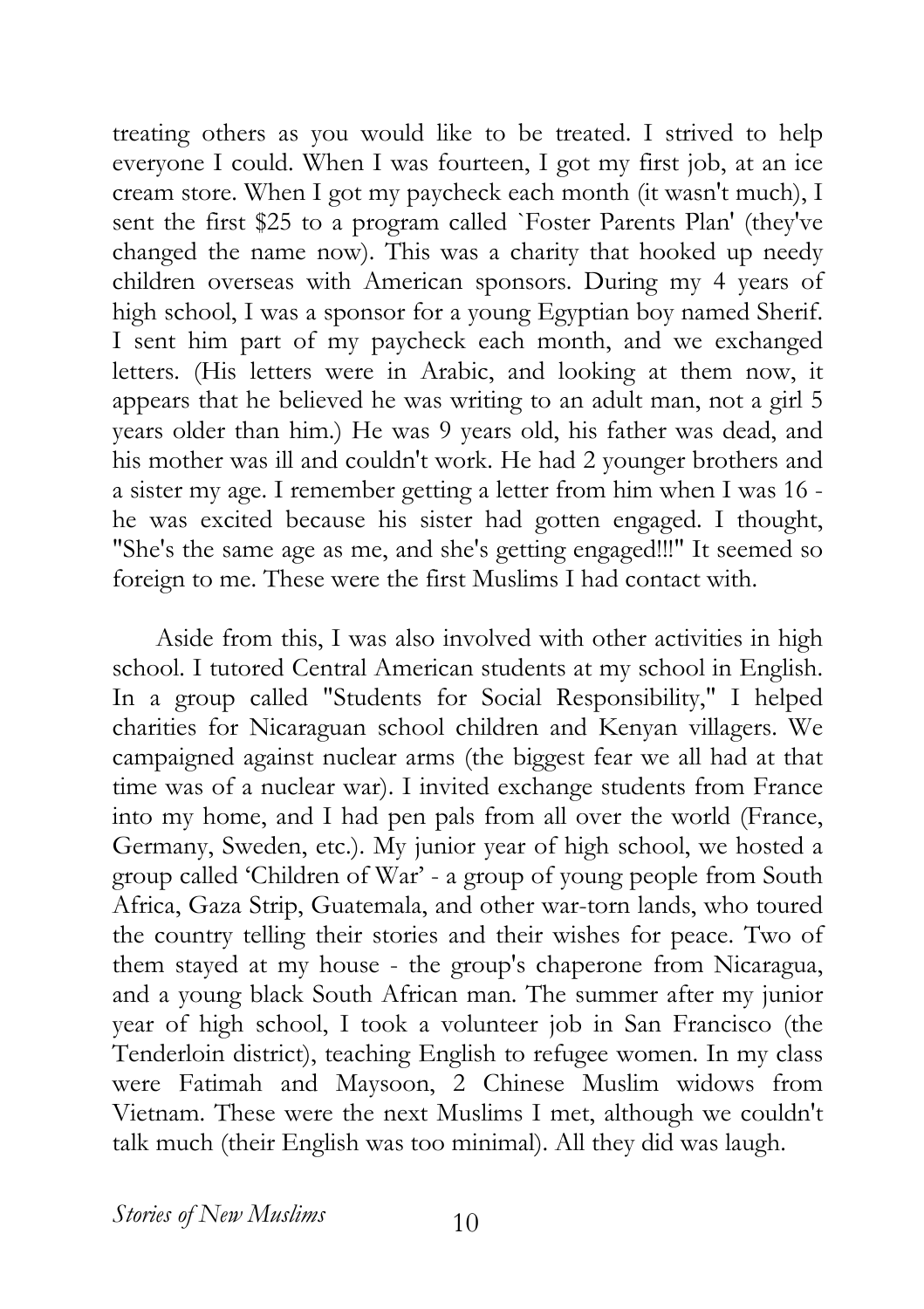treating others as you would like to be treated. I strived to help everyone I could. When I was fourteen, I got my first job, at an ice cream store. When I got my paycheck each month (it wasn't much), I sent the first $25 to a program called `Foster Parents Plan' (they've changed the name now). This was a charity that hooked up needy children overseas with American sponsors. During my 4 years of high school, I was a sponsor for a young Egyptian boy named Sherif. I sent him part of my paycheck each month, and we exchanged letters. (His letters were in Arabic, and looking at them now, it appears that he believed he was writing to an adult man, not a girl 5 years older than him.) He was 9 years old, his father was dead, and his mother was ill and couldn't work. He had 2 younger brothers and a sister my age. I remember getting a letter from him when I was 16 - he was excited because his sister had gotten engaged. I thought, "She's the same age as me, and she's getting engaged!!!" It seemed so foreign to me. These were the first Muslims I had contact with.

Aside from this, I was also involved with other activities in high school. I tutored Central American students at my school in English. In a group called "Students for Social Responsibility," I helped charities for Nicaraguan school children and Kenyan villagers. We campaigned against nuclear arms (the biggest fear we all had at that time was of a nuclear war). I invited exchange students from France into my home, and I had pen pals from all over the world (France, Germany, Sweden, etc.). My junior year of high school, we hosted a group called 'Children of War' - a group of young people from South Africa, Gaza Strip, Guatemala, and other war-torn lands, who toured the country telling their stories and their wishes for peace. Two of them stayed at my house - the group's chaperone from Nicaragua, and a young black South African man. The summer after my junior year of high school, I took a volunteer job in San Francisco (the Tenderloin district), teaching English to refugee women. In my class were Fatimah and Maysoon, 2 Chinese Muslim widows from Vietnam. These were the next Muslims I met, although we couldn't talk much (their English was too minimal). All they did was laugh.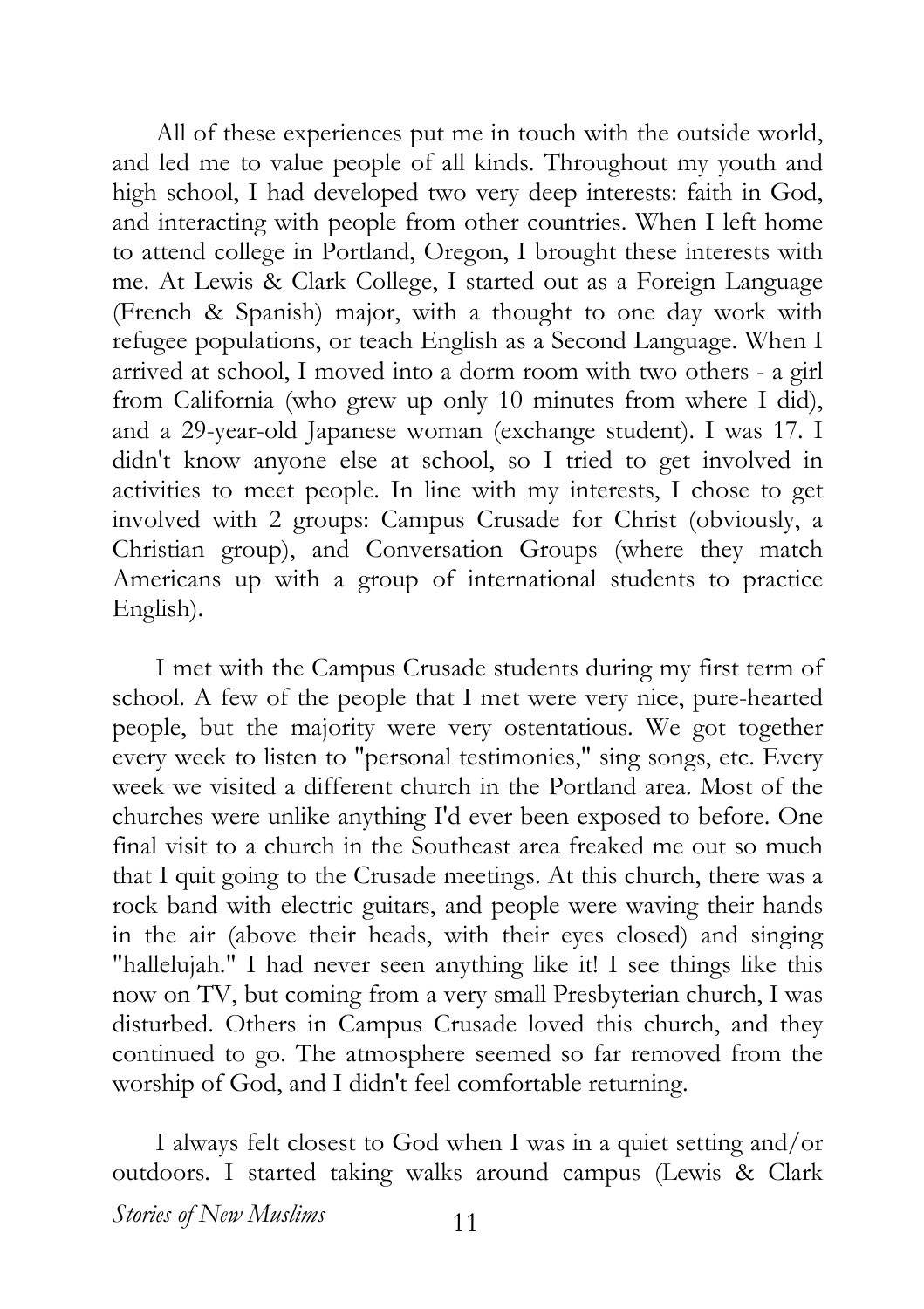All of these experiences put me in touch with the outside world, and led me to value people of all kinds. Throughout my youth and high school, I had developed two very deep interests: faith in God, and interacting with people from other countries. When I left home to attend college in Portland, Oregon, I brought these interests with me. At Lewis & Clark College, I started out as a Foreign Language (French & Spanish) major, with a thought to one day work with refugee populations, or teach English as a Second Language. When I arrived at school, I moved into a dorm room with two others - a girl from California (who grew up only 10 minutes from where I did), and a 29-year-old Japanese woman (exchange student). I was 17. I didn't know anyone else at school, so I tried to get involved in activities to meet people. In line with my interests, I chose to get involved with 2 groups: Campus Crusade for Christ (obviously, a Christian group), and Conversation Groups (where they match Americans up with a group of international students to practice English).

I met with the Campus Crusade students during my first term of school. A few of the people that I met were very nice, pure-hearted people, but the majority were very ostentatious. We got together every week to listen to "personal testimonies," sing songs, etc. Every week we visited a different church in the Portland area. Most of the churches were unlike anything I'd ever been exposed to before. One final visit to a church in the Southeast area freaked me out so much that I quit going to the Crusade meetings. At this church, there was a rock band with electric guitars, and people were waving their hands in the air (above their heads, with their eyes closed) and singing "hallelujah." I had never seen anything like it! I see things like this now on TV, but coming from a very small Presbyterian church, I was disturbed. Others in Campus Crusade loved this church, and they continued to go. The atmosphere seemed so far removed from the worship of God, and I didn't feel comfortable returning.

I always felt closest to God when I was in a quiet setting and/or outdoors. I started taking walks around campus (Lewis & Clark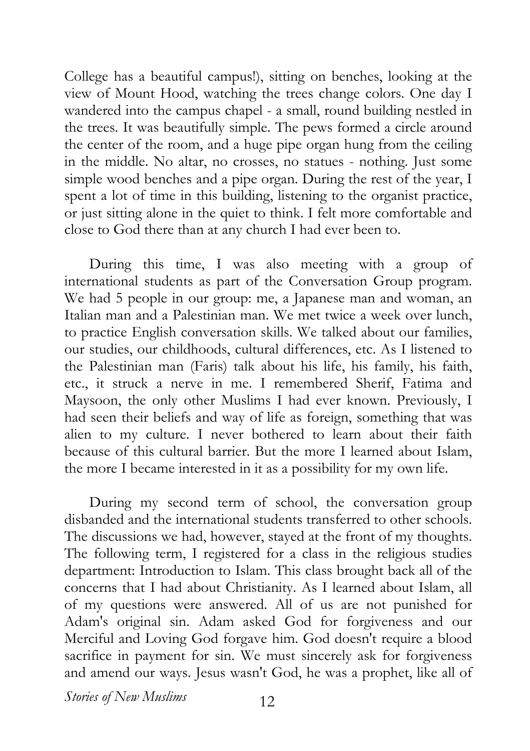College has a beautiful campus!), sitting on benches, looking at the view of Mount Hood, watching the trees change colors. One day I wandered into the campus chapel - a small, round building nestled in the trees. It was beautifully simple. The pews formed a circle around the center of the room, and a huge pipe organ hung from the ceiling in the middle. No altar, no crosses, no statues - nothing. Just some simple wood benches and a pipe organ. During the rest of the year, I spent a lot of time in this building, listening to the organist practice, or just sitting alone in the quiet to think. I felt more comfortable and close to God there than at any church I had ever been to.

During this time, I was also meeting with a group of international students as part of the Conversation Group program. We had 5 people in our group: me, a Japanese man and woman, an Italian man and a Palestinian man. We met twice a week over lunch, to practice English conversation skills. We talked about our families, our studies, our childhoods, cultural differences, etc. As I listened to the Palestinian man (Faris) talk about his life, his family, his faith, etc., it struck a nerve in me. I remembered Sherif, Fatima and Maysoon, the only other Muslims I had ever known. Previously, I had seen their beliefs and way of life as foreign, something that was alien to my culture. I never bothered to learn about their faith because of this cultural barrier. But the more I learned about Islam, the more I became interested in it as a possibility for my own life.

During my second term of school, the conversation group disbanded and the international students transferred to other schools. The discussions we had, however, stayed at the front of my thoughts. The following term, I registered for a class in the religious studies department: Introduction to Islam. This class brought back all of the concerns that I had about Christianity. As I learned about Islam, all of my questions were answered. All of us are not punished for Adam's original sin. Adam asked God for forgiveness and our Merciful and Loving God forgave him. God doesn't require a blood sacrifice in payment for sin. We must sincerely ask for forgiveness and amend our ways. Jesus wasn't God, he was a prophet, like all of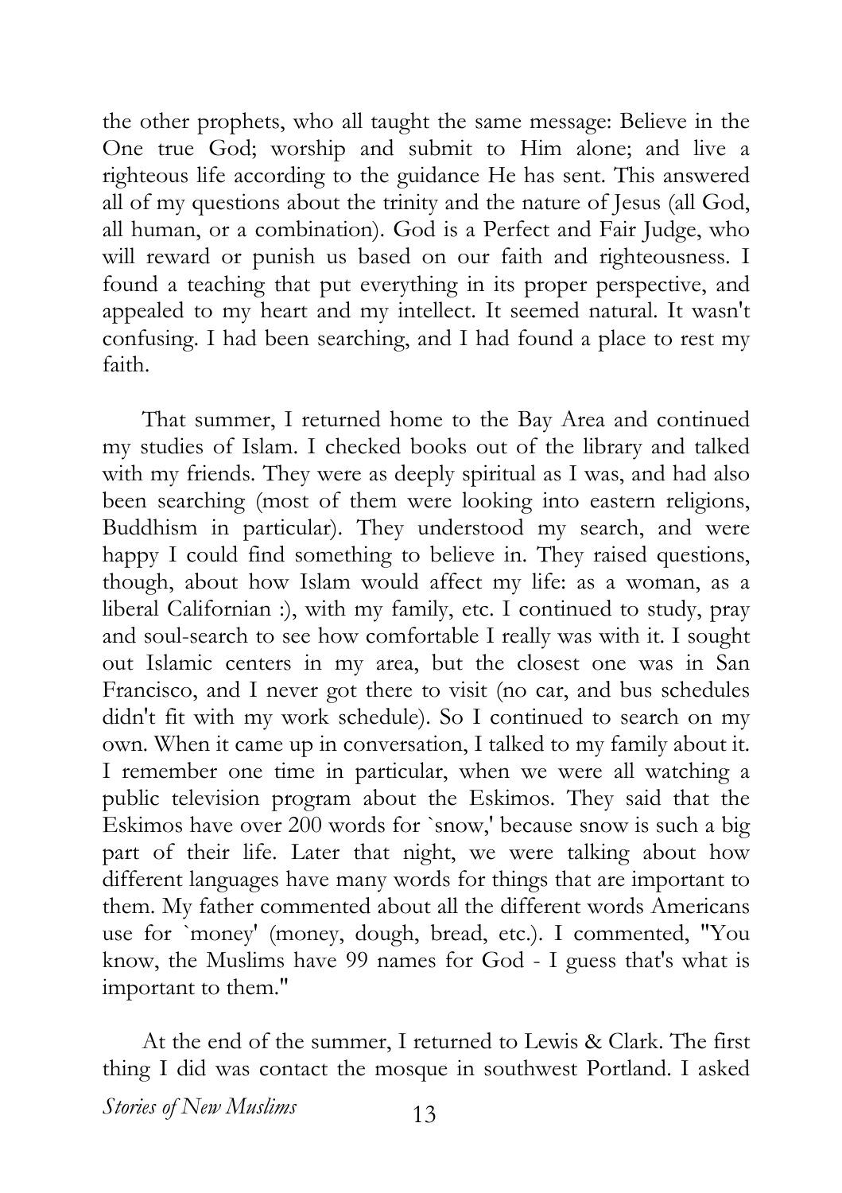the other prophets, who all taught the same message: Believe in the One true God; worship and submit to Him alone; and live a righteous life according to the guidance He has sent. This answered all of my questions about the trinity and the nature of Jesus (all God, all human, or a combination). God is a Perfect and Fair Judge, who will reward or punish us based on our faith and righteousness. I found a teaching that put everything in its proper perspective, and appealed to my heart and my intellect. It seemed natural. It wasn't confusing. I had been searching, and I had found a place to rest my faith.

That summer, I returned home to the Bay Area and continued my studies of Islam. I checked books out of the library and talked with my friends. They were as deeply spiritual as I was, and had also been searching (most of them were looking into eastern religions, Buddhism in particular). They understood my search, and were happy I could find something to believe in. They raised questions, though, about how Islam would affect my life: as a woman, as a liberal Californian :), with my family, etc. I continued to study, pray and soul-search to see how comfortable I really was with it. I sought out Islamic centers in my area, but the closest one was in San Francisco, and I never got there to visit (no car, and bus schedules didn't fit with my work schedule). So I continued to search on my own. When it came up in conversation, I talked to my family about it. I remember one time in particular, when we were all watching a public television program about the Eskimos. They said that the Eskimos have over 200 words for `snow,' because snow is such a big part of their life. Later that night, we were talking about how different languages have many words for things that are important to them. My father commented about all the different words Americans use for `money' (money, dough, bread, etc.). I commented, "You know, the Muslims have 99 names for God - I guess that's what is important to them."

At the end of the summer, I returned to Lewis & Clark. The first thing I did was contact the mosque in southwest Portland. I asked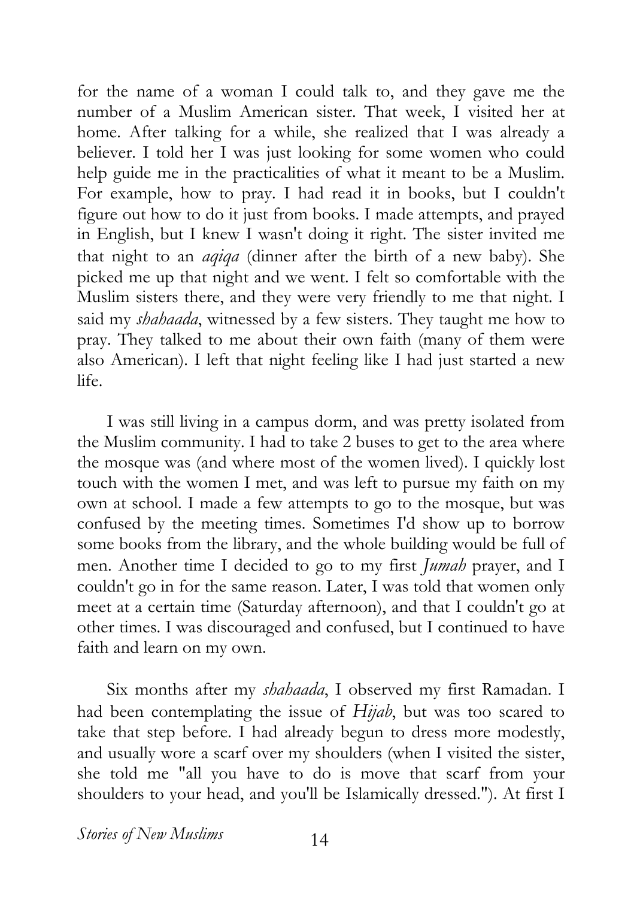for the name of a woman I could talk to, and they gave me the number of a Muslim American sister. That week, I visited her at home. After talking for a while, she realized that I was already a believer. I told her I was just looking for some women who could help guide me in the practicalities of what it meant to be a Muslim. For example, how to pray. I had read it in books, but I couldn't figure out how to do it just from books. I made attempts, and prayed in English, but I knew I wasn't doing it right. The sister invited me that night to an *aqiqa* (dinner after the birth of a new baby). She picked me up that night and we went. I felt so comfortable with the Muslim sisters there, and they were very friendly to me that night. I said my *shahaada*, witnessed by a few sisters. They taught me how to pray. They talked to me about their own faith (many of them were also American). I left that night feeling like I had just started a new life.

I was still living in a campus dorm, and was pretty isolated from the Muslim community. I had to take 2 buses to get to the area where the mosque was (and where most of the women lived). I quickly lost touch with the women I met, and was left to pursue my faith on my own at school. I made a few attempts to go to the mosque, but was confused by the meeting times. Sometimes I'd show up to borrow some books from the library, and the whole building would be full of men. Another time I decided to go to my first *Jumah* prayer, and I couldn't go in for the same reason. Later, I was told that women only meet at a certain time (Saturday afternoon), and that I couldn't go at other times. I was discouraged and confused, but I continued to have faith and learn on my own.

Six months after my *shahaada*, I observed my first Ramadan. I had been contemplating the issue of *Hijab*, but was too scared to take that step before. I had already begun to dress more modestly, and usually wore a scarf over my shoulders (when I visited the sister, she told me "all you have to do is move that scarf from your shoulders to your head, and you'll be Islamically dressed."). At first I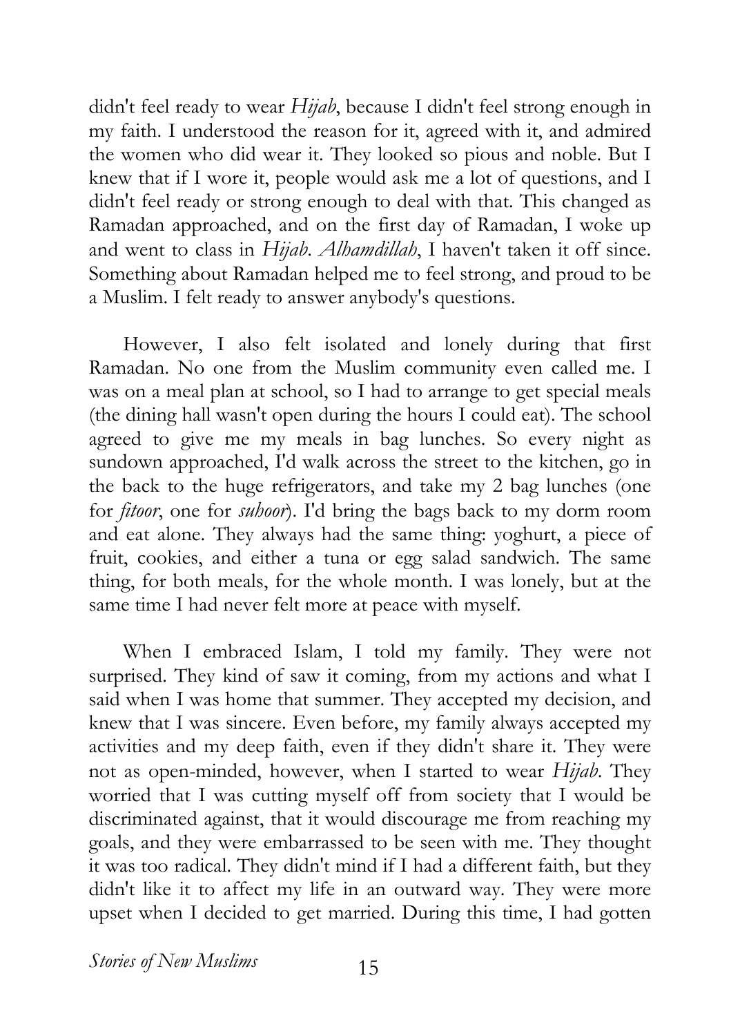didn't feel ready to wear *Hijab*, because I didn't feel strong enough in my faith. I understood the reason for it, agreed with it, and admired the women who did wear it. They looked so pious and noble. But I knew that if I wore it, people would ask me a lot of questions, and I didn't feel ready or strong enough to deal with that. This changed as Ramadan approached, and on the first day of Ramadan, I woke up and went to class in *Hijab*. *Alhamdillah*, I haven't taken it off since. Something about Ramadan helped me to feel strong, and proud to be a Muslim. I felt ready to answer anybody's questions.

However, I also felt isolated and lonely during that first Ramadan. No one from the Muslim community even called me. I was on a meal plan at school, so I had to arrange to get special meals (the dining hall wasn't open during the hours I could eat). The school agreed to give me my meals in bag lunches. So every night as sundown approached, I'd walk across the street to the kitchen, go in the back to the huge refrigerators, and take my 2 bag lunches (one for *fitoor*, one for *suhoor*). I'd bring the bags back to my dorm room and eat alone. They always had the same thing: yoghurt, a piece of fruit, cookies, and either a tuna or egg salad sandwich. The same thing, for both meals, for the whole month. I was lonely, but at the same time I had never felt more at peace with myself.

When I embraced Islam, I told my family. They were not surprised. They kind of saw it coming, from my actions and what I said when I was home that summer. They accepted my decision, and knew that I was sincere. Even before, my family always accepted my activities and my deep faith, even if they didn't share it. They were not as open-minded, however, when I started to wear *Hijab*. They worried that I was cutting myself off from society that I would be discriminated against, that it would discourage me from reaching my goals, and they were embarrassed to be seen with me. They thought it was too radical. They didn't mind if I had a different faith, but they didn't like it to affect my life in an outward way. They were more upset when I decided to get married. During this time, I had gotten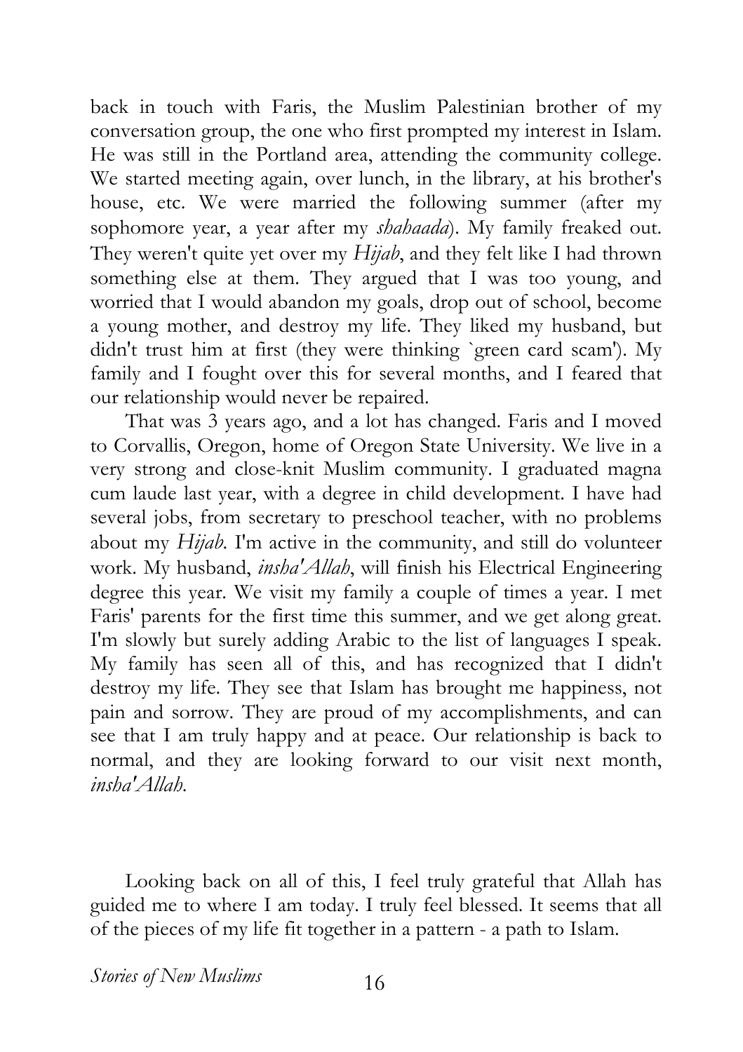back in touch with Faris, the Muslim Palestinian brother of my conversation group, the one who first prompted my interest in Islam. He was still in the Portland area, attending the community college. We started meeting again, over lunch, in the library, at his brother's house, etc. We were married the following summer (after my sophomore year, a year after my *shahaada*). My family freaked out. They weren't quite yet over my *Hijab*, and they felt like I had thrown something else at them. They argued that I was too young, and worried that I would abandon my goals, drop out of school, become a young mother, and destroy my life. They liked my husband, but didn't trust him at first (they were thinking `green card scam'). My family and I fought over this for several months, and I feared that our relationship would never be repaired.

That was 3 years ago, and a lot has changed. Faris and I moved to Corvallis, Oregon, home of Oregon State University. We live in a very strong and close-knit Muslim community. I graduated magna cum laude last year, with a degree in child development. I have had several jobs, from secretary to preschool teacher, with no problems about my *Hijab*. I'm active in the community, and still do volunteer work. My husband, *insha'Allah*, will finish his Electrical Engineering degree this year. We visit my family a couple of times a year. I met Faris' parents for the first time this summer, and we get along great. I'm slowly but surely adding Arabic to the list of languages I speak. My family has seen all of this, and has recognized that I didn't destroy my life. They see that Islam has brought me happiness, not pain and sorrow. They are proud of my accomplishments, and can see that I am truly happy and at peace. Our relationship is back to normal, and they are looking forward to our visit next month, *insha'Allah*.

Looking back on all of this, I feel truly grateful that Allah has guided me to where I am today. I truly feel blessed. It seems that all of the pieces of my life fit together in a pattern - a path to Islam.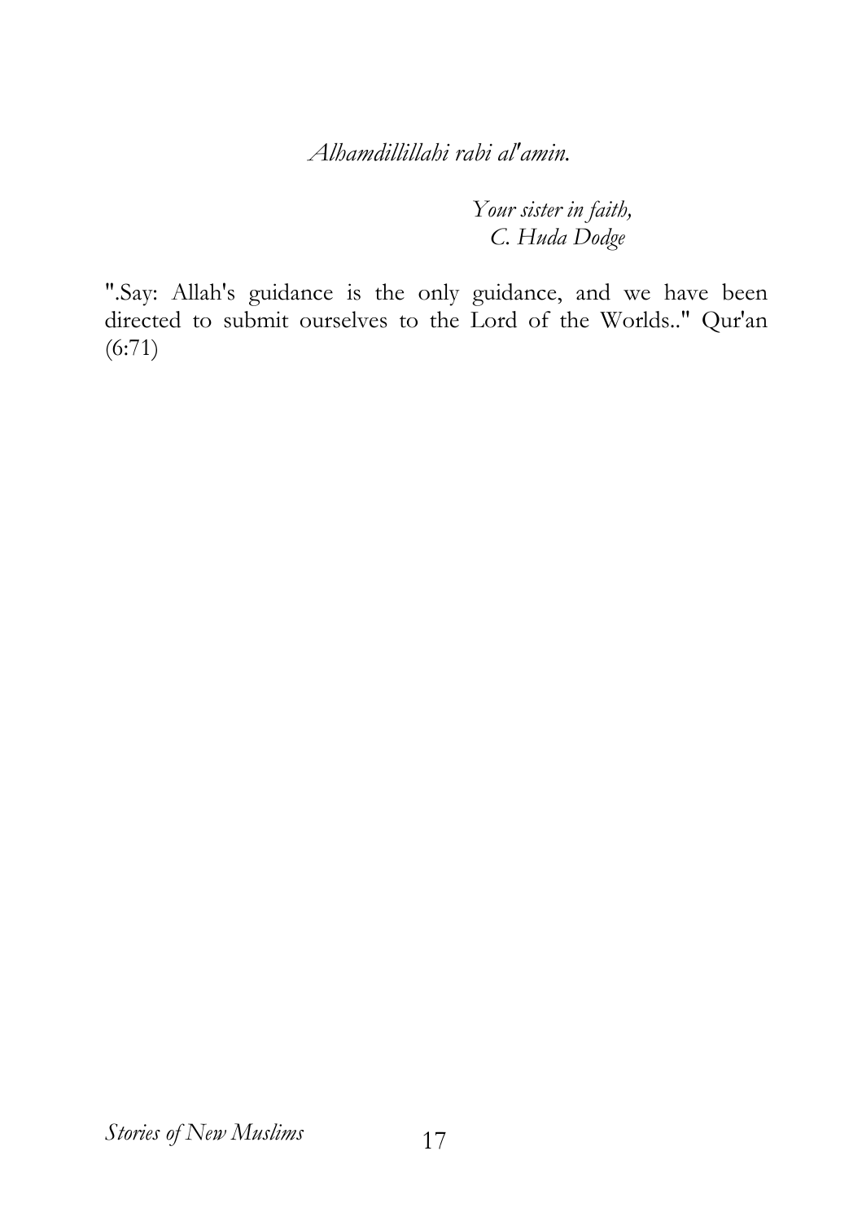*Alhamdillillahi rabi al'amin.*

*Your sister in faith,*
*C. Huda Dodge*

".Say: Allah's guidance is the only guidance, and we have been directed to submit ourselves to the Lord of the Worlds.." Qur'an (6:71)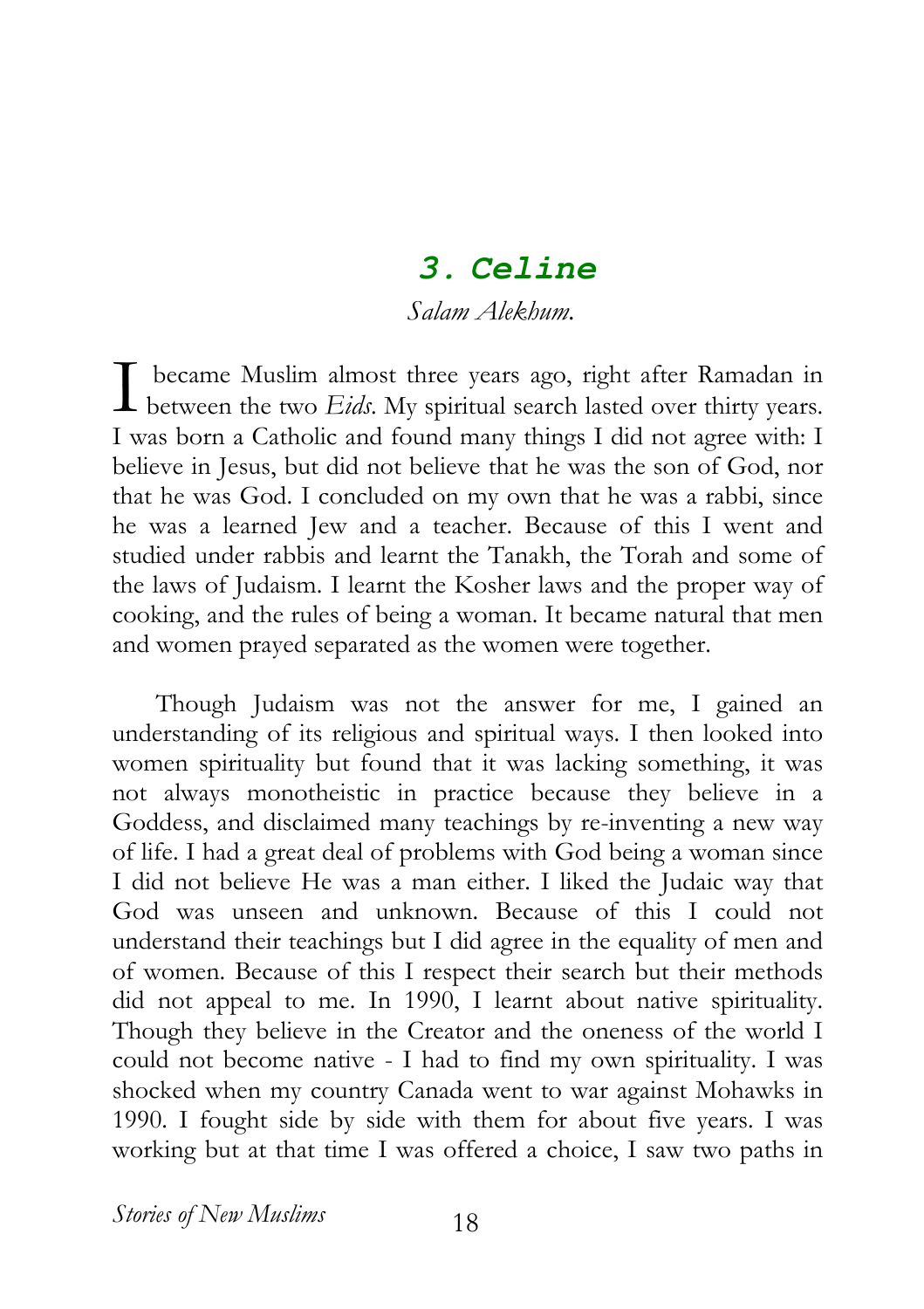## *3. Celine*

*Salam Alekhum.*

I became Muslim almost three years ago, right after Ramadan in between the two *Eids*. My spiritual search lasted over thirty years. I was born a Catholic and found many things I did not agree with: I believe in Jesus, but did not believe that he was the son of God, nor that he was God. I concluded on my own that he was a rabbi, since he was a learned Jew and a teacher. Because of this I went and studied under rabbis and learnt the Tanakh, the Torah and some of the laws of Judaism. I learnt the Kosher laws and the proper way of cooking, and the rules of being a woman. It became natural that men and women prayed separated as the women were together.

Though Judaism was not the answer for me, I gained an understanding of its religious and spiritual ways. I then looked into women spirituality but found that it was lacking something, it was not always monotheistic in practice because they believe in a Goddess, and disclaimed many teachings by re-inventing a new way of life. I had a great deal of problems with God being a woman since I did not believe He was a man either. I liked the Judaic way that God was unseen and unknown. Because of this I could not understand their teachings but I did agree in the equality of men and of women. Because of this I respect their search but their methods did not appeal to me. In 1990, I learnt about native spirituality. Though they believe in the Creator and the oneness of the world I could not become native - I had to find my own spirituality. I was shocked when my country Canada went to war against Mohawks in 1990. I fought side by side with them for about five years. I was working but at that time I was offered a choice, I saw two paths in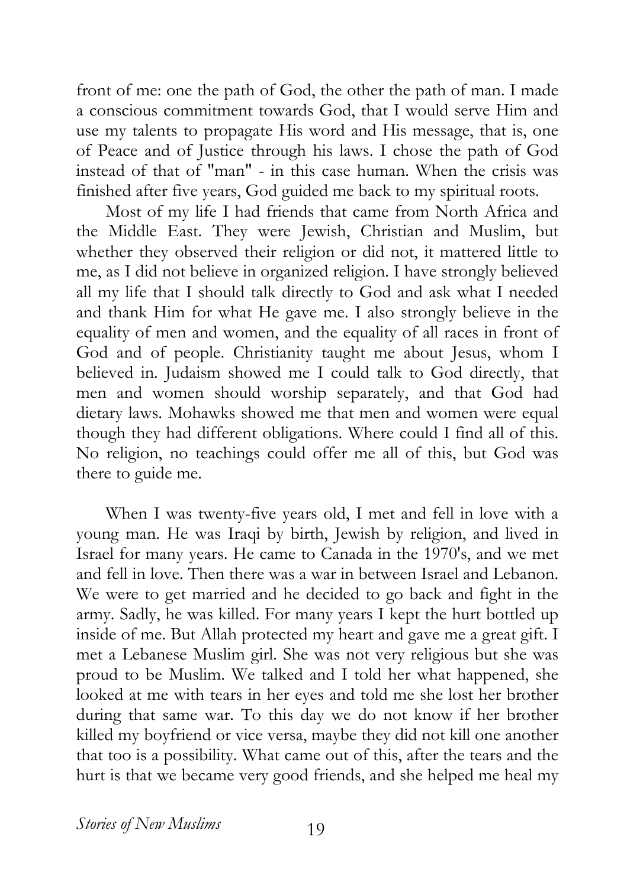front of me: one the path of God, the other the path of man. I made a conscious commitment towards God, that I would serve Him and use my talents to propagate His word and His message, that is, one of Peace and of Justice through his laws. I chose the path of God instead of that of "man" - in this case human. When the crisis was finished after five years, God guided me back to my spiritual roots.

Most of my life I had friends that came from North Africa and the Middle East. They were Jewish, Christian and Muslim, but whether they observed their religion or did not, it mattered little to me, as I did not believe in organized religion. I have strongly believed all my life that I should talk directly to God and ask what I needed and thank Him for what He gave me. I also strongly believe in the equality of men and women, and the equality of all races in front of God and of people. Christianity taught me about Jesus, whom I believed in. Judaism showed me I could talk to God directly, that men and women should worship separately, and that God had dietary laws. Mohawks showed me that men and women were equal though they had different obligations. Where could I find all of this. No religion, no teachings could offer me all of this, but God was there to guide me.

When I was twenty-five years old, I met and fell in love with a young man. He was Iraqi by birth, Jewish by religion, and lived in Israel for many years. He came to Canada in the 1970's, and we met and fell in love. Then there was a war in between Israel and Lebanon. We were to get married and he decided to go back and fight in the army. Sadly, he was killed. For many years I kept the hurt bottled up inside of me. But Allah protected my heart and gave me a great gift. I met a Lebanese Muslim girl. She was not very religious but she was proud to be Muslim. We talked and I told her what happened, she looked at me with tears in her eyes and told me she lost her brother during that same war. To this day we do not know if her brother killed my boyfriend or vice versa, maybe they did not kill one another that too is a possibility. What came out of this, after the tears and the hurt is that we became very good friends, and she helped me heal my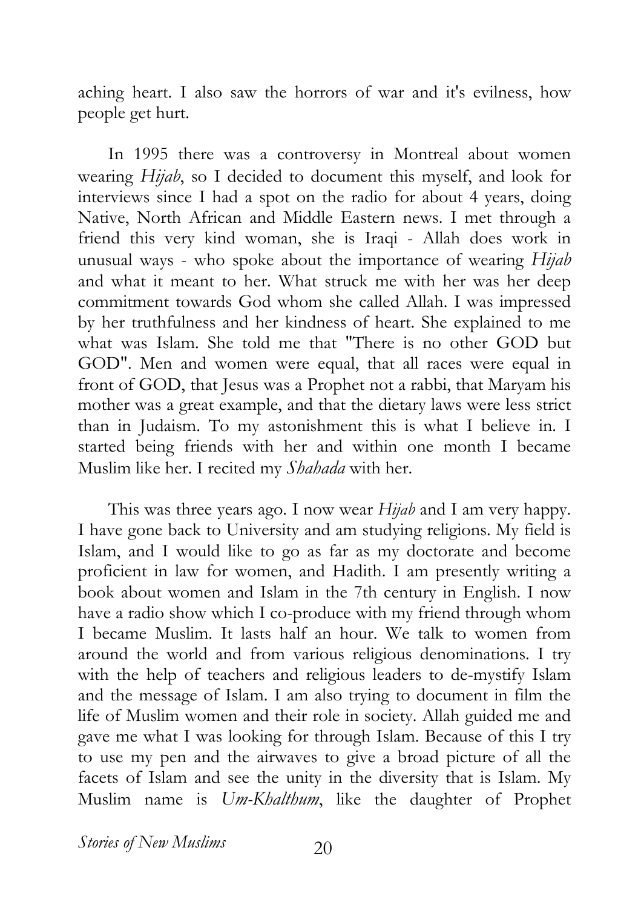aching heart. I also saw the horrors of war and it's evilness, how people get hurt.

In 1995 there was a controversy in Montreal about women wearing *Hijab*, so I decided to document this myself, and look for interviews since I had a spot on the radio for about 4 years, doing Native, North African and Middle Eastern news. I met through a friend this very kind woman, she is Iraqi - Allah does work in unusual ways - who spoke about the importance of wearing *Hijab* and what it meant to her. What struck me with her was her deep commitment towards God whom she called Allah. I was impressed by her truthfulness and her kindness of heart. She explained to me what was Islam. She told me that "There is no other GOD but GOD". Men and women were equal, that all races were equal in front of GOD, that Jesus was a Prophet not a rabbi, that Maryam his mother was a great example, and that the dietary laws were less strict than in Judaism. To my astonishment this is what I believe in. I started being friends with her and within one month I became Muslim like her. I recited my *Shahada* with her.

This was three years ago. I now wear *Hijab* and I am very happy. I have gone back to University and am studying religions. My field is Islam, and I would like to go as far as my doctorate and become proficient in law for women, and Hadith. I am presently writing a book about women and Islam in the 7th century in English. I now have a radio show which I co-produce with my friend through whom I became Muslim. It lasts half an hour. We talk to women from around the world and from various religious denominations. I try with the help of teachers and religious leaders to de-mystify Islam and the message of Islam. I am also trying to document in film the life of Muslim women and their role in society. Allah guided me and gave me what I was looking for through Islam. Because of this I try to use my pen and the airwaves to give a broad picture of all the facets of Islam and see the unity in the diversity that is Islam. My Muslim name is *Um-Khalthum*, like the daughter of Prophet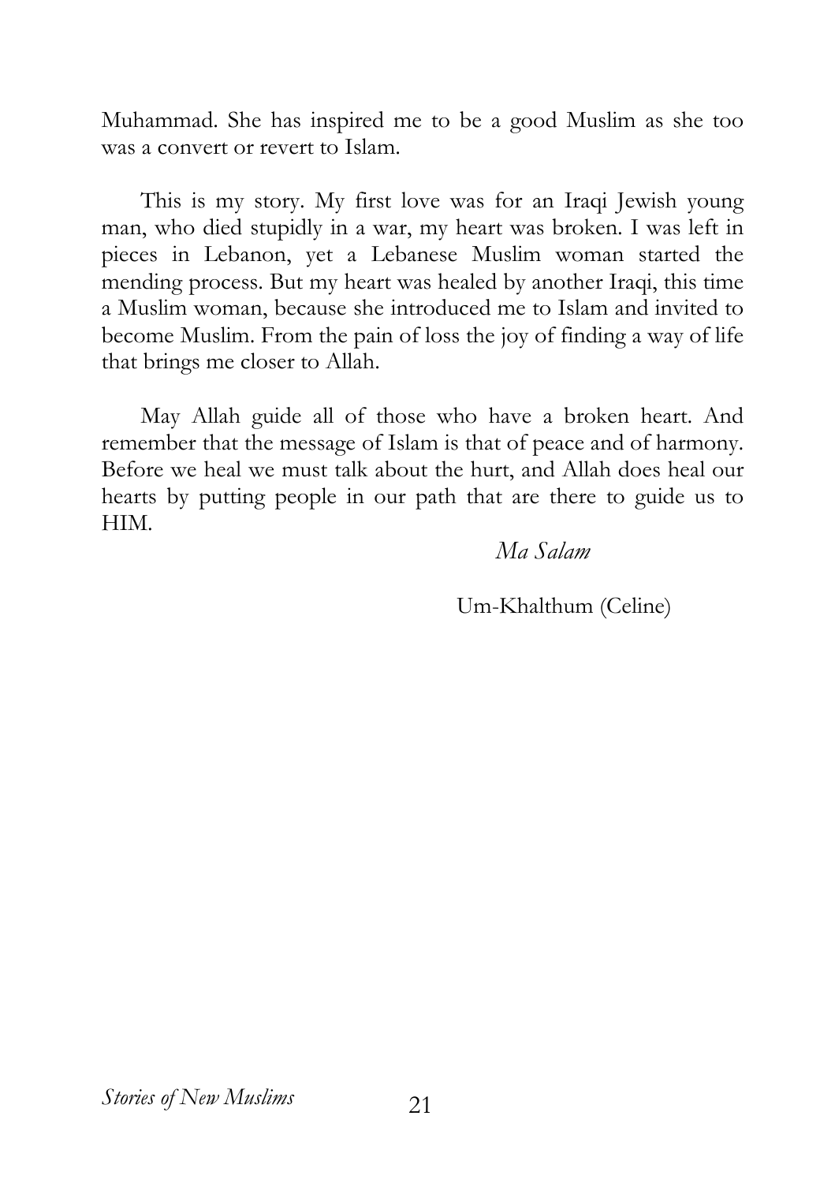Muhammad. She has inspired me to be a good Muslim as she too was a convert or revert to Islam.

This is my story. My first love was for an Iraqi Jewish young man, who died stupidly in a war, my heart was broken. I was left in pieces in Lebanon, yet a Lebanese Muslim woman started the mending process. But my heart was healed by another Iraqi, this time a Muslim woman, because she introduced me to Islam and invited to become Muslim. From the pain of loss the joy of finding a way of life that brings me closer to Allah.

May Allah guide all of those who have a broken heart. And remember that the message of Islam is that of peace and of harmony. Before we heal we must talk about the hurt, and Allah does heal our hearts by putting people in our path that are there to guide us to HIM.

*Ma Salam*

Um-Khalthum (Celine)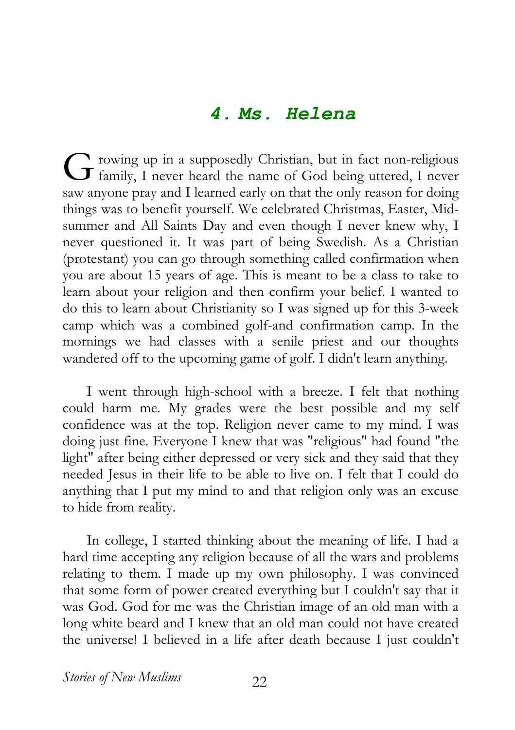## *4. Ms. Helena*

Growing up in a supposedly Christian, but in fact non-religious family, I never heard the name of God being uttered, I never saw anyone pray and I learned early on that the only reason for doing things was to benefit yourself. We celebrated Christmas, Easter, Mid-summer and All Saints Day and even though I never knew why, I never questioned it. It was part of being Swedish. As a Christian (protestant) you can go through something called confirmation when you are about 15 years of age. This is meant to be a class to take to learn about your religion and then confirm your belief. I wanted to do this to learn about Christianity so I was signed up for this 3-week camp which was a combined golf-and confirmation camp. In the mornings we had classes with a senile priest and our thoughts wandered off to the upcoming game of golf. I didn't learn anything.

I went through high-school with a breeze. I felt that nothing could harm me. My grades were the best possible and my self confidence was at the top. Religion never came to my mind. I was doing just fine. Everyone I knew that was "religious" had found "the light" after being either depressed or very sick and they said that they needed Jesus in their life to be able to live on. I felt that I could do anything that I put my mind to and that religion only was an excuse to hide from reality.

In college, I started thinking about the meaning of life. I had a hard time accepting any religion because of all the wars and problems relating to them. I made up my own philosophy. I was convinced that some form of power created everything but I couldn't say that it was God. God for me was the Christian image of an old man with a long white beard and I knew that an old man could not have created the universe! I believed in a life after death because I just couldn't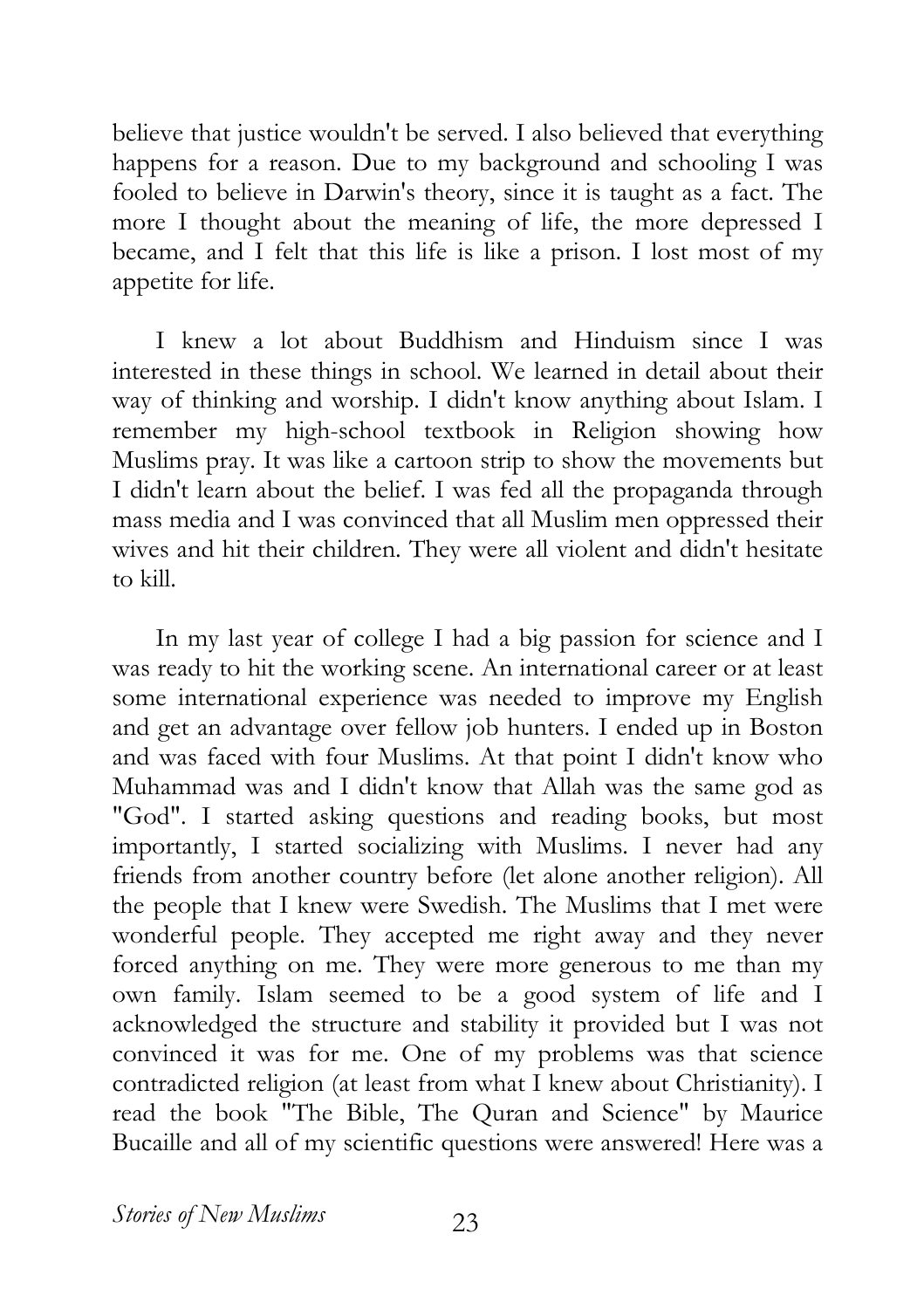believe that justice wouldn't be served. I also believed that everything happens for a reason. Due to my background and schooling I was fooled to believe in Darwin's theory, since it is taught as a fact. The more I thought about the meaning of life, the more depressed I became, and I felt that this life is like a prison. I lost most of my appetite for life.

I knew a lot about Buddhism and Hinduism since I was interested in these things in school. We learned in detail about their way of thinking and worship. I didn't know anything about Islam. I remember my high-school textbook in Religion showing how Muslims pray. It was like a cartoon strip to show the movements but I didn't learn about the belief. I was fed all the propaganda through mass media and I was convinced that all Muslim men oppressed their wives and hit their children. They were all violent and didn't hesitate to kill.

In my last year of college I had a big passion for science and I was ready to hit the working scene. An international career or at least some international experience was needed to improve my English and get an advantage over fellow job hunters. I ended up in Boston and was faced with four Muslims. At that point I didn't know who Muhammad was and I didn't know that Allah was the same god as "God". I started asking questions and reading books, but most importantly, I started socializing with Muslims. I never had any friends from another country before (let alone another religion). All the people that I knew were Swedish. The Muslims that I met were wonderful people. They accepted me right away and they never forced anything on me. They were more generous to me than my own family. Islam seemed to be a good system of life and I acknowledged the structure and stability it provided but I was not convinced it was for me. One of my problems was that science contradicted religion (at least from what I knew about Christianity). I read the book "The Bible, The Quran and Science" by Maurice Bucaille and all of my scientific questions were answered! Here was a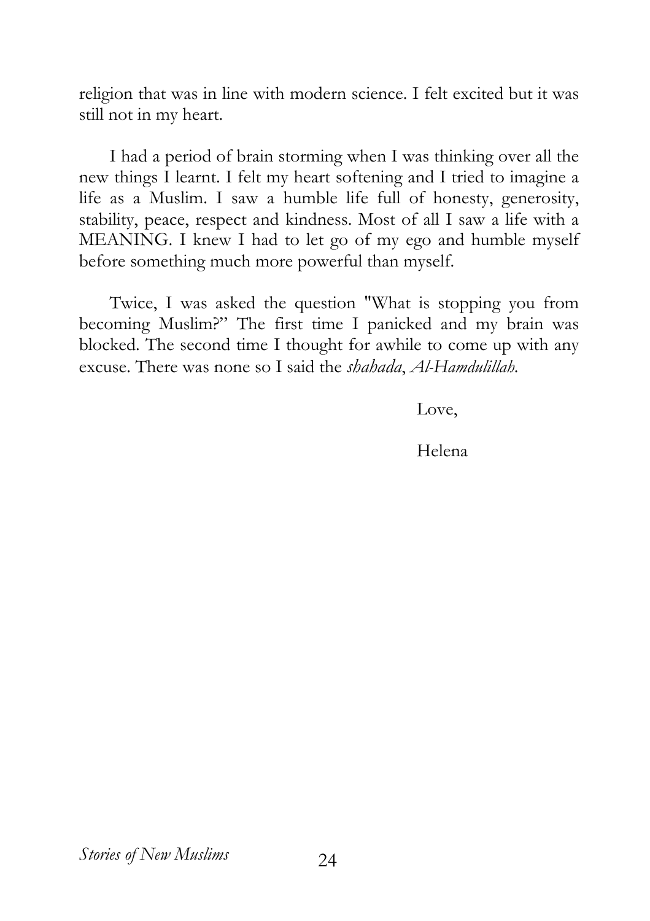religion that was in line with modern science. I felt excited but it was still not in my heart.

I had a period of brain storming when I was thinking over all the new things I learnt. I felt my heart softening and I tried to imagine a life as a Muslim. I saw a humble life full of honesty, generosity, stability, peace, respect and kindness. Most of all I saw a life with a MEANING. I knew I had to let go of my ego and humble myself before something much more powerful than myself.

Twice, I was asked the question "What is stopping you from becoming Muslim?" The first time I panicked and my brain was blocked. The second time I thought for awhile to come up with any excuse. There was none so I said the *shahada*, *Al-Hamdulillah*.

Love,

Helena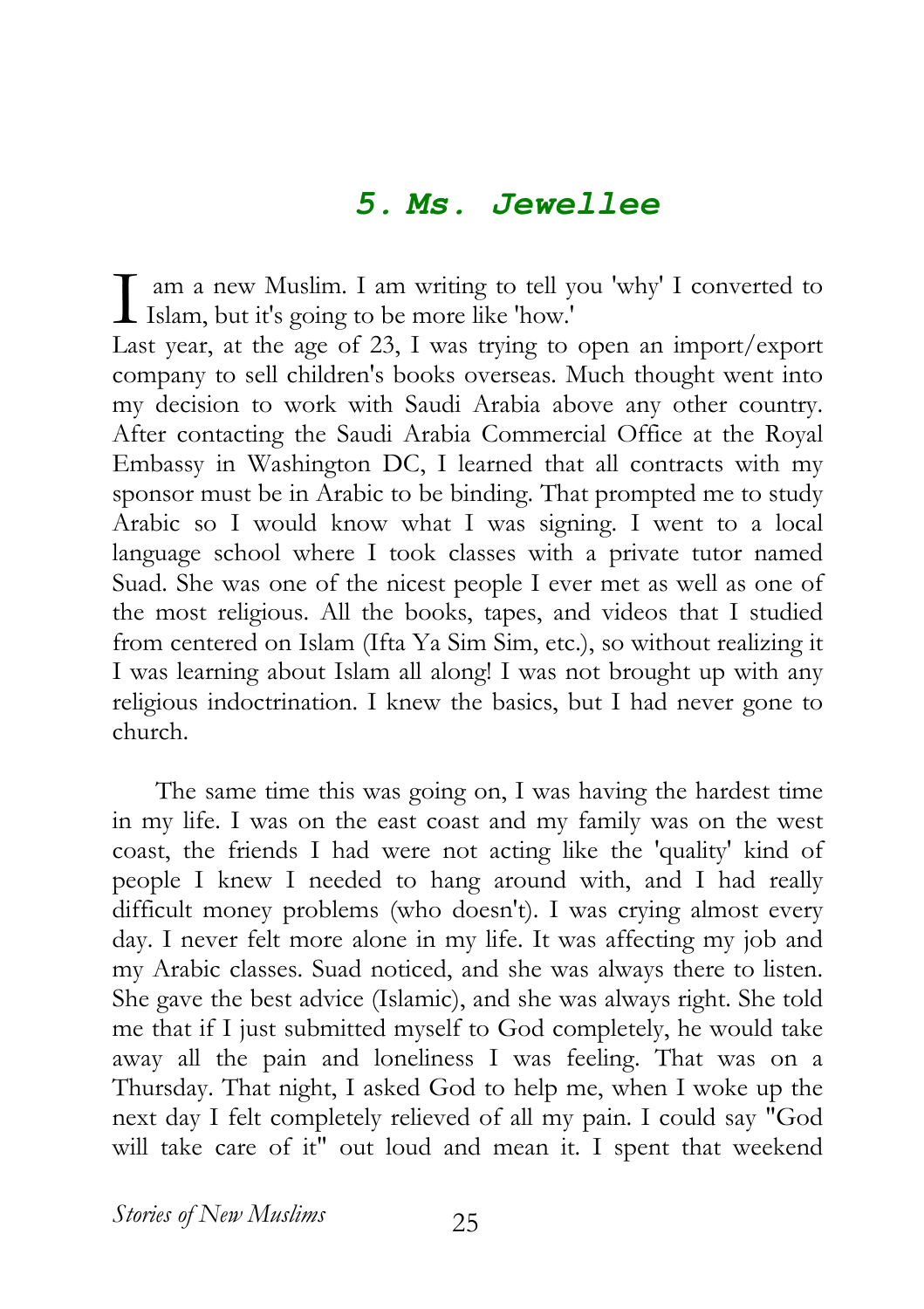## 5. Ms. Jewellee

I am a new Muslim. I am writing to tell you 'why' I converted to Islam, but it's going to be more like 'how.'

Last year, at the age of 23, I was trying to open an import/export company to sell children's books overseas. Much thought went into my decision to work with Saudi Arabia above any other country. After contacting the Saudi Arabia Commercial Office at the Royal Embassy in Washington DC, I learned that all contracts with my sponsor must be in Arabic to be binding. That prompted me to study Arabic so I would know what I was signing. I went to a local language school where I took classes with a private tutor named Suad. She was one of the nicest people I ever met as well as one of the most religious. All the books, tapes, and videos that I studied from centered on Islam (Ifta Ya Sim Sim, etc.), so without realizing it I was learning about Islam all along! I was not brought up with any religious indoctrination. I knew the basics, but I had never gone to church.

The same time this was going on, I was having the hardest time in my life. I was on the east coast and my family was on the west coast, the friends I had were not acting like the 'quality' kind of people I knew I needed to hang around with, and I had really difficult money problems (who doesn't). I was crying almost every day. I never felt more alone in my life. It was affecting my job and my Arabic classes. Suad noticed, and she was always there to listen. She gave the best advice (Islamic), and she was always right. She told me that if I just submitted myself to God completely, he would take away all the pain and loneliness I was feeling. That was on a Thursday. That night, I asked God to help me, when I woke up the next day I felt completely relieved of all my pain. I could say "God will take care of it" out loud and mean it. I spent that weekend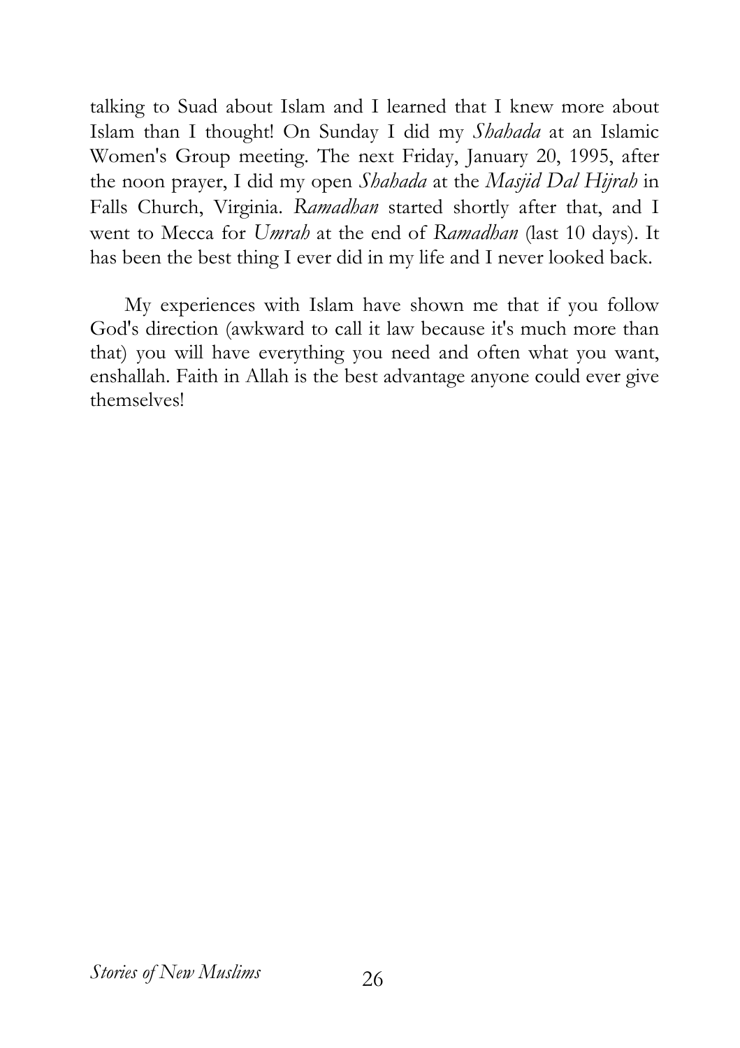talking to Suad about Islam and I learned that I knew more about Islam than I thought! On Sunday I did my *Shahada* at an Islamic Women's Group meeting. The next Friday, January 20, 1995, after the noon prayer, I did my open *Shahada* at the *Masjid Dal Hijrah* in Falls Church, Virginia. *Ramadhan* started shortly after that, and I went to Mecca for *Umrah* at the end of *Ramadhan* (last 10 days). It has been the best thing I ever did in my life and I never looked back.

My experiences with Islam have shown me that if you follow God's direction (awkward to call it law because it's much more than that) you will have everything you need and often what you want, enshallah. Faith in Allah is the best advantage anyone could ever give themselves!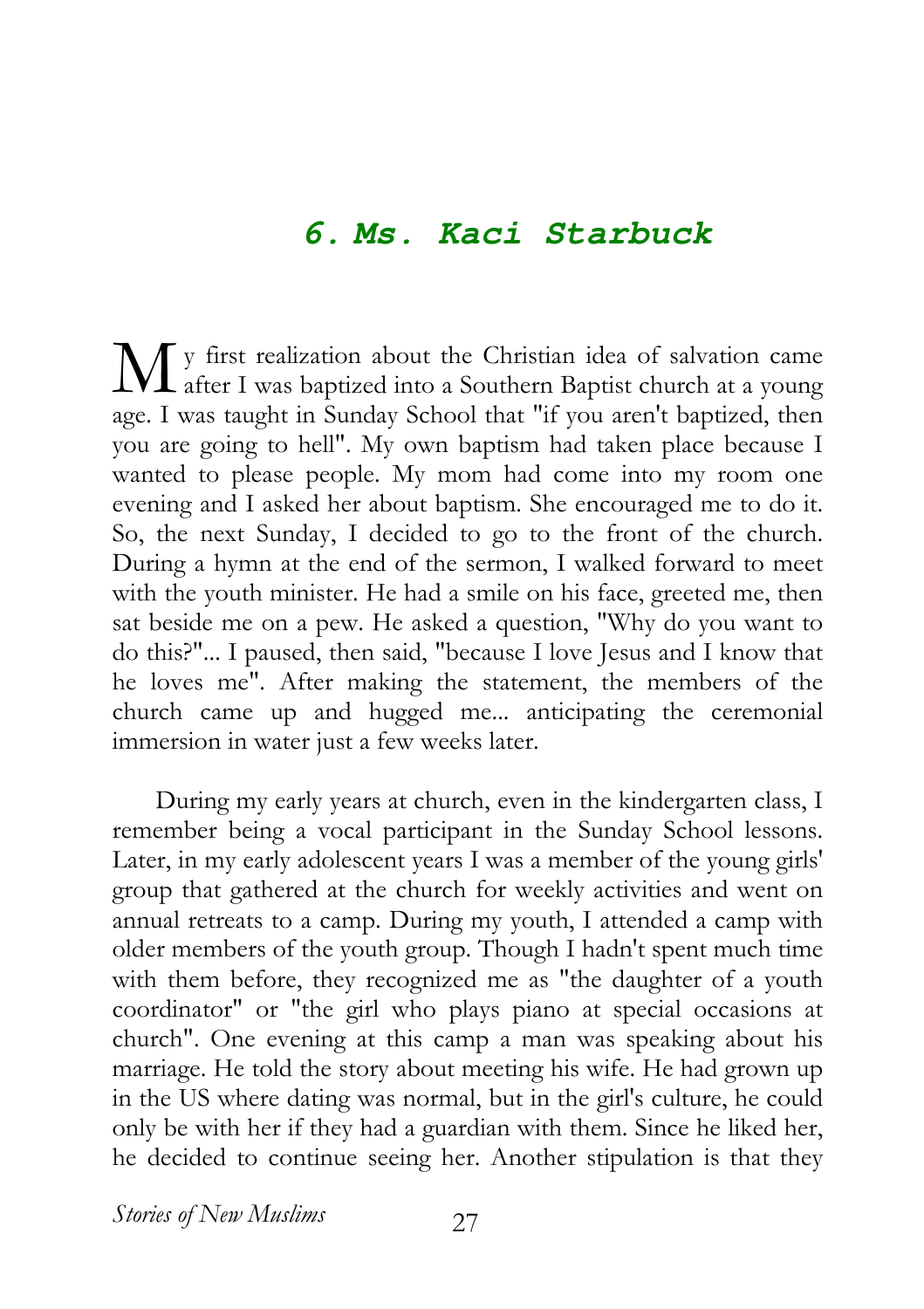## *6. Ms. Kaci Starbuck*

My first realization about the Christian idea of salvation came after I was baptized into a Southern Baptist church at a young age. I was taught in Sunday School that "if you aren't baptized, then you are going to hell". My own baptism had taken place because I wanted to please people. My mom had come into my room one evening and I asked her about baptism. She encouraged me to do it. So, the next Sunday, I decided to go to the front of the church. During a hymn at the end of the sermon, I walked forward to meet with the youth minister. He had a smile on his face, greeted me, then sat beside me on a pew. He asked a question, "Why do you want to do this?"... I paused, then said, "because I love Jesus and I know that he loves me". After making the statement, the members of the church came up and hugged me... anticipating the ceremonial immersion in water just a few weeks later.

During my early years at church, even in the kindergarten class, I remember being a vocal participant in the Sunday School lessons. Later, in my early adolescent years I was a member of the young girls' group that gathered at the church for weekly activities and went on annual retreats to a camp. During my youth, I attended a camp with older members of the youth group. Though I hadn't spent much time with them before, they recognized me as "the daughter of a youth coordinator" or "the girl who plays piano at special occasions at church". One evening at this camp a man was speaking about his marriage. He told the story about meeting his wife. He had grown up in the US where dating was normal, but in the girl's culture, he could only be with her if they had a guardian with them. Since he liked her, he decided to continue seeing her. Another stipulation is that they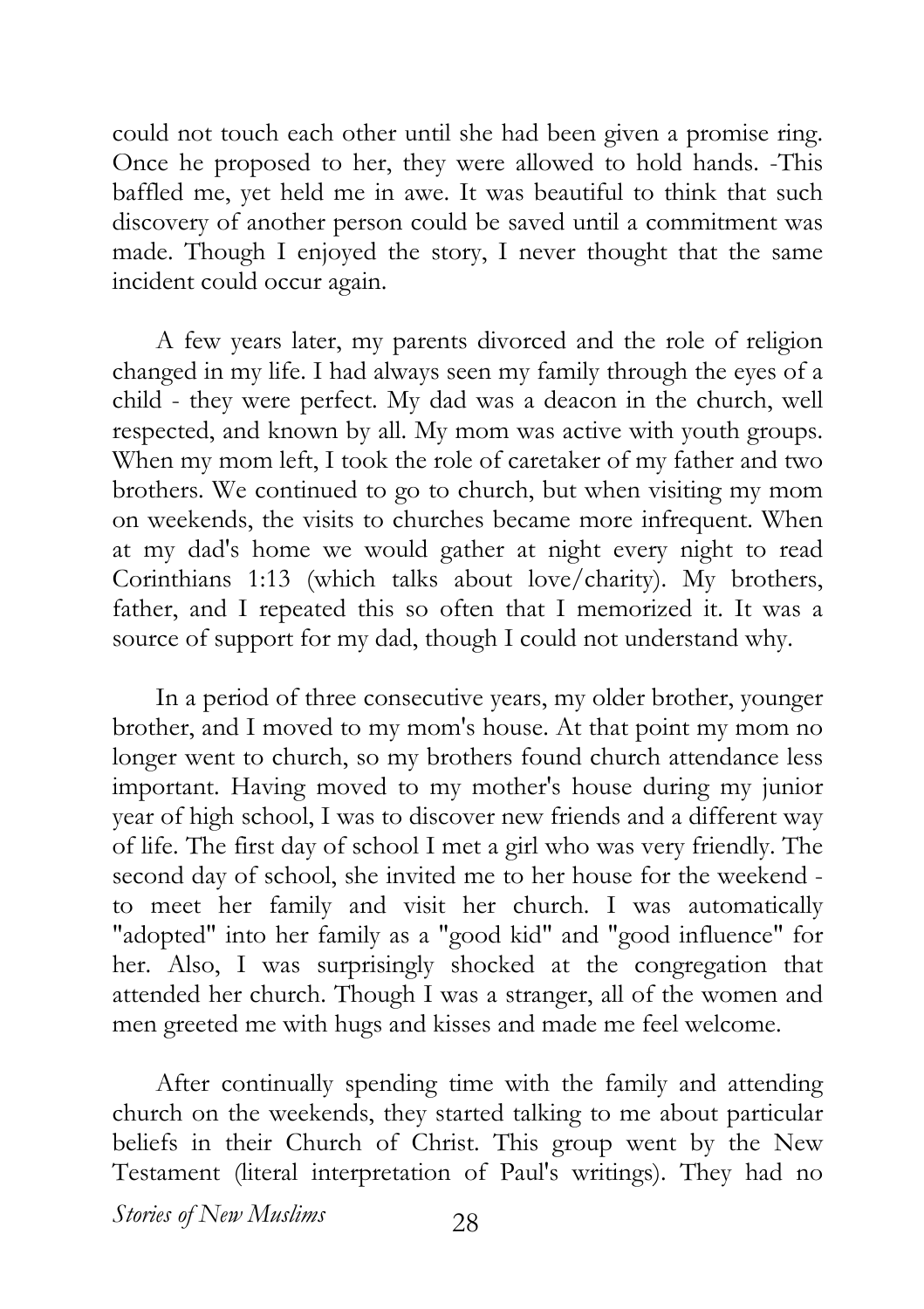could not touch each other until she had been given a promise ring. Once he proposed to her, they were allowed to hold hands. -This baffled me, yet held me in awe. It was beautiful to think that such discovery of another person could be saved until a commitment was made. Though I enjoyed the story, I never thought that the same incident could occur again.

A few years later, my parents divorced and the role of religion changed in my life. I had always seen my family through the eyes of a child - they were perfect. My dad was a deacon in the church, well respected, and known by all. My mom was active with youth groups. When my mom left, I took the role of caretaker of my father and two brothers. We continued to go to church, but when visiting my mom on weekends, the visits to churches became more infrequent. When at my dad's home we would gather at night every night to read Corinthians 1:13 (which talks about love/charity). My brothers, father, and I repeated this so often that I memorized it. It was a source of support for my dad, though I could not understand why.

In a period of three consecutive years, my older brother, younger brother, and I moved to my mom's house. At that point my mom no longer went to church, so my brothers found church attendance less important. Having moved to my mother's house during my junior year of high school, I was to discover new friends and a different way of life. The first day of school I met a girl who was very friendly. The second day of school, she invited me to her house for the weekend - to meet her family and visit her church. I was automatically "adopted" into her family as a "good kid" and "good influence" for her. Also, I was surprisingly shocked at the congregation that attended her church. Though I was a stranger, all of the women and men greeted me with hugs and kisses and made me feel welcome.

After continually spending time with the family and attending church on the weekends, they started talking to me about particular beliefs in their Church of Christ. This group went by the New Testament (literal interpretation of Paul's writings). They had no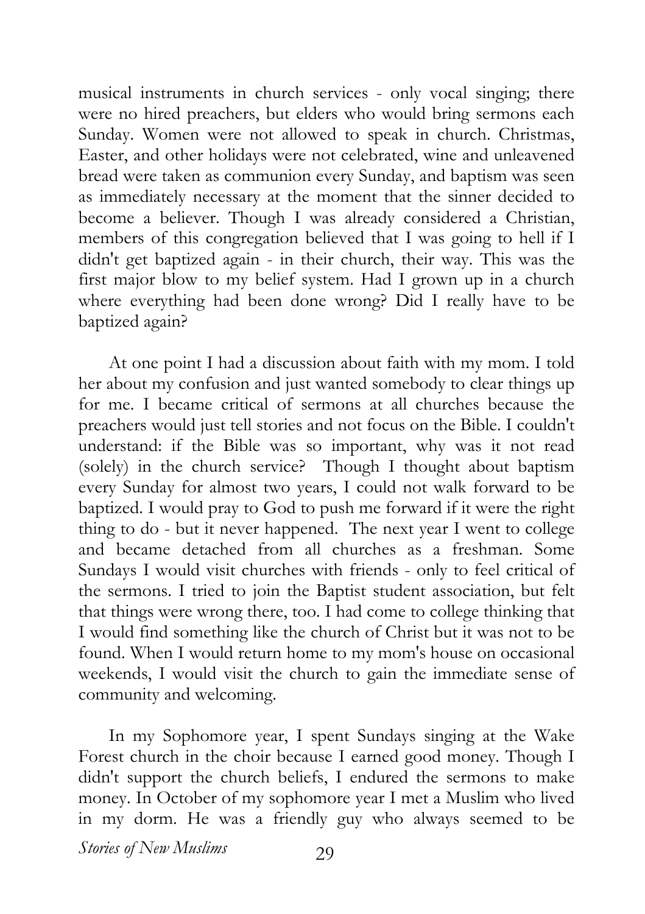musical instruments in church services - only vocal singing; there were no hired preachers, but elders who would bring sermons each Sunday. Women were not allowed to speak in church. Christmas, Easter, and other holidays were not celebrated, wine and unleavened bread were taken as communion every Sunday, and baptism was seen as immediately necessary at the moment that the sinner decided to become a believer. Though I was already considered a Christian, members of this congregation believed that I was going to hell if I didn't get baptized again - in their church, their way. This was the first major blow to my belief system. Had I grown up in a church where everything had been done wrong? Did I really have to be baptized again?

At one point I had a discussion about faith with my mom. I told her about my confusion and just wanted somebody to clear things up for me. I became critical of sermons at all churches because the preachers would just tell stories and not focus on the Bible. I couldn't understand: if the Bible was so important, why was it not read (solely) in the church service? Though I thought about baptism every Sunday for almost two years, I could not walk forward to be baptized. I would pray to God to push me forward if it were the right thing to do - but it never happened. The next year I went to college and became detached from all churches as a freshman. Some Sundays I would visit churches with friends - only to feel critical of the sermons. I tried to join the Baptist student association, but felt that things were wrong there, too. I had come to college thinking that I would find something like the church of Christ but it was not to be found. When I would return home to my mom's house on occasional weekends, I would visit the church to gain the immediate sense of community and welcoming.

In my Sophomore year, I spent Sundays singing at the Wake Forest church in the choir because I earned good money. Though I didn't support the church beliefs, I endured the sermons to make money. In October of my sophomore year I met a Muslim who lived in my dorm. He was a friendly guy who always seemed to be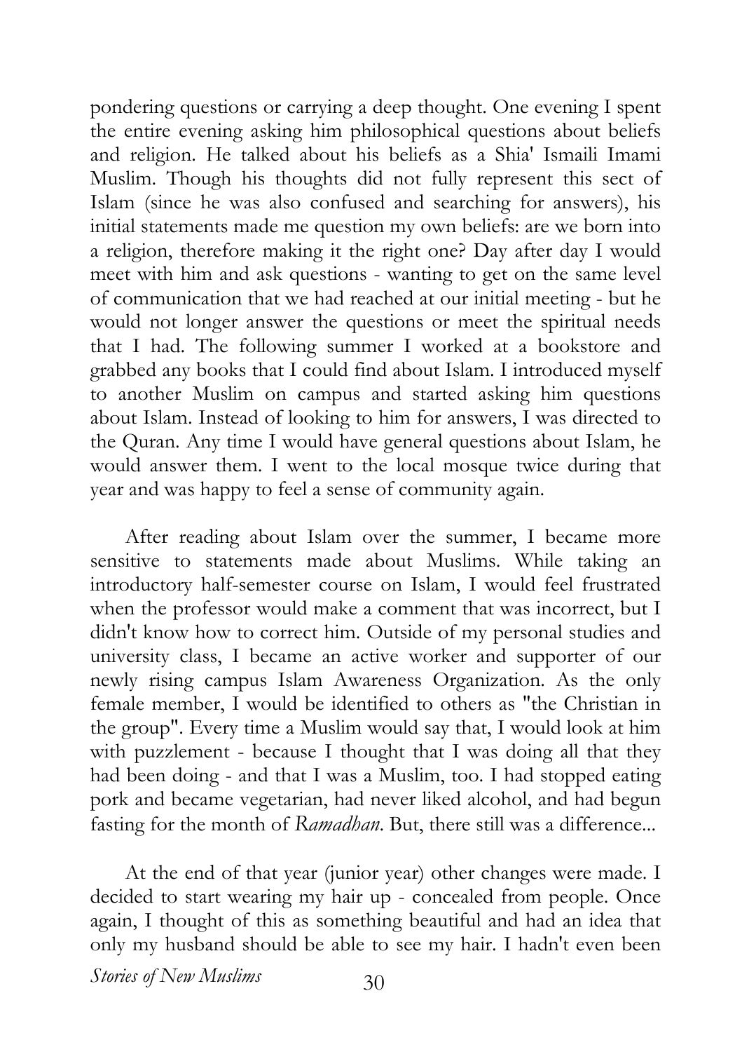pondering questions or carrying a deep thought. One evening I spent the entire evening asking him philosophical questions about beliefs and religion. He talked about his beliefs as a Shia' Ismaili Imami Muslim. Though his thoughts did not fully represent this sect of Islam (since he was also confused and searching for answers), his initial statements made me question my own beliefs: are we born into a religion, therefore making it the right one? Day after day I would meet with him and ask questions - wanting to get on the same level of communication that we had reached at our initial meeting - but he would not longer answer the questions or meet the spiritual needs that I had. The following summer I worked at a bookstore and grabbed any books that I could find about Islam. I introduced myself to another Muslim on campus and started asking him questions about Islam. Instead of looking to him for answers, I was directed to the Quran. Any time I would have general questions about Islam, he would answer them. I went to the local mosque twice during that year and was happy to feel a sense of community again.

After reading about Islam over the summer, I became more sensitive to statements made about Muslims. While taking an introductory half-semester course on Islam, I would feel frustrated when the professor would make a comment that was incorrect, but I didn't know how to correct him. Outside of my personal studies and university class, I became an active worker and supporter of our newly rising campus Islam Awareness Organization. As the only female member, I would be identified to others as "the Christian in the group". Every time a Muslim would say that, I would look at him with puzzlement - because I thought that I was doing all that they had been doing - and that I was a Muslim, too. I had stopped eating pork and became vegetarian, had never liked alcohol, and had begun fasting for the month of *Ramadhan*. But, there still was a difference...

At the end of that year (junior year) other changes were made. I decided to start wearing my hair up - concealed from people. Once again, I thought of this as something beautiful and had an idea that only my husband should be able to see my hair. I hadn't even been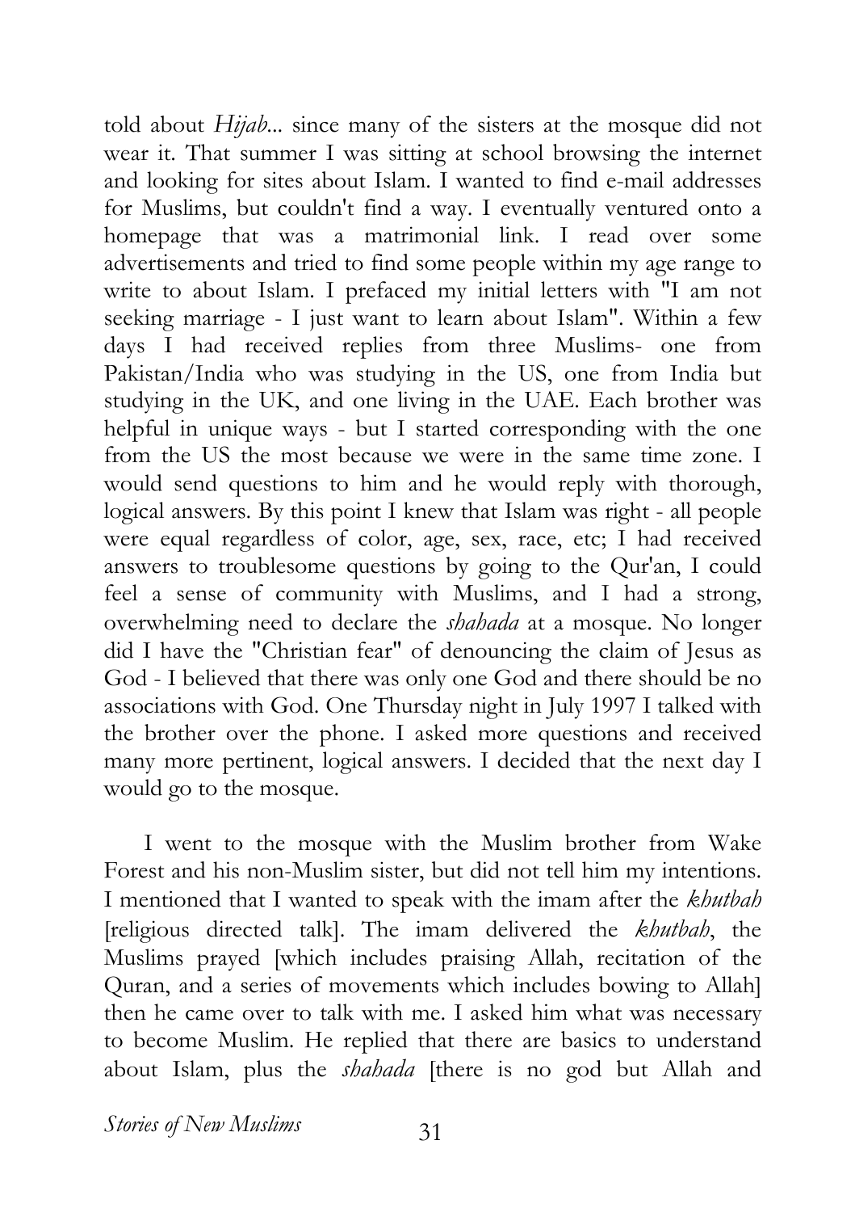told about *Hijab*... since many of the sisters at the mosque did not wear it. That summer I was sitting at school browsing the internet and looking for sites about Islam. I wanted to find e-mail addresses for Muslims, but couldn't find a way. I eventually ventured onto a homepage that was a matrimonial link. I read over some advertisements and tried to find some people within my age range to write to about Islam. I prefaced my initial letters with "I am not seeking marriage - I just want to learn about Islam". Within a few days I had received replies from three Muslims- one from Pakistan/India who was studying in the US, one from India but studying in the UK, and one living in the UAE. Each brother was helpful in unique ways - but I started corresponding with the one from the US the most because we were in the same time zone. I would send questions to him and he would reply with thorough, logical answers. By this point I knew that Islam was right - all people were equal regardless of color, age, sex, race, etc; I had received answers to troublesome questions by going to the Qur'an, I could feel a sense of community with Muslims, and I had a strong, overwhelming need to declare the *shahada* at a mosque. No longer did I have the "Christian fear" of denouncing the claim of Jesus as God - I believed that there was only one God and there should be no associations with God. One Thursday night in July 1997 I talked with the brother over the phone. I asked more questions and received many more pertinent, logical answers. I decided that the next day I would go to the mosque.

I went to the mosque with the Muslim brother from Wake Forest and his non-Muslim sister, but did not tell him my intentions. I mentioned that I wanted to speak with the imam after the *khutbah* [religious directed talk]. The imam delivered the *khutbah*, the Muslims prayed [which includes praising Allah, recitation of the Quran, and a series of movements which includes bowing to Allah] then he came over to talk with me. I asked him what was necessary to become Muslim. He replied that there are basics to understand about Islam, plus the *shahada* [there is no god but Allah and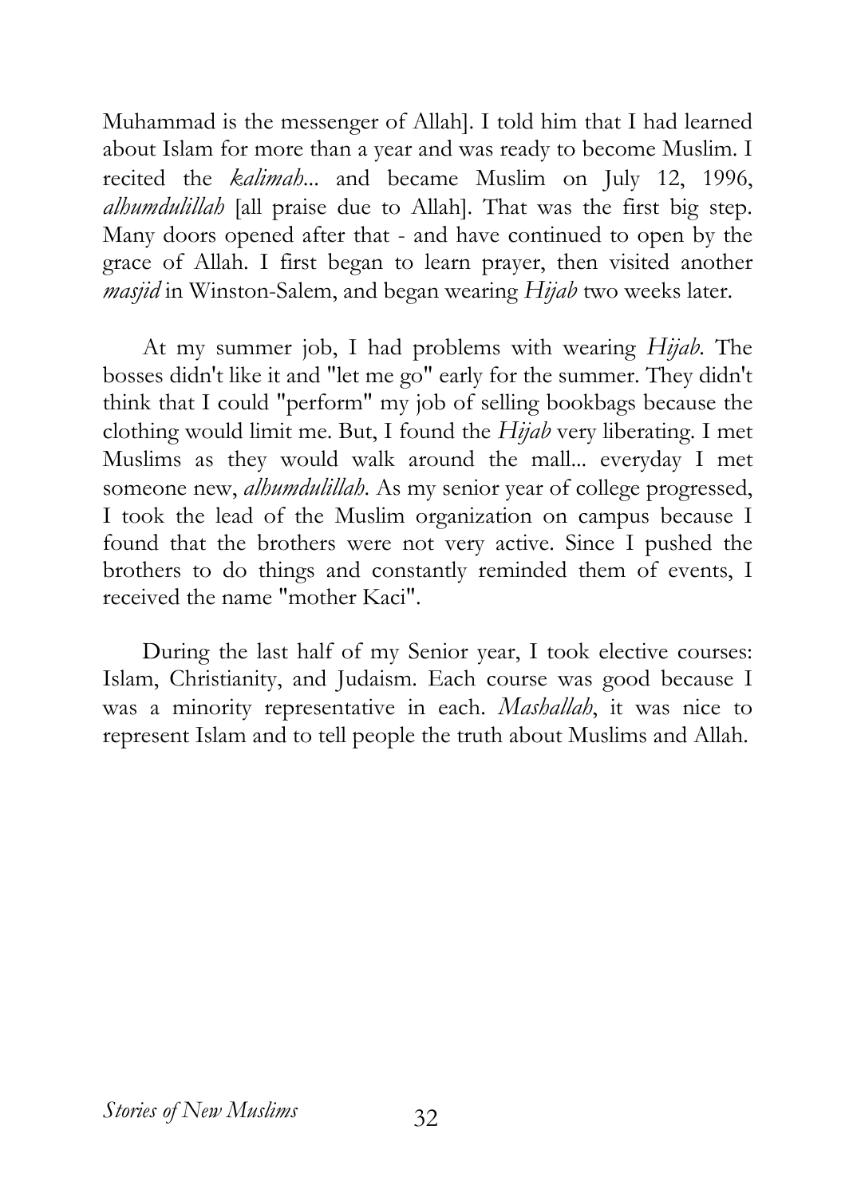Muhammad is the messenger of Allah]. I told him that I had learned about Islam for more than a year and was ready to become Muslim. I recited the *kalimah*... and became Muslim on July 12, 1996, *alhumdulillah* [all praise due to Allah]. That was the first big step. Many doors opened after that - and have continued to open by the grace of Allah. I first began to learn prayer, then visited another *masjid* in Winston-Salem, and began wearing *Hijab* two weeks later.

At my summer job, I had problems with wearing *Hijab*. The bosses didn't like it and "let me go" early for the summer. They didn't think that I could "perform" my job of selling bookbags because the clothing would limit me. But, I found the *Hijab* very liberating. I met Muslims as they would walk around the mall... everyday I met someone new, *alhumdulillah*. As my senior year of college progressed, I took the lead of the Muslim organization on campus because I found that the brothers were not very active. Since I pushed the brothers to do things and constantly reminded them of events, I received the name "mother Kaci".

During the last half of my Senior year, I took elective courses: Islam, Christianity, and Judaism. Each course was good because I was a minority representative in each. *Mashallah*, it was nice to represent Islam and to tell people the truth about Muslims and Allah.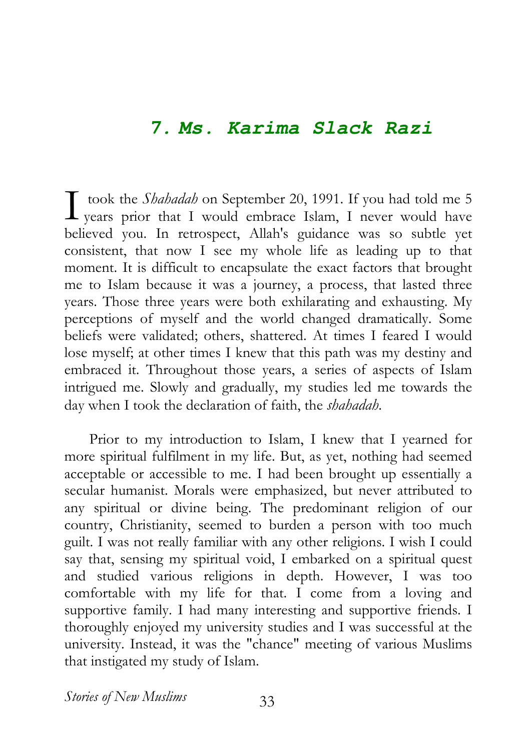## *7. Ms. Karima Slack Razi*

I took the *Shahadah* on September 20, 1991. If you had told me 5 years prior that I would embrace Islam, I never would have believed you. In retrospect, Allah's guidance was so subtle yet consistent, that now I see my whole life as leading up to that moment. It is difficult to encapsulate the exact factors that brought me to Islam because it was a journey, a process, that lasted three years. Those three years were both exhilarating and exhausting. My perceptions of myself and the world changed dramatically. Some beliefs were validated; others, shattered. At times I feared I would lose myself; at other times I knew that this path was my destiny and embraced it. Throughout those years, a series of aspects of Islam intrigued me. Slowly and gradually, my studies led me towards the day when I took the declaration of faith, the *shahadah*.

Prior to my introduction to Islam, I knew that I yearned for more spiritual fulfilment in my life. But, as yet, nothing had seemed acceptable or accessible to me. I had been brought up essentially a secular humanist. Morals were emphasized, but never attributed to any spiritual or divine being. The predominant religion of our country, Christianity, seemed to burden a person with too much guilt. I was not really familiar with any other religions. I wish I could say that, sensing my spiritual void, I embarked on a spiritual quest and studied various religions in depth. However, I was too comfortable with my life for that. I come from a loving and supportive family. I had many interesting and supportive friends. I thoroughly enjoyed my university studies and I was successful at the university. Instead, it was the "chance" meeting of various Muslims that instigated my study of Islam.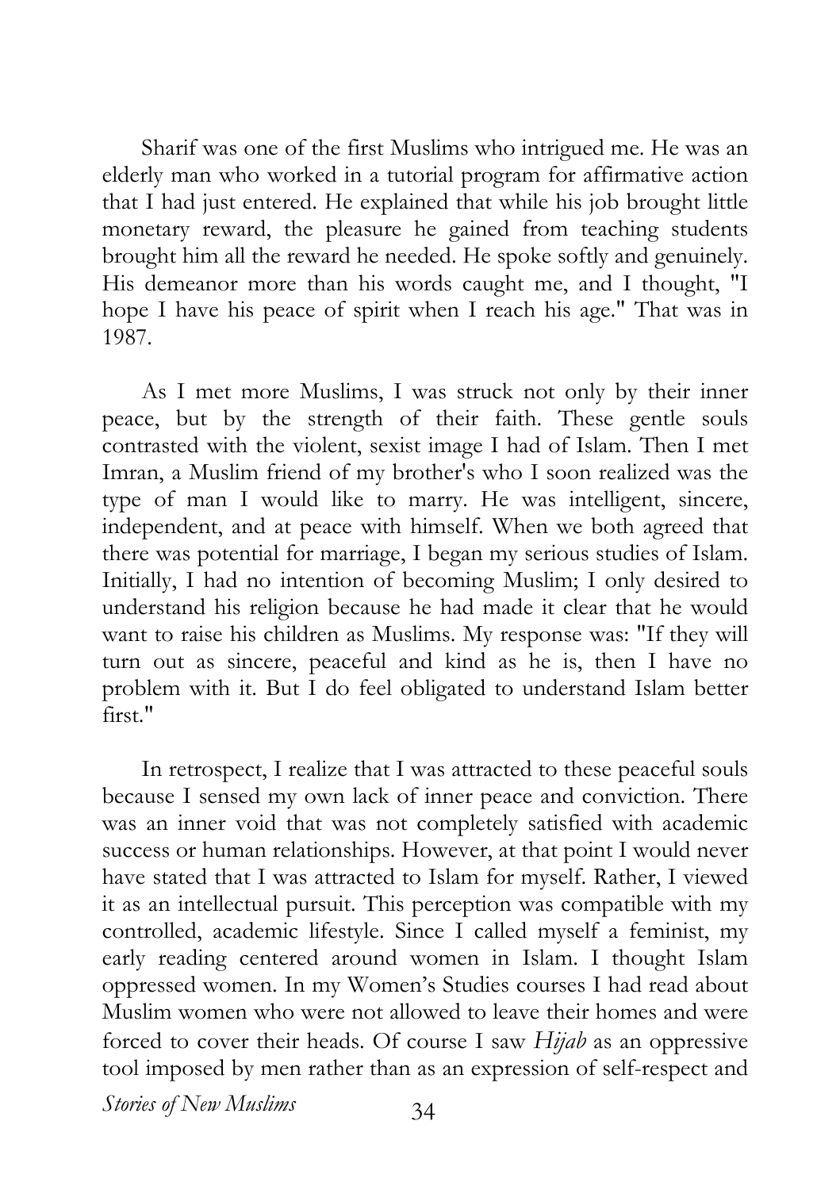Sharif was one of the first Muslims who intrigued me. He was an elderly man who worked in a tutorial program for affirmative action that I had just entered. He explained that while his job brought little monetary reward, the pleasure he gained from teaching students brought him all the reward he needed. He spoke softly and genuinely. His demeanor more than his words caught me, and I thought, "I hope I have his peace of spirit when I reach his age." That was in 1987.

As I met more Muslims, I was struck not only by their inner peace, but by the strength of their faith. These gentle souls contrasted with the violent, sexist image I had of Islam. Then I met Imran, a Muslim friend of my brother's who I soon realized was the type of man I would like to marry. He was intelligent, sincere, independent, and at peace with himself. When we both agreed that there was potential for marriage, I began my serious studies of Islam. Initially, I had no intention of becoming Muslim; I only desired to understand his religion because he had made it clear that he would want to raise his children as Muslims. My response was: "If they will turn out as sincere, peaceful and kind as he is, then I have no problem with it. But I do feel obligated to understand Islam better first."

In retrospect, I realize that I was attracted to these peaceful souls because I sensed my own lack of inner peace and conviction. There was an inner void that was not completely satisfied with academic success or human relationships. However, at that point I would never have stated that I was attracted to Islam for myself. Rather, I viewed it as an intellectual pursuit. This perception was compatible with my controlled, academic lifestyle. Since I called myself a feminist, my early reading centered around women in Islam. I thought Islam oppressed women. In my Women's Studies courses I had read about Muslim women who were not allowed to leave their homes and were forced to cover their heads. Of course I saw *Hijab* as an oppressive tool imposed by men rather than as an expression of self-respect and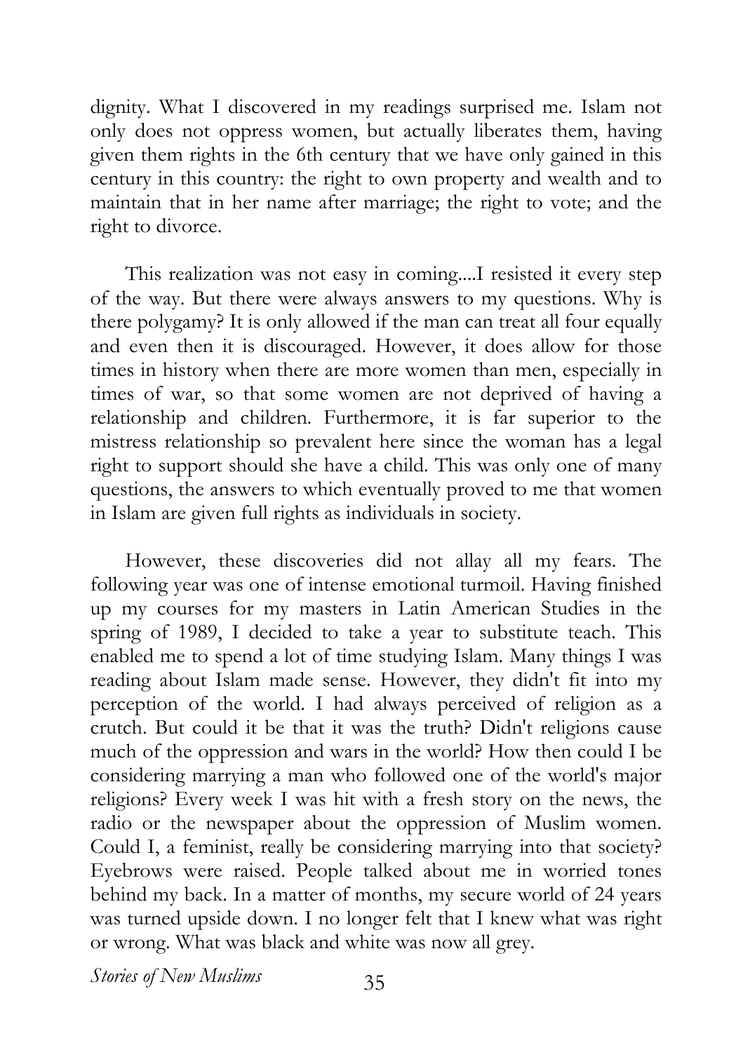dignity. What I discovered in my readings surprised me. Islam not only does not oppress women, but actually liberates them, having given them rights in the 6th century that we have only gained in this century in this country: the right to own property and wealth and to maintain that in her name after marriage; the right to vote; and the right to divorce.

This realization was not easy in coming....I resisted it every step of the way. But there were always answers to my questions. Why is there polygamy? It is only allowed if the man can treat all four equally and even then it is discouraged. However, it does allow for those times in history when there are more women than men, especially in times of war, so that some women are not deprived of having a relationship and children. Furthermore, it is far superior to the mistress relationship so prevalent here since the woman has a legal right to support should she have a child. This was only one of many questions, the answers to which eventually proved to me that women in Islam are given full rights as individuals in society.

However, these discoveries did not allay all my fears. The following year was one of intense emotional turmoil. Having finished up my courses for my masters in Latin American Studies in the spring of 1989, I decided to take a year to substitute teach. This enabled me to spend a lot of time studying Islam. Many things I was reading about Islam made sense. However, they didn't fit into my perception of the world. I had always perceived of religion as a crutch. But could it be that it was the truth? Didn't religions cause much of the oppression and wars in the world? How then could I be considering marrying a man who followed one of the world's major religions? Every week I was hit with a fresh story on the news, the radio or the newspaper about the oppression of Muslim women. Could I, a feminist, really be considering marrying into that society? Eyebrows were raised. People talked about me in worried tones behind my back. In a matter of months, my secure world of 24 years was turned upside down. I no longer felt that I knew what was right or wrong. What was black and white was now all grey.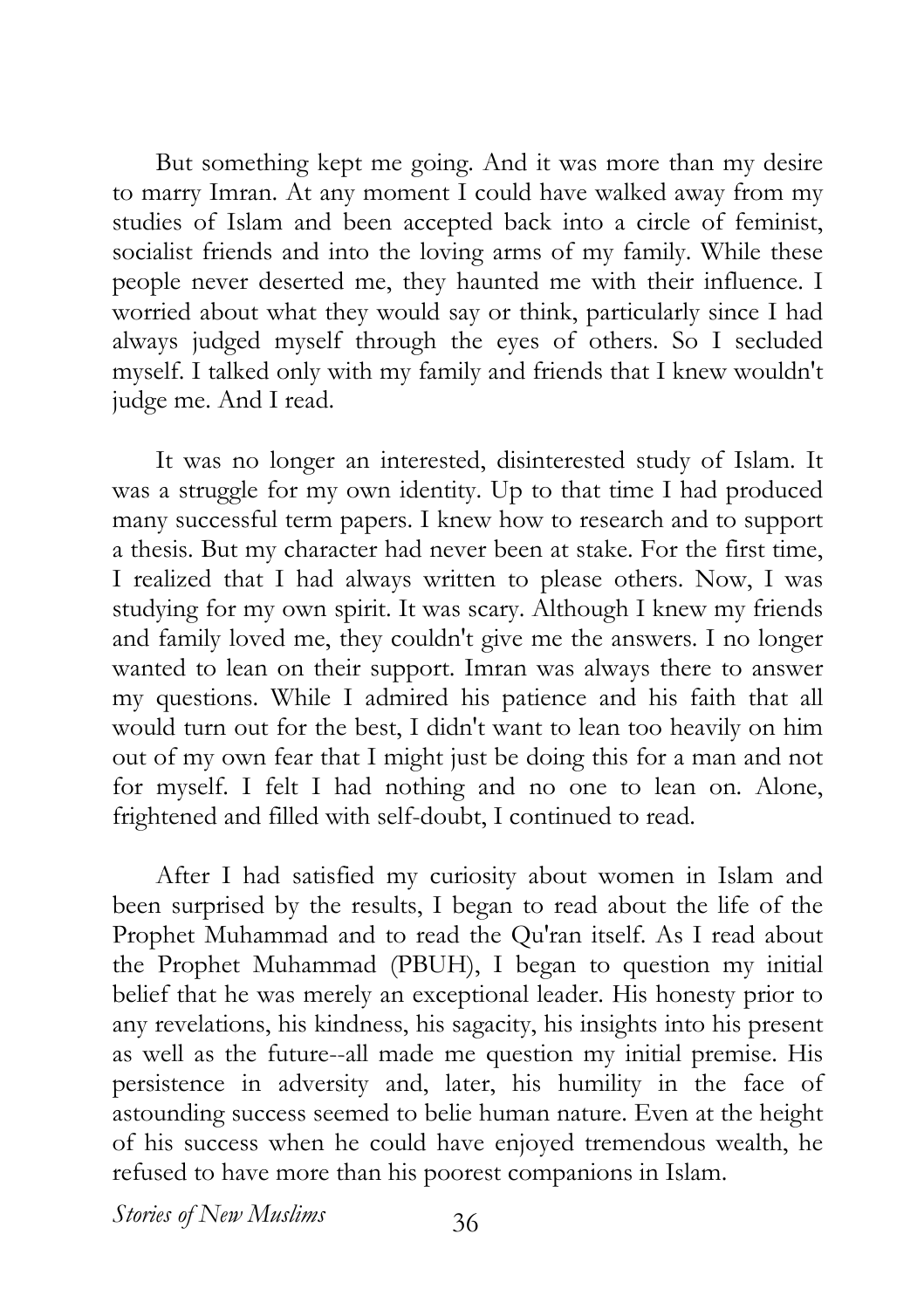But something kept me going. And it was more than my desire to marry Imran. At any moment I could have walked away from my studies of Islam and been accepted back into a circle of feminist, socialist friends and into the loving arms of my family. While these people never deserted me, they haunted me with their influence. I worried about what they would say or think, particularly since I had always judged myself through the eyes of others. So I secluded myself. I talked only with my family and friends that I knew wouldn't judge me. And I read.

It was no longer an interested, disinterested study of Islam. It was a struggle for my own identity. Up to that time I had produced many successful term papers. I knew how to research and to support a thesis. But my character had never been at stake. For the first time, I realized that I had always written to please others. Now, I was studying for my own spirit. It was scary. Although I knew my friends and family loved me, they couldn't give me the answers. I no longer wanted to lean on their support. Imran was always there to answer my questions. While I admired his patience and his faith that all would turn out for the best, I didn't want to lean too heavily on him out of my own fear that I might just be doing this for a man and not for myself. I felt I had nothing and no one to lean on. Alone, frightened and filled with self-doubt, I continued to read.

After I had satisfied my curiosity about women in Islam and been surprised by the results, I began to read about the life of the Prophet Muhammad and to read the Qu'ran itself. As I read about the Prophet Muhammad (PBUH), I began to question my initial belief that he was merely an exceptional leader. His honesty prior to any revelations, his kindness, his sagacity, his insights into his present as well as the future--all made me question my initial premise. His persistence in adversity and, later, his humility in the face of astounding success seemed to belie human nature. Even at the height of his success when he could have enjoyed tremendous wealth, he refused to have more than his poorest companions in Islam.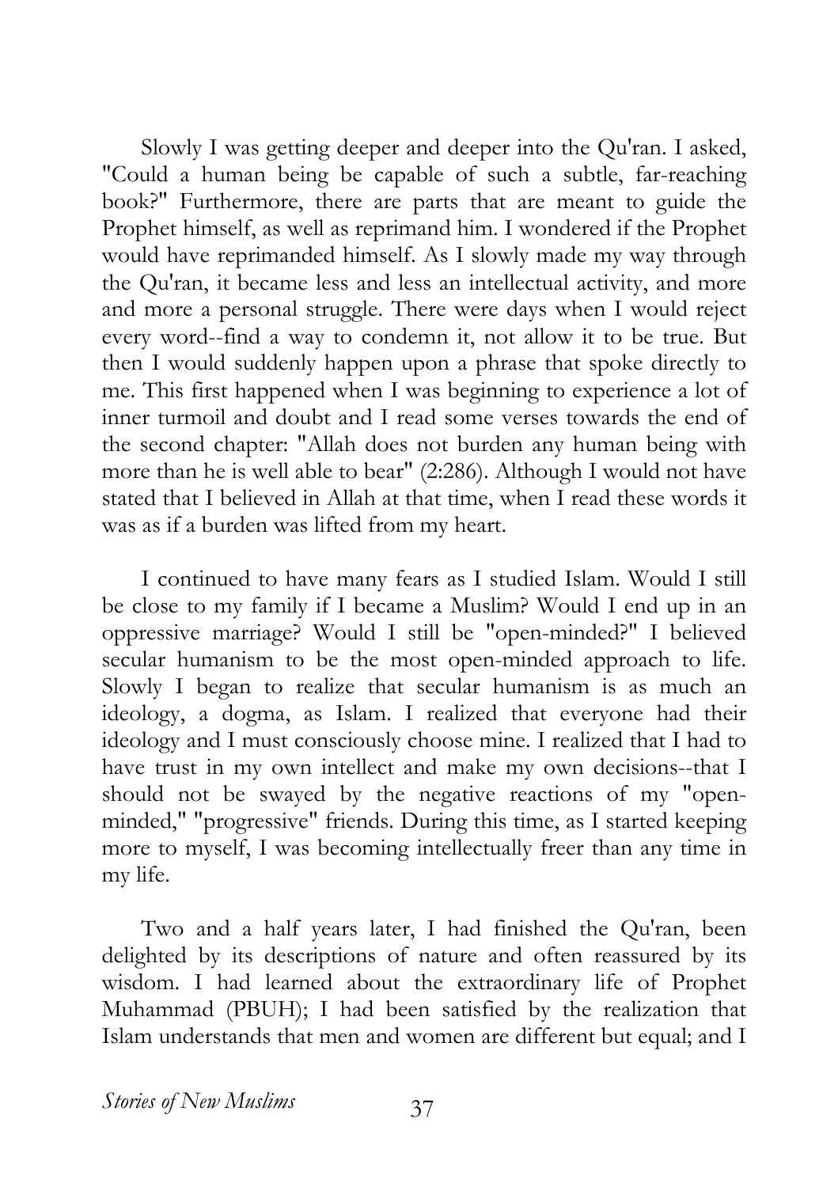Slowly I was getting deeper and deeper into the Qu'ran. I asked, "Could a human being be capable of such a subtle, far-reaching book?" Furthermore, there are parts that are meant to guide the Prophet himself, as well as reprimand him. I wondered if the Prophet would have reprimanded himself. As I slowly made my way through the Qu'ran, it became less and less an intellectual activity, and more and more a personal struggle. There were days when I would reject every word--find a way to condemn it, not allow it to be true. But then I would suddenly happen upon a phrase that spoke directly to me. This first happened when I was beginning to experience a lot of inner turmoil and doubt and I read some verses towards the end of the second chapter: "Allah does not burden any human being with more than he is well able to bear" (2:286). Although I would not have stated that I believed in Allah at that time, when I read these words it was as if a burden was lifted from my heart.

I continued to have many fears as I studied Islam. Would I still be close to my family if I became a Muslim? Would I end up in an oppressive marriage? Would I still be "open-minded?" I believed secular humanism to be the most open-minded approach to life. Slowly I began to realize that secular humanism is as much an ideology, a dogma, as Islam. I realized that everyone had their ideology and I must consciously choose mine. I realized that I had to have trust in my own intellect and make my own decisions--that I should not be swayed by the negative reactions of my "open-minded," "progressive" friends. During this time, as I started keeping more to myself, I was becoming intellectually freer than any time in my life.

Two and a half years later, I had finished the Qu'ran, been delighted by its descriptions of nature and often reassured by its wisdom. I had learned about the extraordinary life of Prophet Muhammad (PBUH); I had been satisfied by the realization that Islam understands that men and women are different but equal; and I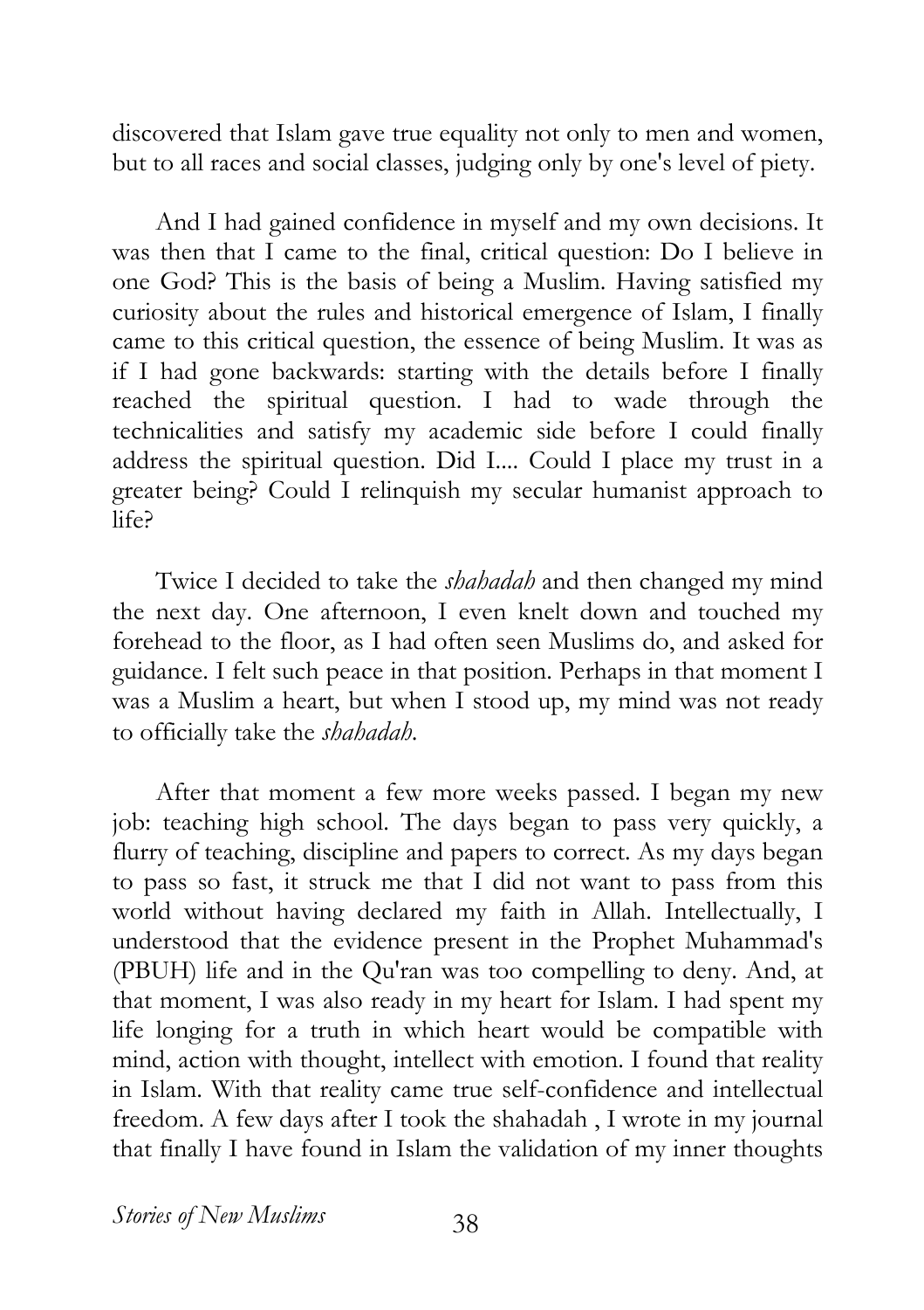discovered that Islam gave true equality not only to men and women, but to all races and social classes, judging only by one's level of piety.

And I had gained confidence in myself and my own decisions. It was then that I came to the final, critical question: Do I believe in one God? This is the basis of being a Muslim. Having satisfied my curiosity about the rules and historical emergence of Islam, I finally came to this critical question, the essence of being Muslim. It was as if I had gone backwards: starting with the details before I finally reached the spiritual question. I had to wade through the technicalities and satisfy my academic side before I could finally address the spiritual question. Did I.... Could I place my trust in a greater being? Could I relinquish my secular humanist approach to life?

Twice I decided to take the *shahadah* and then changed my mind the next day. One afternoon, I even knelt down and touched my forehead to the floor, as I had often seen Muslims do, and asked for guidance. I felt such peace in that position. Perhaps in that moment I was a Muslim a heart, but when I stood up, my mind was not ready to officially take the *shahadah*.

After that moment a few more weeks passed. I began my new job: teaching high school. The days began to pass very quickly, a flurry of teaching, discipline and papers to correct. As my days began to pass so fast, it struck me that I did not want to pass from this world without having declared my faith in Allah. Intellectually, I understood that the evidence present in the Prophet Muhammad's (PBUH) life and in the Qu'ran was too compelling to deny. And, at that moment, I was also ready in my heart for Islam. I had spent my life longing for a truth in which heart would be compatible with mind, action with thought, intellect with emotion. I found that reality in Islam. With that reality came true self-confidence and intellectual freedom. A few days after I took the shahadah , I wrote in my journal that finally I have found in Islam the validation of my inner thoughts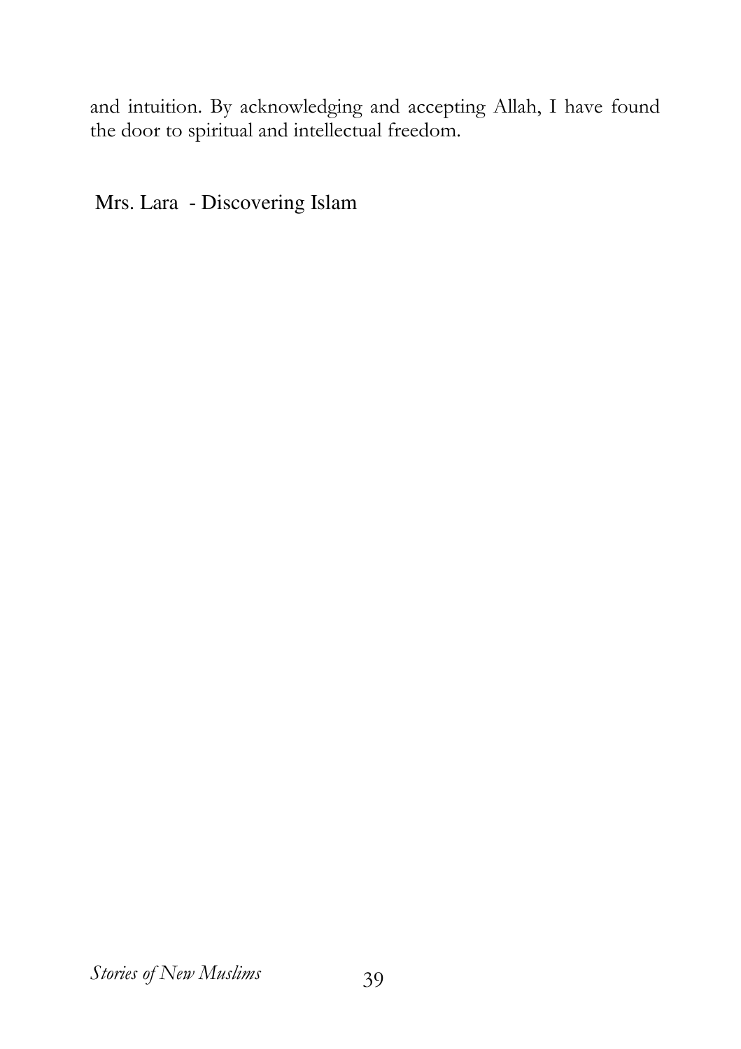and intuition. By acknowledging and accepting Allah, I have found the door to spiritual and intellectual freedom.

Mrs. Lara - Discovering Islam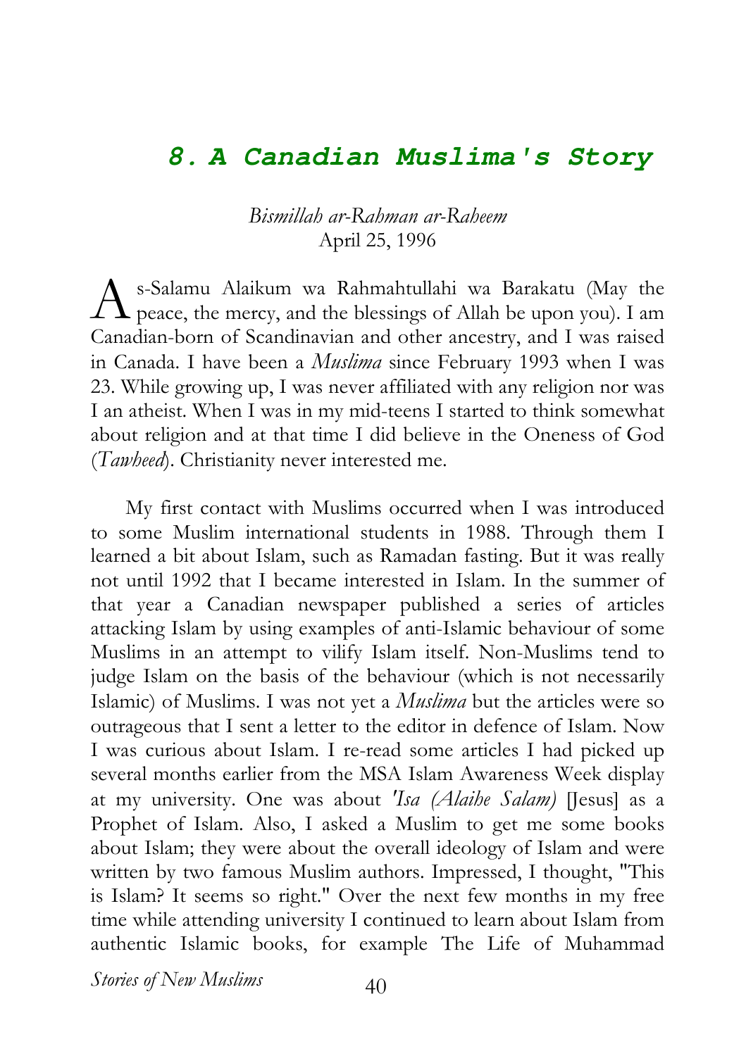## *8. A Canadian Muslima's Story*

*Bismillah ar-Rahman ar-Raheem*
April 25, 1996

As-Salamu Alaikum wa Rahmahtullahi wa Barakatu (May the peace, the mercy, and the blessings of Allah be upon you). I am Canadian-born of Scandinavian and other ancestry, and I was raised in Canada. I have been a *Muslima* since February 1993 when I was 23. While growing up, I was never affiliated with any religion nor was I an atheist. When I was in my mid-teens I started to think somewhat about religion and at that time I did believe in the Oneness of God (*Tawheed*). Christianity never interested me.

My first contact with Muslims occurred when I was introduced to some Muslim international students in 1988. Through them I learned a bit about Islam, such as Ramadan fasting. But it was really not until 1992 that I became interested in Islam. In the summer of that year a Canadian newspaper published a series of articles attacking Islam by using examples of anti-Islamic behaviour of some Muslims in an attempt to vilify Islam itself. Non-Muslims tend to judge Islam on the basis of the behaviour (which is not necessarily Islamic) of Muslims. I was not yet a *Muslima* but the articles were so outrageous that I sent a letter to the editor in defence of Islam. Now I was curious about Islam. I re-read some articles I had picked up several months earlier from the MSA Islam Awareness Week display at my university. One was about *'Isa (Alaihe Salam)* [Jesus] as a Prophet of Islam. Also, I asked a Muslim to get me some books about Islam; they were about the overall ideology of Islam and were written by two famous Muslim authors. Impressed, I thought, "This is Islam? It seems so right." Over the next few months in my free time while attending university I continued to learn about Islam from authentic Islamic books, for example The Life of Muhammad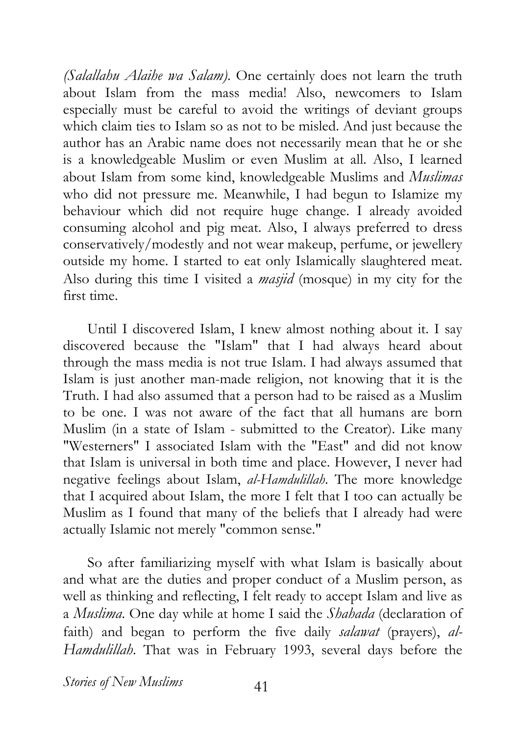*(Salallahu Alaihe wa Salam)*. One certainly does not learn the truth about Islam from the mass media! Also, newcomers to Islam especially must be careful to avoid the writings of deviant groups which claim ties to Islam so as not to be misled. And just because the author has an Arabic name does not necessarily mean that he or she is a knowledgeable Muslim or even Muslim at all. Also, I learned about Islam from some kind, knowledgeable Muslims and *Muslimas* who did not pressure me. Meanwhile, I had begun to Islamize my behaviour which did not require huge change. I already avoided consuming alcohol and pig meat. Also, I always preferred to dress conservatively/modestly and not wear makeup, perfume, or jewellery outside my home. I started to eat only Islamically slaughtered meat. Also during this time I visited a *masjid* (mosque) in my city for the first time.

Until I discovered Islam, I knew almost nothing about it. I say discovered because the "Islam" that I had always heard about through the mass media is not true Islam. I had always assumed that Islam is just another man-made religion, not knowing that it is the Truth. I had also assumed that a person had to be raised as a Muslim to be one. I was not aware of the fact that all humans are born Muslim (in a state of Islam - submitted to the Creator). Like many "Westerners" I associated Islam with the "East" and did not know that Islam is universal in both time and place. However, I never had negative feelings about Islam, *al-Hamdulillah*. The more knowledge that I acquired about Islam, the more I felt that I too can actually be Muslim as I found that many of the beliefs that I already had were actually Islamic not merely "common sense."

So after familiarizing myself with what Islam is basically about and what are the duties and proper conduct of a Muslim person, as well as thinking and reflecting, I felt ready to accept Islam and live as a *Muslima*. One day while at home I said the *Shahada* (declaration of faith) and began to perform the five daily *salawat* (prayers), *al-Hamdulillah*. That was in February 1993, several days before the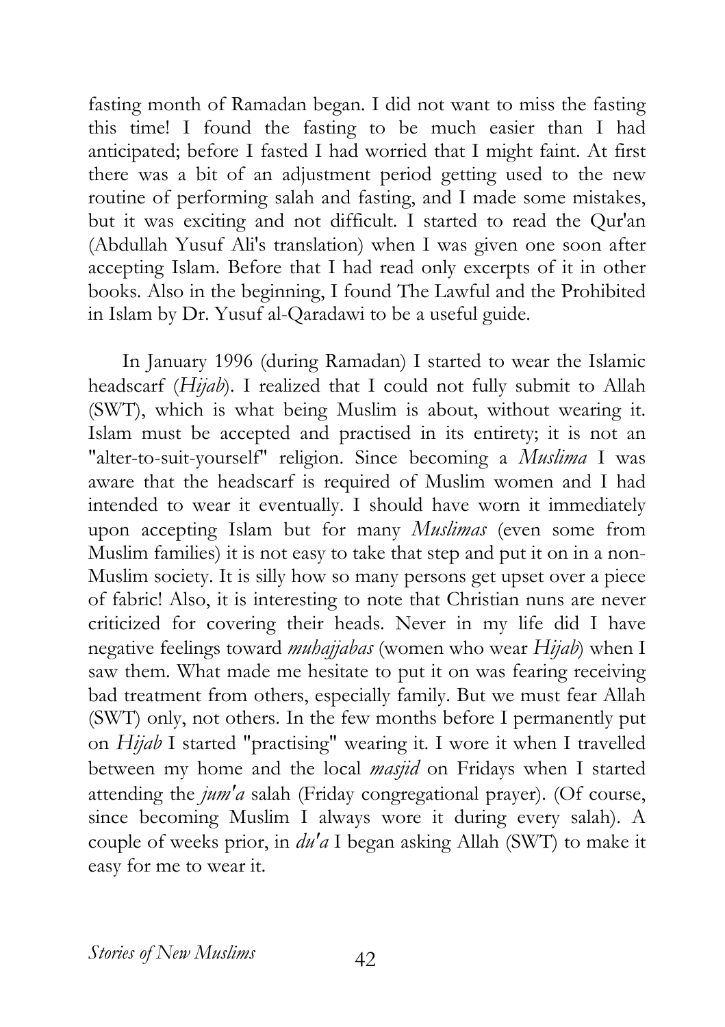fasting month of Ramadan began. I did not want to miss the fasting this time! I found the fasting to be much easier than I had anticipated; before I fasted I had worried that I might faint. At first there was a bit of an adjustment period getting used to the new routine of performing salah and fasting, and I made some mistakes, but it was exciting and not difficult. I started to read the Qur'an (Abdullah Yusuf Ali's translation) when I was given one soon after accepting Islam. Before that I had read only excerpts of it in other books. Also in the beginning, I found The Lawful and the Prohibited in Islam by Dr. Yusuf al-Qaradawi to be a useful guide.

In January 1996 (during Ramadan) I started to wear the Islamic headscarf (*Hijab*). I realized that I could not fully submit to Allah (SWT), which is what being Muslim is about, without wearing it. Islam must be accepted and practised in its entirety; it is not an "alter-to-suit-yourself" religion. Since becoming a *Muslima* I was aware that the headscarf is required of Muslim women and I had intended to wear it eventually. I should have worn it immediately upon accepting Islam but for many *Muslimas* (even some from Muslim families) it is not easy to take that step and put it on in a non-Muslim society. It is silly how so many persons get upset over a piece of fabric! Also, it is interesting to note that Christian nuns are never criticized for covering their heads. Never in my life did I have negative feelings toward *muhajjabas* (women who wear *Hijab*) when I saw them. What made me hesitate to put it on was fearing receiving bad treatment from others, especially family. But we must fear Allah (SWT) only, not others. In the few months before I permanently put on *Hijab* I started "practising" wearing it. I wore it when I travelled between my home and the local *masjid* on Fridays when I started attending the *jum'a* salah (Friday congregational prayer). (Of course, since becoming Muslim I always wore it during every salah). A couple of weeks prior, in *du'a* I began asking Allah (SWT) to make it easy for me to wear it.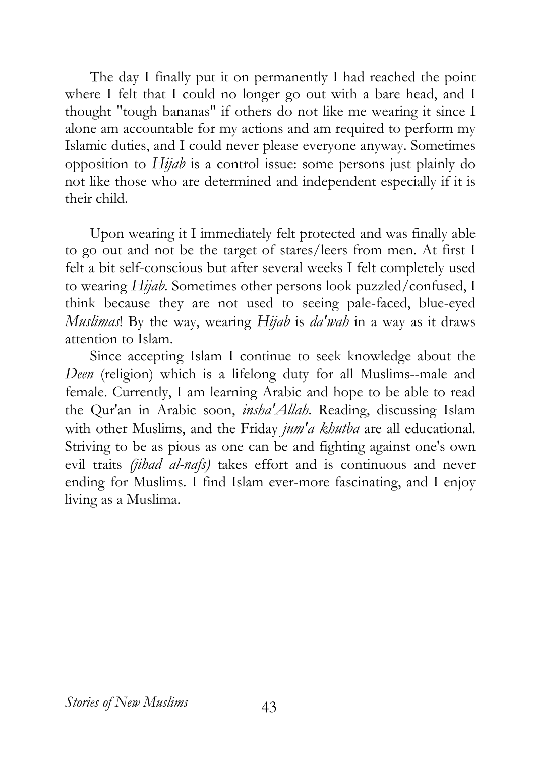The day I finally put it on permanently I had reached the point where I felt that I could no longer go out with a bare head, and I thought "tough bananas" if others do not like me wearing it since I alone am accountable for my actions and am required to perform my Islamic duties, and I could never please everyone anyway. Sometimes opposition to *Hijab* is a control issue: some persons just plainly do not like those who are determined and independent especially if it is their child.

Upon wearing it I immediately felt protected and was finally able to go out and not be the target of stares/leers from men. At first I felt a bit self-conscious but after several weeks I felt completely used to wearing *Hijab*. Sometimes other persons look puzzled/confused, I think because they are not used to seeing pale-faced, blue-eyed *Muslimas*! By the way, wearing *Hijab* is *da'wah* in a way as it draws attention to Islam.

Since accepting Islam I continue to seek knowledge about the *Deen* (religion) which is a lifelong duty for all Muslims--male and female. Currently, I am learning Arabic and hope to be able to read the Qur'an in Arabic soon, *insha'Allah*. Reading, discussing Islam with other Muslims, and the Friday *jum'a khutba* are all educational. Striving to be as pious as one can be and fighting against one's own evil traits *(jihad al-nafs)* takes effort and is continuous and never ending for Muslims. I find Islam ever-more fascinating, and I enjoy living as a Muslima.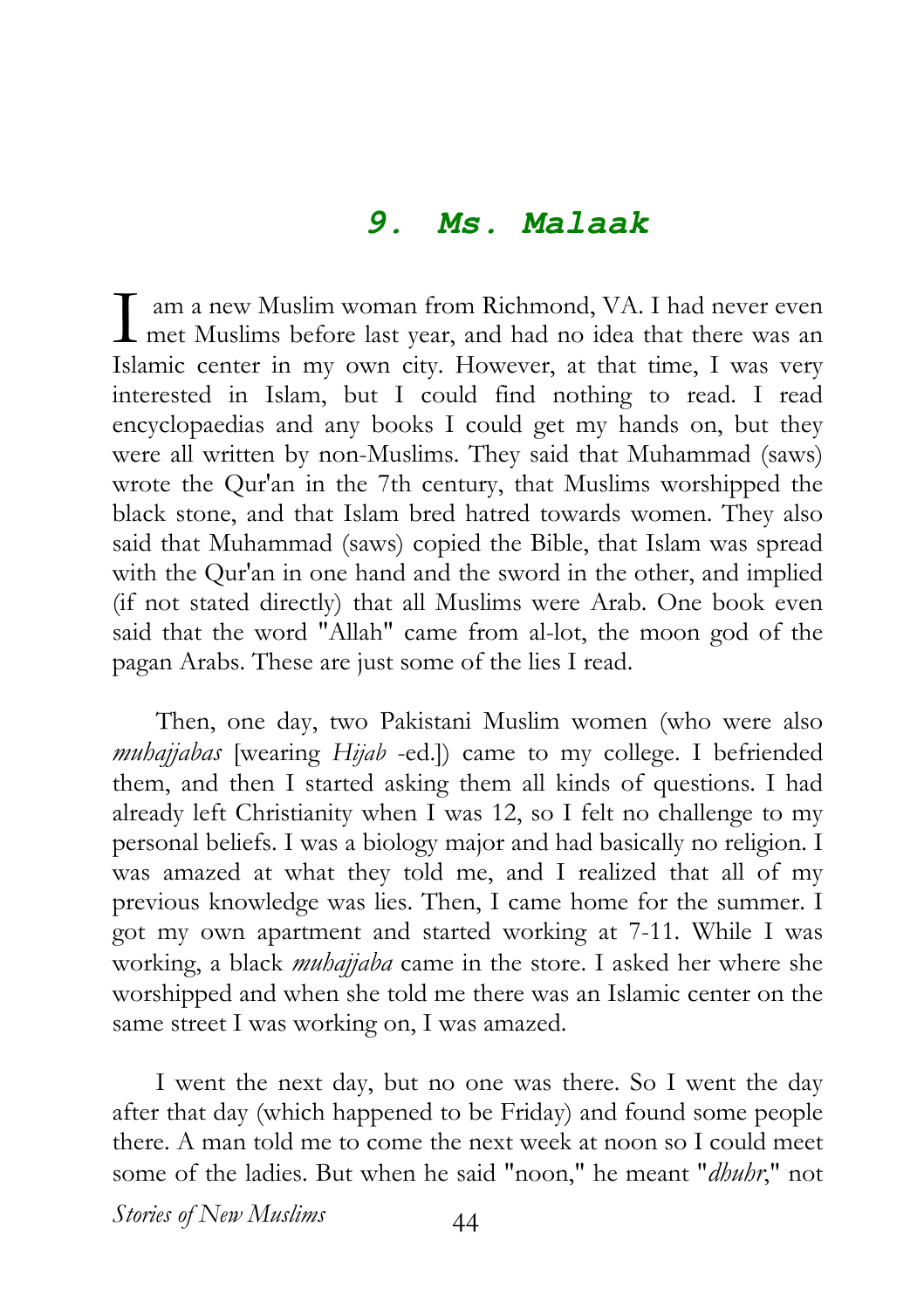## *9. Ms. Malaak*

I am a new Muslim woman from Richmond, VA. I had never even met Muslims before last year, and had no idea that there was an Islamic center in my own city. However, at that time, I was very interested in Islam, but I could find nothing to read. I read encyclopaedias and any books I could get my hands on, but they were all written by non-Muslims. They said that Muhammad (saws) wrote the Qur'an in the 7th century, that Muslims worshipped the black stone, and that Islam bred hatred towards women. They also said that Muhammad (saws) copied the Bible, that Islam was spread with the Qur'an in one hand and the sword in the other, and implied (if not stated directly) that all Muslims were Arab. One book even said that the word "Allah" came from al-lot, the moon god of the pagan Arabs. These are just some of the lies I read.

Then, one day, two Pakistani Muslim women (who were also *muhajjabas* [wearing *Hijab* -ed.]) came to my college. I befriended them, and then I started asking them all kinds of questions. I had already left Christianity when I was 12, so I felt no challenge to my personal beliefs. I was a biology major and had basically no religion. I was amazed at what they told me, and I realized that all of my previous knowledge was lies. Then, I came home for the summer. I got my own apartment and started working at 7-11. While I was working, a black *muhajjaba* came in the store. I asked her where she worshipped and when she told me there was an Islamic center on the same street I was working on, I was amazed.

I went the next day, but no one was there. So I went the day after that day (which happened to be Friday) and found some people there. A man told me to come the next week at noon so I could meet some of the ladies. But when he said "noon," he meant "*dhuhr*," not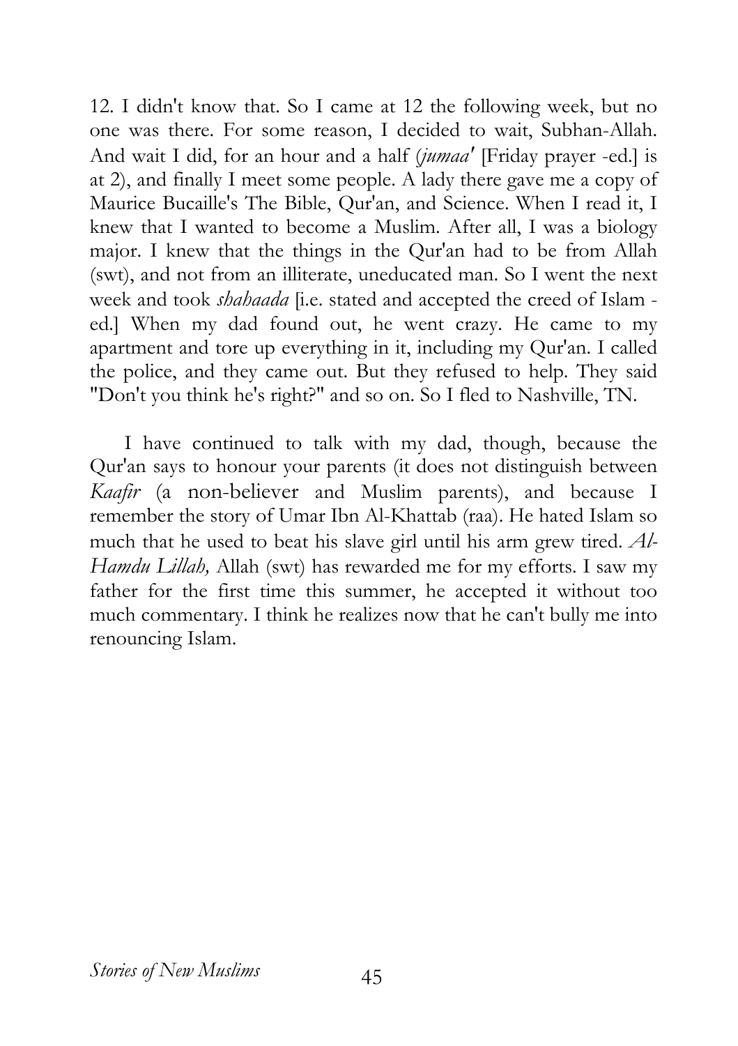12. I didn't know that. So I came at 12 the following week, but no one was there. For some reason, I decided to wait, Subhan-Allah. And wait I did, for an hour and a half (*jumaa'* [Friday prayer -ed.] is at 2), and finally I meet some people. A lady there gave me a copy of Maurice Bucaille's The Bible, Qur'an, and Science. When I read it, I knew that I wanted to become a Muslim. After all, I was a biology major. I knew that the things in the Qur'an had to be from Allah (swt), and not from an illiterate, uneducated man. So I went the next week and took *shahaada* [i.e. stated and accepted the creed of Islam - ed.] When my dad found out, he went crazy. He came to my apartment and tore up everything in it, including my Qur'an. I called the police, and they came out. But they refused to help. They said "Don't you think he's right?" and so on. So I fled to Nashville, TN.

I have continued to talk with my dad, though, because the Qur'an says to honour your parents (it does not distinguish between *Kaafir* (a non-believer and Muslim parents), and because I remember the story of Umar Ibn Al-Khattab (raa). He hated Islam so much that he used to beat his slave girl until his arm grew tired. *Al-Hamdu Lillah,* Allah (swt) has rewarded me for my efforts. I saw my father for the first time this summer, he accepted it without too much commentary. I think he realizes now that he can't bully me into renouncing Islam.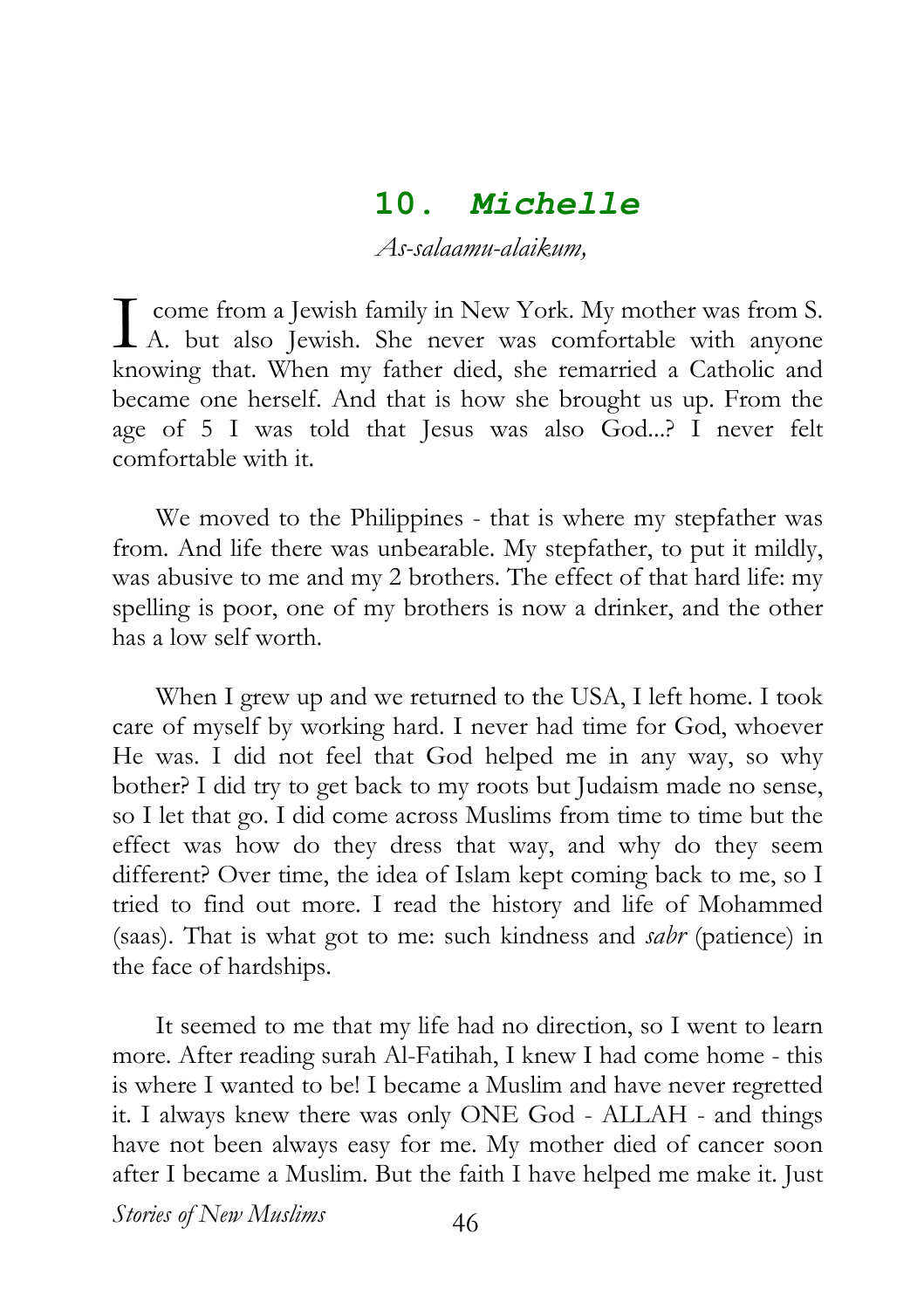## 10. *Michelle*

*As-salaamu-alaikum,*

I come from a Jewish family in New York. My mother was from S. A. but also Jewish. She never was comfortable with anyone knowing that. When my father died, she remarried a Catholic and became one herself. And that is how she brought us up. From the age of 5 I was told that Jesus was also God...? I never felt comfortable with it.

We moved to the Philippines - that is where my stepfather was from. And life there was unbearable. My stepfather, to put it mildly, was abusive to me and my 2 brothers. The effect of that hard life: my spelling is poor, one of my brothers is now a drinker, and the other has a low self worth.

When I grew up and we returned to the USA, I left home. I took care of myself by working hard. I never had time for God, whoever He was. I did not feel that God helped me in any way, so why bother? I did try to get back to my roots but Judaism made no sense, so I let that go. I did come across Muslims from time to time but the effect was how do they dress that way, and why do they seem different? Over time, the idea of Islam kept coming back to me, so I tried to find out more. I read the history and life of Mohammed (saas). That is what got to me: such kindness and *sabr* (patience) in the face of hardships.

It seemed to me that my life had no direction, so I went to learn more. After reading surah Al-Fatihah, I knew I had come home - this is where I wanted to be! I became a Muslim and have never regretted it. I always knew there was only ONE God - ALLAH - and things have not been always easy for me. My mother died of cancer soon after I became a Muslim. But the faith I have helped me make it. Just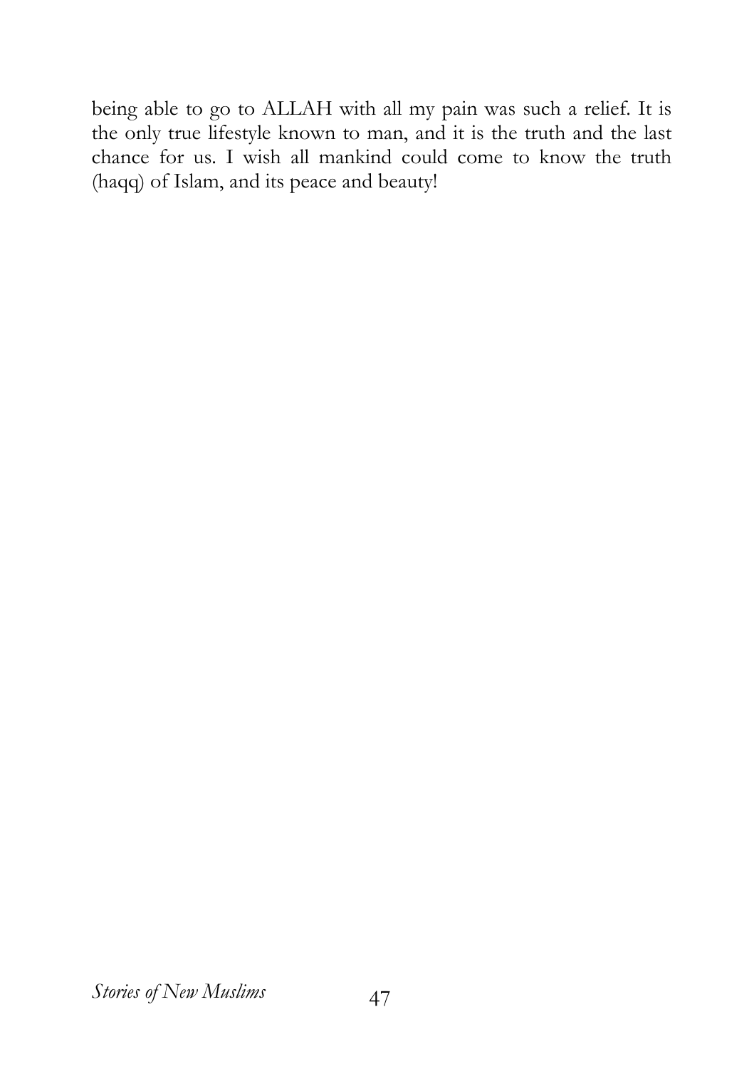being able to go to ALLAH with all my pain was such a relief. It is the only true lifestyle known to man, and it is the truth and the last chance for us. I wish all mankind could come to know the truth (haqq) of Islam, and its peace and beauty!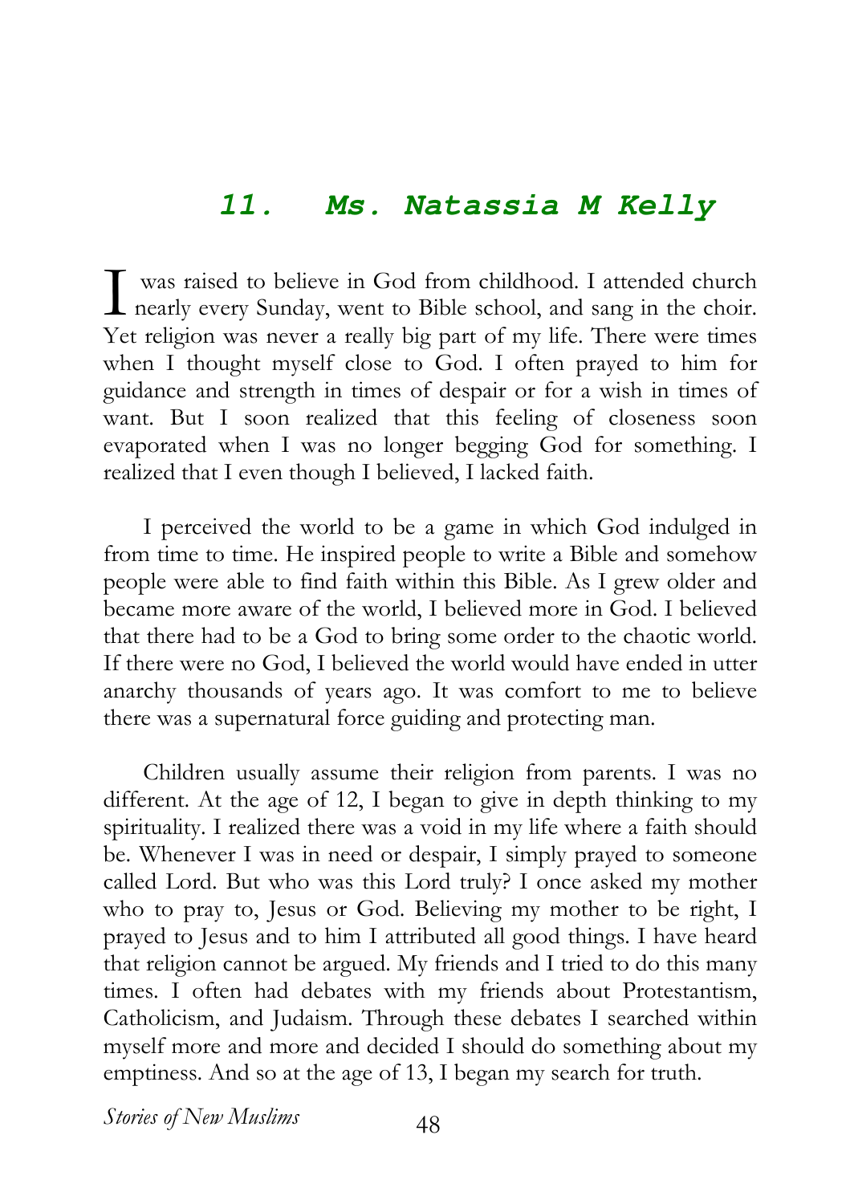## 11. Ms. Natassia M Kelly

I was raised to believe in God from childhood. I attended church nearly every Sunday, went to Bible school, and sang in the choir. Yet religion was never a really big part of my life. There were times when I thought myself close to God. I often prayed to him for guidance and strength in times of despair or for a wish in times of want. But I soon realized that this feeling of closeness soon evaporated when I was no longer begging God for something. I realized that I even though I believed, I lacked faith.

I perceived the world to be a game in which God indulged in from time to time. He inspired people to write a Bible and somehow people were able to find faith within this Bible. As I grew older and became more aware of the world, I believed more in God. I believed that there had to be a God to bring some order to the chaotic world. If there were no God, I believed the world would have ended in utter anarchy thousands of years ago. It was comfort to me to believe there was a supernatural force guiding and protecting man.

Children usually assume their religion from parents. I was no different. At the age of 12, I began to give in depth thinking to my spirituality. I realized there was a void in my life where a faith should be. Whenever I was in need or despair, I simply prayed to someone called Lord. But who was this Lord truly? I once asked my mother who to pray to, Jesus or God. Believing my mother to be right, I prayed to Jesus and to him I attributed all good things. I have heard that religion cannot be argued. My friends and I tried to do this many times. I often had debates with my friends about Protestantism, Catholicism, and Judaism. Through these debates I searched within myself more and more and decided I should do something about my emptiness. And so at the age of 13, I began my search for truth.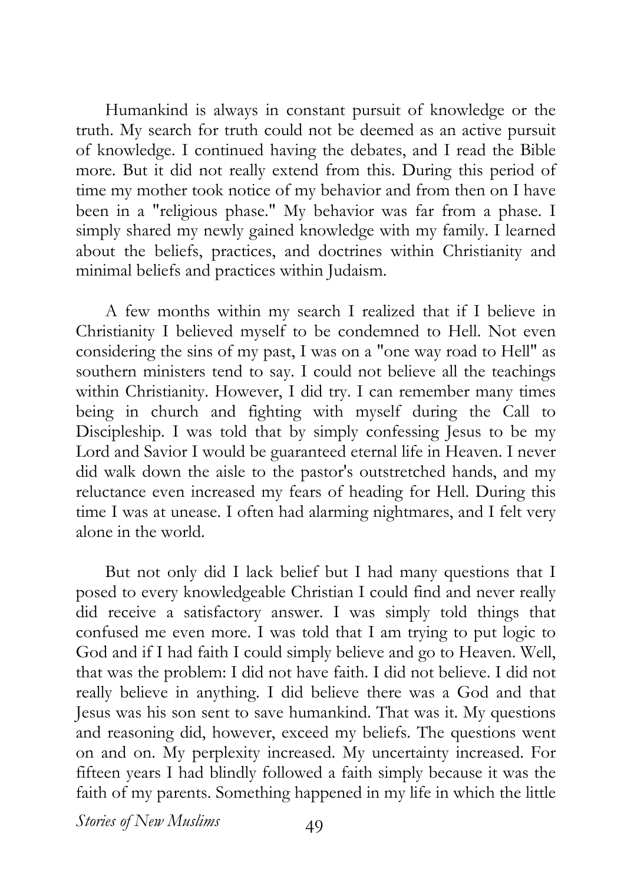Humankind is always in constant pursuit of knowledge or the truth. My search for truth could not be deemed as an active pursuit of knowledge. I continued having the debates, and I read the Bible more. But it did not really extend from this. During this period of time my mother took notice of my behavior and from then on I have been in a "religious phase." My behavior was far from a phase. I simply shared my newly gained knowledge with my family. I learned about the beliefs, practices, and doctrines within Christianity and minimal beliefs and practices within Judaism.

A few months within my search I realized that if I believe in Christianity I believed myself to be condemned to Hell. Not even considering the sins of my past, I was on a "one way road to Hell" as southern ministers tend to say. I could not believe all the teachings within Christianity. However, I did try. I can remember many times being in church and fighting with myself during the Call to Discipleship. I was told that by simply confessing Jesus to be my Lord and Savior I would be guaranteed eternal life in Heaven. I never did walk down the aisle to the pastor's outstretched hands, and my reluctance even increased my fears of heading for Hell. During this time I was at unease. I often had alarming nightmares, and I felt very alone in the world.

But not only did I lack belief but I had many questions that I posed to every knowledgeable Christian I could find and never really did receive a satisfactory answer. I was simply told things that confused me even more. I was told that I am trying to put logic to God and if I had faith I could simply believe and go to Heaven. Well, that was the problem: I did not have faith. I did not believe. I did not really believe in anything. I did believe there was a God and that Jesus was his son sent to save humankind. That was it. My questions and reasoning did, however, exceed my beliefs. The questions went on and on. My perplexity increased. My uncertainty increased. For fifteen years I had blindly followed a faith simply because it was the faith of my parents. Something happened in my life in which the little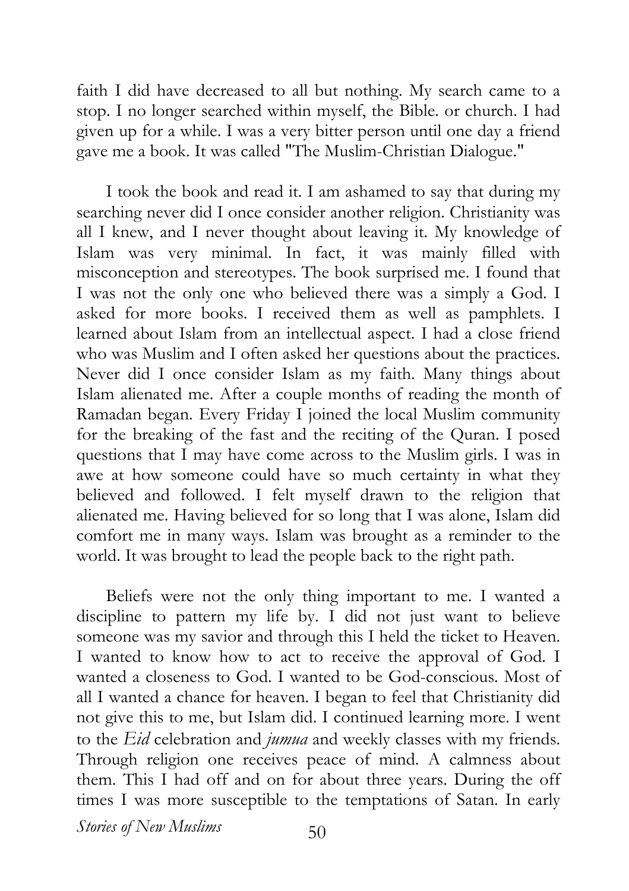faith I did have decreased to all but nothing. My search came to a stop. I no longer searched within myself, the Bible. or church. I had given up for a while. I was a very bitter person until one day a friend gave me a book. It was called "The Muslim-Christian Dialogue."

I took the book and read it. I am ashamed to say that during my searching never did I once consider another religion. Christianity was all I knew, and I never thought about leaving it. My knowledge of Islam was very minimal. In fact, it was mainly filled with misconception and stereotypes. The book surprised me. I found that I was not the only one who believed there was a simply a God. I asked for more books. I received them as well as pamphlets. I learned about Islam from an intellectual aspect. I had a close friend who was Muslim and I often asked her questions about the practices. Never did I once consider Islam as my faith. Many things about Islam alienated me. After a couple months of reading the month of Ramadan began. Every Friday I joined the local Muslim community for the breaking of the fast and the reciting of the Quran. I posed questions that I may have come across to the Muslim girls. I was in awe at how someone could have so much certainty in what they believed and followed. I felt myself drawn to the religion that alienated me. Having believed for so long that I was alone, Islam did comfort me in many ways. Islam was brought as a reminder to the world. It was brought to lead the people back to the right path.

Beliefs were not the only thing important to me. I wanted a discipline to pattern my life by. I did not just want to believe someone was my savior and through this I held the ticket to Heaven. I wanted to know how to act to receive the approval of God. I wanted a closeness to God. I wanted to be God-conscious. Most of all I wanted a chance for heaven. I began to feel that Christianity did not give this to me, but Islam did. I continued learning more. I went to the *Eid* celebration and *jumua* and weekly classes with my friends. Through religion one receives peace of mind. A calmness about them. This I had off and on for about three years. During the off times I was more susceptible to the temptations of Satan. In early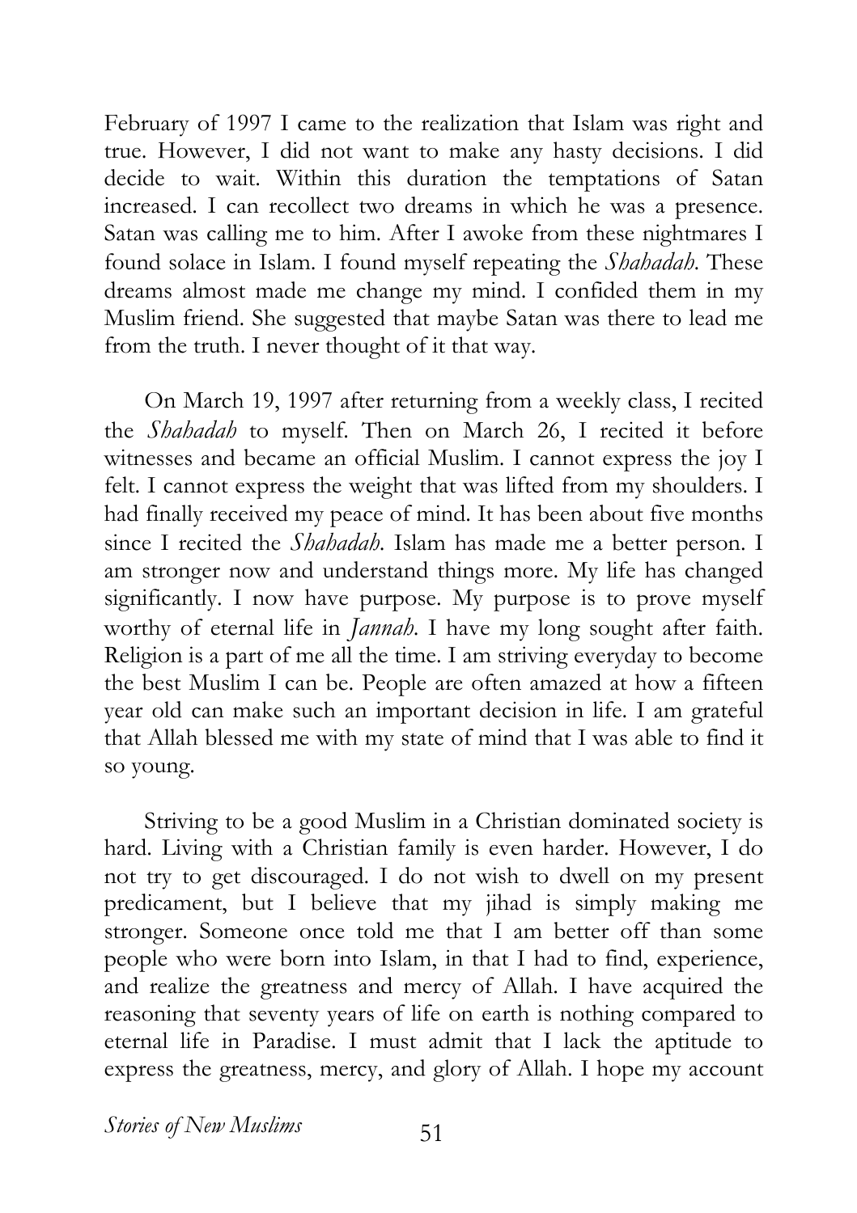February of 1997 I came to the realization that Islam was right and true. However, I did not want to make any hasty decisions. I did decide to wait. Within this duration the temptations of Satan increased. I can recollect two dreams in which he was a presence. Satan was calling me to him. After I awoke from these nightmares I found solace in Islam. I found myself repeating the *Shahadah*. These dreams almost made me change my mind. I confided them in my Muslim friend. She suggested that maybe Satan was there to lead me from the truth. I never thought of it that way.

On March 19, 1997 after returning from a weekly class, I recited the *Shahadah* to myself. Then on March 26, I recited it before witnesses and became an official Muslim. I cannot express the joy I felt. I cannot express the weight that was lifted from my shoulders. I had finally received my peace of mind. It has been about five months since I recited the *Shahadah*. Islam has made me a better person. I am stronger now and understand things more. My life has changed significantly. I now have purpose. My purpose is to prove myself worthy of eternal life in *Jannah*. I have my long sought after faith. Religion is a part of me all the time. I am striving everyday to become the best Muslim I can be. People are often amazed at how a fifteen year old can make such an important decision in life. I am grateful that Allah blessed me with my state of mind that I was able to find it so young.

Striving to be a good Muslim in a Christian dominated society is hard. Living with a Christian family is even harder. However, I do not try to get discouraged. I do not wish to dwell on my present predicament, but I believe that my jihad is simply making me stronger. Someone once told me that I am better off than some people who were born into Islam, in that I had to find, experience, and realize the greatness and mercy of Allah. I have acquired the reasoning that seventy years of life on earth is nothing compared to eternal life in Paradise. I must admit that I lack the aptitude to express the greatness, mercy, and glory of Allah. I hope my account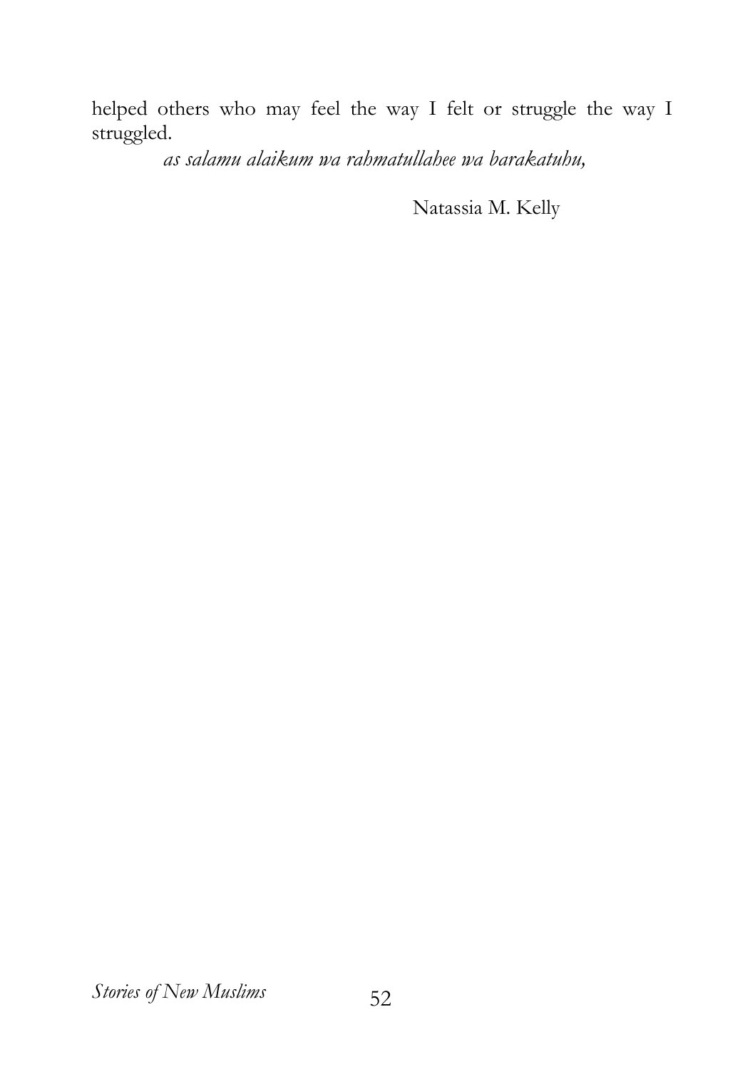helped others who may feel the way I felt or struggle the way I struggled.

*as salamu alaikum wa rahmatullahee wa barakatuhu,*

Natassia M. Kelly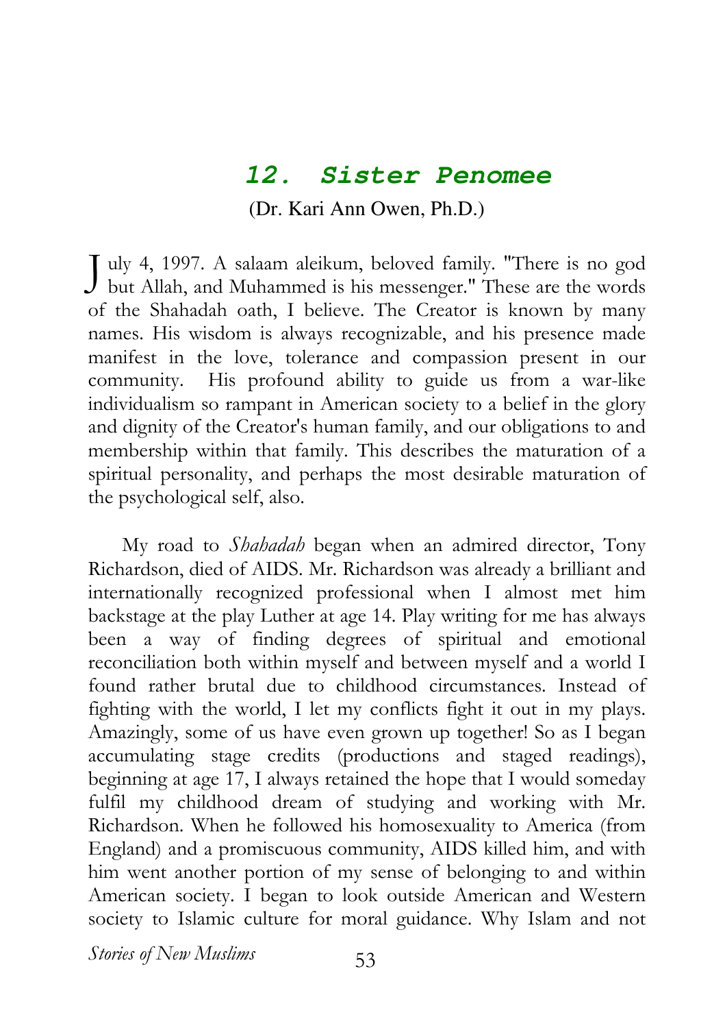## *12. Sister Penomee*

(Dr. Kari Ann Owen, Ph.D.)

July 4, 1997. A salaam aleikum, beloved family. "There is no god but Allah, and Muhammed is his messenger." These are the words of the Shahadah oath, I believe. The Creator is known by many names. His wisdom is always recognizable, and his presence made manifest in the love, tolerance and compassion present in our community. His profound ability to guide us from a war-like individualism so rampant in American society to a belief in the glory and dignity of the Creator's human family, and our obligations to and membership within that family. This describes the maturation of a spiritual personality, and perhaps the most desirable maturation of the psychological self, also.

My road to *Shahadah* began when an admired director, Tony Richardson, died of AIDS. Mr. Richardson was already a brilliant and internationally recognized professional when I almost met him backstage at the play Luther at age 14. Play writing for me has always been a way of finding degrees of spiritual and emotional reconciliation both within myself and between myself and a world I found rather brutal due to childhood circumstances. Instead of fighting with the world, I let my conflicts fight it out in my plays. Amazingly, some of us have even grown up together! So as I began accumulating stage credits (productions and staged readings), beginning at age 17, I always retained the hope that I would someday fulfil my childhood dream of studying and working with Mr. Richardson. When he followed his homosexuality to America (from England) and a promiscuous community, AIDS killed him, and with him went another portion of my sense of belonging to and within American society. I began to look outside American and Western society to Islamic culture for moral guidance. Why Islam and not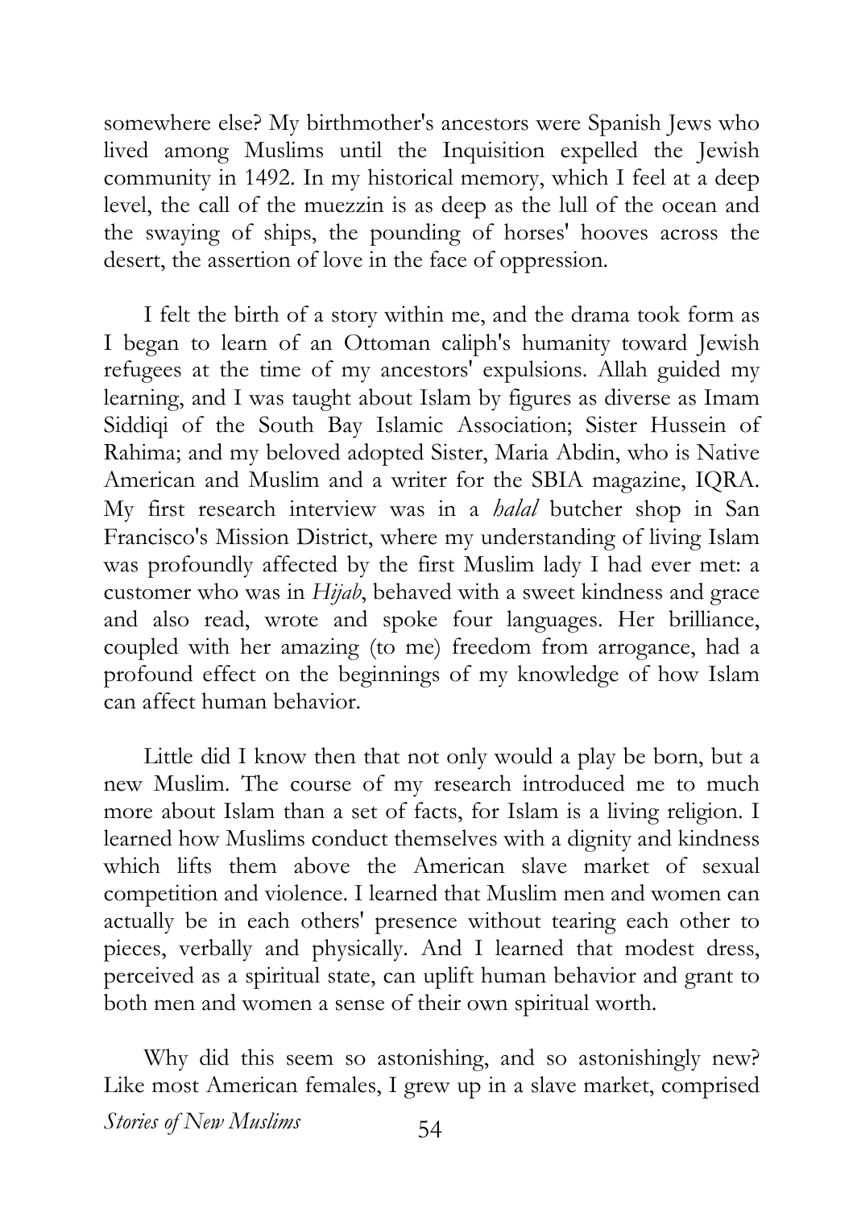somewhere else? My birthmother's ancestors were Spanish Jews who lived among Muslims until the Inquisition expelled the Jewish community in 1492. In my historical memory, which I feel at a deep level, the call of the muezzin is as deep as the lull of the ocean and the swaying of ships, the pounding of horses' hooves across the desert, the assertion of love in the face of oppression.

I felt the birth of a story within me, and the drama took form as I began to learn of an Ottoman caliph's humanity toward Jewish refugees at the time of my ancestors' expulsions. Allah guided my learning, and I was taught about Islam by figures as diverse as Imam Siddiqi of the South Bay Islamic Association; Sister Hussein of Rahima; and my beloved adopted Sister, Maria Abdin, who is Native American and Muslim and a writer for the SBIA magazine, IQRA. My first research interview was in a *halal* butcher shop in San Francisco's Mission District, where my understanding of living Islam was profoundly affected by the first Muslim lady I had ever met: a customer who was in *Hijab*, behaved with a sweet kindness and grace and also read, wrote and spoke four languages. Her brilliance, coupled with her amazing (to me) freedom from arrogance, had a profound effect on the beginnings of my knowledge of how Islam can affect human behavior.

Little did I know then that not only would a play be born, but a new Muslim. The course of my research introduced me to much more about Islam than a set of facts, for Islam is a living religion. I learned how Muslims conduct themselves with a dignity and kindness which lifts them above the American slave market of sexual competition and violence. I learned that Muslim men and women can actually be in each others' presence without tearing each other to pieces, verbally and physically. And I learned that modest dress, perceived as a spiritual state, can uplift human behavior and grant to both men and women a sense of their own spiritual worth.

Why did this seem so astonishing, and so astonishingly new? Like most American females, I grew up in a slave market, comprised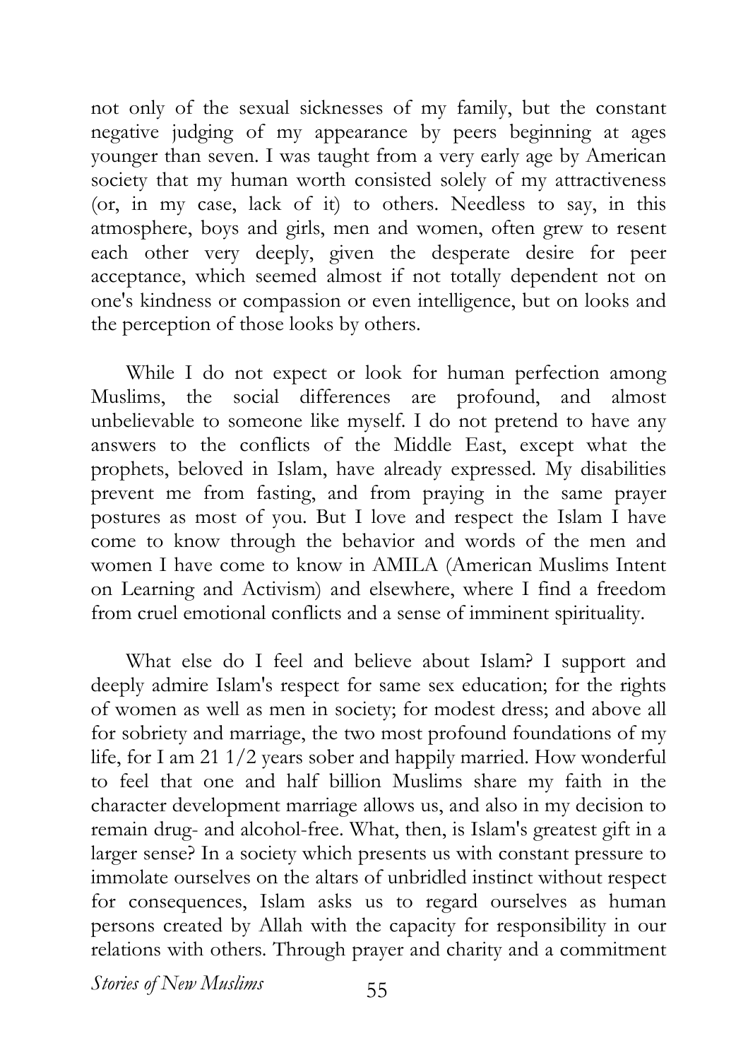not only of the sexual sicknesses of my family, but the constant negative judging of my appearance by peers beginning at ages younger than seven. I was taught from a very early age by American society that my human worth consisted solely of my attractiveness (or, in my case, lack of it) to others. Needless to say, in this atmosphere, boys and girls, men and women, often grew to resent each other very deeply, given the desperate desire for peer acceptance, which seemed almost if not totally dependent not on one's kindness or compassion or even intelligence, but on looks and the perception of those looks by others.

While I do not expect or look for human perfection among Muslims, the social differences are profound, and almost unbelievable to someone like myself. I do not pretend to have any answers to the conflicts of the Middle East, except what the prophets, beloved in Islam, have already expressed. My disabilities prevent me from fasting, and from praying in the same prayer postures as most of you. But I love and respect the Islam I have come to know through the behavior and words of the men and women I have come to know in AMILA (American Muslims Intent on Learning and Activism) and elsewhere, where I find a freedom from cruel emotional conflicts and a sense of imminent spirituality.

What else do I feel and believe about Islam? I support and deeply admire Islam's respect for same sex education; for the rights of women as well as men in society; for modest dress; and above all for sobriety and marriage, the two most profound foundations of my life, for I am 21 1/2 years sober and happily married. How wonderful to feel that one and half billion Muslims share my faith in the character development marriage allows us, and also in my decision to remain drug- and alcohol-free. What, then, is Islam's greatest gift in a larger sense? In a society which presents us with constant pressure to immolate ourselves on the altars of unbridled instinct without respect for consequences, Islam asks us to regard ourselves as human persons created by Allah with the capacity for responsibility in our relations with others. Through prayer and charity and a commitment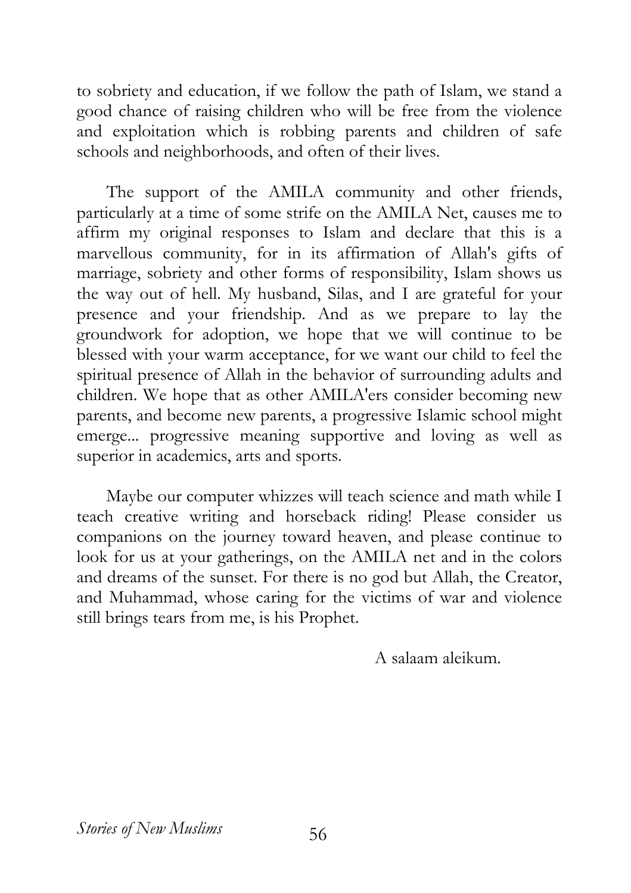to sobriety and education, if we follow the path of Islam, we stand a good chance of raising children who will be free from the violence and exploitation which is robbing parents and children of safe schools and neighborhoods, and often of their lives.

The support of the AMILA community and other friends, particularly at a time of some strife on the AMILA Net, causes me to affirm my original responses to Islam and declare that this is a marvellous community, for in its affirmation of Allah's gifts of marriage, sobriety and other forms of responsibility, Islam shows us the way out of hell. My husband, Silas, and I are grateful for your presence and your friendship. And as we prepare to lay the groundwork for adoption, we hope that we will continue to be blessed with your warm acceptance, for we want our child to feel the spiritual presence of Allah in the behavior of surrounding adults and children. We hope that as other AMILA'ers consider becoming new parents, and become new parents, a progressive Islamic school might emerge... progressive meaning supportive and loving as well as superior in academics, arts and sports.

Maybe our computer whizzes will teach science and math while I teach creative writing and horseback riding! Please consider us companions on the journey toward heaven, and please continue to look for us at your gatherings, on the AMILA net and in the colors and dreams of the sunset. For there is no god but Allah, the Creator, and Muhammad, whose caring for the victims of war and violence still brings tears from me, is his Prophet.

A salaam aleikum.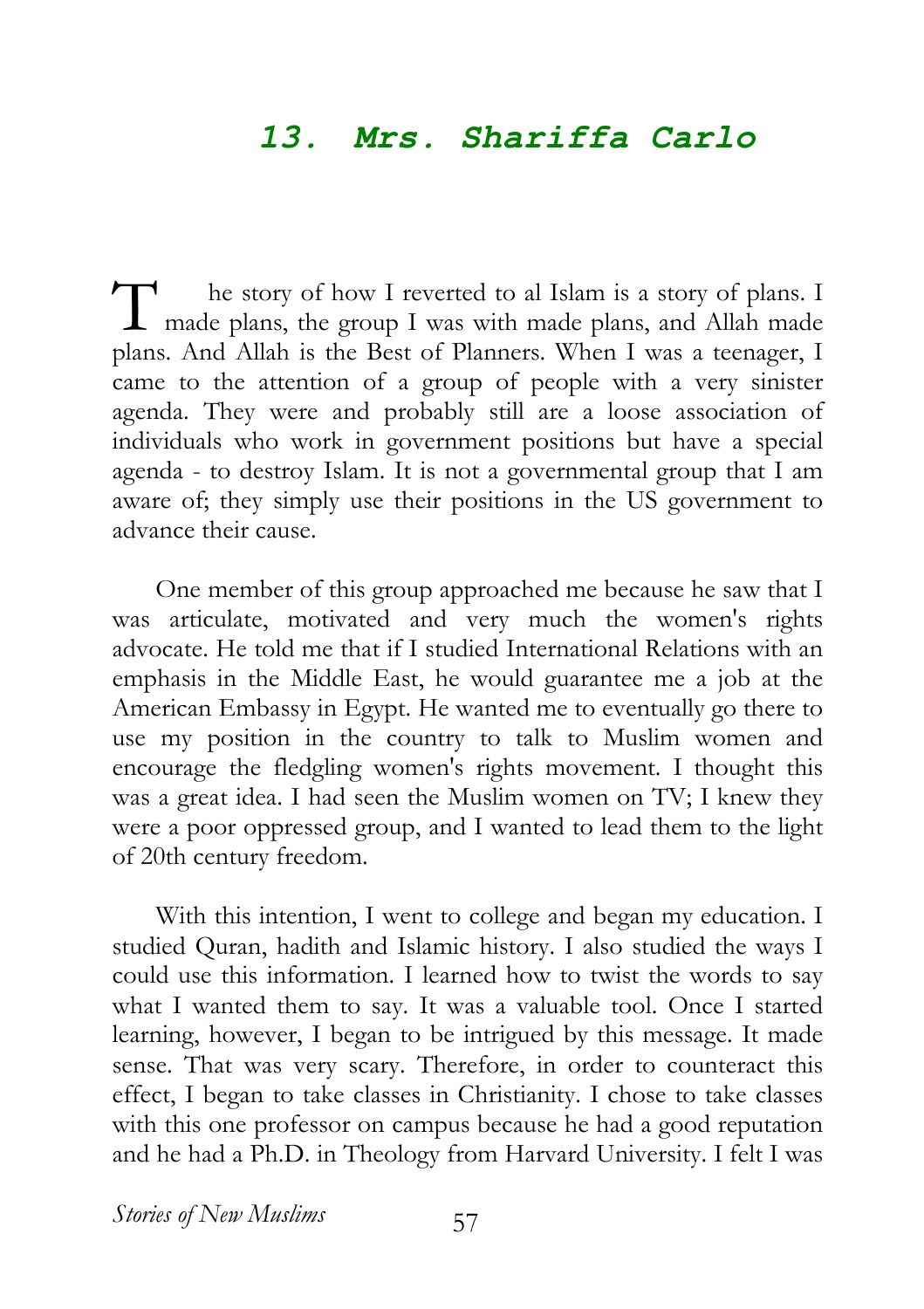## 13. Mrs. Shariffa Carlo

The story of how I reverted to al Islam is a story of plans. I made plans, the group I was with made plans, and Allah made plans. And Allah is the Best of Planners. When I was a teenager, I came to the attention of a group of people with a very sinister agenda. They were and probably still are a loose association of individuals who work in government positions but have a special agenda - to destroy Islam. It is not a governmental group that I am aware of; they simply use their positions in the US government to advance their cause.

One member of this group approached me because he saw that I was articulate, motivated and very much the women's rights advocate. He told me that if I studied International Relations with an emphasis in the Middle East, he would guarantee me a job at the American Embassy in Egypt. He wanted me to eventually go there to use my position in the country to talk to Muslim women and encourage the fledgling women's rights movement. I thought this was a great idea. I had seen the Muslim women on TV; I knew they were a poor oppressed group, and I wanted to lead them to the light of 20th century freedom.

With this intention, I went to college and began my education. I studied Quran, hadith and Islamic history. I also studied the ways I could use this information. I learned how to twist the words to say what I wanted them to say. It was a valuable tool. Once I started learning, however, I began to be intrigued by this message. It made sense. That was very scary. Therefore, in order to counteract this effect, I began to take classes in Christianity. I chose to take classes with this one professor on campus because he had a good reputation and he had a Ph.D. in Theology from Harvard University. I felt I was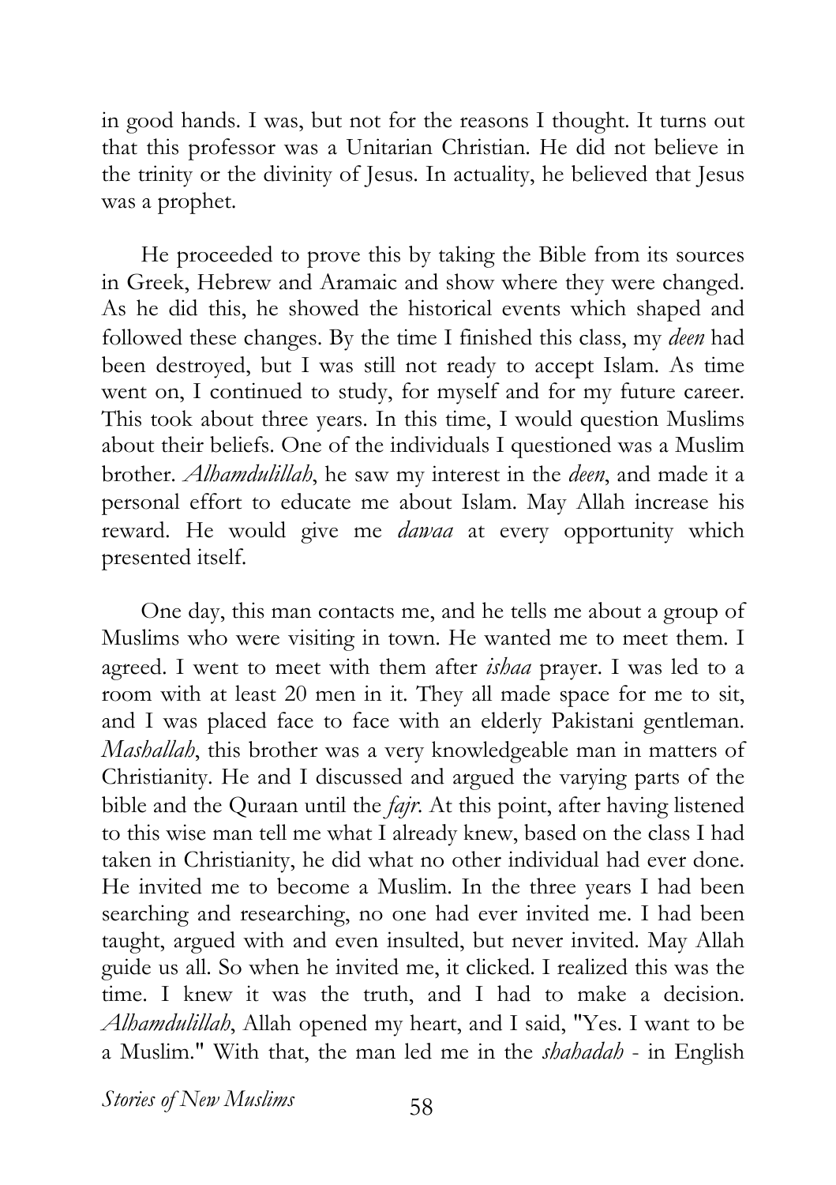in good hands. I was, but not for the reasons I thought. It turns out that this professor was a Unitarian Christian. He did not believe in the trinity or the divinity of Jesus. In actuality, he believed that Jesus was a prophet.

He proceeded to prove this by taking the Bible from its sources in Greek, Hebrew and Aramaic and show where they were changed. As he did this, he showed the historical events which shaped and followed these changes. By the time I finished this class, my *deen* had been destroyed, but I was still not ready to accept Islam. As time went on, I continued to study, for myself and for my future career. This took about three years. In this time, I would question Muslims about their beliefs. One of the individuals I questioned was a Muslim brother. *Alhamdulillah*, he saw my interest in the *deen*, and made it a personal effort to educate me about Islam. May Allah increase his reward. He would give me *dawaa* at every opportunity which presented itself.

One day, this man contacts me, and he tells me about a group of Muslims who were visiting in town. He wanted me to meet them. I agreed. I went to meet with them after *ishaa* prayer. I was led to a room with at least 20 men in it. They all made space for me to sit, and I was placed face to face with an elderly Pakistani gentleman. *Mashallah*, this brother was a very knowledgeable man in matters of Christianity. He and I discussed and argued the varying parts of the bible and the Quraan until the *fajr*. At this point, after having listened to this wise man tell me what I already knew, based on the class I had taken in Christianity, he did what no other individual had ever done. He invited me to become a Muslim. In the three years I had been searching and researching, no one had ever invited me. I had been taught, argued with and even insulted, but never invited. May Allah guide us all. So when he invited me, it clicked. I realized this was the time. I knew it was the truth, and I had to make a decision. *Alhamdulillah*, Allah opened my heart, and I said, "Yes. I want to be a Muslim." With that, the man led me in the *shahadah* - in English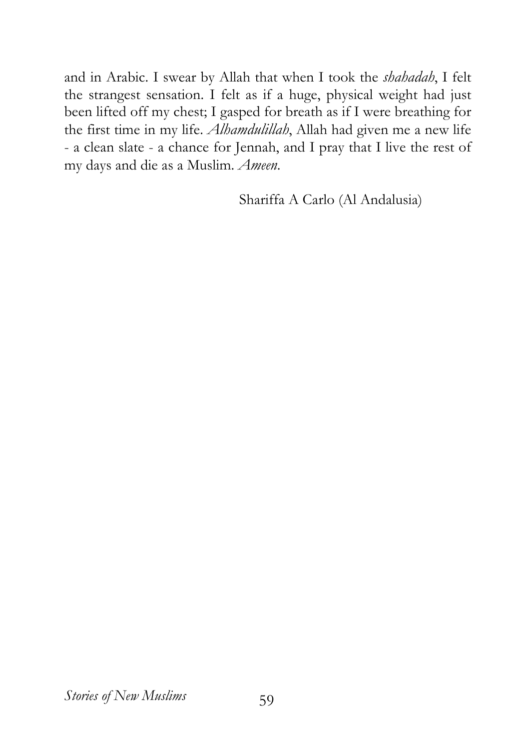and in Arabic. I swear by Allah that when I took the *shahadah*, I felt the strangest sensation. I felt as if a huge, physical weight had just been lifted off my chest; I gasped for breath as if I were breathing for the first time in my life. *Alhamdulillah*, Allah had given me a new life - a clean slate - a chance for Jennah, and I pray that I live the rest of my days and die as a Muslim. *Ameen.*

Shariffa A Carlo (Al Andalusia)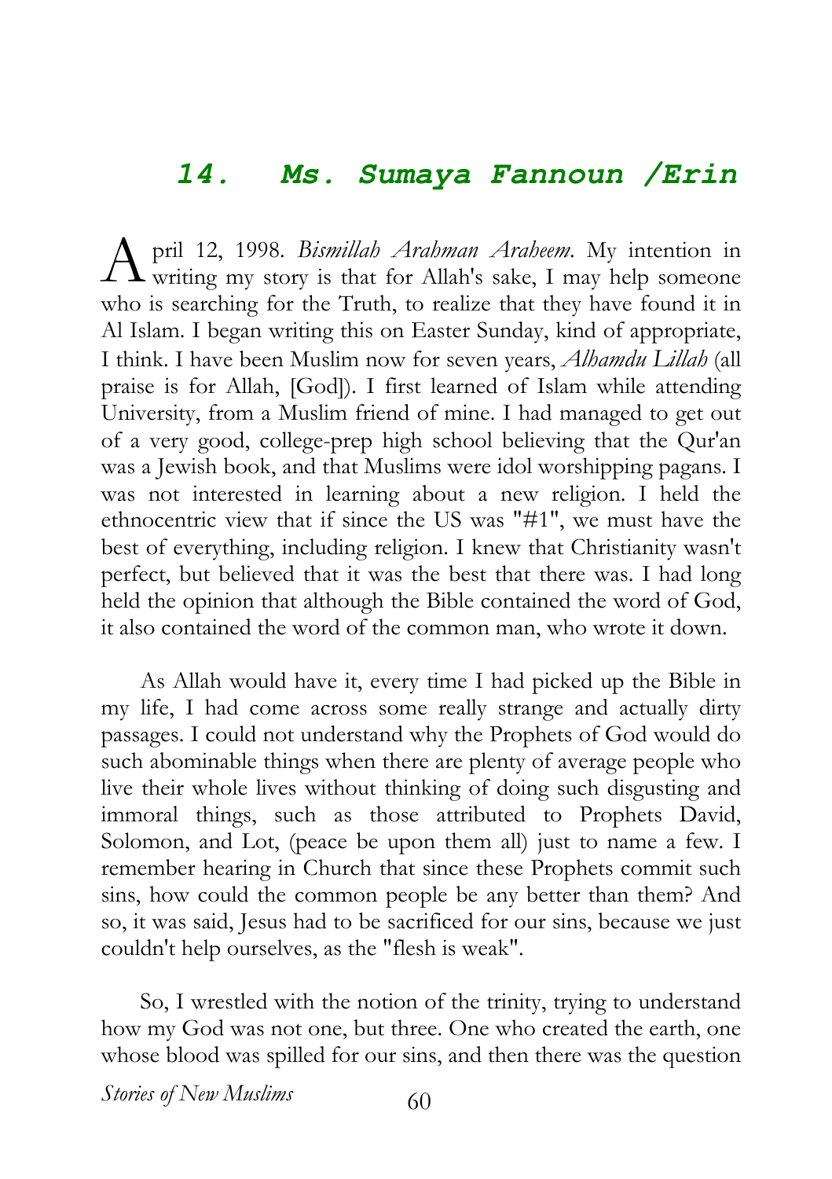## 14. Ms. Sumaya Fannoun /Erin

April 12, 1998. *Bismillah Arahman Araheem*. My intention in writing my story is that for Allah's sake, I may help someone who is searching for the Truth, to realize that they have found it in Al Islam. I began writing this on Easter Sunday, kind of appropriate, I think. I have been Muslim now for seven years, *Alhamdu Lillah* (all praise is for Allah, [God]). I first learned of Islam while attending University, from a Muslim friend of mine. I had managed to get out of a very good, college-prep high school believing that the Qur'an was a Jewish book, and that Muslims were idol worshipping pagans. I was not interested in learning about a new religion. I held the ethnocentric view that if since the US was "#1", we must have the best of everything, including religion. I knew that Christianity wasn't perfect, but believed that it was the best that there was. I had long held the opinion that although the Bible contained the word of God, it also contained the word of the common man, who wrote it down.

As Allah would have it, every time I had picked up the Bible in my life, I had come across some really strange and actually dirty passages. I could not understand why the Prophets of God would do such abominable things when there are plenty of average people who live their whole lives without thinking of doing such disgusting and immoral things, such as those attributed to Prophets David, Solomon, and Lot, (peace be upon them all) just to name a few. I remember hearing in Church that since these Prophets commit such sins, how could the common people be any better than them? And so, it was said, Jesus had to be sacrificed for our sins, because we just couldn't help ourselves, as the "flesh is weak".

So, I wrestled with the notion of the trinity, trying to understand how my God was not one, but three. One who created the earth, one whose blood was spilled for our sins, and then there was the question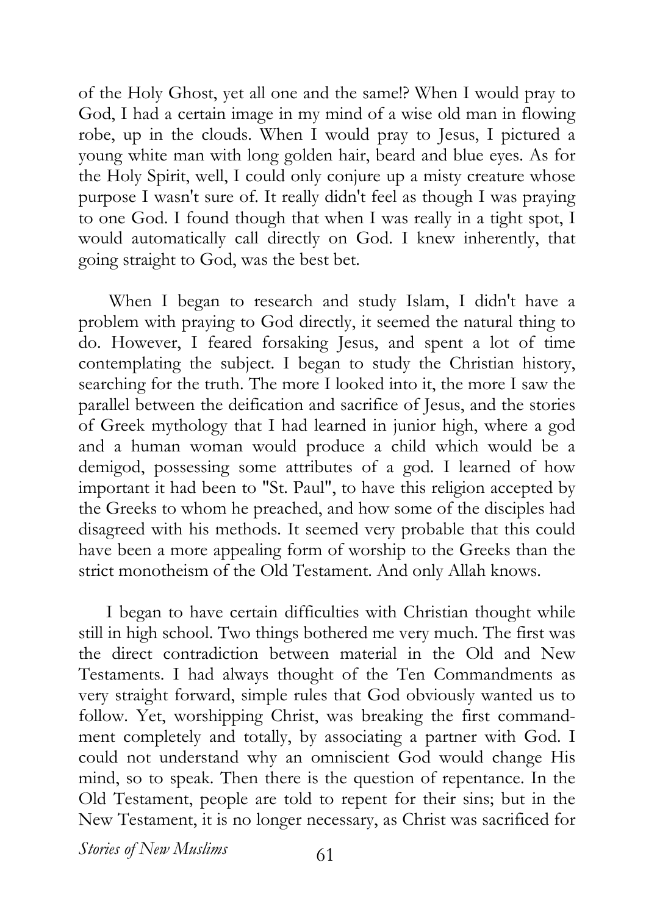of the Holy Ghost, yet all one and the same!? When I would pray to God, I had a certain image in my mind of a wise old man in flowing robe, up in the clouds. When I would pray to Jesus, I pictured a young white man with long golden hair, beard and blue eyes. As for the Holy Spirit, well, I could only conjure up a misty creature whose purpose I wasn't sure of. It really didn't feel as though I was praying to one God. I found though that when I was really in a tight spot, I would automatically call directly on God. I knew inherently, that going straight to God, was the best bet.

When I began to research and study Islam, I didn't have a problem with praying to God directly, it seemed the natural thing to do. However, I feared forsaking Jesus, and spent a lot of time contemplating the subject. I began to study the Christian history, searching for the truth. The more I looked into it, the more I saw the parallel between the deification and sacrifice of Jesus, and the stories of Greek mythology that I had learned in junior high, where a god and a human woman would produce a child which would be a demigod, possessing some attributes of a god. I learned of how important it had been to "St. Paul", to have this religion accepted by the Greeks to whom he preached, and how some of the disciples had disagreed with his methods. It seemed very probable that this could have been a more appealing form of worship to the Greeks than the strict monotheism of the Old Testament. And only Allah knows.

I began to have certain difficulties with Christian thought while still in high school. Two things bothered me very much. The first was the direct contradiction between material in the Old and New Testaments. I had always thought of the Ten Commandments as very straight forward, simple rules that God obviously wanted us to follow. Yet, worshipping Christ, was breaking the first commandment completely and totally, by associating a partner with God. I could not understand why an omniscient God would change His mind, so to speak. Then there is the question of repentance. In the Old Testament, people are told to repent for their sins; but in the New Testament, it is no longer necessary, as Christ was sacrificed for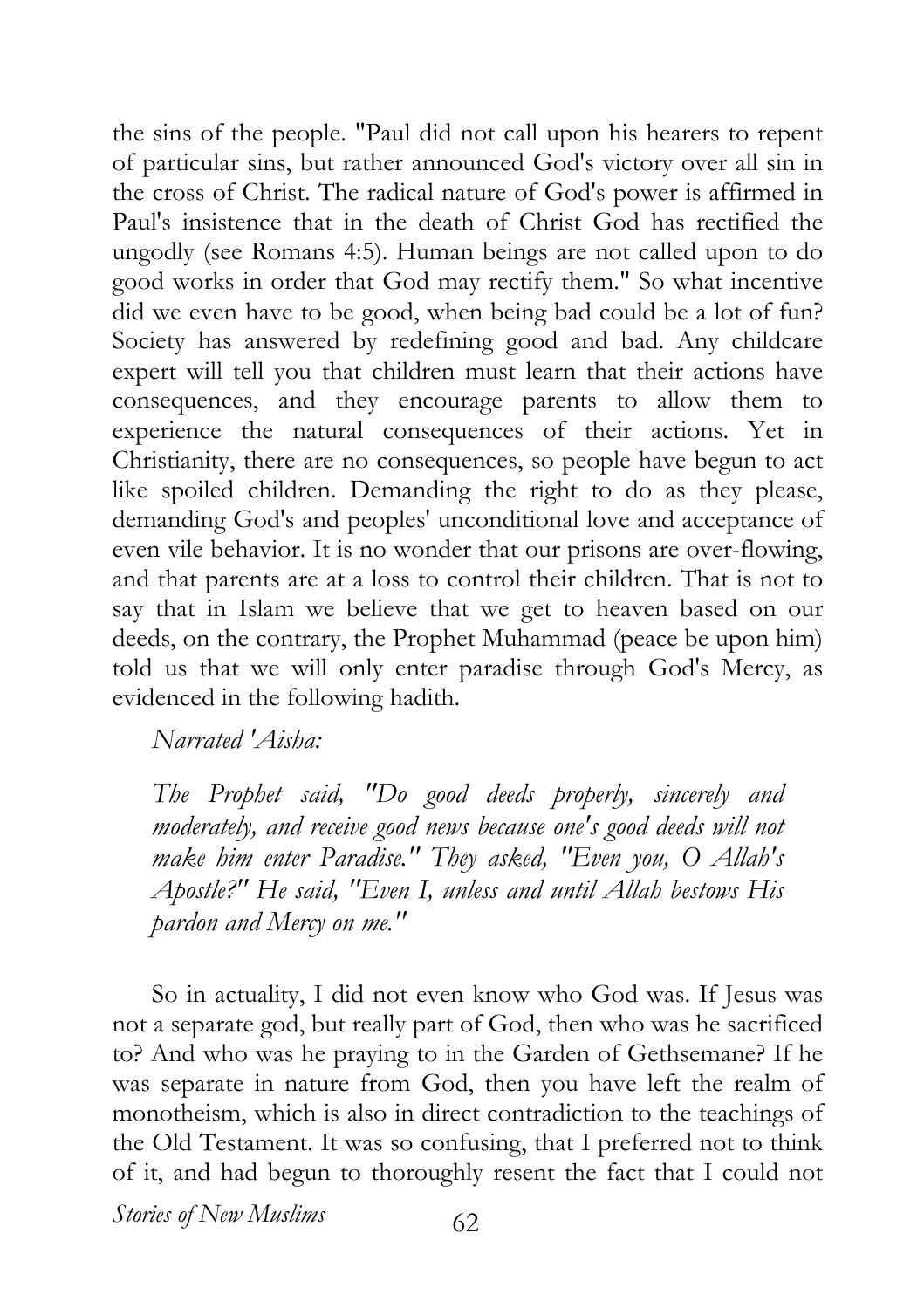the sins of the people. "Paul did not call upon his hearers to repent of particular sins, but rather announced God's victory over all sin in the cross of Christ. The radical nature of God's power is affirmed in Paul's insistence that in the death of Christ God has rectified the ungodly (see Romans 4:5). Human beings are not called upon to do good works in order that God may rectify them." So what incentive did we even have to be good, when being bad could be a lot of fun? Society has answered by redefining good and bad. Any childcare expert will tell you that children must learn that their actions have consequences, and they encourage parents to allow them to experience the natural consequences of their actions. Yet in Christianity, there are no consequences, so people have begun to act like spoiled children. Demanding the right to do as they please, demanding God's and peoples' unconditional love and acceptance of even vile behavior. It is no wonder that our prisons are over-flowing, and that parents are at a loss to control their children. That is not to say that in Islam we believe that we get to heaven based on our deeds, on the contrary, the Prophet Muhammad (peace be upon him) told us that we will only enter paradise through God's Mercy, as evidenced in the following hadith.

> *Narrated 'Aisha:*
>
> *The Prophet said, "Do good deeds properly, sincerely and moderately, and receive good news because one's good deeds will not make him enter Paradise." They asked, "Even you, O Allah's Apostle?" He said, "Even I, unless and until Allah bestows His pardon and Mercy on me."*

So in actuality, I did not even know who God was. If Jesus was not a separate god, but really part of God, then who was he sacrificed to? And who was he praying to in the Garden of Gethsemane? If he was separate in nature from God, then you have left the realm of monotheism, which is also in direct contradiction to the teachings of the Old Testament. It was so confusing, that I preferred not to think of it, and had begun to thoroughly resent the fact that I could not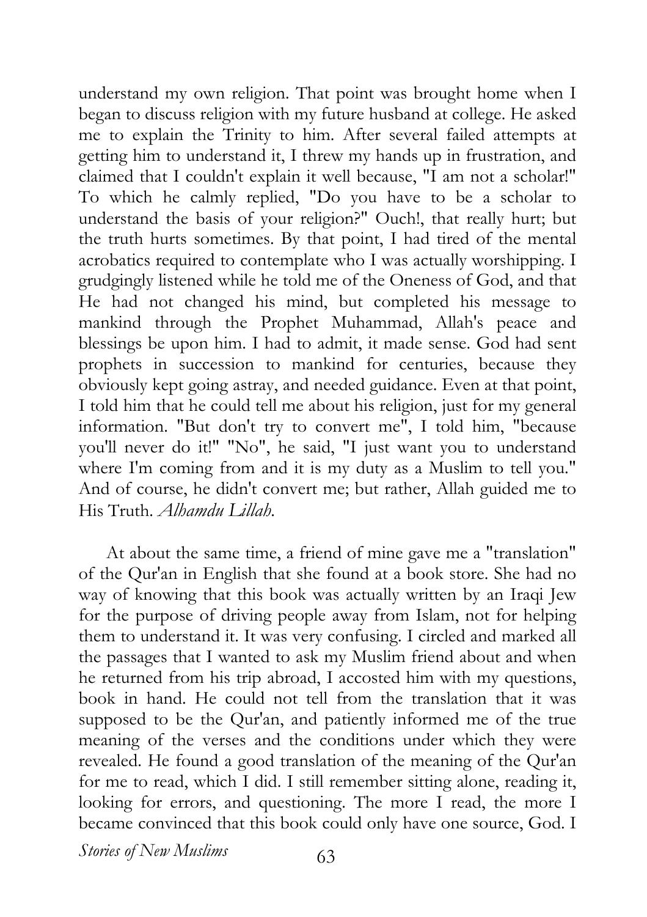understand my own religion. That point was brought home when I began to discuss religion with my future husband at college. He asked me to explain the Trinity to him. After several failed attempts at getting him to understand it, I threw my hands up in frustration, and claimed that I couldn't explain it well because, "I am not a scholar!" To which he calmly replied, "Do you have to be a scholar to understand the basis of your religion?" Ouch!, that really hurt; but the truth hurts sometimes. By that point, I had tired of the mental acrobatics required to contemplate who I was actually worshipping. I grudgingly listened while he told me of the Oneness of God, and that He had not changed his mind, but completed his message to mankind through the Prophet Muhammad, Allah's peace and blessings be upon him. I had to admit, it made sense. God had sent prophets in succession to mankind for centuries, because they obviously kept going astray, and needed guidance. Even at that point, I told him that he could tell me about his religion, just for my general information. "But don't try to convert me", I told him, "because you'll never do it!" "No", he said, "I just want you to understand where I'm coming from and it is my duty as a Muslim to tell you." And of course, he didn't convert me; but rather, Allah guided me to His Truth. *Alhamdu Lillah.*

At about the same time, a friend of mine gave me a "translation" of the Qur'an in English that she found at a book store. She had no way of knowing that this book was actually written by an Iraqi Jew for the purpose of driving people away from Islam, not for helping them to understand it. It was very confusing. I circled and marked all the passages that I wanted to ask my Muslim friend about and when he returned from his trip abroad, I accosted him with my questions, book in hand. He could not tell from the translation that it was supposed to be the Qur'an, and patiently informed me of the true meaning of the verses and the conditions under which they were revealed. He found a good translation of the meaning of the Qur'an for me to read, which I did. I still remember sitting alone, reading it, looking for errors, and questioning. The more I read, the more I became convinced that this book could only have one source, God. I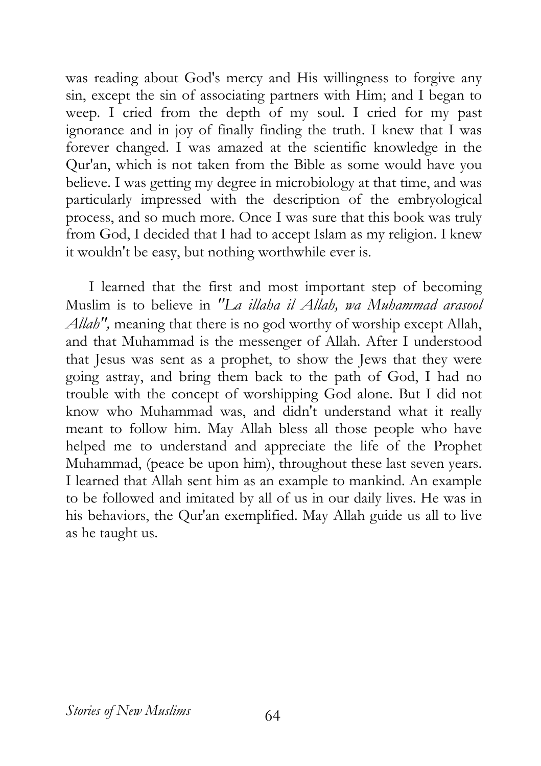was reading about God's mercy and His willingness to forgive any sin, except the sin of associating partners with Him; and I began to weep. I cried from the depth of my soul. I cried for my past ignorance and in joy of finally finding the truth. I knew that I was forever changed. I was amazed at the scientific knowledge in the Qur'an, which is not taken from the Bible as some would have you believe. I was getting my degree in microbiology at that time, and was particularly impressed with the description of the embryological process, and so much more. Once I was sure that this book was truly from God, I decided that I had to accept Islam as my religion. I knew it wouldn't be easy, but nothing worthwhile ever is.

I learned that the first and most important step of becoming Muslim is to believe in *"La illaha il Allah, wa Muhammad arasool Allah",* meaning that there is no god worthy of worship except Allah, and that Muhammad is the messenger of Allah. After I understood that Jesus was sent as a prophet, to show the Jews that they were going astray, and bring them back to the path of God, I had no trouble with the concept of worshipping God alone. But I did not know who Muhammad was, and didn't understand what it really meant to follow him. May Allah bless all those people who have helped me to understand and appreciate the life of the Prophet Muhammad, (peace be upon him), throughout these last seven years. I learned that Allah sent him as an example to mankind. An example to be followed and imitated by all of us in our daily lives. He was in his behaviors, the Qur'an exemplified. May Allah guide us all to live as he taught us.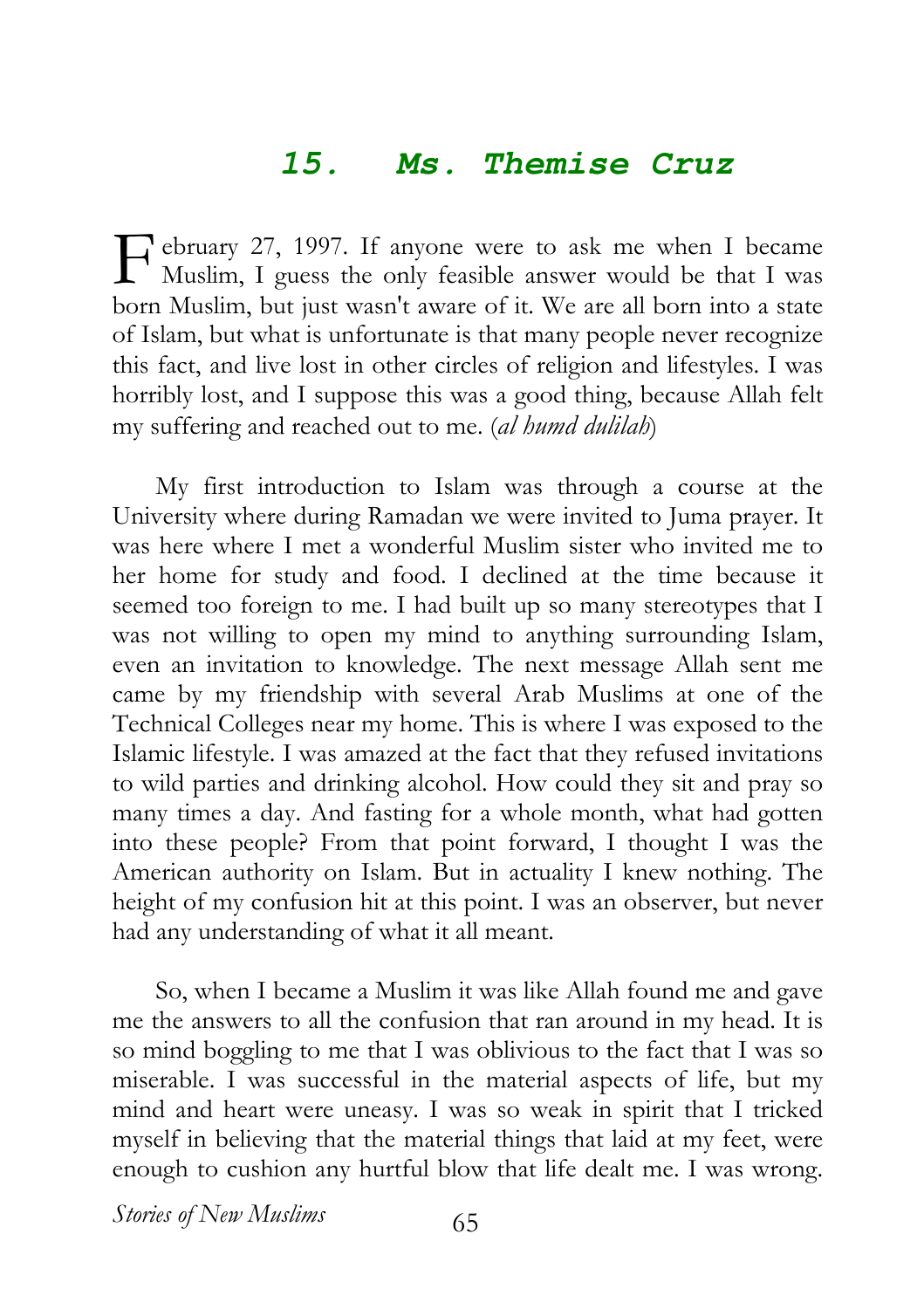## 15. Ms. Themise Cruz

February 27, 1997. If anyone were to ask me when I became Muslim, I guess the only feasible answer would be that I was born Muslim, but just wasn't aware of it. We are all born into a state of Islam, but what is unfortunate is that many people never recognize this fact, and live lost in other circles of religion and lifestyles. I was horribly lost, and I suppose this was a good thing, because Allah felt my suffering and reached out to me. (*al humd dulilah*)

My first introduction to Islam was through a course at the University where during Ramadan we were invited to Juma prayer. It was here where I met a wonderful Muslim sister who invited me to her home for study and food. I declined at the time because it seemed too foreign to me. I had built up so many stereotypes that I was not willing to open my mind to anything surrounding Islam, even an invitation to knowledge. The next message Allah sent me came by my friendship with several Arab Muslims at one of the Technical Colleges near my home. This is where I was exposed to the Islamic lifestyle. I was amazed at the fact that they refused invitations to wild parties and drinking alcohol. How could they sit and pray so many times a day. And fasting for a whole month, what had gotten into these people? From that point forward, I thought I was the American authority on Islam. But in actuality I knew nothing. The height of my confusion hit at this point. I was an observer, but never had any understanding of what it all meant.

So, when I became a Muslim it was like Allah found me and gave me the answers to all the confusion that ran around in my head. It is so mind boggling to me that I was oblivious to the fact that I was so miserable. I was successful in the material aspects of life, but my mind and heart were uneasy. I was so weak in spirit that I tricked myself in believing that the material things that laid at my feet, were enough to cushion any hurtful blow that life dealt me. I was wrong.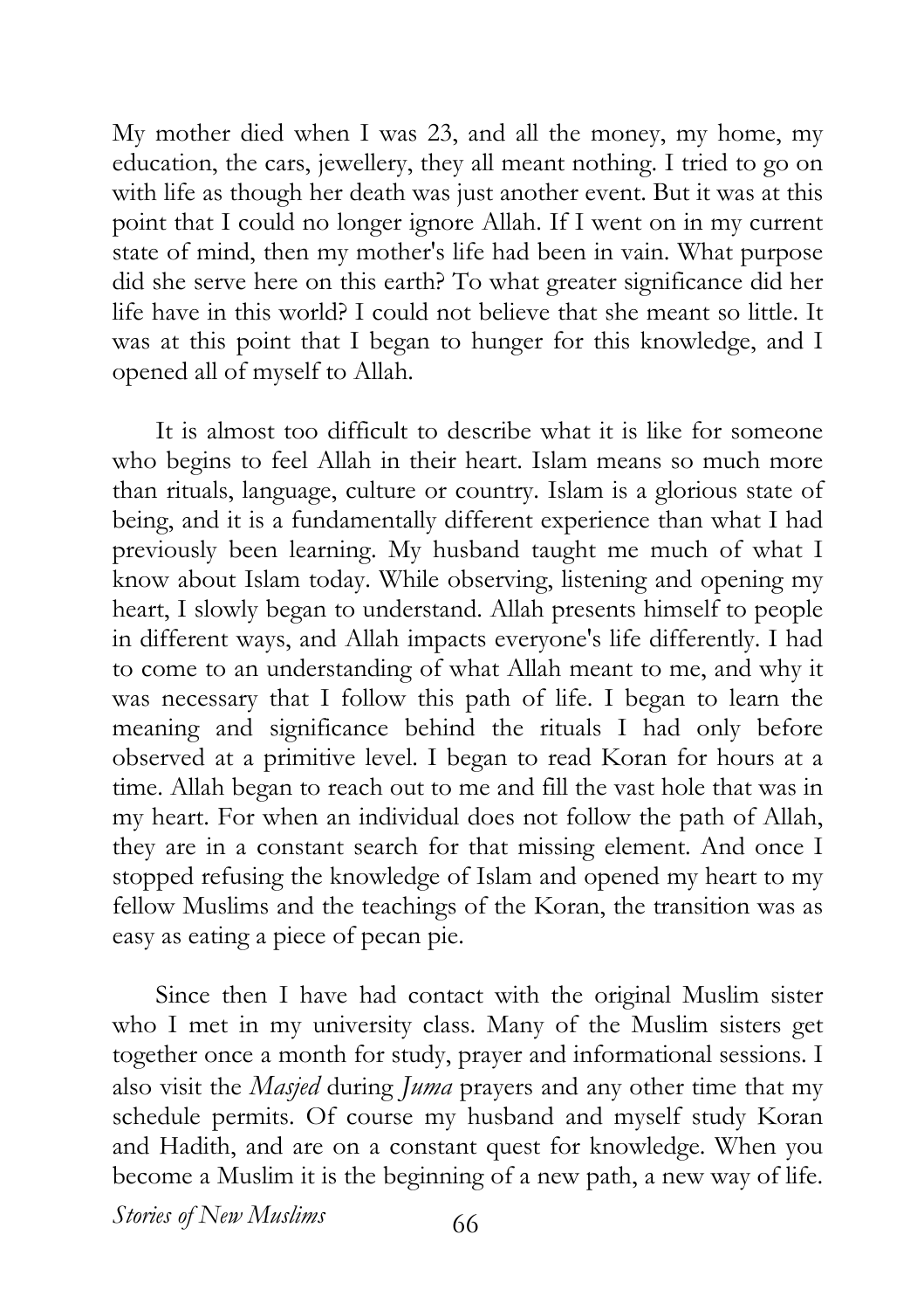My mother died when I was 23, and all the money, my home, my education, the cars, jewellery, they all meant nothing. I tried to go on with life as though her death was just another event. But it was at this point that I could no longer ignore Allah. If I went on in my current state of mind, then my mother's life had been in vain. What purpose did she serve here on this earth? To what greater significance did her life have in this world? I could not believe that she meant so little. It was at this point that I began to hunger for this knowledge, and I opened all of myself to Allah.

It is almost too difficult to describe what it is like for someone who begins to feel Allah in their heart. Islam means so much more than rituals, language, culture or country. Islam is a glorious state of being, and it is a fundamentally different experience than what I had previously been learning. My husband taught me much of what I know about Islam today. While observing, listening and opening my heart, I slowly began to understand. Allah presents himself to people in different ways, and Allah impacts everyone's life differently. I had to come to an understanding of what Allah meant to me, and why it was necessary that I follow this path of life. I began to learn the meaning and significance behind the rituals I had only before observed at a primitive level. I began to read Koran for hours at a time. Allah began to reach out to me and fill the vast hole that was in my heart. For when an individual does not follow the path of Allah, they are in a constant search for that missing element. And once I stopped refusing the knowledge of Islam and opened my heart to my fellow Muslims and the teachings of the Koran, the transition was as easy as eating a piece of pecan pie.

Since then I have had contact with the original Muslim sister who I met in my university class. Many of the Muslim sisters get together once a month for study, prayer and informational sessions. I also visit the *Masjed* during *Juma* prayers and any other time that my schedule permits. Of course my husband and myself study Koran and Hadith, and are on a constant quest for knowledge. When you become a Muslim it is the beginning of a new path, a new way of life.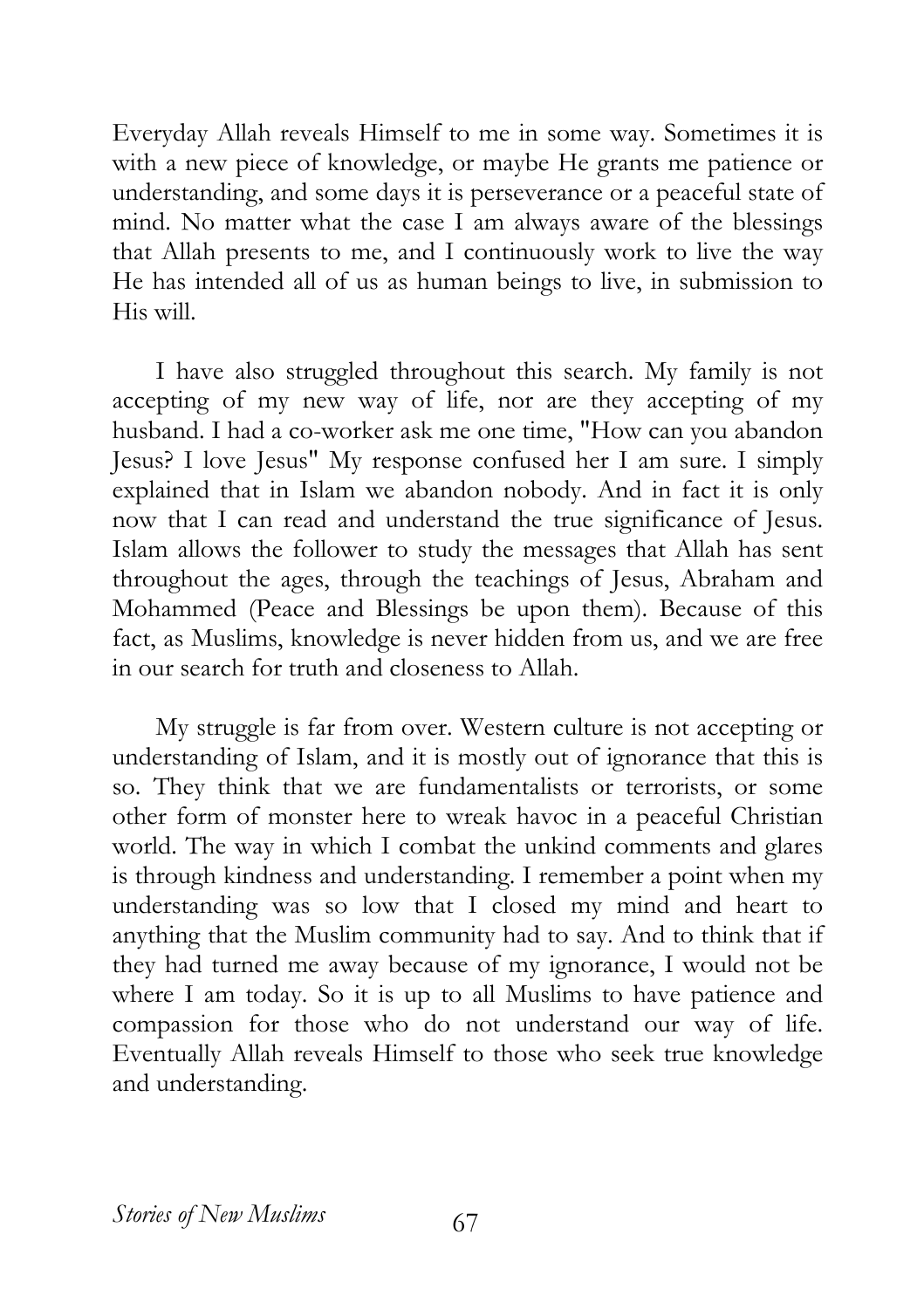Everyday Allah reveals Himself to me in some way. Sometimes it is with a new piece of knowledge, or maybe He grants me patience or understanding, and some days it is perseverance or a peaceful state of mind. No matter what the case I am always aware of the blessings that Allah presents to me, and I continuously work to live the way He has intended all of us as human beings to live, in submission to His will.

I have also struggled throughout this search. My family is not accepting of my new way of life, nor are they accepting of my husband. I had a co-worker ask me one time, "How can you abandon Jesus? I love Jesus" My response confused her I am sure. I simply explained that in Islam we abandon nobody. And in fact it is only now that I can read and understand the true significance of Jesus. Islam allows the follower to study the messages that Allah has sent throughout the ages, through the teachings of Jesus, Abraham and Mohammed (Peace and Blessings be upon them). Because of this fact, as Muslims, knowledge is never hidden from us, and we are free in our search for truth and closeness to Allah.

My struggle is far from over. Western culture is not accepting or understanding of Islam, and it is mostly out of ignorance that this is so. They think that we are fundamentalists or terrorists, or some other form of monster here to wreak havoc in a peaceful Christian world. The way in which I combat the unkind comments and glares is through kindness and understanding. I remember a point when my understanding was so low that I closed my mind and heart to anything that the Muslim community had to say. And to think that if they had turned me away because of my ignorance, I would not be where I am today. So it is up to all Muslims to have patience and compassion for those who do not understand our way of life. Eventually Allah reveals Himself to those who seek true knowledge and understanding.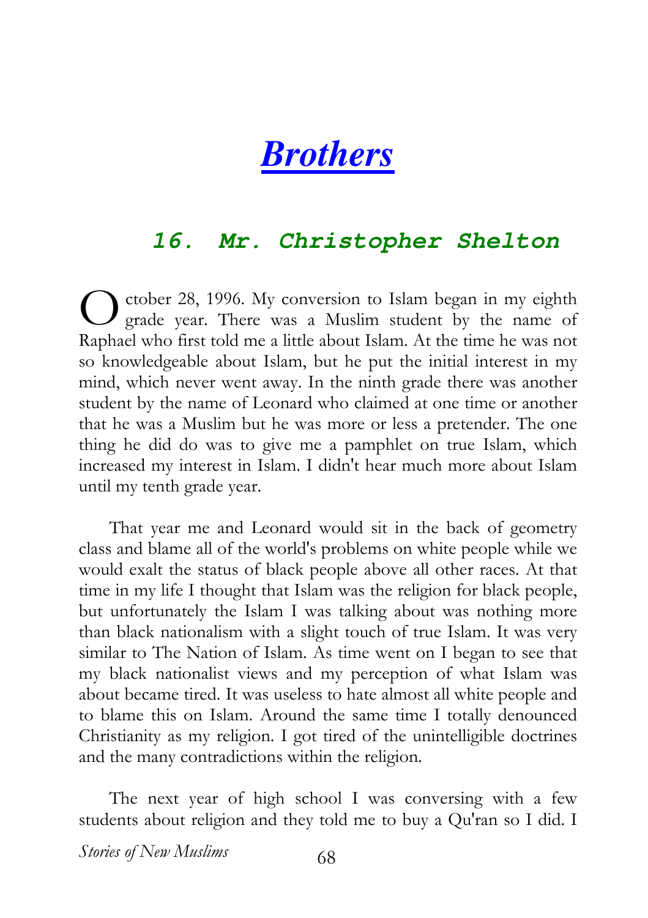# Brothers

## 16. Mr. Christopher Shelton

October 28, 1996. My conversion to Islam began in my eighth grade year. There was a Muslim student by the name of Raphael who first told me a little about Islam. At the time he was not so knowledgeable about Islam, but he put the initial interest in my mind, which never went away. In the ninth grade there was another student by the name of Leonard who claimed at one time or another that he was a Muslim but he was more or less a pretender. The one thing he did do was to give me a pamphlet on true Islam, which increased my interest in Islam. I didn't hear much more about Islam until my tenth grade year.

That year me and Leonard would sit in the back of geometry class and blame all of the world's problems on white people while we would exalt the status of black people above all other races. At that time in my life I thought that Islam was the religion for black people, but unfortunately the Islam I was talking about was nothing more than black nationalism with a slight touch of true Islam. It was very similar to The Nation of Islam. As time went on I began to see that my black nationalist views and my perception of what Islam was about became tired. It was useless to hate almost all white people and to blame this on Islam. Around the same time I totally denounced Christianity as my religion. I got tired of the unintelligible doctrines and the many contradictions within the religion.

The next year of high school I was conversing with a few students about religion and they told me to buy a Qu'ran so I did. I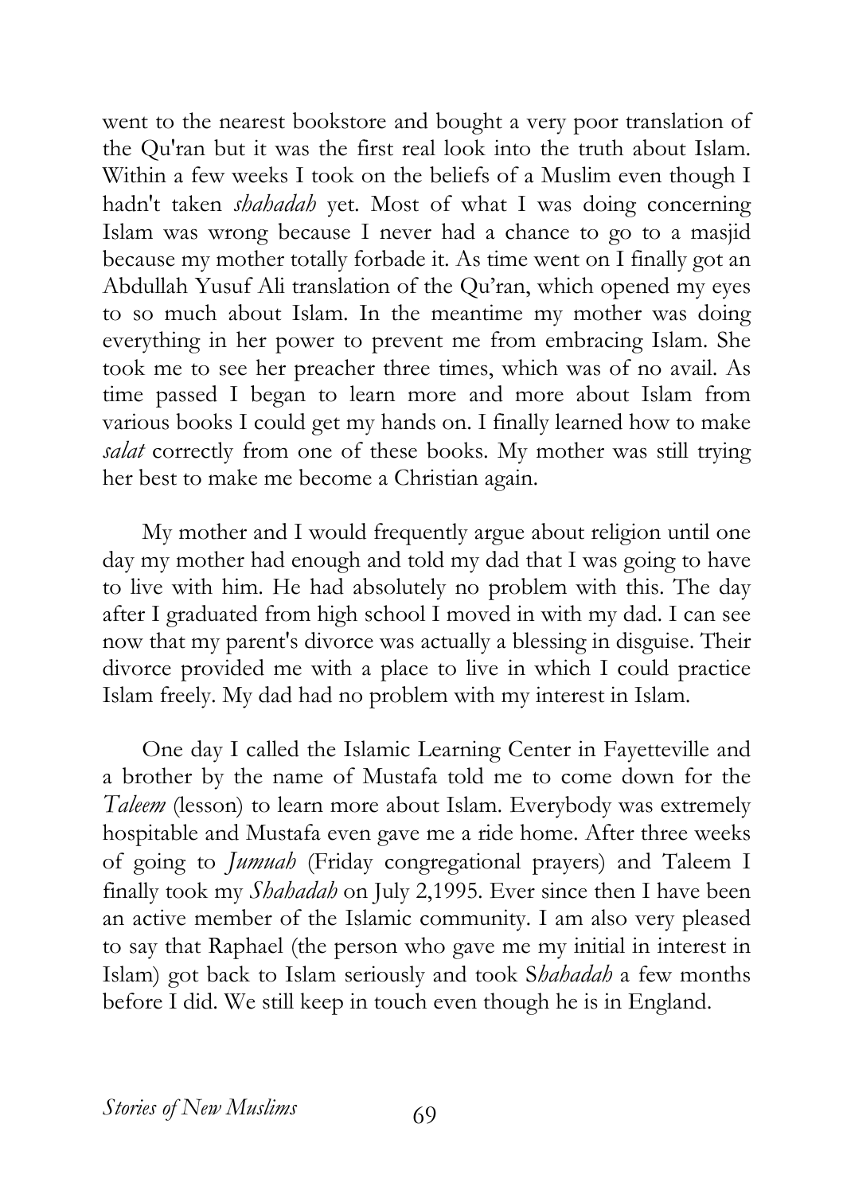went to the nearest bookstore and bought a very poor translation of the Qu'ran but it was the first real look into the truth about Islam. Within a few weeks I took on the beliefs of a Muslim even though I hadn't taken *shahadah* yet. Most of what I was doing concerning Islam was wrong because I never had a chance to go to a masjid because my mother totally forbade it. As time went on I finally got an Abdullah Yusuf Ali translation of the Qu'ran, which opened my eyes to so much about Islam. In the meantime my mother was doing everything in her power to prevent me from embracing Islam. She took me to see her preacher three times, which was of no avail. As time passed I began to learn more and more about Islam from various books I could get my hands on. I finally learned how to make *salat* correctly from one of these books. My mother was still trying her best to make me become a Christian again.

My mother and I would frequently argue about religion until one day my mother had enough and told my dad that I was going to have to live with him. He had absolutely no problem with this. The day after I graduated from high school I moved in with my dad. I can see now that my parent's divorce was actually a blessing in disguise. Their divorce provided me with a place to live in which I could practice Islam freely. My dad had no problem with my interest in Islam.

One day I called the Islamic Learning Center in Fayetteville and a brother by the name of Mustafa told me to come down for the *Taleem* (lesson) to learn more about Islam. Everybody was extremely hospitable and Mustafa even gave me a ride home. After three weeks of going to *Jumuah* (Friday congregational prayers) and Taleem I finally took my *Shahadah* on July 2,1995. Ever since then I have been an active member of the Islamic community. I am also very pleased to say that Raphael (the person who gave me my initial in interest in Islam) got back to Islam seriously and took S*hahadah* a few months before I did. We still keep in touch even though he is in England.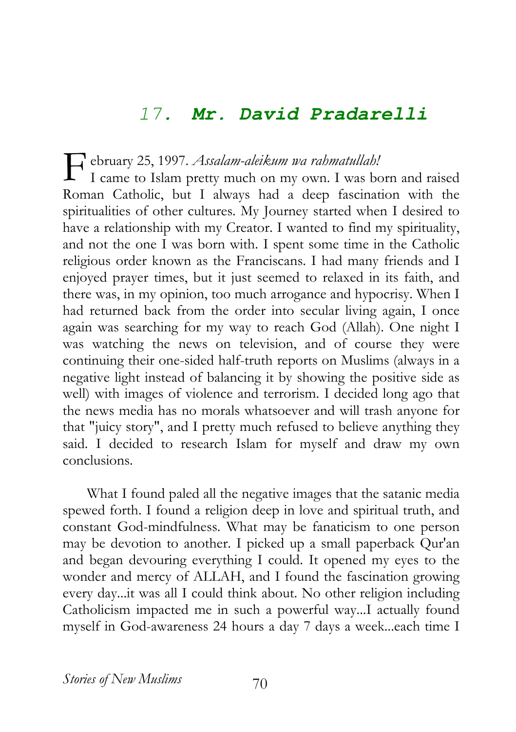## 17. Mr. David Pradarelli

February 25, 1997. *Assalam-aleikum wa rahmatullah!*

I came to Islam pretty much on my own. I was born and raised Roman Catholic, but I always had a deep fascination with the spiritualities of other cultures. My Journey started when I desired to have a relationship with my Creator. I wanted to find my spirituality, and not the one I was born with. I spent some time in the Catholic religious order known as the Franciscans. I had many friends and I enjoyed prayer times, but it just seemed to relaxed in its faith, and there was, in my opinion, too much arrogance and hypocrisy. When I had returned back from the order into secular living again, I once again was searching for my way to reach God (Allah). One night I was watching the news on television, and of course they were continuing their one-sided half-truth reports on Muslims (always in a negative light instead of balancing it by showing the positive side as well) with images of violence and terrorism. I decided long ago that the news media has no morals whatsoever and will trash anyone for that "juicy story", and I pretty much refused to believe anything they said. I decided to research Islam for myself and draw my own conclusions.

What I found paled all the negative images that the satanic media spewed forth. I found a religion deep in love and spiritual truth, and constant God-mindfulness. What may be fanaticism to one person may be devotion to another. I picked up a small paperback Qur'an and began devouring everything I could. It opened my eyes to the wonder and mercy of ALLAH, and I found the fascination growing every day...it was all I could think about. No other religion including Catholicism impacted me in such a powerful way...I actually found myself in God-awareness 24 hours a day 7 days a week...each time I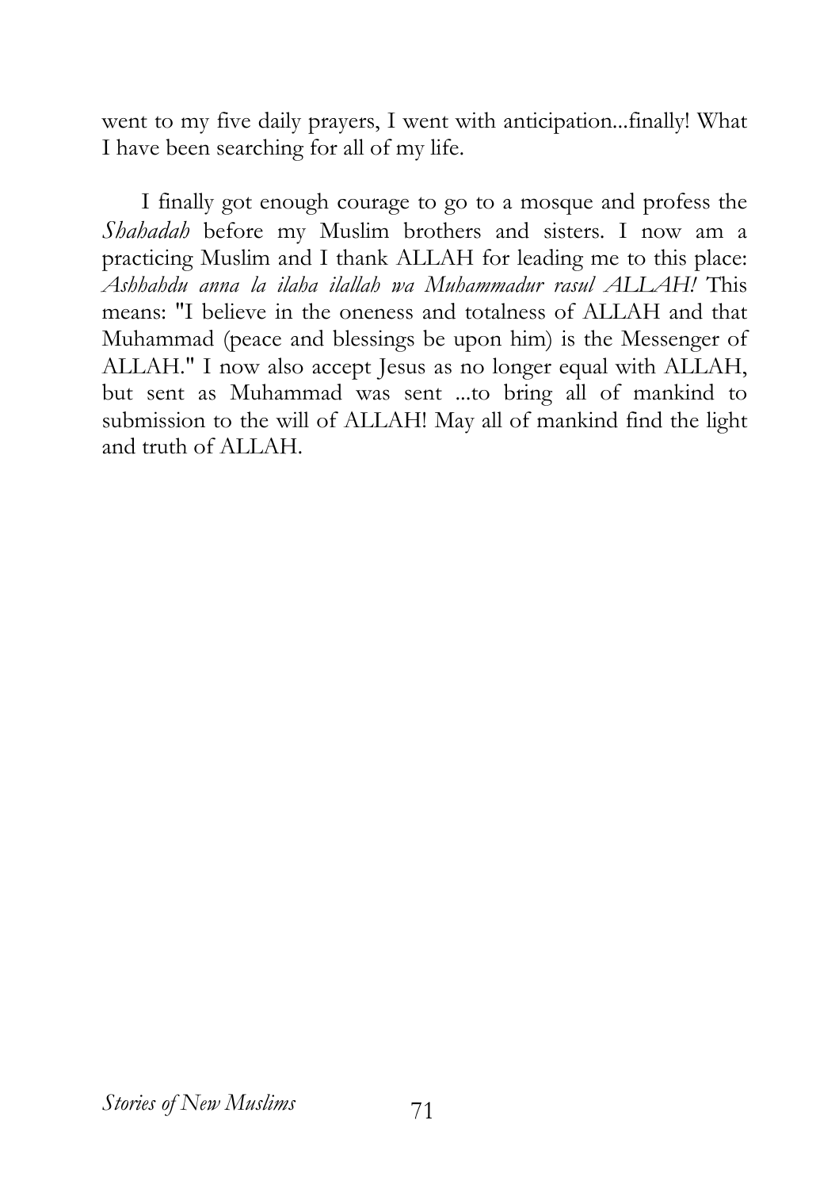went to my five daily prayers, I went with anticipation...finally! What I have been searching for all of my life.

I finally got enough courage to go to a mosque and profess the *Shahadah* before my Muslim brothers and sisters. I now am a practicing Muslim and I thank ALLAH for leading me to this place: *Ashhahdu anna la ilaha ilallah wa Muhammadur rasul ALLAH!* This means: "I believe in the oneness and totalness of ALLAH and that Muhammad (peace and blessings be upon him) is the Messenger of ALLAH." I now also accept Jesus as no longer equal with ALLAH, but sent as Muhammad was sent ...to bring all of mankind to submission to the will of ALLAH! May all of mankind find the light and truth of ALLAH.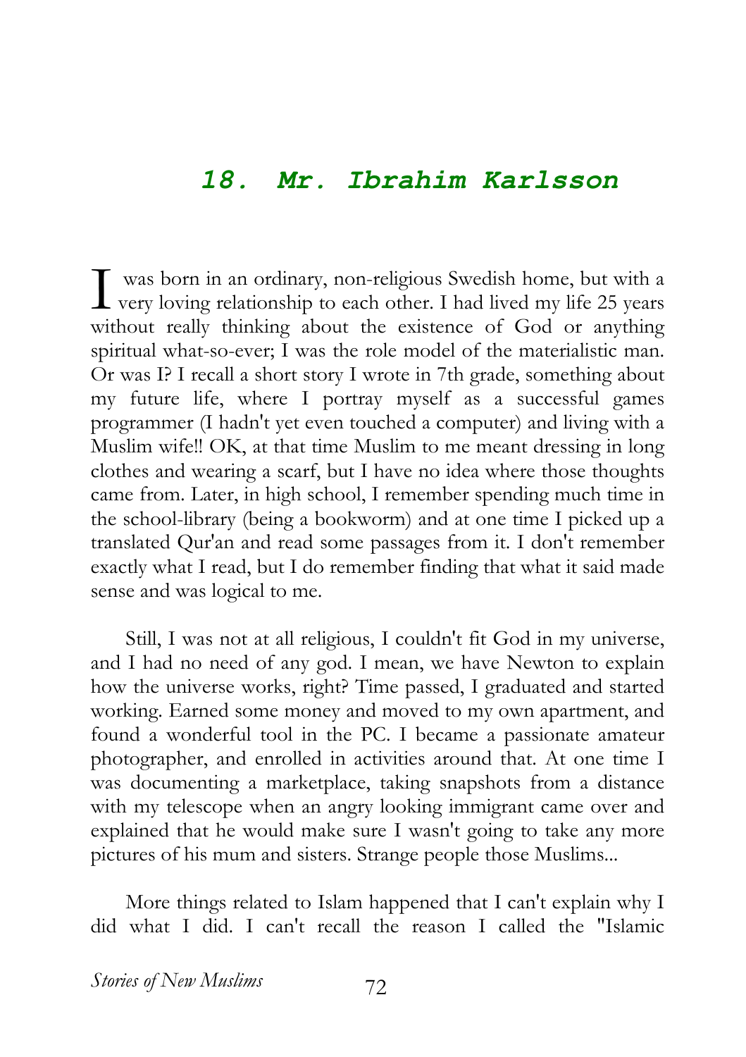## 18. Mr. Ibrahim Karlsson

I was born in an ordinary, non-religious Swedish home, but with a very loving relationship to each other. I had lived my life 25 years without really thinking about the existence of God or anything spiritual what-so-ever; I was the role model of the materialistic man. Or was I? I recall a short story I wrote in 7th grade, something about my future life, where I portray myself as a successful games programmer (I hadn't yet even touched a computer) and living with a Muslim wife!! OK, at that time Muslim to me meant dressing in long clothes and wearing a scarf, but I have no idea where those thoughts came from. Later, in high school, I remember spending much time in the school-library (being a bookworm) and at one time I picked up a translated Qur'an and read some passages from it. I don't remember exactly what I read, but I do remember finding that what it said made sense and was logical to me.

Still, I was not at all religious, I couldn't fit God in my universe, and I had no need of any god. I mean, we have Newton to explain how the universe works, right? Time passed, I graduated and started working. Earned some money and moved to my own apartment, and found a wonderful tool in the PC. I became a passionate amateur photographer, and enrolled in activities around that. At one time I was documenting a marketplace, taking snapshots from a distance with my telescope when an angry looking immigrant came over and explained that he would make sure I wasn't going to take any more pictures of his mum and sisters. Strange people those Muslims...

More things related to Islam happened that I can't explain why I did what I did. I can't recall the reason I called the "Islamic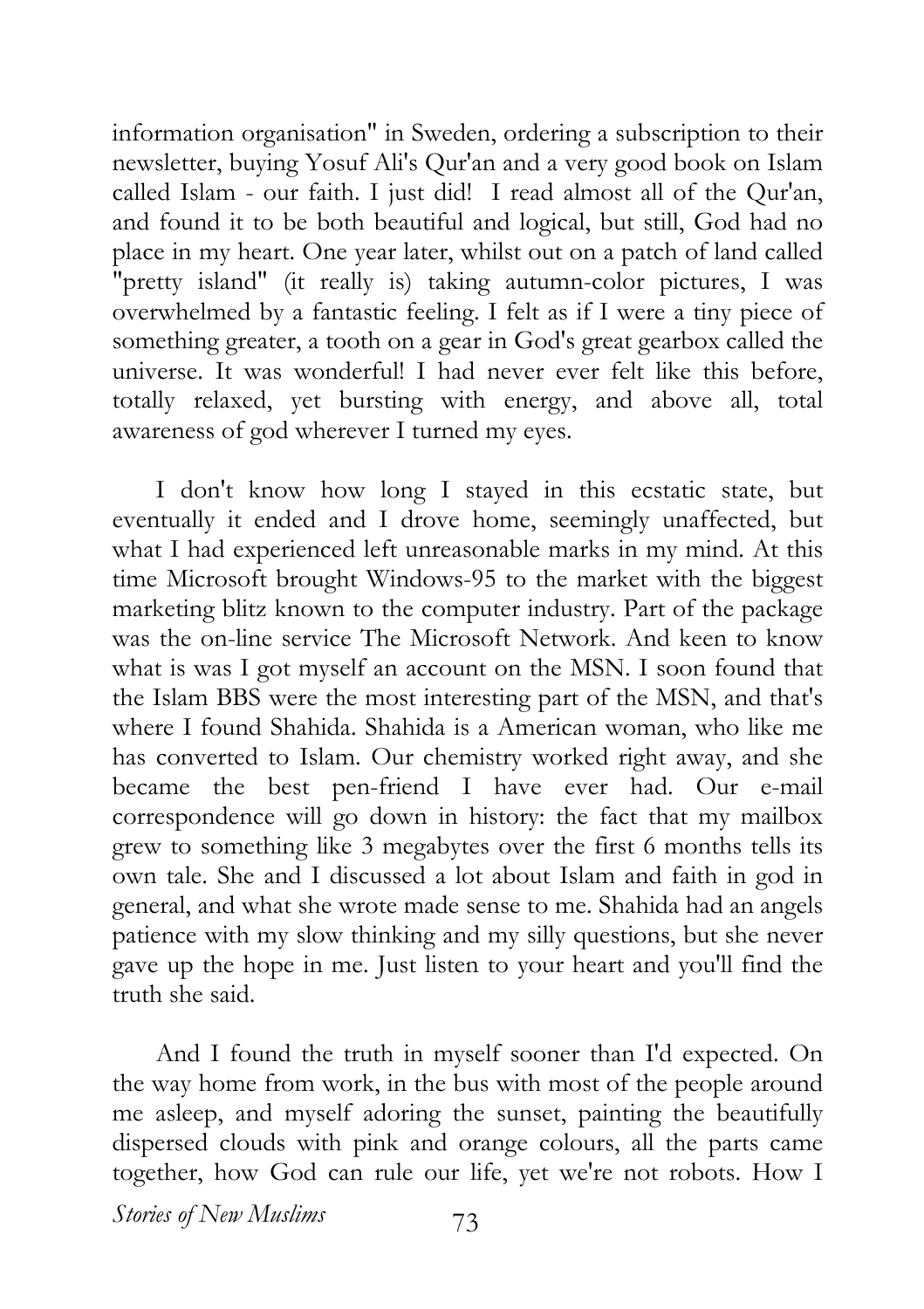information organisation" in Sweden, ordering a subscription to their newsletter, buying Yosuf Ali's Qur'an and a very good book on Islam called Islam - our faith. I just did! I read almost all of the Qur'an, and found it to be both beautiful and logical, but still, God had no place in my heart. One year later, whilst out on a patch of land called "pretty island" (it really is) taking autumn-color pictures, I was overwhelmed by a fantastic feeling. I felt as if I were a tiny piece of something greater, a tooth on a gear in God's great gearbox called the universe. It was wonderful! I had never ever felt like this before, totally relaxed, yet bursting with energy, and above all, total awareness of god wherever I turned my eyes.

I don't know how long I stayed in this ecstatic state, but eventually it ended and I drove home, seemingly unaffected, but what I had experienced left unreasonable marks in my mind. At this time Microsoft brought Windows-95 to the market with the biggest marketing blitz known to the computer industry. Part of the package was the on-line service The Microsoft Network. And keen to know what is was I got myself an account on the MSN. I soon found that the Islam BBS were the most interesting part of the MSN, and that's where I found Shahida. Shahida is a American woman, who like me has converted to Islam. Our chemistry worked right away, and she became the best pen-friend I have ever had. Our e-mail correspondence will go down in history: the fact that my mailbox grew to something like 3 megabytes over the first 6 months tells its own tale. She and I discussed a lot about Islam and faith in god in general, and what she wrote made sense to me. Shahida had an angels patience with my slow thinking and my silly questions, but she never gave up the hope in me. Just listen to your heart and you'll find the truth she said.

And I found the truth in myself sooner than I'd expected. On the way home from work, in the bus with most of the people around me asleep, and myself adoring the sunset, painting the beautifully dispersed clouds with pink and orange colours, all the parts came together, how God can rule our life, yet we're not robots. How I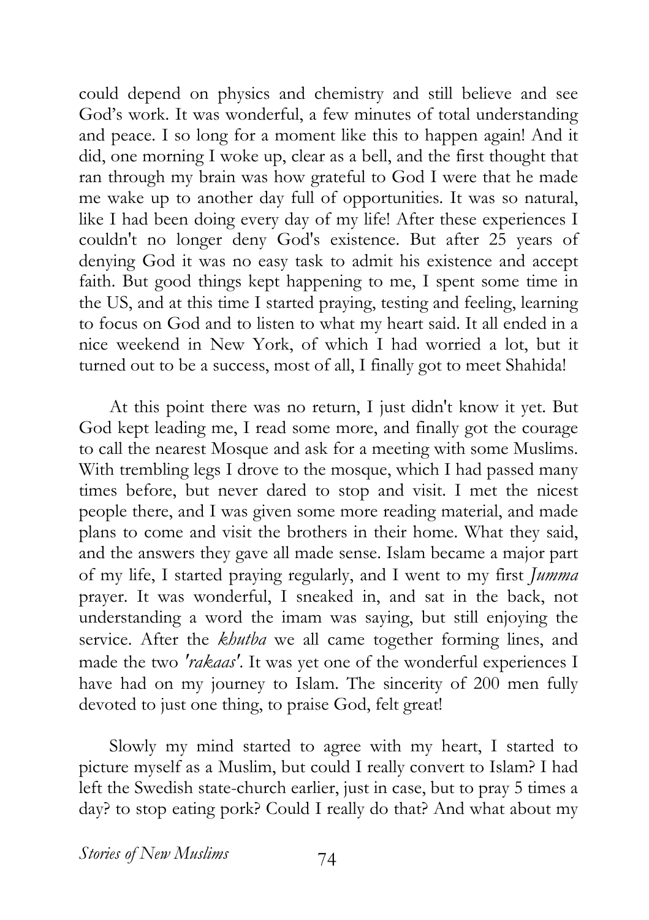could depend on physics and chemistry and still believe and see God's work. It was wonderful, a few minutes of total understanding and peace. I so long for a moment like this to happen again! And it did, one morning I woke up, clear as a bell, and the first thought that ran through my brain was how grateful to God I were that he made me wake up to another day full of opportunities. It was so natural, like I had been doing every day of my life! After these experiences I couldn't no longer deny God's existence. But after 25 years of denying God it was no easy task to admit his existence and accept faith. But good things kept happening to me, I spent some time in the US, and at this time I started praying, testing and feeling, learning to focus on God and to listen to what my heart said. It all ended in a nice weekend in New York, of which I had worried a lot, but it turned out to be a success, most of all, I finally got to meet Shahida!

At this point there was no return, I just didn't know it yet. But God kept leading me, I read some more, and finally got the courage to call the nearest Mosque and ask for a meeting with some Muslims. With trembling legs I drove to the mosque, which I had passed many times before, but never dared to stop and visit. I met the nicest people there, and I was given some more reading material, and made plans to come and visit the brothers in their home. What they said, and the answers they gave all made sense. Islam became a major part of my life, I started praying regularly, and I went to my first *Jumma* prayer. It was wonderful, I sneaked in, and sat in the back, not understanding a word the imam was saying, but still enjoying the service. After the *khutba* we all came together forming lines, and made the two *'rakaas'*. It was yet one of the wonderful experiences I have had on my journey to Islam. The sincerity of 200 men fully devoted to just one thing, to praise God, felt great!

Slowly my mind started to agree with my heart, I started to picture myself as a Muslim, but could I really convert to Islam? I had left the Swedish state-church earlier, just in case, but to pray 5 times a day? to stop eating pork? Could I really do that? And what about my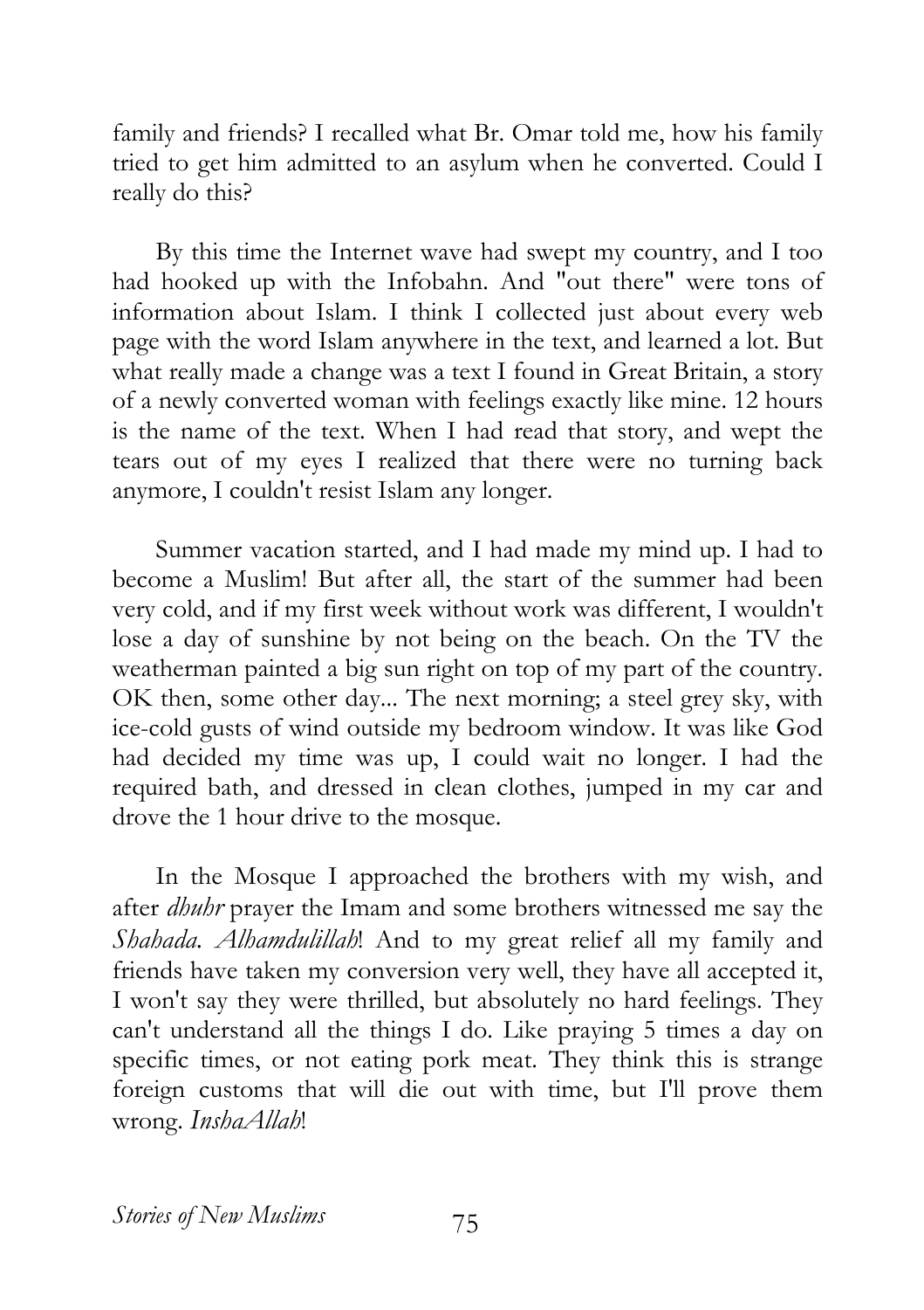family and friends? I recalled what Br. Omar told me, how his family tried to get him admitted to an asylum when he converted. Could I really do this?

By this time the Internet wave had swept my country, and I too had hooked up with the Infobahn. And "out there" were tons of information about Islam. I think I collected just about every web page with the word Islam anywhere in the text, and learned a lot. But what really made a change was a text I found in Great Britain, a story of a newly converted woman with feelings exactly like mine. 12 hours is the name of the text. When I had read that story, and wept the tears out of my eyes I realized that there were no turning back anymore, I couldn't resist Islam any longer.

Summer vacation started, and I had made my mind up. I had to become a Muslim! But after all, the start of the summer had been very cold, and if my first week without work was different, I wouldn't lose a day of sunshine by not being on the beach. On the TV the weatherman painted a big sun right on top of my part of the country. OK then, some other day... The next morning; a steel grey sky, with ice-cold gusts of wind outside my bedroom window. It was like God had decided my time was up, I could wait no longer. I had the required bath, and dressed in clean clothes, jumped in my car and drove the 1 hour drive to the mosque.

In the Mosque I approached the brothers with my wish, and after *dhuhr* prayer the Imam and some brothers witnessed me say the *Shahada*. *Alhamdulillah*! And to my great relief all my family and friends have taken my conversion very well, they have all accepted it, I won't say they were thrilled, but absolutely no hard feelings. They can't understand all the things I do. Like praying 5 times a day on specific times, or not eating pork meat. They think this is strange foreign customs that will die out with time, but I'll prove them wrong. *InshaAllah*!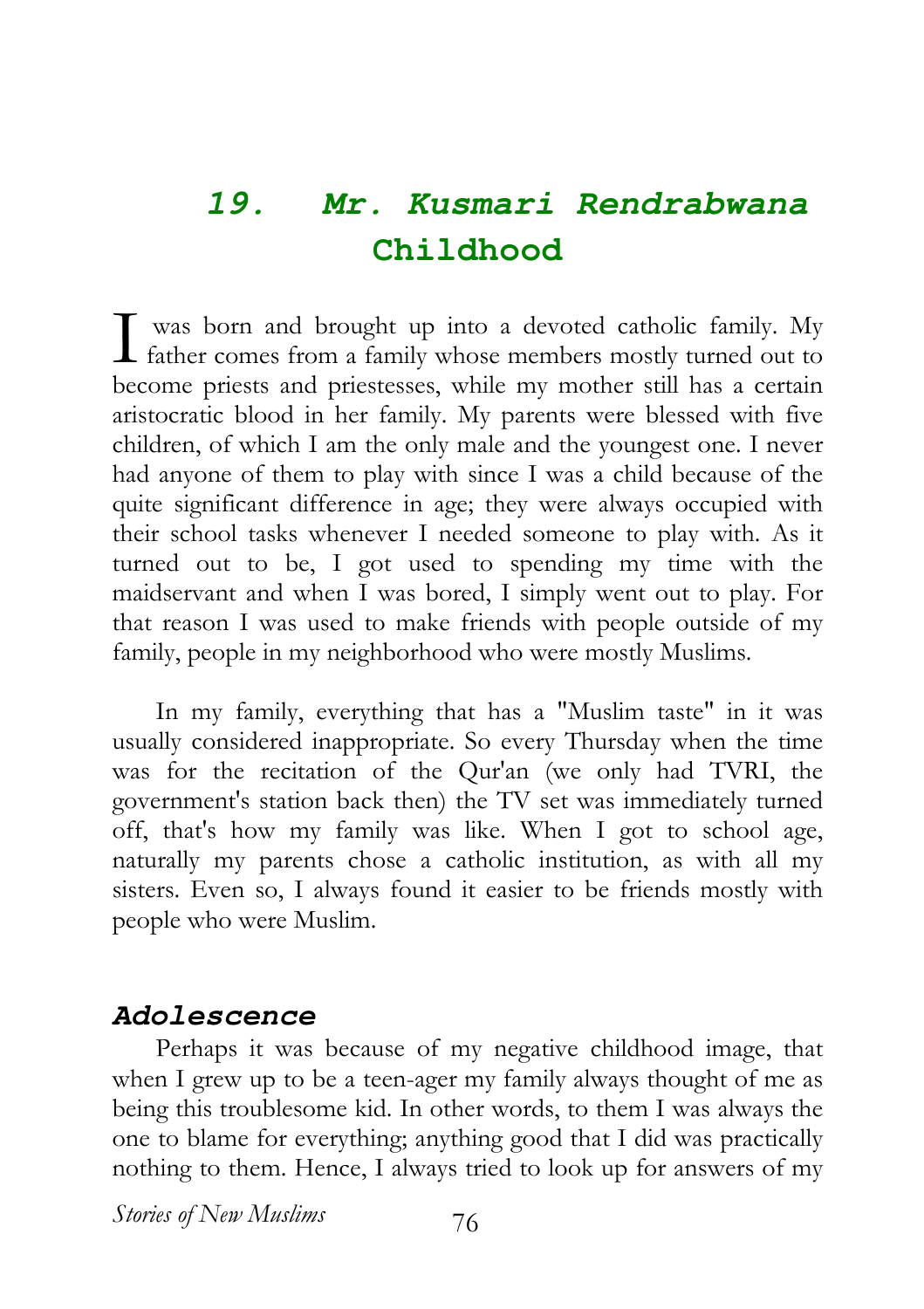# 19. Mr. Kusmari Rendrabwana

## Childhood

I was born and brought up into a devoted catholic family. My father comes from a family whose members mostly turned out to become priests and priestesses, while my mother still has a certain aristocratic blood in her family. My parents were blessed with five children, of which I am the only male and the youngest one. I never had anyone of them to play with since I was a child because of the quite significant difference in age; they were always occupied with their school tasks whenever I needed someone to play with. As it turned out to be, I got used to spending my time with the maidservant and when I was bored, I simply went out to play. For that reason I was used to make friends with people outside of my family, people in my neighborhood who were mostly Muslims.

In my family, everything that has a "Muslim taste" in it was usually considered inappropriate. So every Thursday when the time was for the recitation of the Qur'an (we only had TVRI, the government's station back then) the TV set was immediately turned off, that's how my family was like. When I got to school age, naturally my parents chose a catholic institution, as with all my sisters. Even so, I always found it easier to be friends mostly with people who were Muslim.

### *Adolescence*

Perhaps it was because of my negative childhood image, that when I grew up to be a teen-ager my family always thought of me as being this troublesome kid. In other words, to them I was always the one to blame for everything; anything good that I did was practically nothing to them. Hence, I always tried to look up for answers of my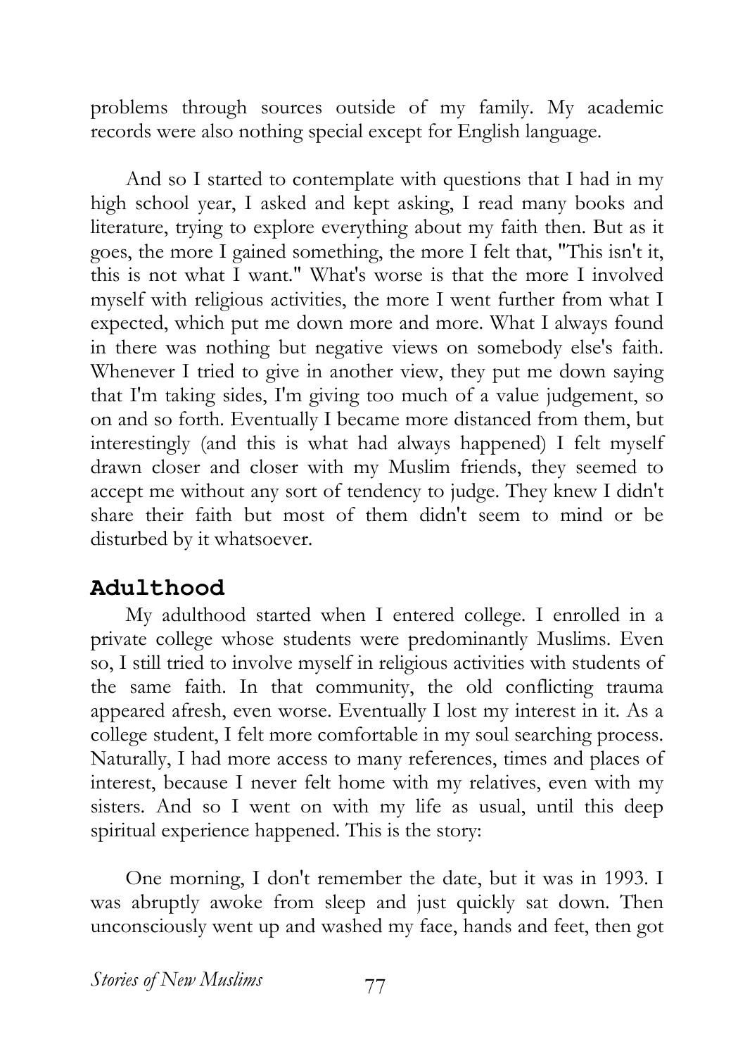problems through sources outside of my family. My academic records were also nothing special except for English language.

And so I started to contemplate with questions that I had in my high school year, I asked and kept asking, I read many books and literature, trying to explore everything about my faith then. But as it goes, the more I gained something, the more I felt that, "This isn't it, this is not what I want." What's worse is that the more I involved myself with religious activities, the more I went further from what I expected, which put me down more and more. What I always found in there was nothing but negative views on somebody else's faith. Whenever I tried to give in another view, they put me down saying that I'm taking sides, I'm giving too much of a value judgement, so on and so forth. Eventually I became more distanced from them, but interestingly (and this is what had always happened) I felt myself drawn closer and closer with my Muslim friends, they seemed to accept me without any sort of tendency to judge. They knew I didn't share their faith but most of them didn't seem to mind or be disturbed by it whatsoever.

## Adulthood

My adulthood started when I entered college. I enrolled in a private college whose students were predominantly Muslims. Even so, I still tried to involve myself in religious activities with students of the same faith. In that community, the old conflicting trauma appeared afresh, even worse. Eventually I lost my interest in it. As a college student, I felt more comfortable in my soul searching process. Naturally, I had more access to many references, times and places of interest, because I never felt home with my relatives, even with my sisters. And so I went on with my life as usual, until this deep spiritual experience happened. This is the story:

One morning, I don't remember the date, but it was in 1993. I was abruptly awoke from sleep and just quickly sat down. Then unconsciously went up and washed my face, hands and feet, then got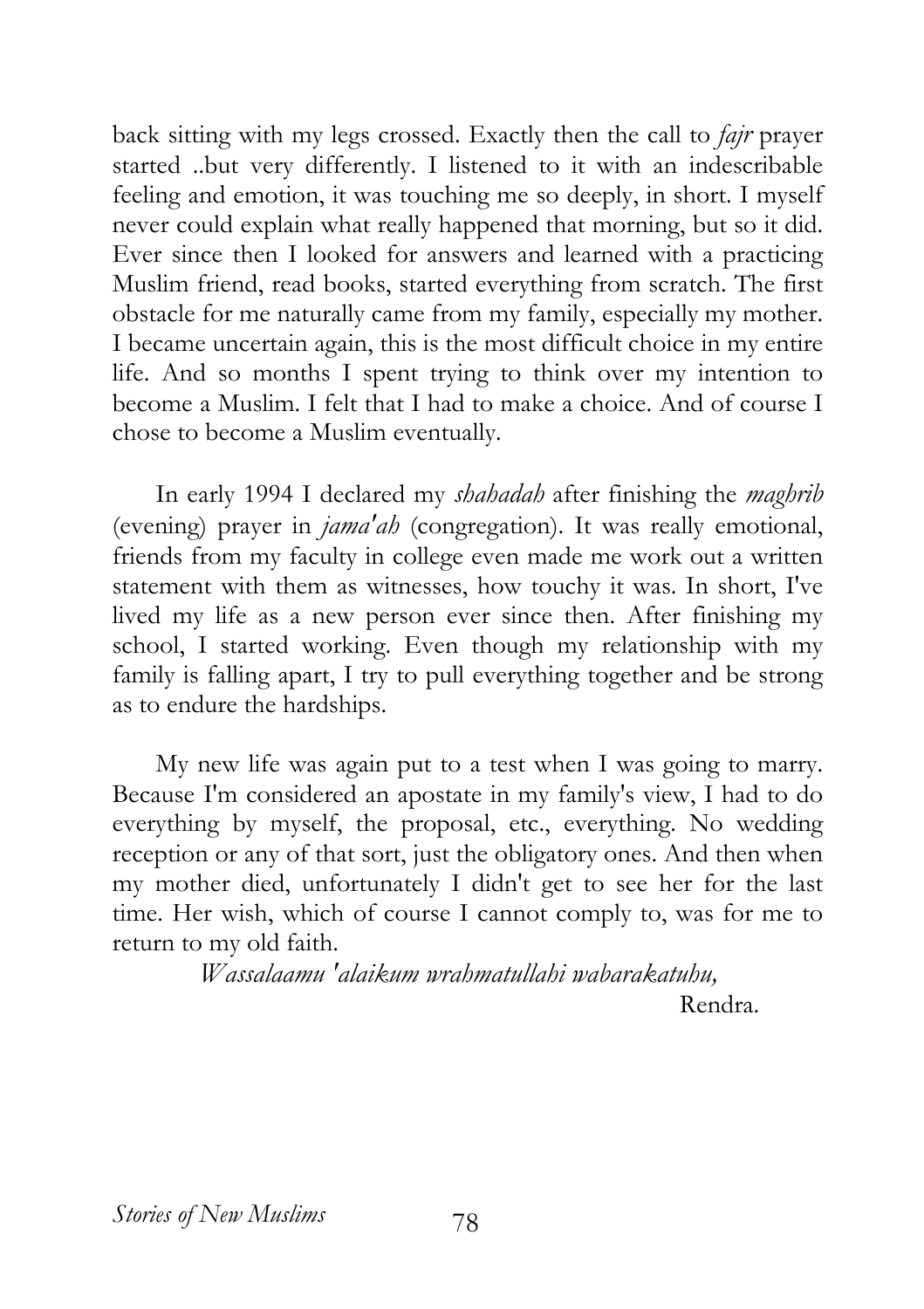back sitting with my legs crossed. Exactly then the call to *fajr* prayer started ..but very differently. I listened to it with an indescribable feeling and emotion, it was touching me so deeply, in short. I myself never could explain what really happened that morning, but so it did. Ever since then I looked for answers and learned with a practicing Muslim friend, read books, started everything from scratch. The first obstacle for me naturally came from my family, especially my mother. I became uncertain again, this is the most difficult choice in my entire life. And so months I spent trying to think over my intention to become a Muslim. I felt that I had to make a choice. And of course I chose to become a Muslim eventually.

In early 1994 I declared my *shahadah* after finishing the *maghrib* (evening) prayer in *jama'ah* (congregation). It was really emotional, friends from my faculty in college even made me work out a written statement with them as witnesses, how touchy it was. In short, I've lived my life as a new person ever since then. After finishing my school, I started working. Even though my relationship with my family is falling apart, I try to pull everything together and be strong as to endure the hardships.

My new life was again put to a test when I was going to marry. Because I'm considered an apostate in my family's view, I had to do everything by myself, the proposal, etc., everything. No wedding reception or any of that sort, just the obligatory ones. And then when my mother died, unfortunately I didn't get to see her for the last time. Her wish, which of course I cannot comply to, was for me to return to my old faith.

*Wassalaamu 'alaikum wrahmatullahi wabarakatuhu,*

Rendra.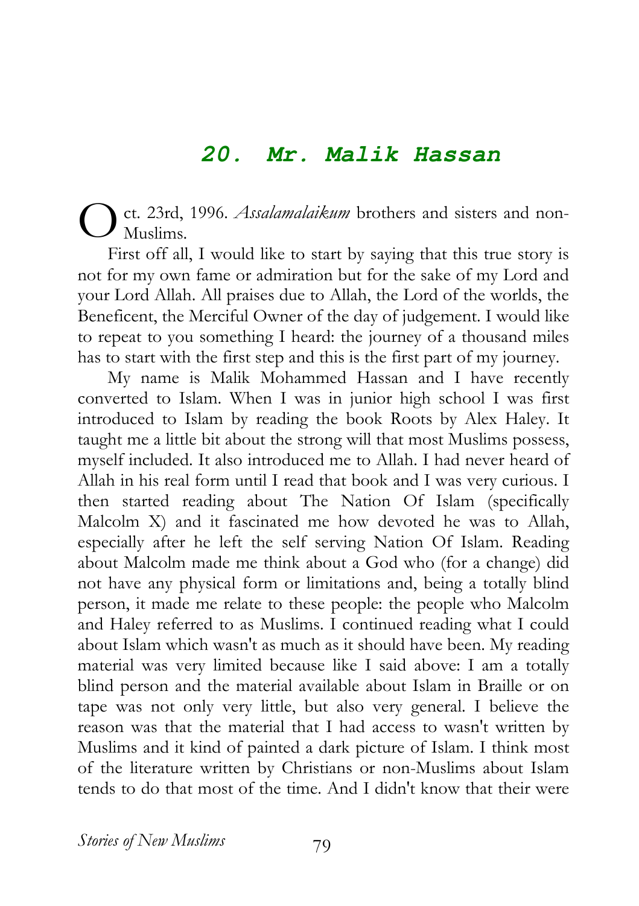## 20. Mr. Malik Hassan

Oct. 23rd, 1996. *Assalamalaikum* brothers and sisters and non-Muslims.

First off all, I would like to start by saying that this true story is not for my own fame or admiration but for the sake of my Lord and your Lord Allah. All praises due to Allah, the Lord of the worlds, the Beneficent, the Merciful Owner of the day of judgement. I would like to repeat to you something I heard: the journey of a thousand miles has to start with the first step and this is the first part of my journey.

My name is Malik Mohammed Hassan and I have recently converted to Islam. When I was in junior high school I was first introduced to Islam by reading the book Roots by Alex Haley. It taught me a little bit about the strong will that most Muslims possess, myself included. It also introduced me to Allah. I had never heard of Allah in his real form until I read that book and I was very curious. I then started reading about The Nation Of Islam (specifically Malcolm X) and it fascinated me how devoted he was to Allah, especially after he left the self serving Nation Of Islam. Reading about Malcolm made me think about a God who (for a change) did not have any physical form or limitations and, being a totally blind person, it made me relate to these people: the people who Malcolm and Haley referred to as Muslims. I continued reading what I could about Islam which wasn't as much as it should have been. My reading material was very limited because like I said above: I am a totally blind person and the material available about Islam in Braille or on tape was not only very little, but also very general. I believe the reason was that the material that I had access to wasn't written by Muslims and it kind of painted a dark picture of Islam. I think most of the literature written by Christians or non-Muslims about Islam tends to do that most of the time. And I didn't know that their were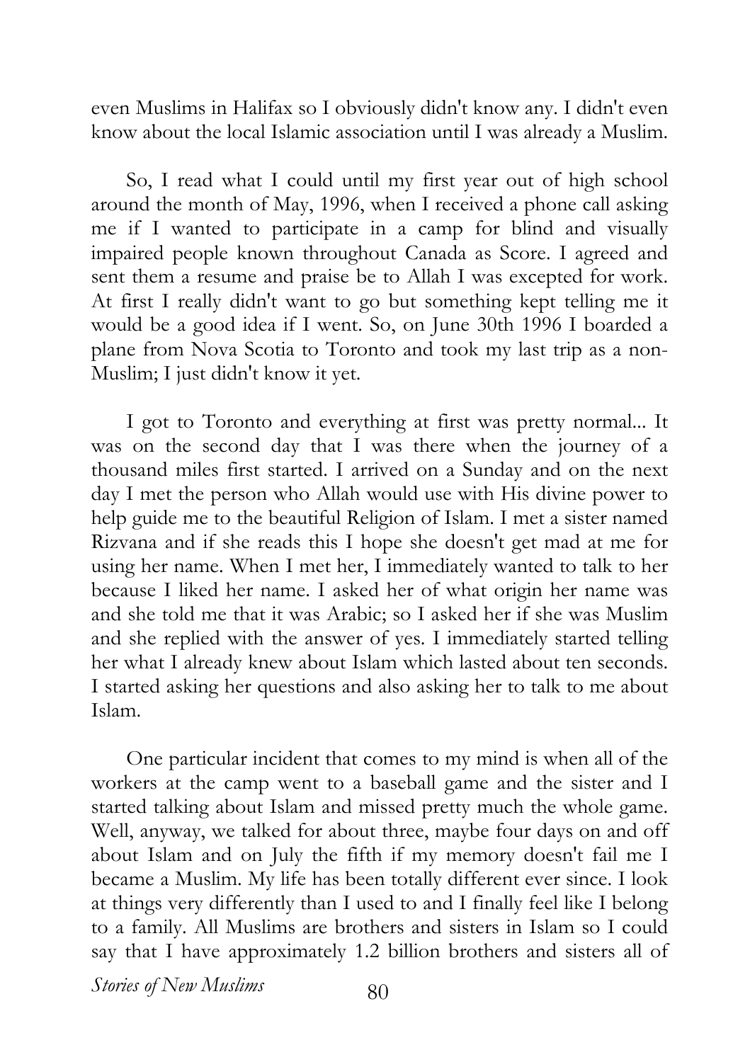even Muslims in Halifax so I obviously didn't know any. I didn't even know about the local Islamic association until I was already a Muslim.

So, I read what I could until my first year out of high school around the month of May, 1996, when I received a phone call asking me if I wanted to participate in a camp for blind and visually impaired people known throughout Canada as Score. I agreed and sent them a resume and praise be to Allah I was excepted for work. At first I really didn't want to go but something kept telling me it would be a good idea if I went. So, on June 30th 1996 I boarded a plane from Nova Scotia to Toronto and took my last trip as a non-Muslim; I just didn't know it yet.

I got to Toronto and everything at first was pretty normal... It was on the second day that I was there when the journey of a thousand miles first started. I arrived on a Sunday and on the next day I met the person who Allah would use with His divine power to help guide me to the beautiful Religion of Islam. I met a sister named Rizvana and if she reads this I hope she doesn't get mad at me for using her name. When I met her, I immediately wanted to talk to her because I liked her name. I asked her of what origin her name was and she told me that it was Arabic; so I asked her if she was Muslim and she replied with the answer of yes. I immediately started telling her what I already knew about Islam which lasted about ten seconds. I started asking her questions and also asking her to talk to me about Islam.

One particular incident that comes to my mind is when all of the workers at the camp went to a baseball game and the sister and I started talking about Islam and missed pretty much the whole game. Well, anyway, we talked for about three, maybe four days on and off about Islam and on July the fifth if my memory doesn't fail me I became a Muslim. My life has been totally different ever since. I look at things very differently than I used to and I finally feel like I belong to a family. All Muslims are brothers and sisters in Islam so I could say that I have approximately 1.2 billion brothers and sisters all of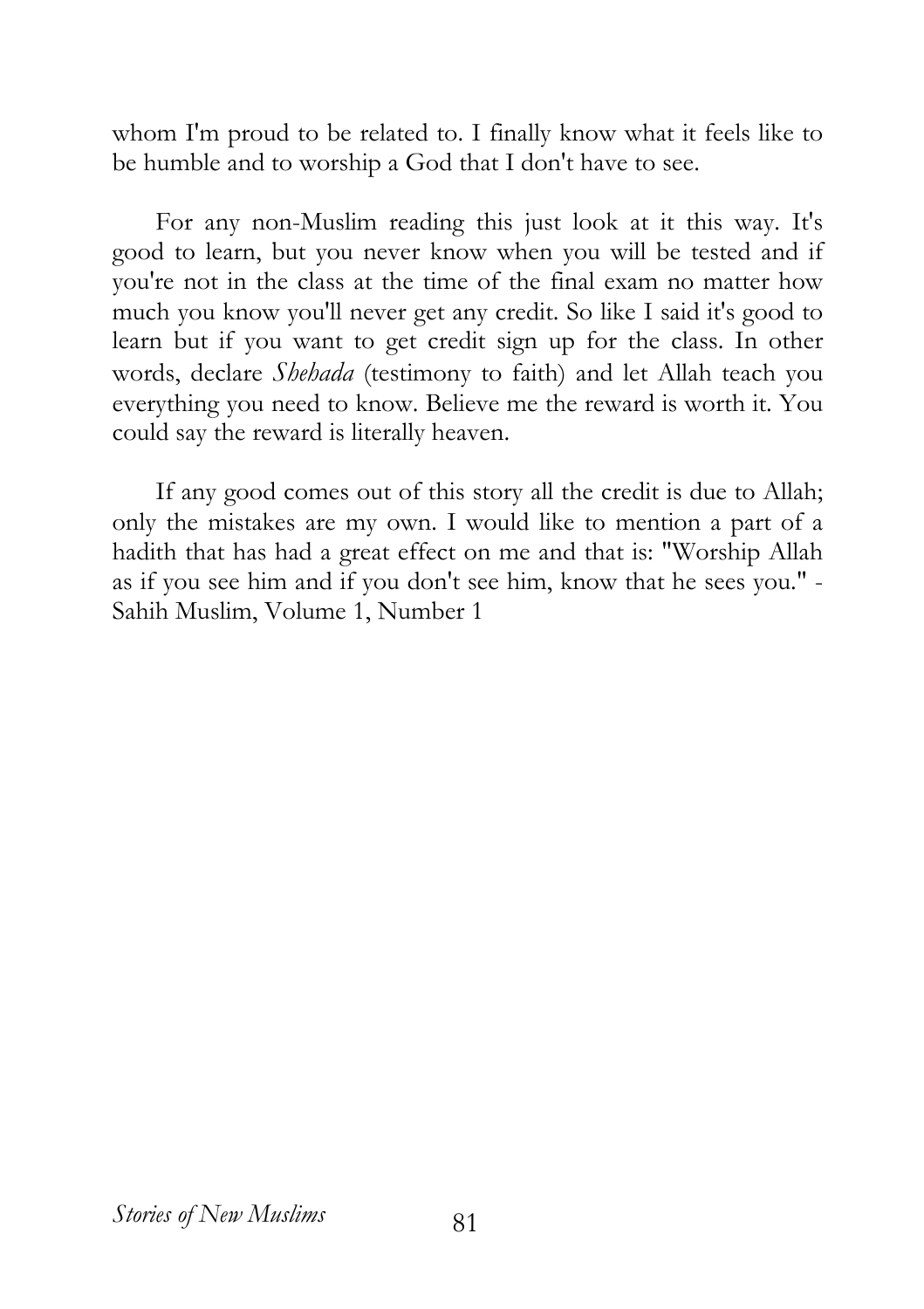whom I'm proud to be related to. I finally know what it feels like to be humble and to worship a God that I don't have to see.

For any non-Muslim reading this just look at it this way. It's good to learn, but you never know when you will be tested and if you're not in the class at the time of the final exam no matter how much you know you'll never get any credit. So like I said it's good to learn but if you want to get credit sign up for the class. In other words, declare *Shehada* (testimony to faith) and let Allah teach you everything you need to know. Believe me the reward is worth it. You could say the reward is literally heaven.

If any good comes out of this story all the credit is due to Allah; only the mistakes are my own. I would like to mention a part of a hadith that has had a great effect on me and that is: "Worship Allah as if you see him and if you don't see him, know that he sees you." - Sahih Muslim, Volume 1, Number 1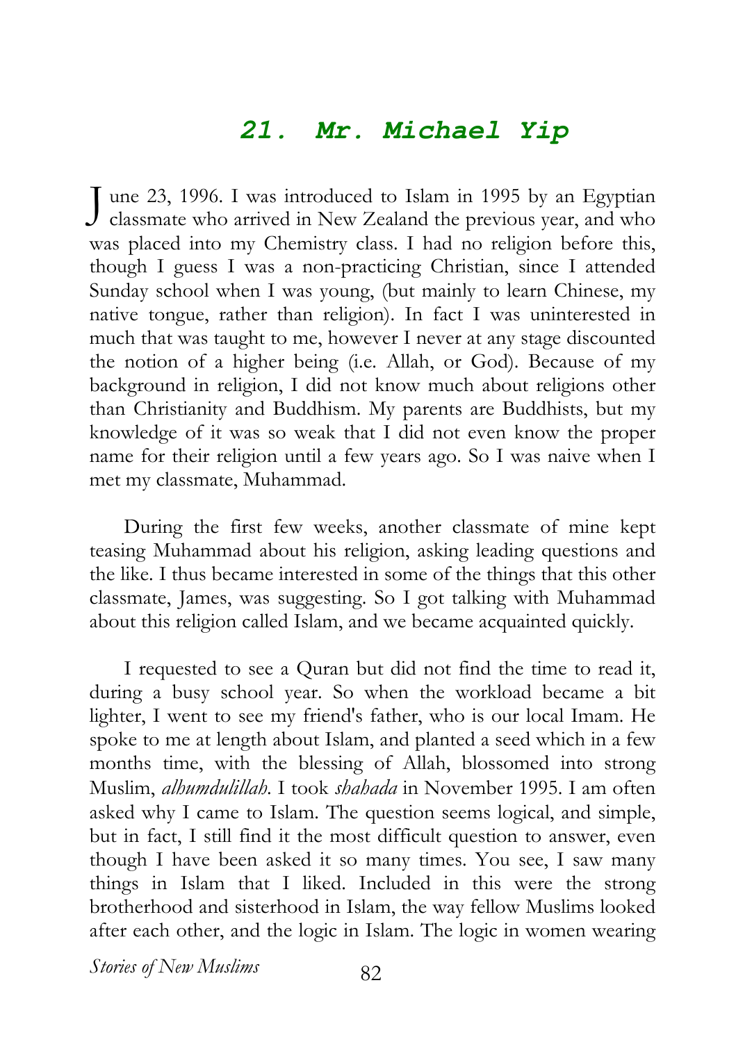## *21. Mr. Michael Yip*

June 23, 1996. I was introduced to Islam in 1995 by an Egyptian classmate who arrived in New Zealand the previous year, and who was placed into my Chemistry class. I had no religion before this, though I guess I was a non-practicing Christian, since I attended Sunday school when I was young, (but mainly to learn Chinese, my native tongue, rather than religion). In fact I was uninterested in much that was taught to me, however I never at any stage discounted the notion of a higher being (i.e. Allah, or God). Because of my background in religion, I did not know much about religions other than Christianity and Buddhism. My parents are Buddhists, but my knowledge of it was so weak that I did not even know the proper name for their religion until a few years ago. So I was naive when I met my classmate, Muhammad.

During the first few weeks, another classmate of mine kept teasing Muhammad about his religion, asking leading questions and the like. I thus became interested in some of the things that this other classmate, James, was suggesting. So I got talking with Muhammad about this religion called Islam, and we became acquainted quickly.

I requested to see a Quran but did not find the time to read it, during a busy school year. So when the workload became a bit lighter, I went to see my friend's father, who is our local Imam. He spoke to me at length about Islam, and planted a seed which in a few months time, with the blessing of Allah, blossomed into strong Muslim, *alhumdulillah*. I took *shahada* in November 1995. I am often asked why I came to Islam. The question seems logical, and simple, but in fact, I still find it the most difficult question to answer, even though I have been asked it so many times. You see, I saw many things in Islam that I liked. Included in this were the strong brotherhood and sisterhood in Islam, the way fellow Muslims looked after each other, and the logic in Islam. The logic in women wearing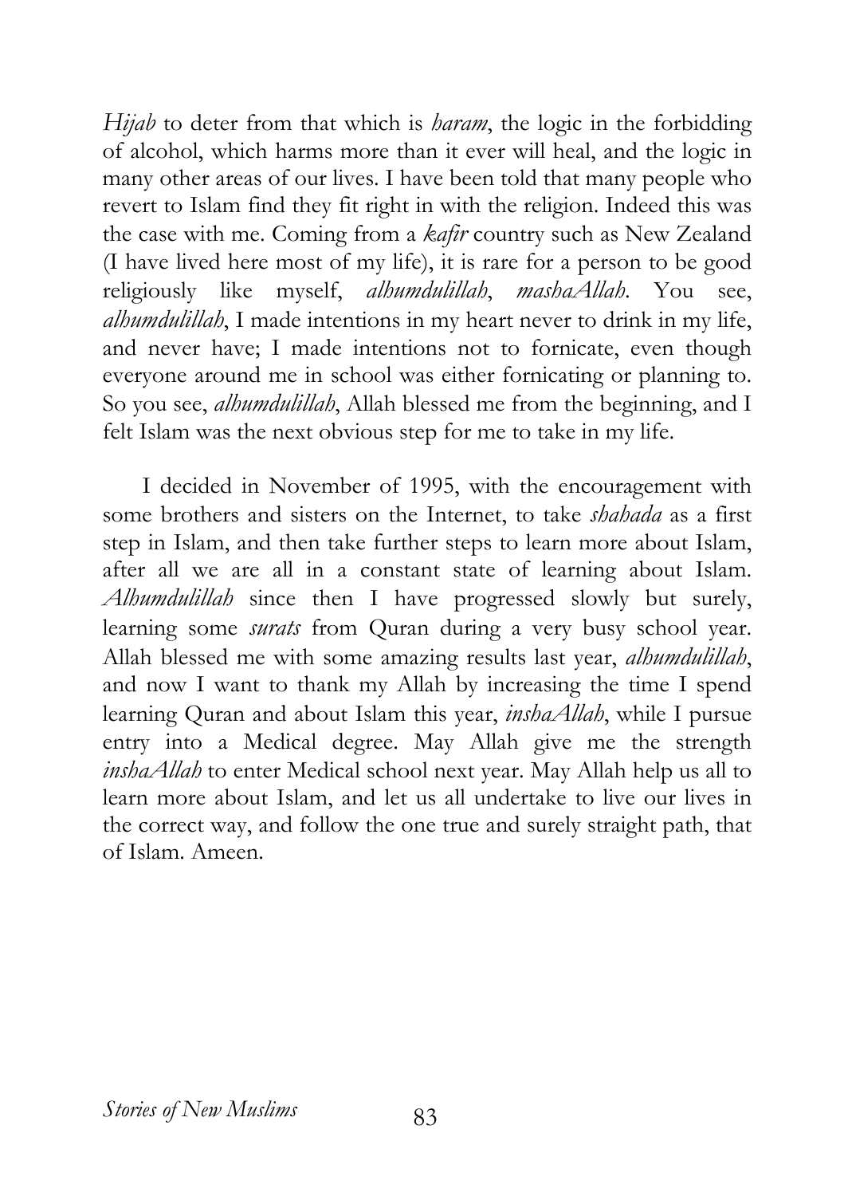*Hijab* to deter from that which is *haram*, the logic in the forbidding of alcohol, which harms more than it ever will heal, and the logic in many other areas of our lives. I have been told that many people who revert to Islam find they fit right in with the religion. Indeed this was the case with me. Coming from a *kafir* country such as New Zealand (I have lived here most of my life), it is rare for a person to be good religiously like myself, *alhumdulillah*, *mashaAllah*. You see, *alhumdulillah*, I made intentions in my heart never to drink in my life, and never have; I made intentions not to fornicate, even though everyone around me in school was either fornicating or planning to. So you see, *alhumdulillah*, Allah blessed me from the beginning, and I felt Islam was the next obvious step for me to take in my life.

I decided in November of 1995, with the encouragement with some brothers and sisters on the Internet, to take *shahada* as a first step in Islam, and then take further steps to learn more about Islam, after all we are all in a constant state of learning about Islam. *Alhumdulillah* since then I have progressed slowly but surely, learning some *surats* from Quran during a very busy school year. Allah blessed me with some amazing results last year, *alhumdulillah*, and now I want to thank my Allah by increasing the time I spend learning Quran and about Islam this year, *inshaAllah*, while I pursue entry into a Medical degree. May Allah give me the strength *inshaAllah* to enter Medical school next year. May Allah help us all to learn more about Islam, and let us all undertake to live our lives in the correct way, and follow the one true and surely straight path, that of Islam. Ameen.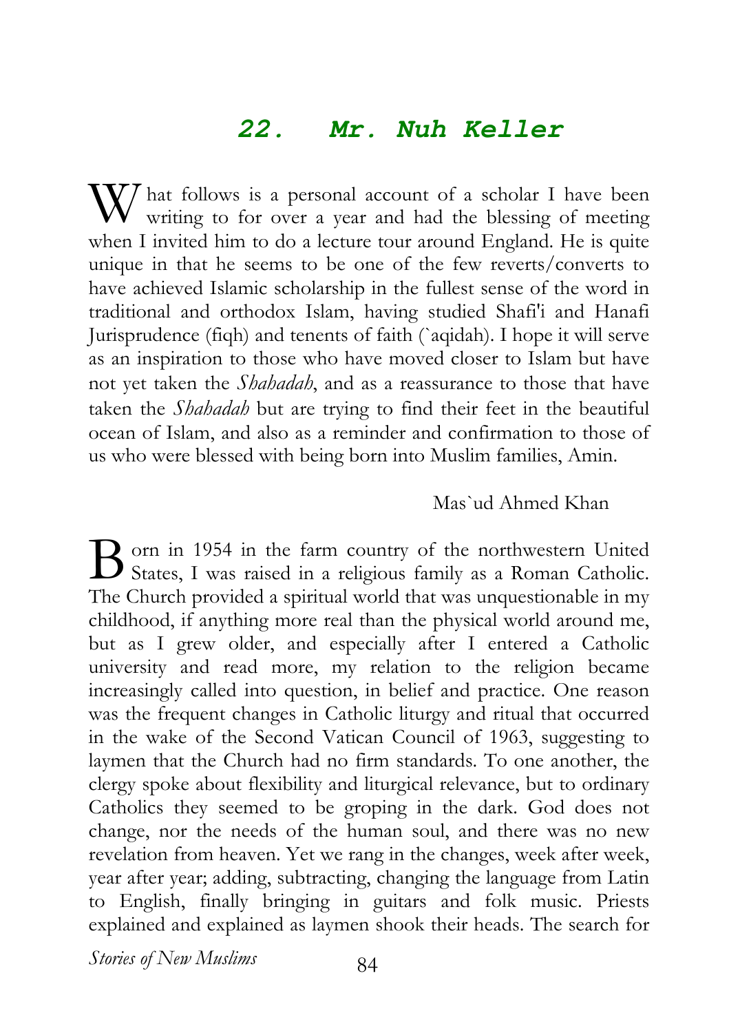## 22. Mr. Nuh Keller

What follows is a personal account of a scholar I have been writing to for over a year and had the blessing of meeting when I invited him to do a lecture tour around England. He is quite unique in that he seems to be one of the few reverts/converts to have achieved Islamic scholarship in the fullest sense of the word in traditional and orthodox Islam, having studied Shafi'i and Hanafi Jurisprudence (fiqh) and tenents of faith (`aqidah). I hope it will serve as an inspiration to those who have moved closer to Islam but have not yet taken the *Shahadah*, and as a reassurance to those that have taken the *Shahadah* but are trying to find their feet in the beautiful ocean of Islam, and also as a reminder and confirmation to those of us who were blessed with being born into Muslim families, Amin.

Mas`ud Ahmed Khan

Born in 1954 in the farm country of the northwestern United States, I was raised in a religious family as a Roman Catholic. The Church provided a spiritual world that was unquestionable in my childhood, if anything more real than the physical world around me, but as I grew older, and especially after I entered a Catholic university and read more, my relation to the religion became increasingly called into question, in belief and practice. One reason was the frequent changes in Catholic liturgy and ritual that occurred in the wake of the Second Vatican Council of 1963, suggesting to laymen that the Church had no firm standards. To one another, the clergy spoke about flexibility and liturgical relevance, but to ordinary Catholics they seemed to be groping in the dark. God does not change, nor the needs of the human soul, and there was no new revelation from heaven. Yet we rang in the changes, week after week, year after year; adding, subtracting, changing the language from Latin to English, finally bringing in guitars and folk music. Priests explained and explained as laymen shook their heads. The search for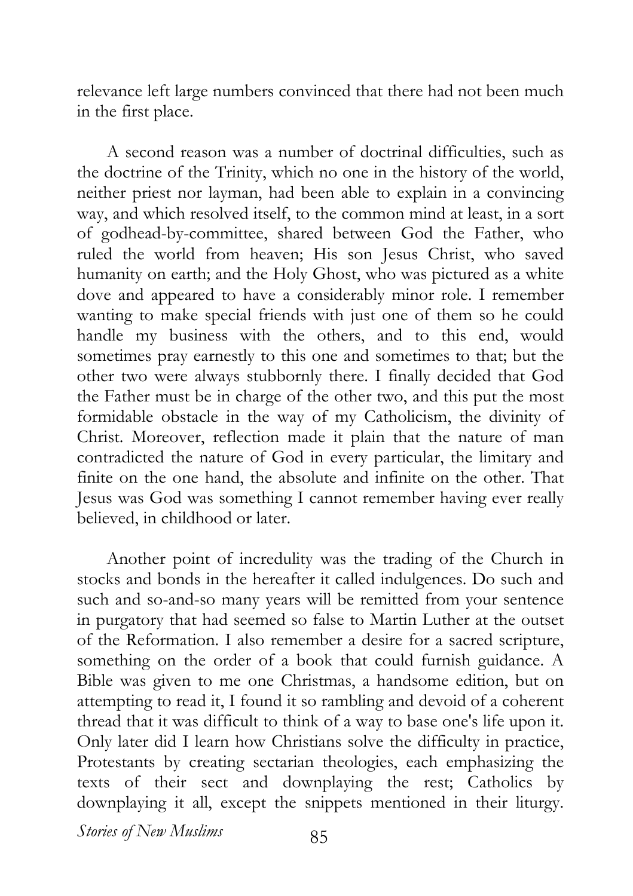relevance left large numbers convinced that there had not been much in the first place.

A second reason was a number of doctrinal difficulties, such as the doctrine of the Trinity, which no one in the history of the world, neither priest nor layman, had been able to explain in a convincing way, and which resolved itself, to the common mind at least, in a sort of godhead-by-committee, shared between God the Father, who ruled the world from heaven; His son Jesus Christ, who saved humanity on earth; and the Holy Ghost, who was pictured as a white dove and appeared to have a considerably minor role. I remember wanting to make special friends with just one of them so he could handle my business with the others, and to this end, would sometimes pray earnestly to this one and sometimes to that; but the other two were always stubbornly there. I finally decided that God the Father must be in charge of the other two, and this put the most formidable obstacle in the way of my Catholicism, the divinity of Christ. Moreover, reflection made it plain that the nature of man contradicted the nature of God in every particular, the limitary and finite on the one hand, the absolute and infinite on the other. That Jesus was God was something I cannot remember having ever really believed, in childhood or later.

Another point of incredulity was the trading of the Church in stocks and bonds in the hereafter it called indulgences. Do such and such and so-and-so many years will be remitted from your sentence in purgatory that had seemed so false to Martin Luther at the outset of the Reformation. I also remember a desire for a sacred scripture, something on the order of a book that could furnish guidance. A Bible was given to me one Christmas, a handsome edition, but on attempting to read it, I found it so rambling and devoid of a coherent thread that it was difficult to think of a way to base one's life upon it. Only later did I learn how Christians solve the difficulty in practice, Protestants by creating sectarian theologies, each emphasizing the texts of their sect and downplaying the rest; Catholics by downplaying it all, except the snippets mentioned in their liturgy.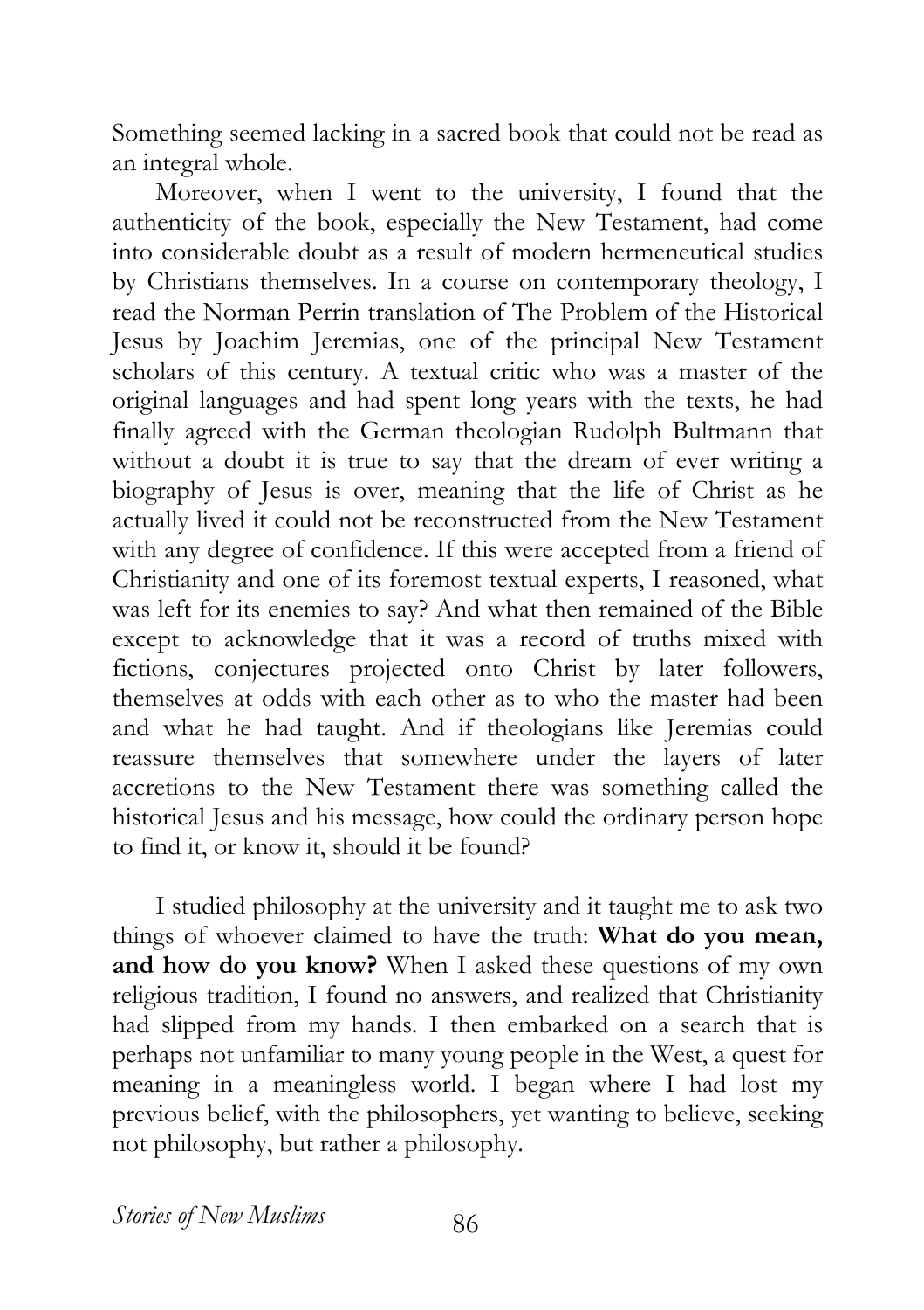Something seemed lacking in a sacred book that could not be read as an integral whole.

Moreover, when I went to the university, I found that the authenticity of the book, especially the New Testament, had come into considerable doubt as a result of modern hermeneutical studies by Christians themselves. In a course on contemporary theology, I read the Norman Perrin translation of The Problem of the Historical Jesus by Joachim Jeremias, one of the principal New Testament scholars of this century. A textual critic who was a master of the original languages and had spent long years with the texts, he had finally agreed with the German theologian Rudolph Bultmann that without a doubt it is true to say that the dream of ever writing a biography of Jesus is over, meaning that the life of Christ as he actually lived it could not be reconstructed from the New Testament with any degree of confidence. If this were accepted from a friend of Christianity and one of its foremost textual experts, I reasoned, what was left for its enemies to say? And what then remained of the Bible except to acknowledge that it was a record of truths mixed with fictions, conjectures projected onto Christ by later followers, themselves at odds with each other as to who the master had been and what he had taught. And if theologians like Jeremias could reassure themselves that somewhere under the layers of later accretions to the New Testament there was something called the historical Jesus and his message, how could the ordinary person hope to find it, or know it, should it be found?

I studied philosophy at the university and it taught me to ask two things of whoever claimed to have the truth: **What do you mean, and how do you know?** When I asked these questions of my own religious tradition, I found no answers, and realized that Christianity had slipped from my hands. I then embarked on a search that is perhaps not unfamiliar to many young people in the West, a quest for meaning in a meaningless world. I began where I had lost my previous belief, with the philosophers, yet wanting to believe, seeking not philosophy, but rather a philosophy.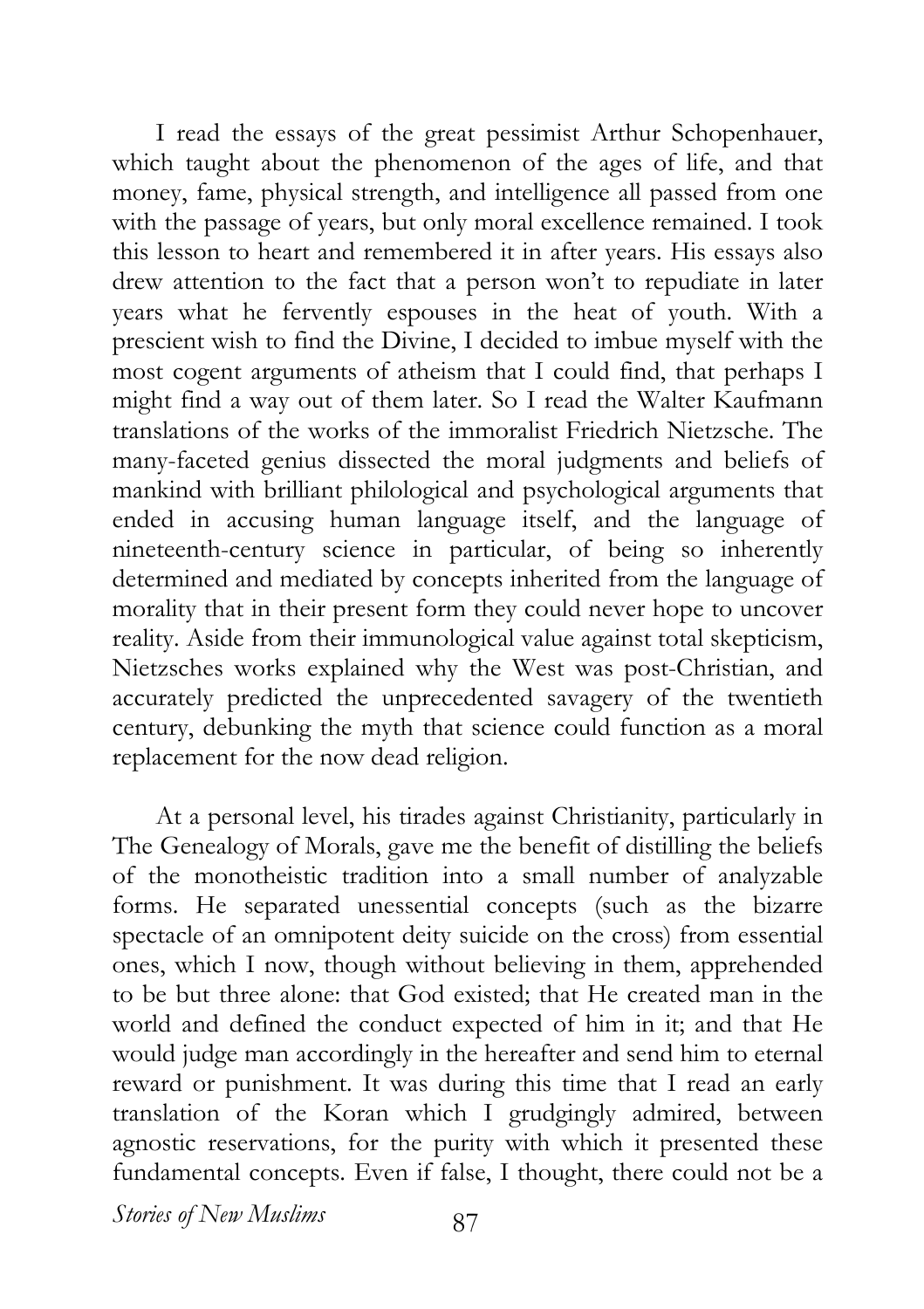I read the essays of the great pessimist Arthur Schopenhauer, which taught about the phenomenon of the ages of life, and that money, fame, physical strength, and intelligence all passed from one with the passage of years, but only moral excellence remained. I took this lesson to heart and remembered it in after years. His essays also drew attention to the fact that a person won't to repudiate in later years what he fervently espouses in the heat of youth. With a prescient wish to find the Divine, I decided to imbue myself with the most cogent arguments of atheism that I could find, that perhaps I might find a way out of them later. So I read the Walter Kaufmann translations of the works of the immoralist Friedrich Nietzsche. The many-faceted genius dissected the moral judgments and beliefs of mankind with brilliant philological and psychological arguments that ended in accusing human language itself, and the language of nineteenth-century science in particular, of being so inherently determined and mediated by concepts inherited from the language of morality that in their present form they could never hope to uncover reality. Aside from their immunological value against total skepticism, Nietzsches works explained why the West was post-Christian, and accurately predicted the unprecedented savagery of the twentieth century, debunking the myth that science could function as a moral replacement for the now dead religion.

At a personal level, his tirades against Christianity, particularly in The Genealogy of Morals, gave me the benefit of distilling the beliefs of the monotheistic tradition into a small number of analyzable forms. He separated unessential concepts (such as the bizarre spectacle of an omnipotent deity suicide on the cross) from essential ones, which I now, though without believing in them, apprehended to be but three alone: that God existed; that He created man in the world and defined the conduct expected of him in it; and that He would judge man accordingly in the hereafter and send him to eternal reward or punishment. It was during this time that I read an early translation of the Koran which I grudgingly admired, between agnostic reservations, for the purity with which it presented these fundamental concepts. Even if false, I thought, there could not be a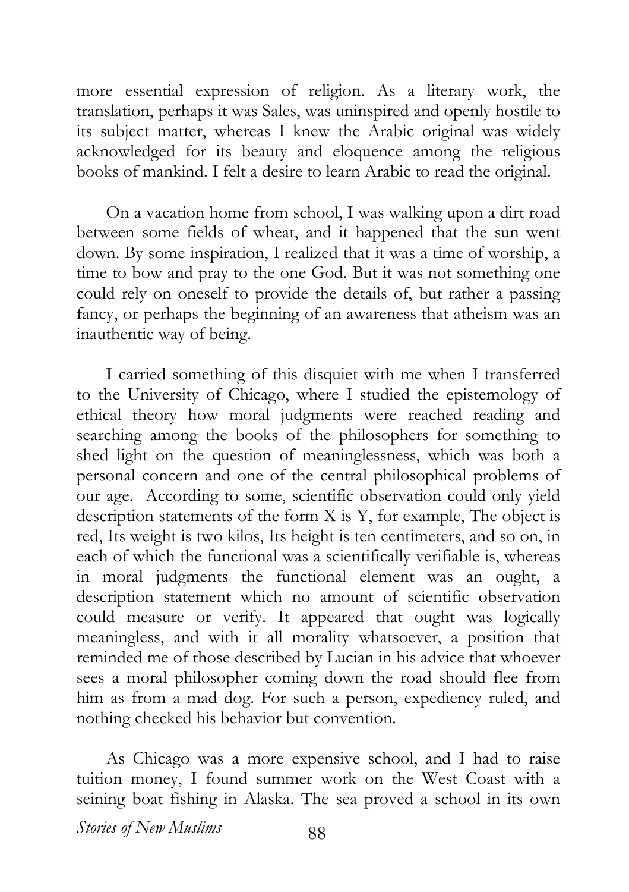more essential expression of religion. As a literary work, the translation, perhaps it was Sales, was uninspired and openly hostile to its subject matter, whereas I knew the Arabic original was widely acknowledged for its beauty and eloquence among the religious books of mankind. I felt a desire to learn Arabic to read the original.

On a vacation home from school, I was walking upon a dirt road between some fields of wheat, and it happened that the sun went down. By some inspiration, I realized that it was a time of worship, a time to bow and pray to the one God. But it was not something one could rely on oneself to provide the details of, but rather a passing fancy, or perhaps the beginning of an awareness that atheism was an inauthentic way of being.

I carried something of this disquiet with me when I transferred to the University of Chicago, where I studied the epistemology of ethical theory how moral judgments were reached reading and searching among the books of the philosophers for something to shed light on the question of meaninglessness, which was both a personal concern and one of the central philosophical problems of our age. According to some, scientific observation could only yield description statements of the form X is Y, for example, The object is red, Its weight is two kilos, Its height is ten centimeters, and so on, in each of which the functional was a scientifically verifiable is, whereas in moral judgments the functional element was an ought, a description statement which no amount of scientific observation could measure or verify. It appeared that ought was logically meaningless, and with it all morality whatsoever, a position that reminded me of those described by Lucian in his advice that whoever sees a moral philosopher coming down the road should flee from him as from a mad dog. For such a person, expediency ruled, and nothing checked his behavior but convention.

As Chicago was a more expensive school, and I had to raise tuition money, I found summer work on the West Coast with a seining boat fishing in Alaska. The sea proved a school in its own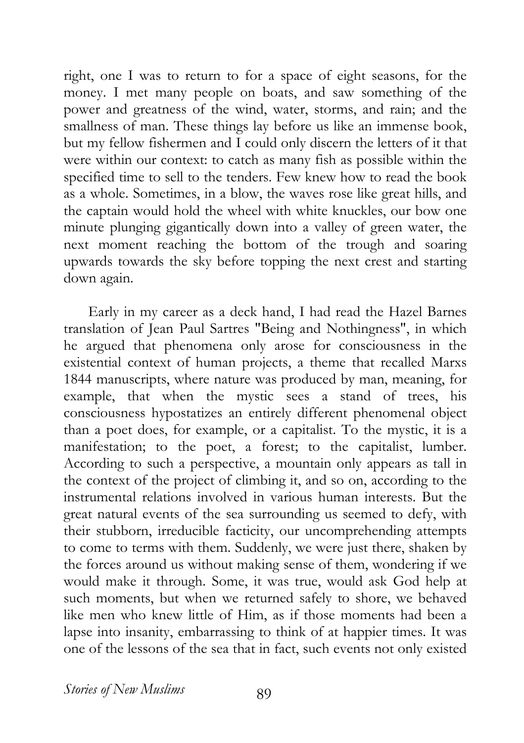right, one I was to return to for a space of eight seasons, for the money. I met many people on boats, and saw something of the power and greatness of the wind, water, storms, and rain; and the smallness of man. These things lay before us like an immense book, but my fellow fishermen and I could only discern the letters of it that were within our context: to catch as many fish as possible within the specified time to sell to the tenders. Few knew how to read the book as a whole. Sometimes, in a blow, the waves rose like great hills, and the captain would hold the wheel with white knuckles, our bow one minute plunging gigantically down into a valley of green water, the next moment reaching the bottom of the trough and soaring upwards towards the sky before topping the next crest and starting down again.

Early in my career as a deck hand, I had read the Hazel Barnes translation of Jean Paul Sartres "Being and Nothingness", in which he argued that phenomena only arose for consciousness in the existential context of human projects, a theme that recalled Marxs 1844 manuscripts, where nature was produced by man, meaning, for example, that when the mystic sees a stand of trees, his consciousness hypostatizes an entirely different phenomenal object than a poet does, for example, or a capitalist. To the mystic, it is a manifestation; to the poet, a forest; to the capitalist, lumber. According to such a perspective, a mountain only appears as tall in the context of the project of climbing it, and so on, according to the instrumental relations involved in various human interests. But the great natural events of the sea surrounding us seemed to defy, with their stubborn, irreducible facticity, our uncomprehending attempts to come to terms with them. Suddenly, we were just there, shaken by the forces around us without making sense of them, wondering if we would make it through. Some, it was true, would ask God help at such moments, but when we returned safely to shore, we behaved like men who knew little of Him, as if those moments had been a lapse into insanity, embarrassing to think of at happier times. It was one of the lessons of the sea that in fact, such events not only existed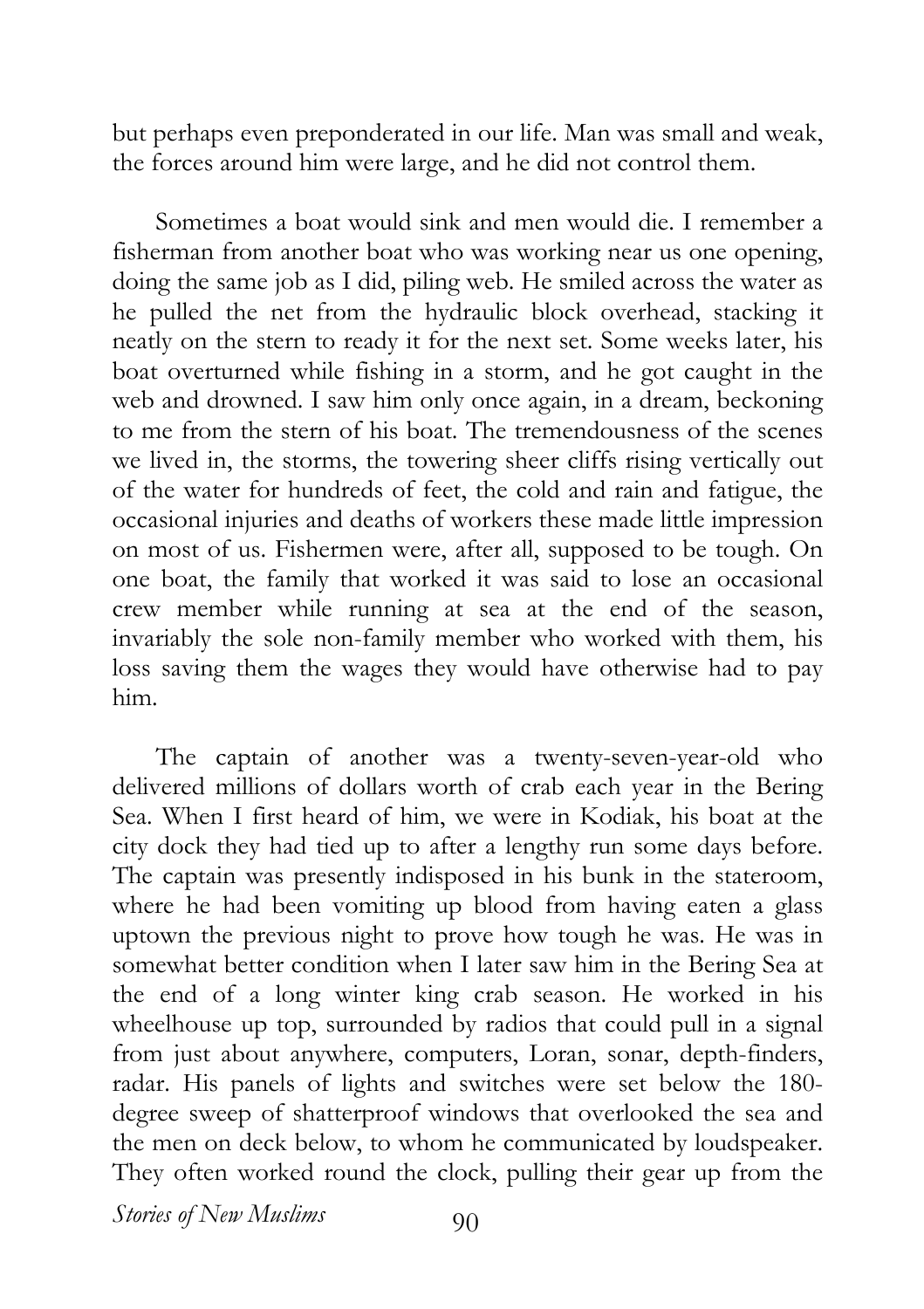but perhaps even preponderated in our life. Man was small and weak, the forces around him were large, and he did not control them.

Sometimes a boat would sink and men would die. I remember a fisherman from another boat who was working near us one opening, doing the same job as I did, piling web. He smiled across the water as he pulled the net from the hydraulic block overhead, stacking it neatly on the stern to ready it for the next set. Some weeks later, his boat overturned while fishing in a storm, and he got caught in the web and drowned. I saw him only once again, in a dream, beckoning to me from the stern of his boat. The tremendousness of the scenes we lived in, the storms, the towering sheer cliffs rising vertically out of the water for hundreds of feet, the cold and rain and fatigue, the occasional injuries and deaths of workers these made little impression on most of us. Fishermen were, after all, supposed to be tough. On one boat, the family that worked it was said to lose an occasional crew member while running at sea at the end of the season, invariably the sole non-family member who worked with them, his loss saving them the wages they would have otherwise had to pay him.

The captain of another was a twenty-seven-year-old who delivered millions of dollars worth of crab each year in the Bering Sea. When I first heard of him, we were in Kodiak, his boat at the city dock they had tied up to after a lengthy run some days before. The captain was presently indisposed in his bunk in the stateroom, where he had been vomiting up blood from having eaten a glass uptown the previous night to prove how tough he was. He was in somewhat better condition when I later saw him in the Bering Sea at the end of a long winter king crab season. He worked in his wheelhouse up top, surrounded by radios that could pull in a signal from just about anywhere, computers, Loran, sonar, depth-finders, radar. His panels of lights and switches were set below the 180-degree sweep of shatterproof windows that overlooked the sea and the men on deck below, to whom he communicated by loudspeaker. They often worked round the clock, pulling their gear up from the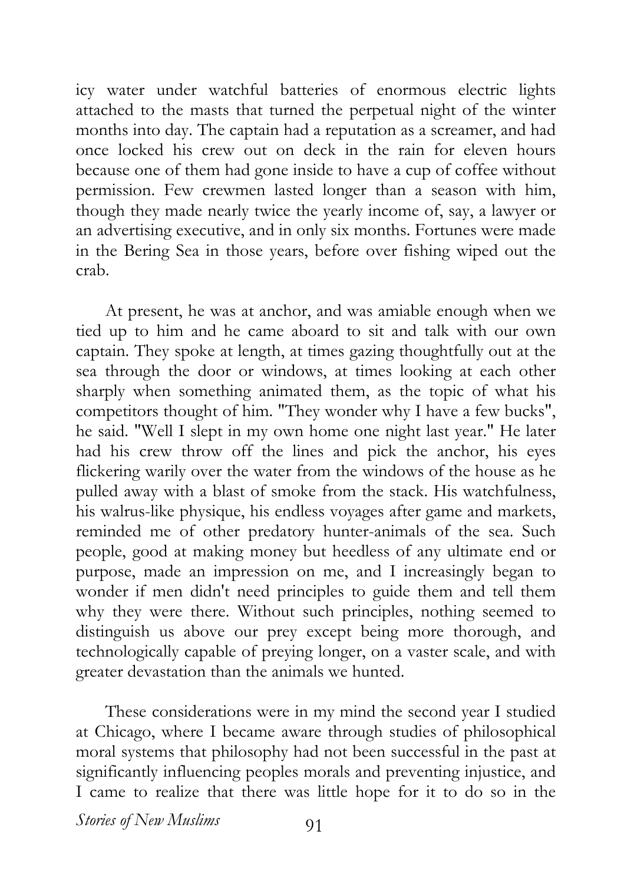icy water under watchful batteries of enormous electric lights attached to the masts that turned the perpetual night of the winter months into day. The captain had a reputation as a screamer, and had once locked his crew out on deck in the rain for eleven hours because one of them had gone inside to have a cup of coffee without permission. Few crewmen lasted longer than a season with him, though they made nearly twice the yearly income of, say, a lawyer or an advertising executive, and in only six months. Fortunes were made in the Bering Sea in those years, before over fishing wiped out the crab.

At present, he was at anchor, and was amiable enough when we tied up to him and he came aboard to sit and talk with our own captain. They spoke at length, at times gazing thoughtfully out at the sea through the door or windows, at times looking at each other sharply when something animated them, as the topic of what his competitors thought of him. "They wonder why I have a few bucks", he said. "Well I slept in my own home one night last year." He later had his crew throw off the lines and pick the anchor, his eyes flickering warily over the water from the windows of the house as he pulled away with a blast of smoke from the stack. His watchfulness, his walrus-like physique, his endless voyages after game and markets, reminded me of other predatory hunter-animals of the sea. Such people, good at making money but heedless of any ultimate end or purpose, made an impression on me, and I increasingly began to wonder if men didn't need principles to guide them and tell them why they were there. Without such principles, nothing seemed to distinguish us above our prey except being more thorough, and technologically capable of preying longer, on a vaster scale, and with greater devastation than the animals we hunted.

These considerations were in my mind the second year I studied at Chicago, where I became aware through studies of philosophical moral systems that philosophy had not been successful in the past at significantly influencing peoples morals and preventing injustice, and I came to realize that there was little hope for it to do so in the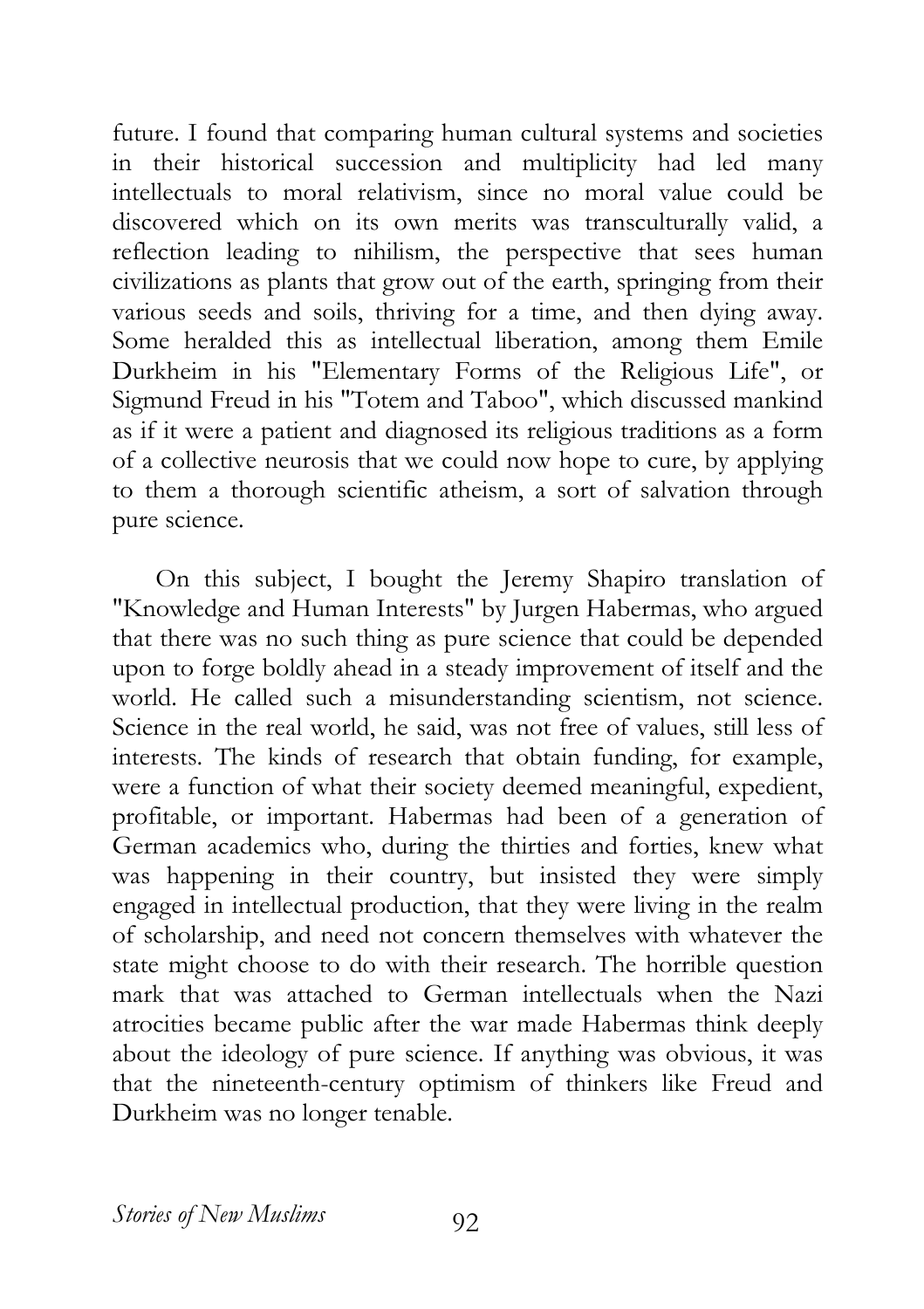future. I found that comparing human cultural systems and societies in their historical succession and multiplicity had led many intellectuals to moral relativism, since no moral value could be discovered which on its own merits was transculturally valid, a reflection leading to nihilism, the perspective that sees human civilizations as plants that grow out of the earth, springing from their various seeds and soils, thriving for a time, and then dying away. Some heralded this as intellectual liberation, among them Emile Durkheim in his "Elementary Forms of the Religious Life", or Sigmund Freud in his "Totem and Taboo", which discussed mankind as if it were a patient and diagnosed its religious traditions as a form of a collective neurosis that we could now hope to cure, by applying to them a thorough scientific atheism, a sort of salvation through pure science.

On this subject, I bought the Jeremy Shapiro translation of "Knowledge and Human Interests" by Jurgen Habermas, who argued that there was no such thing as pure science that could be depended upon to forge boldly ahead in a steady improvement of itself and the world. He called such a misunderstanding scientism, not science. Science in the real world, he said, was not free of values, still less of interests. The kinds of research that obtain funding, for example, were a function of what their society deemed meaningful, expedient, profitable, or important. Habermas had been of a generation of German academics who, during the thirties and forties, knew what was happening in their country, but insisted they were simply engaged in intellectual production, that they were living in the realm of scholarship, and need not concern themselves with whatever the state might choose to do with their research. The horrible question mark that was attached to German intellectuals when the Nazi atrocities became public after the war made Habermas think deeply about the ideology of pure science. If anything was obvious, it was that the nineteenth-century optimism of thinkers like Freud and Durkheim was no longer tenable.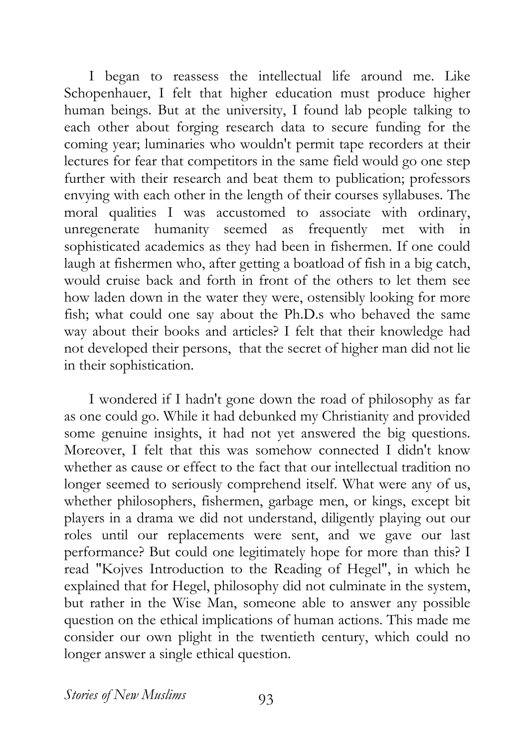I began to reassess the intellectual life around me. Like Schopenhauer, I felt that higher education must produce higher human beings. But at the university, I found lab people talking to each other about forging research data to secure funding for the coming year; luminaries who wouldn't permit tape recorders at their lectures for fear that competitors in the same field would go one step further with their research and beat them to publication; professors envying with each other in the length of their courses syllabuses. The moral qualities I was accustomed to associate with ordinary, unregenerate humanity seemed as frequently met with in sophisticated academics as they had been in fishermen. If one could laugh at fishermen who, after getting a boatload of fish in a big catch, would cruise back and forth in front of the others to let them see how laden down in the water they were, ostensibly looking for more fish; what could one say about the Ph.D.s who behaved the same way about their books and articles? I felt that their knowledge had not developed their persons, that the secret of higher man did not lie in their sophistication.

I wondered if I hadn't gone down the road of philosophy as far as one could go. While it had debunked my Christianity and provided some genuine insights, it had not yet answered the big questions. Moreover, I felt that this was somehow connected I didn't know whether as cause or effect to the fact that our intellectual tradition no longer seemed to seriously comprehend itself. What were any of us, whether philosophers, fishermen, garbage men, or kings, except bit players in a drama we did not understand, diligently playing out our roles until our replacements were sent, and we gave our last performance? But could one legitimately hope for more than this? I read "Kojves Introduction to the Reading of Hegel", in which he explained that for Hegel, philosophy did not culminate in the system, but rather in the Wise Man, someone able to answer any possible question on the ethical implications of human actions. This made me consider our own plight in the twentieth century, which could no longer answer a single ethical question.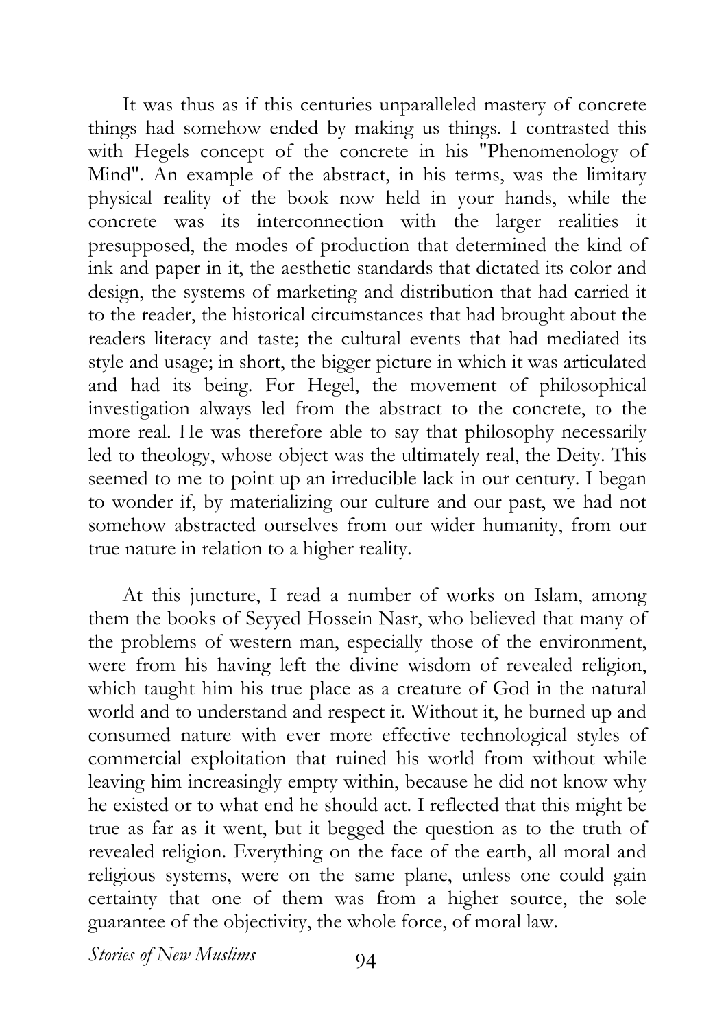It was thus as if this centuries unparalleled mastery of concrete things had somehow ended by making us things. I contrasted this with Hegels concept of the concrete in his "Phenomenology of Mind". An example of the abstract, in his terms, was the limitary physical reality of the book now held in your hands, while the concrete was its interconnection with the larger realities it presupposed, the modes of production that determined the kind of ink and paper in it, the aesthetic standards that dictated its color and design, the systems of marketing and distribution that had carried it to the reader, the historical circumstances that had brought about the readers literacy and taste; the cultural events that had mediated its style and usage; in short, the bigger picture in which it was articulated and had its being. For Hegel, the movement of philosophical investigation always led from the abstract to the concrete, to the more real. He was therefore able to say that philosophy necessarily led to theology, whose object was the ultimately real, the Deity. This seemed to me to point up an irreducible lack in our century. I began to wonder if, by materializing our culture and our past, we had not somehow abstracted ourselves from our wider humanity, from our true nature in relation to a higher reality.

At this juncture, I read a number of works on Islam, among them the books of Seyyed Hossein Nasr, who believed that many of the problems of western man, especially those of the environment, were from his having left the divine wisdom of revealed religion, which taught him his true place as a creature of God in the natural world and to understand and respect it. Without it, he burned up and consumed nature with ever more effective technological styles of commercial exploitation that ruined his world from without while leaving him increasingly empty within, because he did not know why he existed or to what end he should act. I reflected that this might be true as far as it went, but it begged the question as to the truth of revealed religion. Everything on the face of the earth, all moral and religious systems, were on the same plane, unless one could gain certainty that one of them was from a higher source, the sole guarantee of the objectivity, the whole force, of moral law.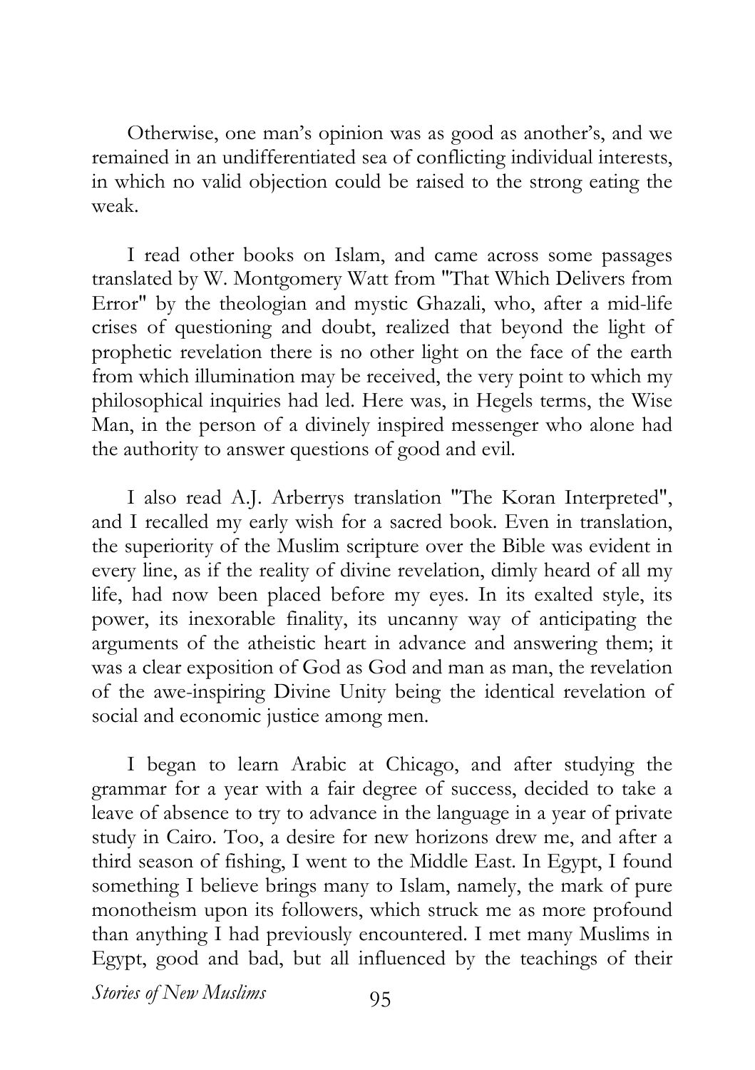Otherwise, one man's opinion was as good as another's, and we remained in an undifferentiated sea of conflicting individual interests, in which no valid objection could be raised to the strong eating the weak.

I read other books on Islam, and came across some passages translated by W. Montgomery Watt from "That Which Delivers from Error" by the theologian and mystic Ghazali, who, after a mid-life crises of questioning and doubt, realized that beyond the light of prophetic revelation there is no other light on the face of the earth from which illumination may be received, the very point to which my philosophical inquiries had led. Here was, in Hegels terms, the Wise Man, in the person of a divinely inspired messenger who alone had the authority to answer questions of good and evil.

I also read A.J. Arberrys translation "The Koran Interpreted", and I recalled my early wish for a sacred book. Even in translation, the superiority of the Muslim scripture over the Bible was evident in every line, as if the reality of divine revelation, dimly heard of all my life, had now been placed before my eyes. In its exalted style, its power, its inexorable finality, its uncanny way of anticipating the arguments of the atheistic heart in advance and answering them; it was a clear exposition of God as God and man as man, the revelation of the awe-inspiring Divine Unity being the identical revelation of social and economic justice among men.

I began to learn Arabic at Chicago, and after studying the grammar for a year with a fair degree of success, decided to take a leave of absence to try to advance in the language in a year of private study in Cairo. Too, a desire for new horizons drew me, and after a third season of fishing, I went to the Middle East. In Egypt, I found something I believe brings many to Islam, namely, the mark of pure monotheism upon its followers, which struck me as more profound than anything I had previously encountered. I met many Muslims in Egypt, good and bad, but all influenced by the teachings of their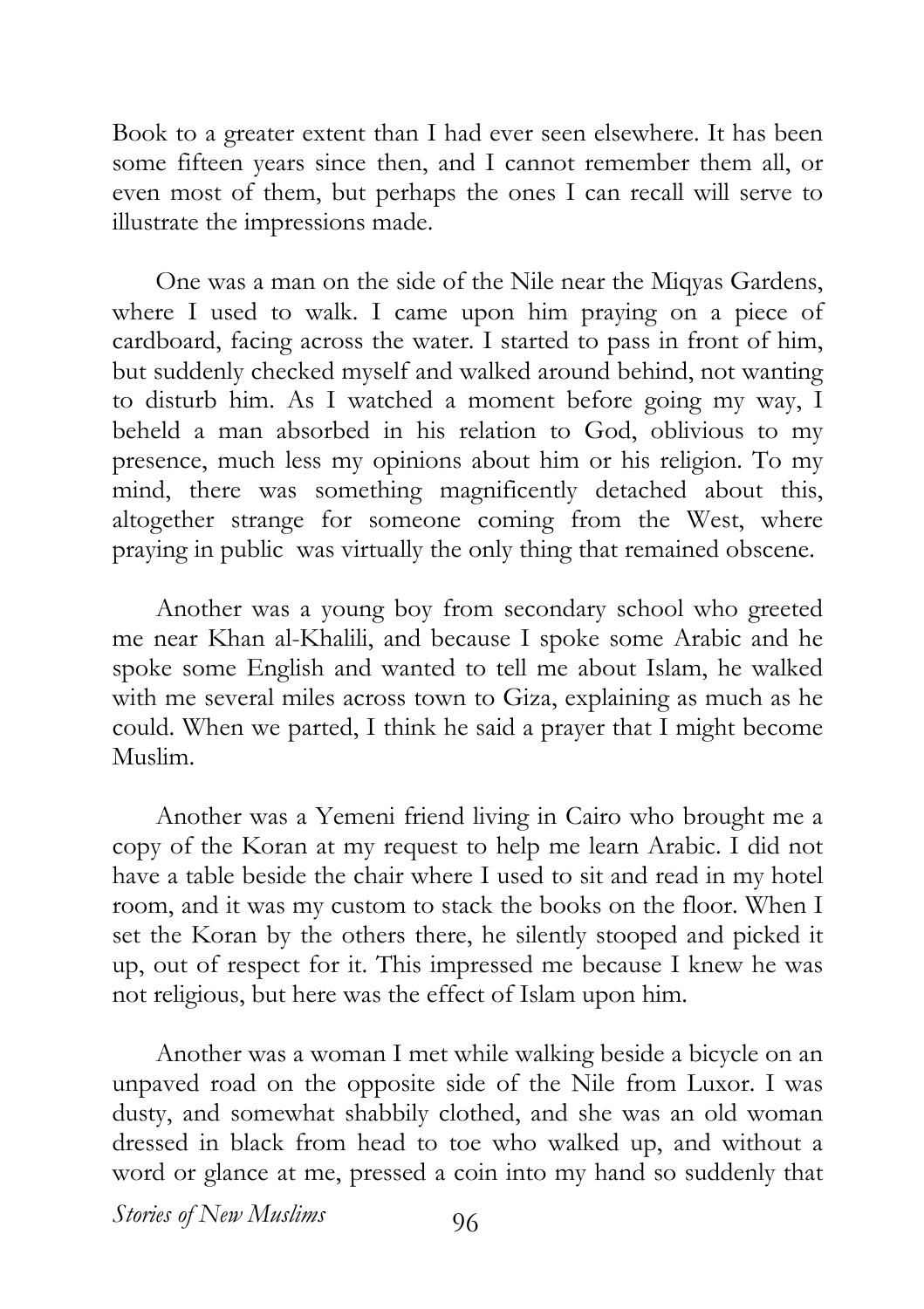Book to a greater extent than I had ever seen elsewhere. It has been some fifteen years since then, and I cannot remember them all, or even most of them, but perhaps the ones I can recall will serve to illustrate the impressions made.

One was a man on the side of the Nile near the Miqyas Gardens, where I used to walk. I came upon him praying on a piece of cardboard, facing across the water. I started to pass in front of him, but suddenly checked myself and walked around behind, not wanting to disturb him. As I watched a moment before going my way, I beheld a man absorbed in his relation to God, oblivious to my presence, much less my opinions about him or his religion. To my mind, there was something magnificently detached about this, altogether strange for someone coming from the West, where praying in public was virtually the only thing that remained obscene.

Another was a young boy from secondary school who greeted me near Khan al-Khalili, and because I spoke some Arabic and he spoke some English and wanted to tell me about Islam, he walked with me several miles across town to Giza, explaining as much as he could. When we parted, I think he said a prayer that I might become Muslim.

Another was a Yemeni friend living in Cairo who brought me a copy of the Koran at my request to help me learn Arabic. I did not have a table beside the chair where I used to sit and read in my hotel room, and it was my custom to stack the books on the floor. When I set the Koran by the others there, he silently stooped and picked it up, out of respect for it. This impressed me because I knew he was not religious, but here was the effect of Islam upon him.

Another was a woman I met while walking beside a bicycle on an unpaved road on the opposite side of the Nile from Luxor. I was dusty, and somewhat shabbily clothed, and she was an old woman dressed in black from head to toe who walked up, and without a word or glance at me, pressed a coin into my hand so suddenly that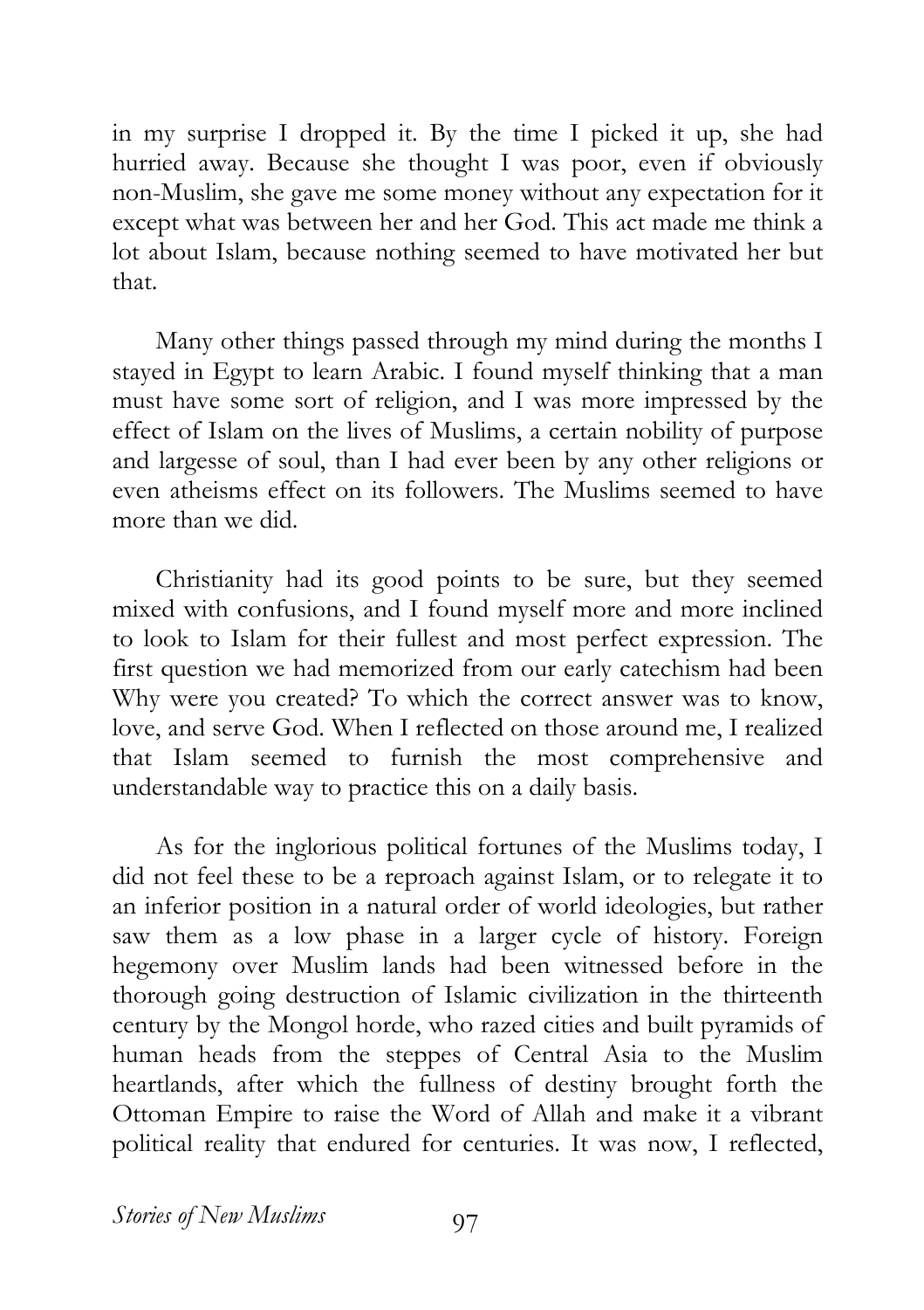in my surprise I dropped it. By the time I picked it up, she had hurried away. Because she thought I was poor, even if obviously non-Muslim, she gave me some money without any expectation for it except what was between her and her God. This act made me think a lot about Islam, because nothing seemed to have motivated her but that.

Many other things passed through my mind during the months I stayed in Egypt to learn Arabic. I found myself thinking that a man must have some sort of religion, and I was more impressed by the effect of Islam on the lives of Muslims, a certain nobility of purpose and largesse of soul, than I had ever been by any other religions or even atheisms effect on its followers. The Muslims seemed to have more than we did.

Christianity had its good points to be sure, but they seemed mixed with confusions, and I found myself more and more inclined to look to Islam for their fullest and most perfect expression. The first question we had memorized from our early catechism had been Why were you created? To which the correct answer was to know, love, and serve God. When I reflected on those around me, I realized that Islam seemed to furnish the most comprehensive and understandable way to practice this on a daily basis.

As for the inglorious political fortunes of the Muslims today, I did not feel these to be a reproach against Islam, or to relegate it to an inferior position in a natural order of world ideologies, but rather saw them as a low phase in a larger cycle of history. Foreign hegemony over Muslim lands had been witnessed before in the thorough going destruction of Islamic civilization in the thirteenth century by the Mongol horde, who razed cities and built pyramids of human heads from the steppes of Central Asia to the Muslim heartlands, after which the fullness of destiny brought forth the Ottoman Empire to raise the Word of Allah and make it a vibrant political reality that endured for centuries. It was now, I reflected,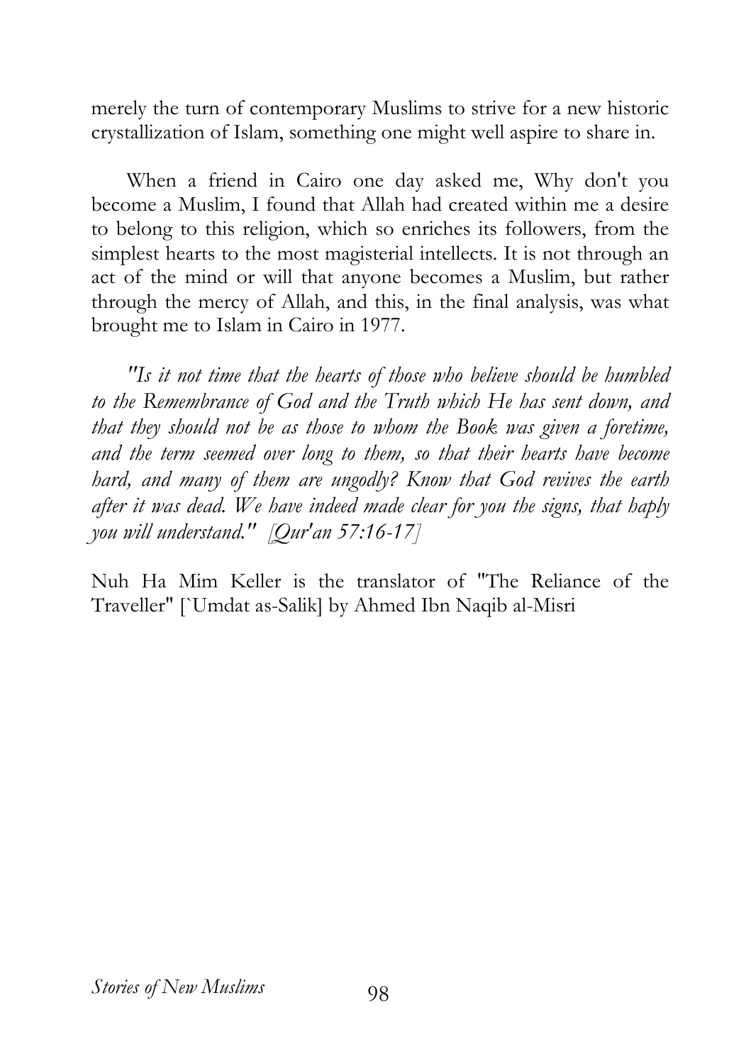merely the turn of contemporary Muslims to strive for a new historic crystallization of Islam, something one might well aspire to share in.

When a friend in Cairo one day asked me, Why don't you become a Muslim, I found that Allah had created within me a desire to belong to this religion, which so enriches its followers, from the simplest hearts to the most magisterial intellects. It is not through an act of the mind or will that anyone becomes a Muslim, but rather through the mercy of Allah, and this, in the final analysis, was what brought me to Islam in Cairo in 1977.

*"Is it not time that the hearts of those who believe should be humbled to the Remembrance of God and the Truth which He has sent down, and that they should not be as those to whom the Book was given a foretime, and the term seemed over long to them, so that their hearts have become hard, and many of them are ungodly? Know that God revives the earth after it was dead. We have indeed made clear for you the signs, that haply you will understand." [Qur'an 57:16-17]*

Nuh Ha Mim Keller is the translator of "The Reliance of the Traveller" [`Umdat as-Salik] by Ahmed Ibn Naqib al-Misri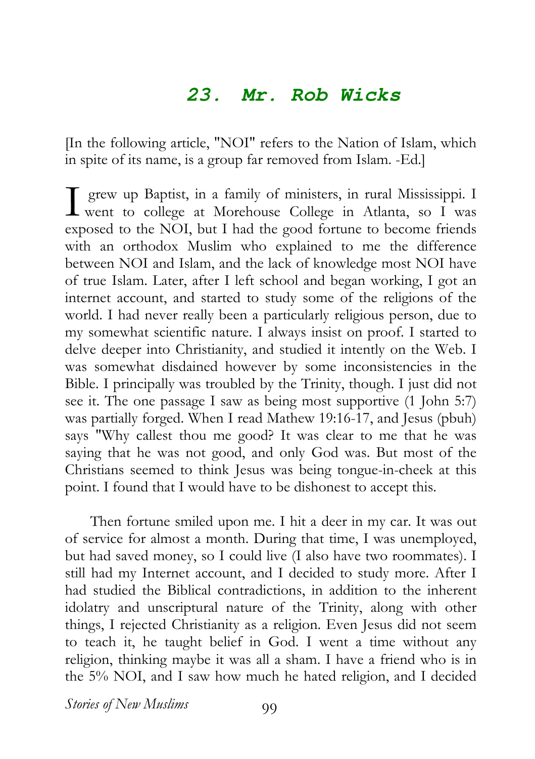# 23. Mr. Rob Wicks

[In the following article, "NOI" refers to the Nation of Islam, which in spite of its name, is a group far removed from Islam. -Ed.]

I grew up Baptist, in a family of ministers, in rural Mississippi. I went to college at Morehouse College in Atlanta, so I was exposed to the NOI, but I had the good fortune to become friends with an orthodox Muslim who explained to me the difference between NOI and Islam, and the lack of knowledge most NOI have of true Islam. Later, after I left school and began working, I got an internet account, and started to study some of the religions of the world. I had never really been a particularly religious person, due to my somewhat scientific nature. I always insist on proof. I started to delve deeper into Christianity, and studied it intently on the Web. I was somewhat disdained however by some inconsistencies in the Bible. I principally was troubled by the Trinity, though. I just did not see it. The one passage I saw as being most supportive (1 John 5:7) was partially forged. When I read Mathew 19:16-17, and Jesus (pbuh) says "Why callest thou me good? It was clear to me that he was saying that he was not good, and only God was. But most of the Christians seemed to think Jesus was being tongue-in-cheek at this point. I found that I would have to be dishonest to accept this.

Then fortune smiled upon me. I hit a deer in my car. It was out of service for almost a month. During that time, I was unemployed, but had saved money, so I could live (I also have two roommates). I still had my Internet account, and I decided to study more. After I had studied the Biblical contradictions, in addition to the inherent idolatry and unscriptural nature of the Trinity, along with other things, I rejected Christianity as a religion. Even Jesus did not seem to teach it, he taught belief in God. I went a time without any religion, thinking maybe it was all a sham. I have a friend who is in the 5% NOI, and I saw how much he hated religion, and I decided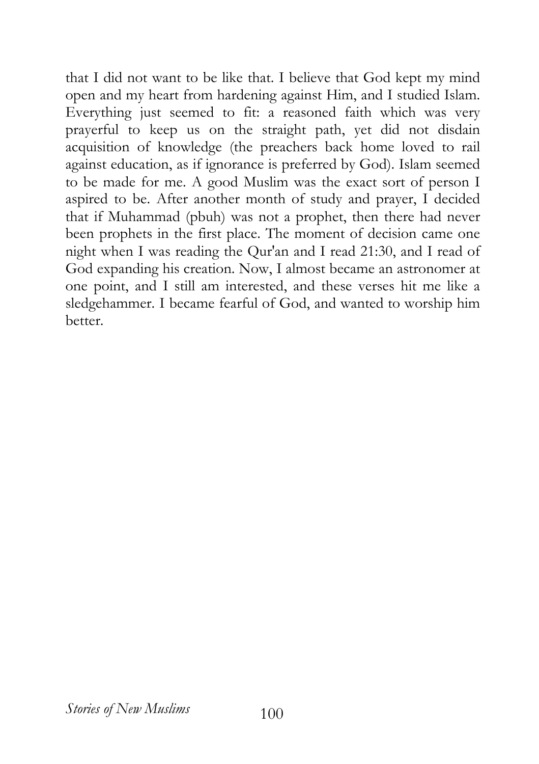that I did not want to be like that. I believe that God kept my mind open and my heart from hardening against Him, and I studied Islam. Everything just seemed to fit: a reasoned faith which was very prayerful to keep us on the straight path, yet did not disdain acquisition of knowledge (the preachers back home loved to rail against education, as if ignorance is preferred by God). Islam seemed to be made for me. A good Muslim was the exact sort of person I aspired to be. After another month of study and prayer, I decided that if Muhammad (pbuh) was not a prophet, then there had never been prophets in the first place. The moment of decision came one night when I was reading the Qur'an and I read 21:30, and I read of God expanding his creation. Now, I almost became an astronomer at one point, and I still am interested, and these verses hit me like a sledgehammer. I became fearful of God, and wanted to worship him better.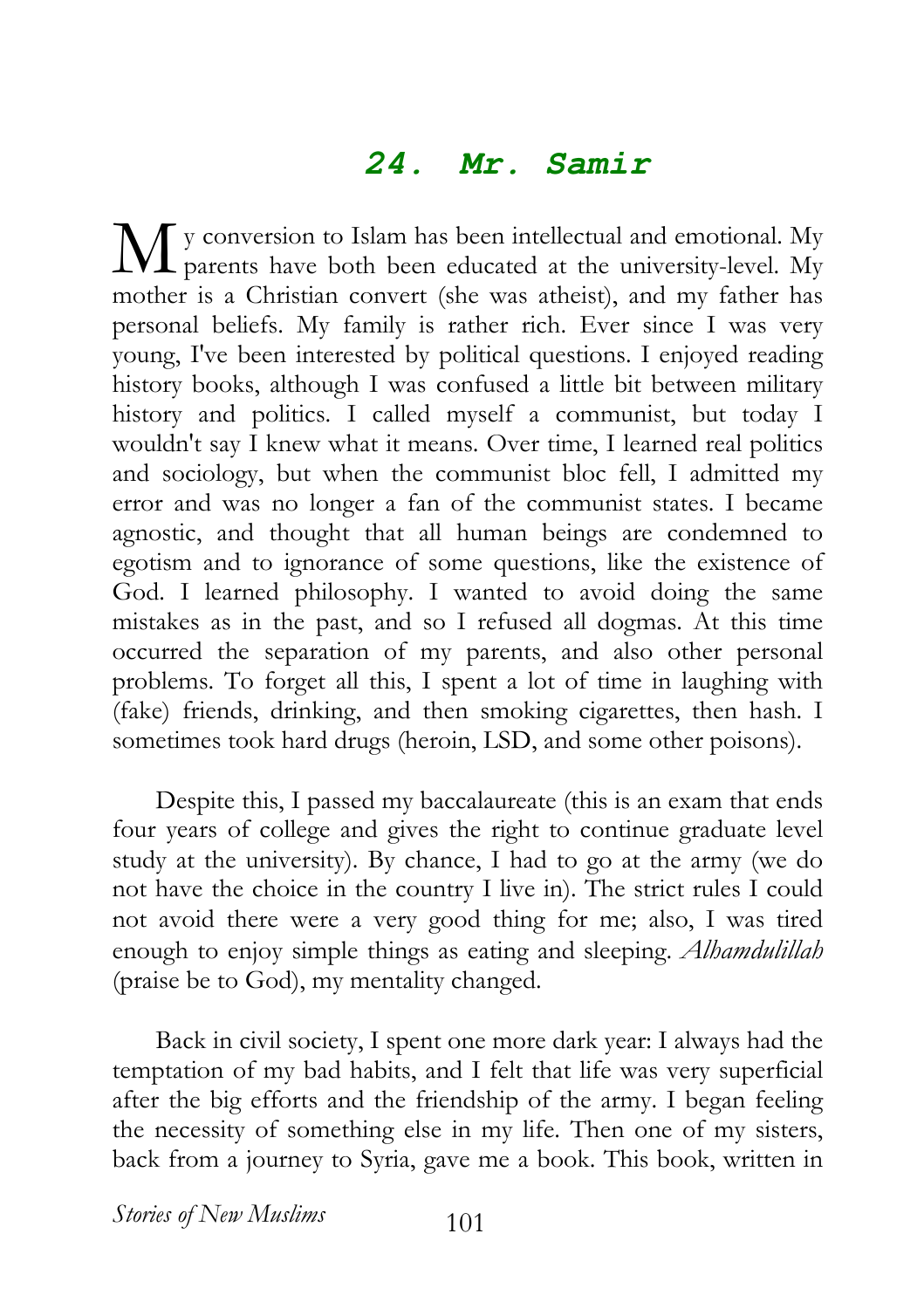## *24. Mr. Samir*

My conversion to Islam has been intellectual and emotional. My parents have both been educated at the university-level. My mother is a Christian convert (she was atheist), and my father has personal beliefs. My family is rather rich. Ever since I was very young, I've been interested by political questions. I enjoyed reading history books, although I was confused a little bit between military history and politics. I called myself a communist, but today I wouldn't say I knew what it means. Over time, I learned real politics and sociology, but when the communist bloc fell, I admitted my error and was no longer a fan of the communist states. I became agnostic, and thought that all human beings are condemned to egotism and to ignorance of some questions, like the existence of God. I learned philosophy. I wanted to avoid doing the same mistakes as in the past, and so I refused all dogmas. At this time occurred the separation of my parents, and also other personal problems. To forget all this, I spent a lot of time in laughing with (fake) friends, drinking, and then smoking cigarettes, then hash. I sometimes took hard drugs (heroin, LSD, and some other poisons).

Despite this, I passed my baccalaureate (this is an exam that ends four years of college and gives the right to continue graduate level study at the university). By chance, I had to go at the army (we do not have the choice in the country I live in). The strict rules I could not avoid there were a very good thing for me; also, I was tired enough to enjoy simple things as eating and sleeping. *Alhamdulillah* (praise be to God), my mentality changed.

Back in civil society, I spent one more dark year: I always had the temptation of my bad habits, and I felt that life was very superficial after the big efforts and the friendship of the army. I began feeling the necessity of something else in my life. Then one of my sisters, back from a journey to Syria, gave me a book. This book, written in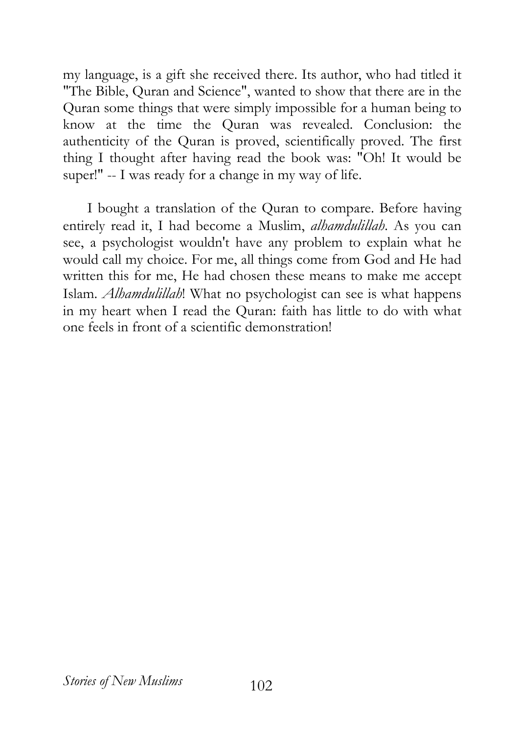my language, is a gift she received there. Its author, who had titled it "The Bible, Quran and Science", wanted to show that there are in the Quran some things that were simply impossible for a human being to know at the time the Quran was revealed. Conclusion: the authenticity of the Quran is proved, scientifically proved. The first thing I thought after having read the book was: "Oh! It would be super!" -- I was ready for a change in my way of life.

I bought a translation of the Quran to compare. Before having entirely read it, I had become a Muslim, *alhamdulillah*. As you can see, a psychologist wouldn't have any problem to explain what he would call my choice. For me, all things come from God and He had written this for me, He had chosen these means to make me accept Islam. *Alhamdulillah*! What no psychologist can see is what happens in my heart when I read the Quran: faith has little to do with what one feels in front of a scientific demonstration!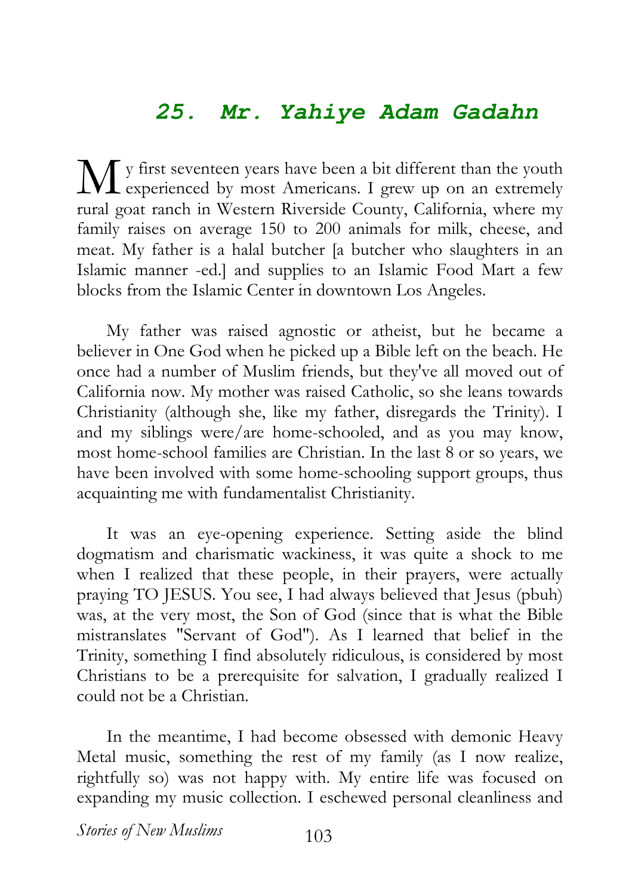## *25. Mr. Yahiye Adam Gadahn*

My first seventeen years have been a bit different than the youth experienced by most Americans. I grew up on an extremely rural goat ranch in Western Riverside County, California, where my family raises on average 150 to 200 animals for milk, cheese, and meat. My father is a halal butcher [a butcher who slaughters in an Islamic manner -ed.] and supplies to an Islamic Food Mart a few blocks from the Islamic Center in downtown Los Angeles.

My father was raised agnostic or atheist, but he became a believer in One God when he picked up a Bible left on the beach. He once had a number of Muslim friends, but they've all moved out of California now. My mother was raised Catholic, so she leans towards Christianity (although she, like my father, disregards the Trinity). I and my siblings were/are home-schooled, and as you may know, most home-school families are Christian. In the last 8 or so years, we have been involved with some home-schooling support groups, thus acquainting me with fundamentalist Christianity.

It was an eye-opening experience. Setting aside the blind dogmatism and charismatic wackiness, it was quite a shock to me when I realized that these people, in their prayers, were actually praying TO JESUS. You see, I had always believed that Jesus (pbuh) was, at the very most, the Son of God (since that is what the Bible mistranslates "Servant of God"). As I learned that belief in the Trinity, something I find absolutely ridiculous, is considered by most Christians to be a prerequisite for salvation, I gradually realized I could not be a Christian.

In the meantime, I had become obsessed with demonic Heavy Metal music, something the rest of my family (as I now realize, rightfully so) was not happy with. My entire life was focused on expanding my music collection. I eschewed personal cleanliness and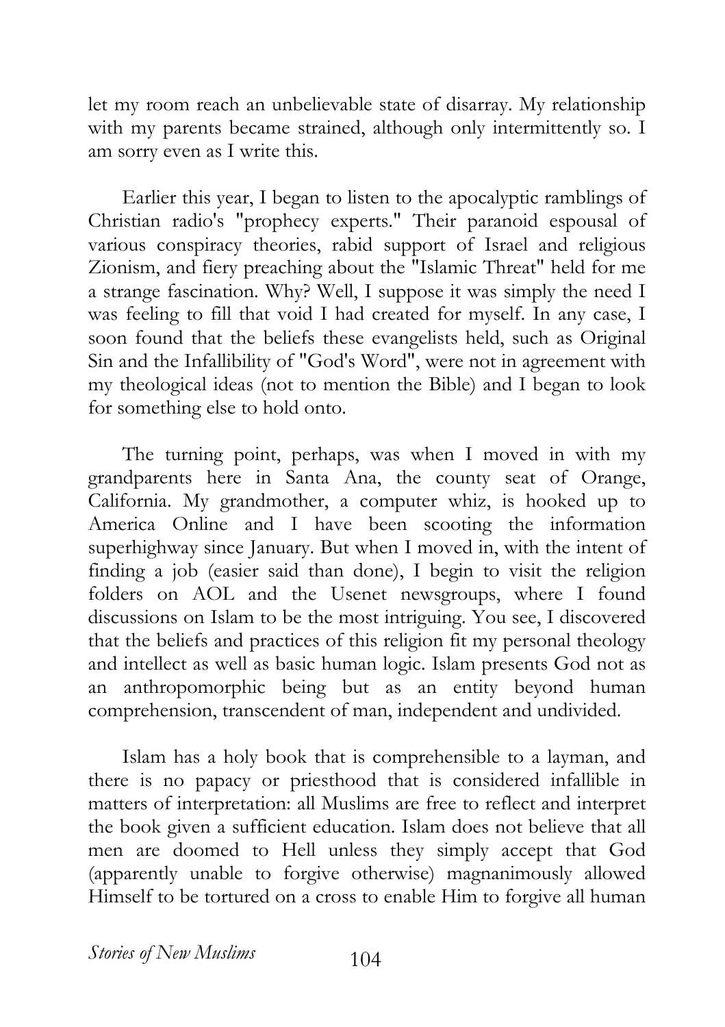let my room reach an unbelievable state of disarray. My relationship with my parents became strained, although only intermittently so. I am sorry even as I write this.

Earlier this year, I began to listen to the apocalyptic ramblings of Christian radio's "prophecy experts." Their paranoid espousal of various conspiracy theories, rabid support of Israel and religious Zionism, and fiery preaching about the "Islamic Threat" held for me a strange fascination. Why? Well, I suppose it was simply the need I was feeling to fill that void I had created for myself. In any case, I soon found that the beliefs these evangelists held, such as Original Sin and the Infallibility of "God's Word", were not in agreement with my theological ideas (not to mention the Bible) and I began to look for something else to hold onto.

The turning point, perhaps, was when I moved in with my grandparents here in Santa Ana, the county seat of Orange, California. My grandmother, a computer whiz, is hooked up to America Online and I have been scooting the information superhighway since January. But when I moved in, with the intent of finding a job (easier said than done), I begin to visit the religion folders on AOL and the Usenet newsgroups, where I found discussions on Islam to be the most intriguing. You see, I discovered that the beliefs and practices of this religion fit my personal theology and intellect as well as basic human logic. Islam presents God not as an anthropomorphic being but as an entity beyond human comprehension, transcendent of man, independent and undivided.

Islam has a holy book that is comprehensible to a layman, and there is no papacy or priesthood that is considered infallible in matters of interpretation: all Muslims are free to reflect and interpret the book given a sufficient education. Islam does not believe that all men are doomed to Hell unless they simply accept that God (apparently unable to forgive otherwise) magnanimously allowed Himself to be tortured on a cross to enable Him to forgive all human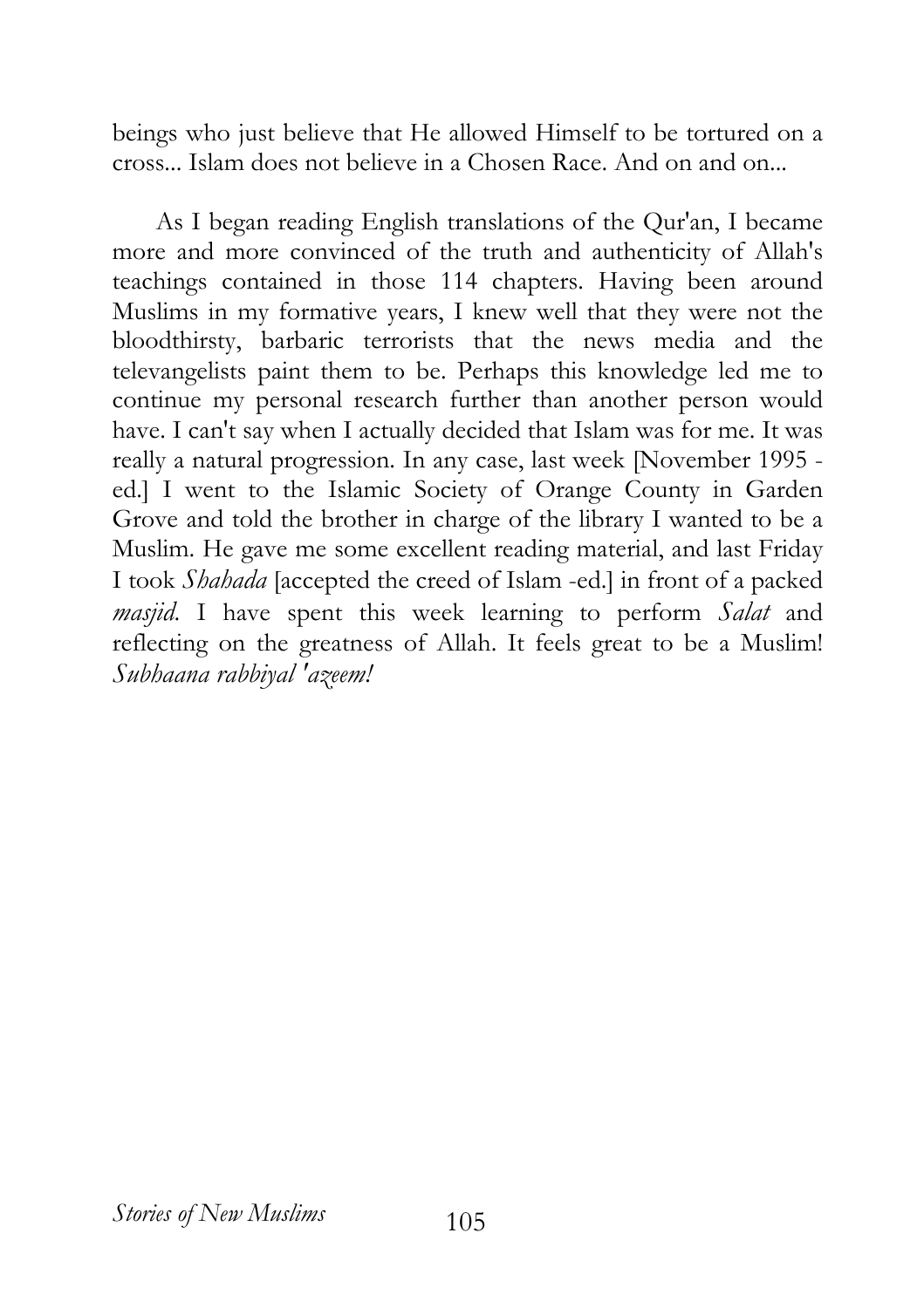beings who just believe that He allowed Himself to be tortured on a cross... Islam does not believe in a Chosen Race. And on and on...

As I began reading English translations of the Qur'an, I became more and more convinced of the truth and authenticity of Allah's teachings contained in those 114 chapters. Having been around Muslims in my formative years, I knew well that they were not the bloodthirsty, barbaric terrorists that the news media and the televangelists paint them to be. Perhaps this knowledge led me to continue my personal research further than another person would have. I can't say when I actually decided that Islam was for me. It was really a natural progression. In any case, last week [November 1995 - ed.] I went to the Islamic Society of Orange County in Garden Grove and told the brother in charge of the library I wanted to be a Muslim. He gave me some excellent reading material, and last Friday I took *Shahada* [accepted the creed of Islam -ed.] in front of a packed *masjid*. I have spent this week learning to perform *Salat* and reflecting on the greatness of Allah. It feels great to be a Muslim! *Subhaana rabbiyal 'azeem!*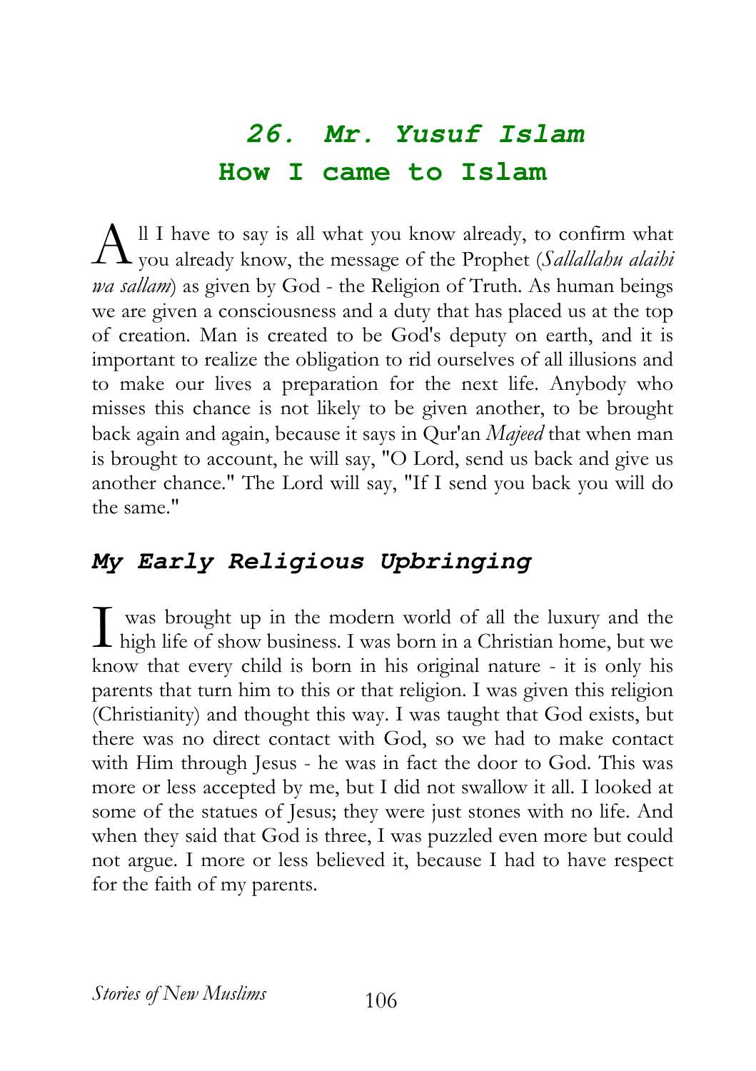# *26. Mr. Yusuf Islam*
# How I came to Islam

All I have to say is all what you know already, to confirm what you already know, the message of the Prophet (*Sallallahu alaihi wa sallam*) as given by God - the Religion of Truth. As human beings we are given a consciousness and a duty that has placed us at the top of creation. Man is created to be God's deputy on earth, and it is important to realize the obligation to rid ourselves of all illusions and to make our lives a preparation for the next life. Anybody who misses this chance is not likely to be given another, to be brought back again and again, because it says in Qur'an *Majeed* that when man is brought to account, he will say, "O Lord, send us back and give us another chance." The Lord will say, "If I send you back you will do the same."

## *My Early Religious Upbringing*

I was brought up in the modern world of all the luxury and the high life of show business. I was born in a Christian home, but we know that every child is born in his original nature - it is only his parents that turn him to this or that religion. I was given this religion (Christianity) and thought this way. I was taught that God exists, but there was no direct contact with God, so we had to make contact with Him through Jesus - he was in fact the door to God. This was more or less accepted by me, but I did not swallow it all. I looked at some of the statues of Jesus; they were just stones with no life. And when they said that God is three, I was puzzled even more but could not argue. I more or less believed it, because I had to have respect for the faith of my parents.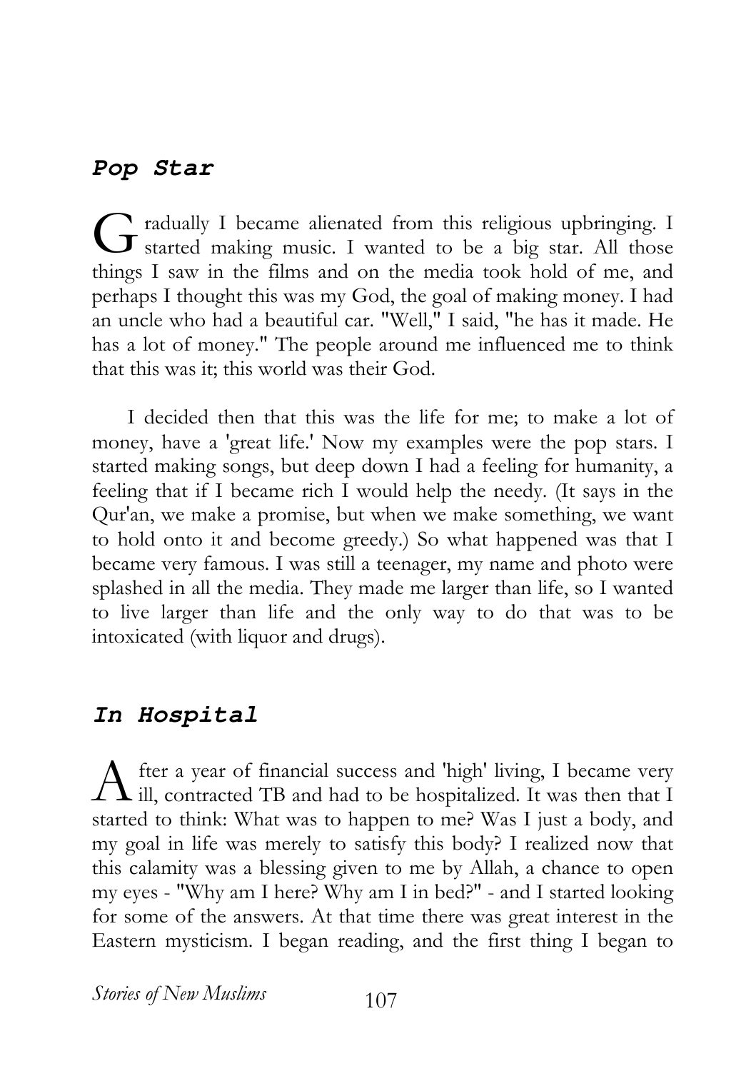## Pop Star

Gradually I became alienated from this religious upbringing. I started making music. I wanted to be a big star. All those things I saw in the films and on the media took hold of me, and perhaps I thought this was my God, the goal of making money. I had an uncle who had a beautiful car. "Well," I said, "he has it made. He has a lot of money." The people around me influenced me to think that this was it; this world was their God.

I decided then that this was the life for me; to make a lot of money, have a 'great life.' Now my examples were the pop stars. I started making songs, but deep down I had a feeling for humanity, a feeling that if I became rich I would help the needy. (It says in the Qur'an, we make a promise, but when we make something, we want to hold onto it and become greedy.) So what happened was that I became very famous. I was still a teenager, my name and photo were splashed in all the media. They made me larger than life, so I wanted to live larger than life and the only way to do that was to be intoxicated (with liquor and drugs).

## In Hospital

After a year of financial success and 'high' living, I became very ill, contracted TB and had to be hospitalized. It was then that I started to think: What was to happen to me? Was I just a body, and my goal in life was merely to satisfy this body? I realized now that this calamity was a blessing given to me by Allah, a chance to open my eyes - "Why am I here? Why am I in bed?" - and I started looking for some of the answers. At that time there was great interest in the Eastern mysticism. I began reading, and the first thing I began to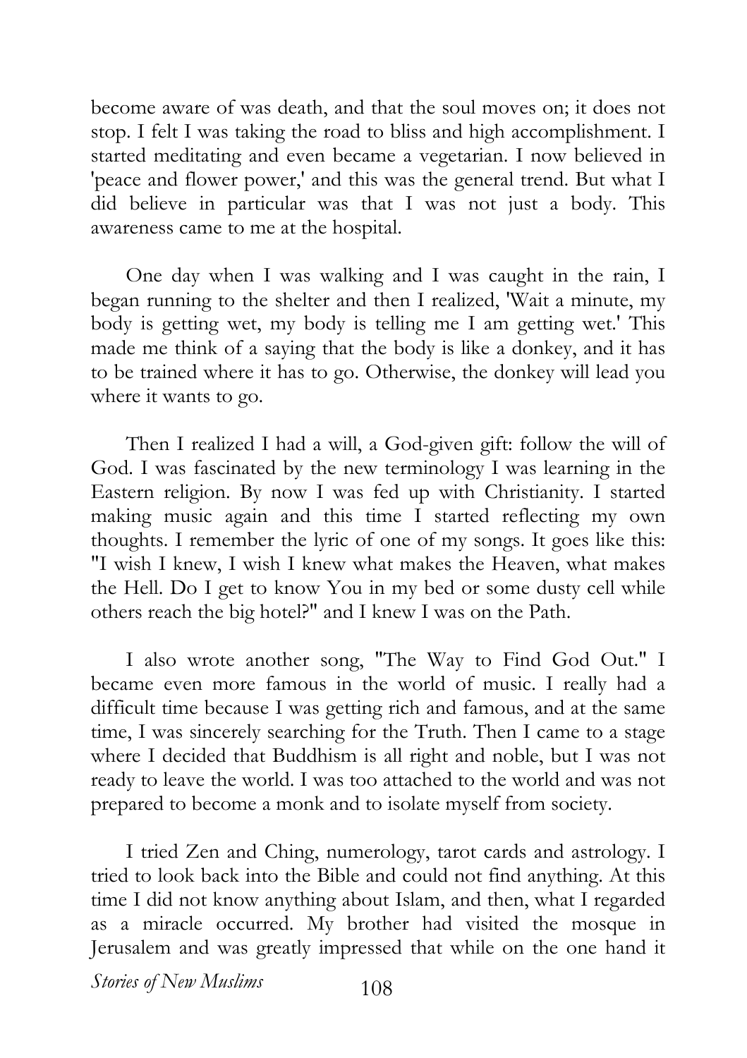become aware of was death, and that the soul moves on; it does not stop. I felt I was taking the road to bliss and high accomplishment. I started meditating and even became a vegetarian. I now believed in 'peace and flower power,' and this was the general trend. But what I did believe in particular was that I was not just a body. This awareness came to me at the hospital.

One day when I was walking and I was caught in the rain, I began running to the shelter and then I realized, 'Wait a minute, my body is getting wet, my body is telling me I am getting wet.' This made me think of a saying that the body is like a donkey, and it has to be trained where it has to go. Otherwise, the donkey will lead you where it wants to go.

Then I realized I had a will, a God-given gift: follow the will of God. I was fascinated by the new terminology I was learning in the Eastern religion. By now I was fed up with Christianity. I started making music again and this time I started reflecting my own thoughts. I remember the lyric of one of my songs. It goes like this: "I wish I knew, I wish I knew what makes the Heaven, what makes the Hell. Do I get to know You in my bed or some dusty cell while others reach the big hotel?" and I knew I was on the Path.

I also wrote another song, "The Way to Find God Out." I became even more famous in the world of music. I really had a difficult time because I was getting rich and famous, and at the same time, I was sincerely searching for the Truth. Then I came to a stage where I decided that Buddhism is all right and noble, but I was not ready to leave the world. I was too attached to the world and was not prepared to become a monk and to isolate myself from society.

I tried Zen and Ching, numerology, tarot cards and astrology. I tried to look back into the Bible and could not find anything. At this time I did not know anything about Islam, and then, what I regarded as a miracle occurred. My brother had visited the mosque in Jerusalem and was greatly impressed that while on the one hand it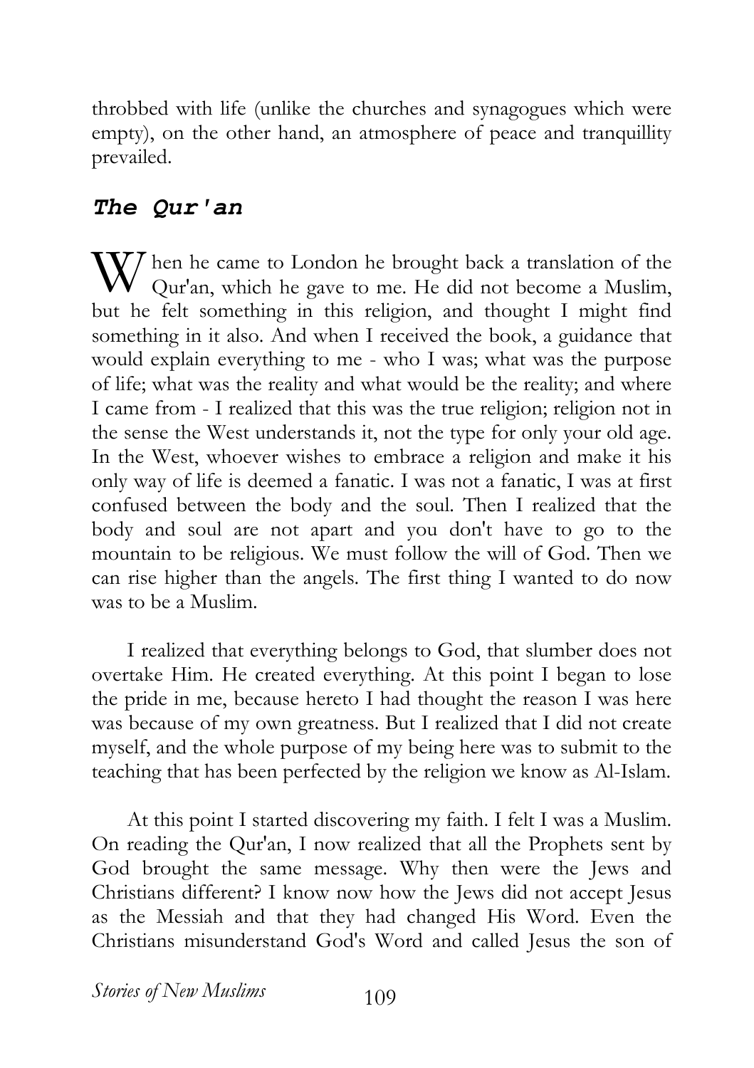throbbed with life (unlike the churches and synagogues which were empty), on the other hand, an atmosphere of peace and tranquillity prevailed.

## *The Qur'an*

When he came to London he brought back a translation of the Qur'an, which he gave to me. He did not become a Muslim, but he felt something in this religion, and thought I might find something in it also. And when I received the book, a guidance that would explain everything to me - who I was; what was the purpose of life; what was the reality and what would be the reality; and where I came from - I realized that this was the true religion; religion not in the sense the West understands it, not the type for only your old age. In the West, whoever wishes to embrace a religion and make it his only way of life is deemed a fanatic. I was not a fanatic, I was at first confused between the body and the soul. Then I realized that the body and soul are not apart and you don't have to go to the mountain to be religious. We must follow the will of God. Then we can rise higher than the angels. The first thing I wanted to do now was to be a Muslim.

I realized that everything belongs to God, that slumber does not overtake Him. He created everything. At this point I began to lose the pride in me, because hereto I had thought the reason I was here was because of my own greatness. But I realized that I did not create myself, and the whole purpose of my being here was to submit to the teaching that has been perfected by the religion we know as Al-Islam.

At this point I started discovering my faith. I felt I was a Muslim. On reading the Qur'an, I now realized that all the Prophets sent by God brought the same message. Why then were the Jews and Christians different? I know now how the Jews did not accept Jesus as the Messiah and that they had changed His Word. Even the Christians misunderstand God's Word and called Jesus the son of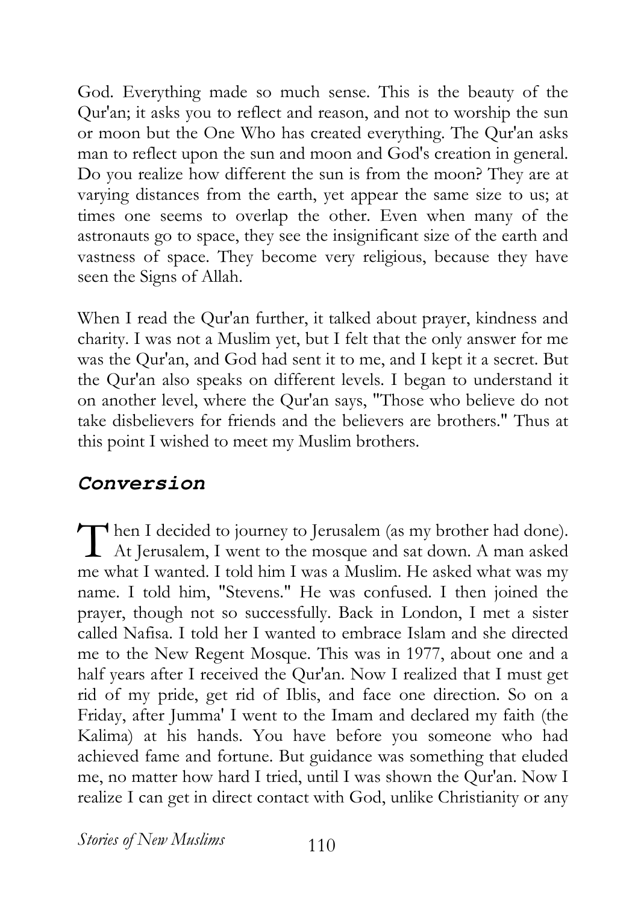God. Everything made so much sense. This is the beauty of the Qur'an; it asks you to reflect and reason, and not to worship the sun or moon but the One Who has created everything. The Qur'an asks man to reflect upon the sun and moon and God's creation in general. Do you realize how different the sun is from the moon? They are at varying distances from the earth, yet appear the same size to us; at times one seems to overlap the other. Even when many of the astronauts go to space, they see the insignificant size of the earth and vastness of space. They become very religious, because they have seen the Signs of Allah.

When I read the Qur'an further, it talked about prayer, kindness and charity. I was not a Muslim yet, but I felt that the only answer for me was the Qur'an, and God had sent it to me, and I kept it a secret. But the Qur'an also speaks on different levels. I began to understand it on another level, where the Qur'an says, "Those who believe do not take disbelievers for friends and the believers are brothers." Thus at this point I wished to meet my Muslim brothers.

## *Conversion*

Then I decided to journey to Jerusalem (as my brother had done). At Jerusalem, I went to the mosque and sat down. A man asked me what I wanted. I told him I was a Muslim. He asked what was my name. I told him, "Stevens." He was confused. I then joined the prayer, though not so successfully. Back in London, I met a sister called Nafisa. I told her I wanted to embrace Islam and she directed me to the New Regent Mosque. This was in 1977, about one and a half years after I received the Qur'an. Now I realized that I must get rid of my pride, get rid of Iblis, and face one direction. So on a Friday, after Jumma' I went to the Imam and declared my faith (the Kalima) at his hands. You have before you someone who had achieved fame and fortune. But guidance was something that eluded me, no matter how hard I tried, until I was shown the Qur'an. Now I realize I can get in direct contact with God, unlike Christianity or any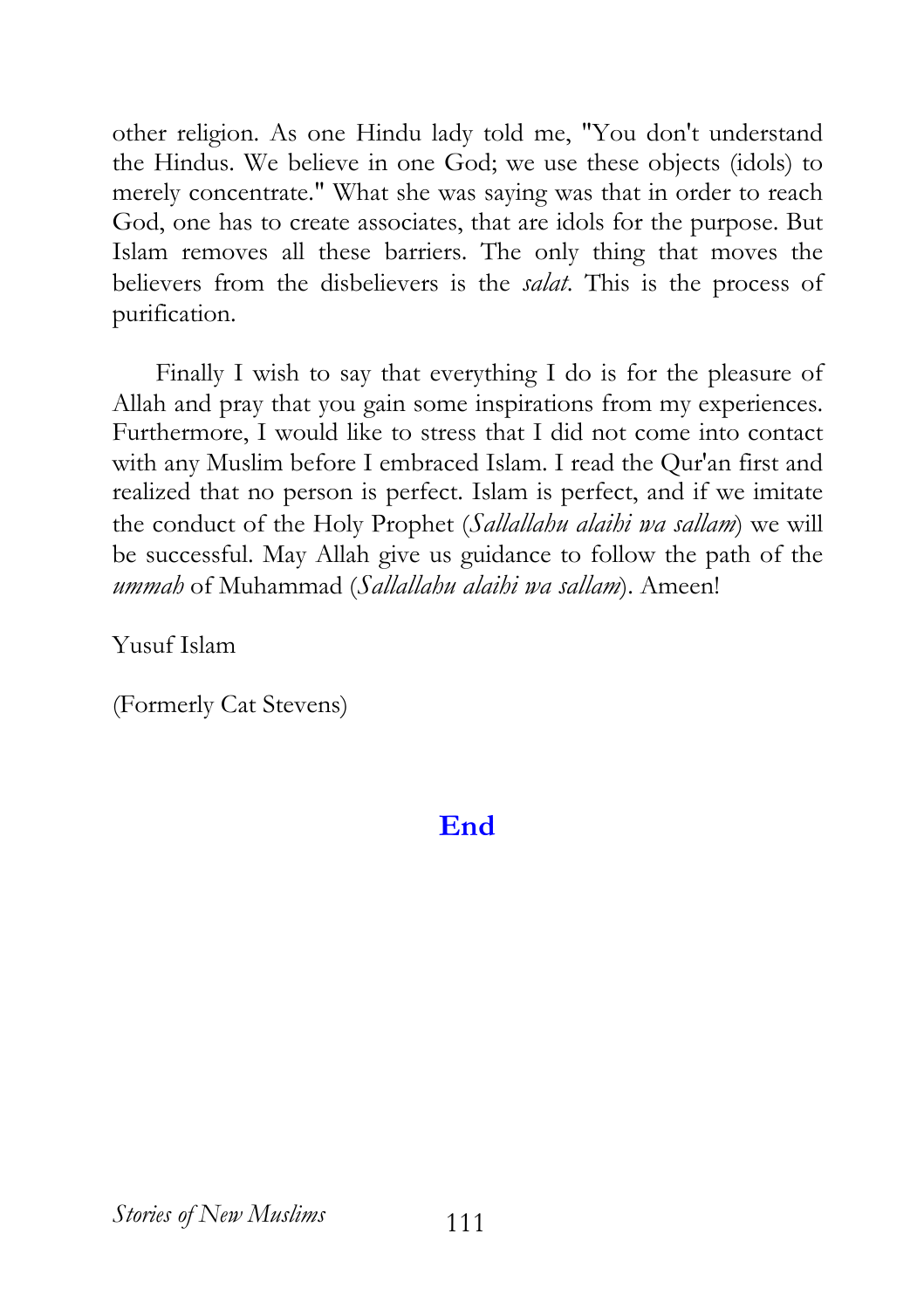other religion. As one Hindu lady told me, "You don't understand the Hindus. We believe in one God; we use these objects (idols) to merely concentrate." What she was saying was that in order to reach God, one has to create associates, that are idols for the purpose. But Islam removes all these barriers. The only thing that moves the believers from the disbelievers is the *salat*. This is the process of purification.

Finally I wish to say that everything I do is for the pleasure of Allah and pray that you gain some inspirations from my experiences. Furthermore, I would like to stress that I did not come into contact with any Muslim before I embraced Islam. I read the Qur'an first and realized that no person is perfect. Islam is perfect, and if we imitate the conduct of the Holy Prophet (*Sallallahu alaihi wa sallam*) we will be successful. May Allah give us guidance to follow the path of the *ummah* of Muhammad (*Sallallahu alaihi wa sallam*). Ameen!

Yusuf Islam

(Formerly Cat Stevens)

**End**